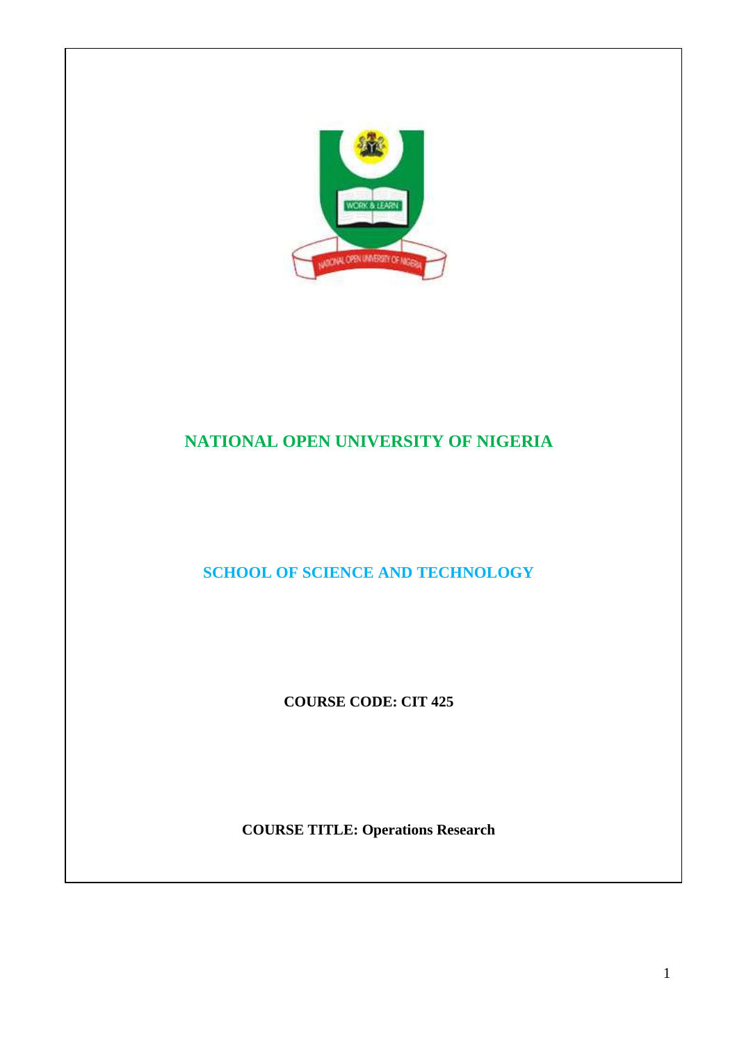# NATIONAL OPEN UNIVERSITY OF NIGERIA

## SCHOOL OF SCIENCE AND TECHNOLOGY

**COURSE CODE: CIT 425**

**COURSE TITLE: Operations Research**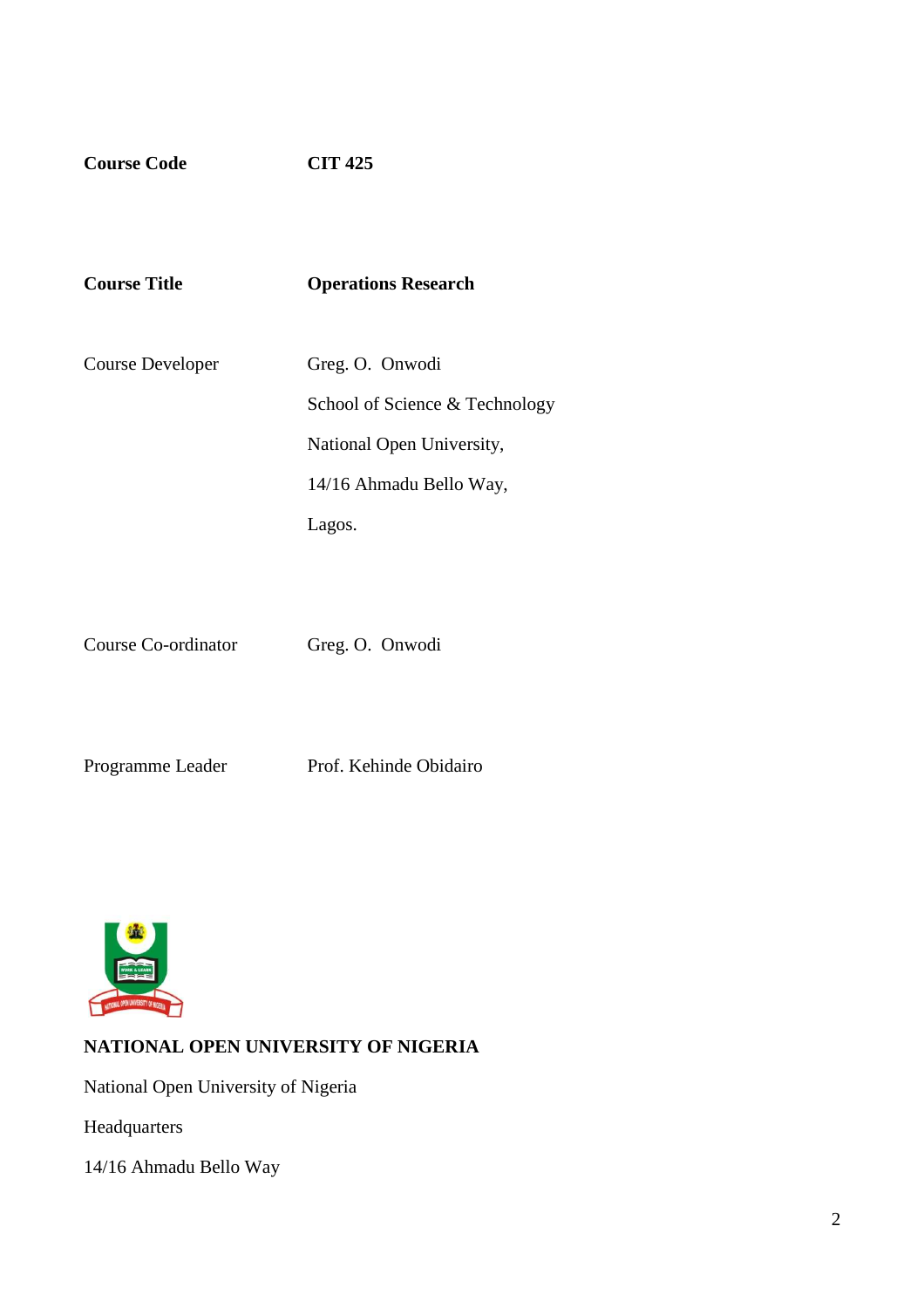| | |
|---|---|
| **Course Code** | **CIT 425** |
| **Course Title** | **Operations Research** |
| Course Developer | Greg. O. Onwodi<br>School of Science & Technology<br>National Open University,<br>14/16 Ahmadu Bello Way,<br>Lagos. |
| Course Co-ordinator | Greg. O. Onwodi |
| Programme Leader | Prof. Kehinde Obidairo |

**NATIONAL OPEN UNIVERSITY OF NIGERIA**

National Open University of Nigeria

Headquarters

14/16 Ahmadu Bello Way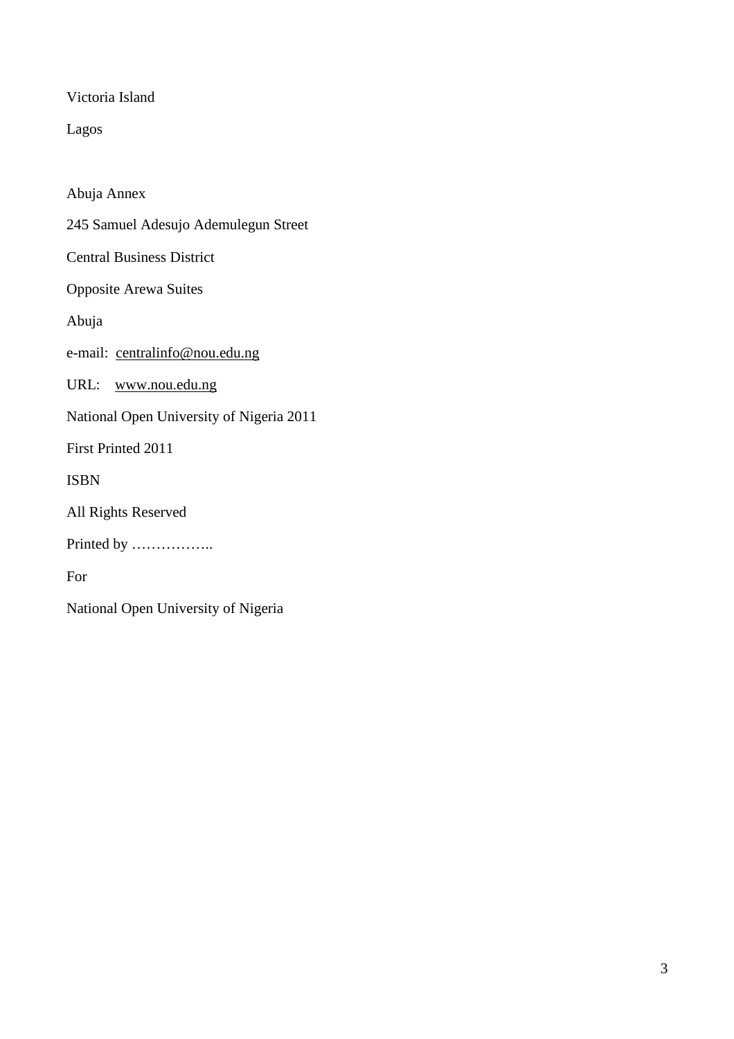Victoria Island

Lagos

Abuja Annex

245 Samuel Adesujo Ademulegun Street

Central Business District

Opposite Arewa Suites

Abuja

e-mail: centralinfo@nou.edu.ng

URL: www.nou.edu.ng

National Open University of Nigeria 2011

First Printed 2011

ISBN

All Rights Reserved

Printed by ……………..

For

National Open University of Nigeria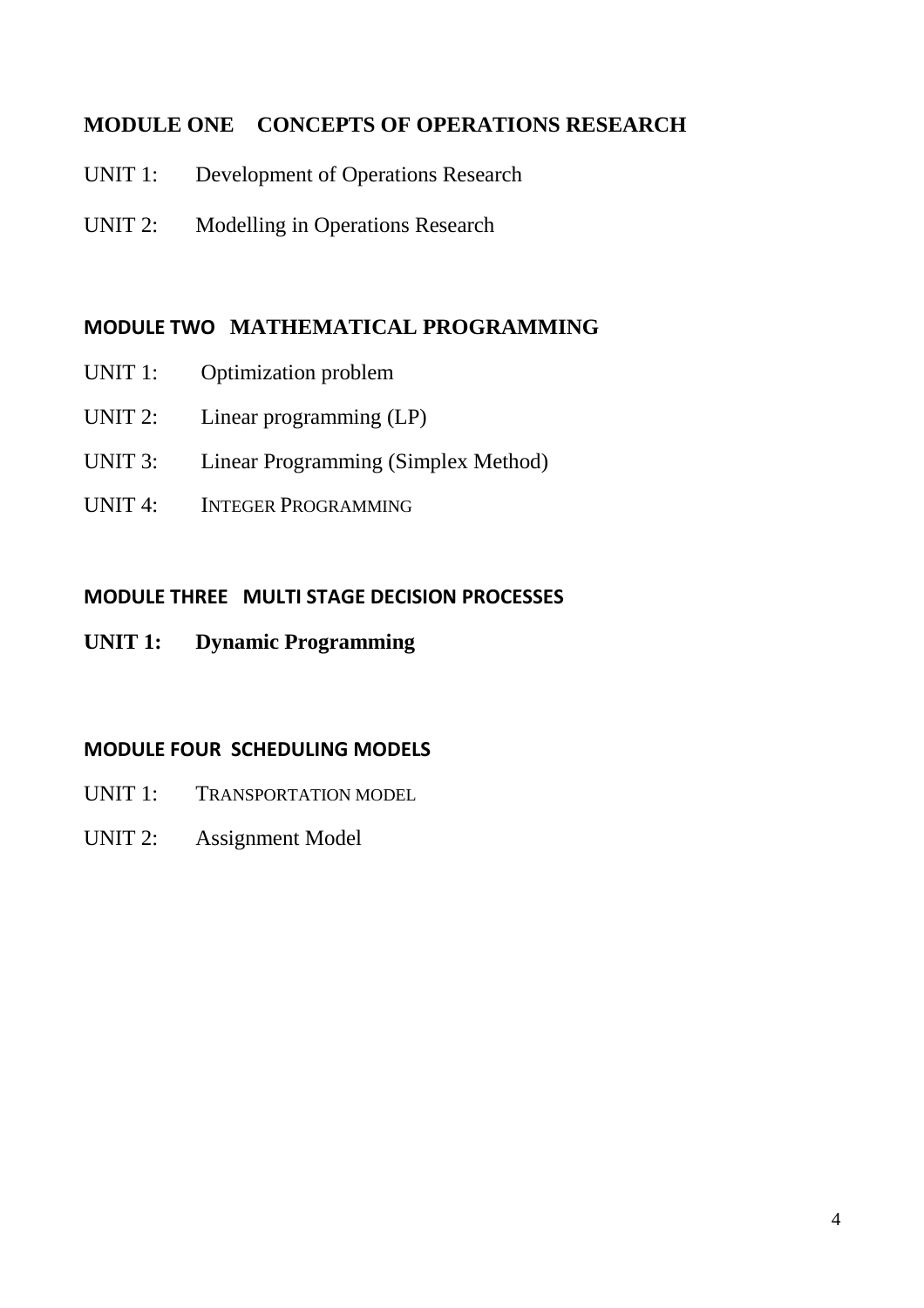## MODULE ONE CONCEPTS OF OPERATIONS RESEARCH

UNIT 1: Development of Operations Research

UNIT 2: Modelling in Operations Research

## MODULE TWO MATHEMATICAL PROGRAMMING

UNIT 1: Optimization problem

UNIT 2: Linear programming (LP)

UNIT 3: Linear Programming (Simplex Method)

UNIT 4: INTEGER PROGRAMMING

## MODULE THREE MULTI STAGE DECISION PROCESSES

**UNIT 1: Dynamic Programming**

## MODULE FOUR SCHEDULING MODELS

UNIT 1: TRANSPORTATION MODEL

UNIT 2: Assignment Model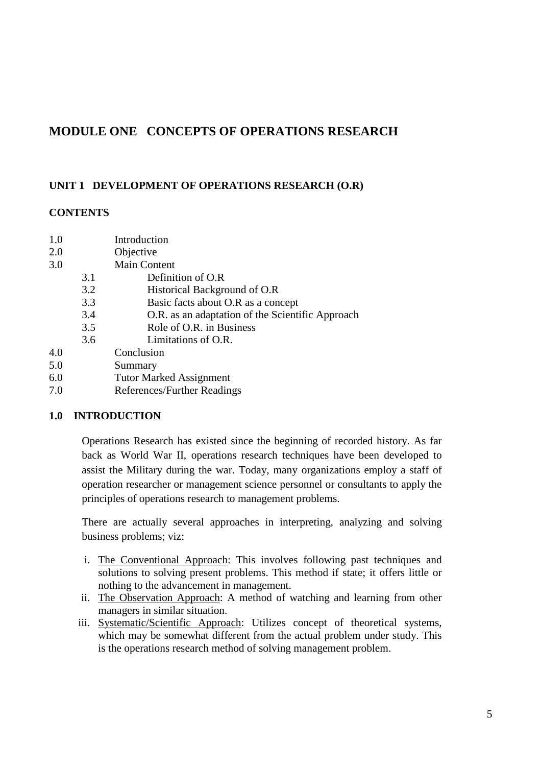# MODULE ONE CONCEPTS OF OPERATIONS RESEARCH

## UNIT 1 DEVELOPMENT OF OPERATIONS RESEARCH (O.R)

### CONTENTS

1.0 Introduction
2.0 Objective
3.0 Main Content
  3.1 Definition of O.R
  3.2 Historical Background of O.R
  3.3 Basic facts about O.R as a concept
  3.4 O.R. as an adaptation of the Scientific Approach
  3.5 Role of O.R. in Business
  3.6 Limitations of O.R.
4.0 Conclusion
5.0 Summary
6.0 Tutor Marked Assignment
7.0 References/Further Readings

### 1.0 INTRODUCTION

Operations Research has existed since the beginning of recorded history. As far back as World War II, operations research techniques have been developed to assist the Military during the war. Today, many organizations employ a staff of operation researcher or management science personnel or consultants to apply the principles of operations research to management problems.

There are actually several approaches in interpreting, analyzing and solving business problems; viz:

i. The Conventional Approach: This involves following past techniques and solutions to solving present problems. This method if state; it offers little or nothing to the advancement in management.
ii. The Observation Approach: A method of watching and learning from other managers in similar situation.
iii. Systematic/Scientific Approach: Utilizes concept of theoretical systems, which may be somewhat different from the actual problem under study. This is the operations research method of solving management problem.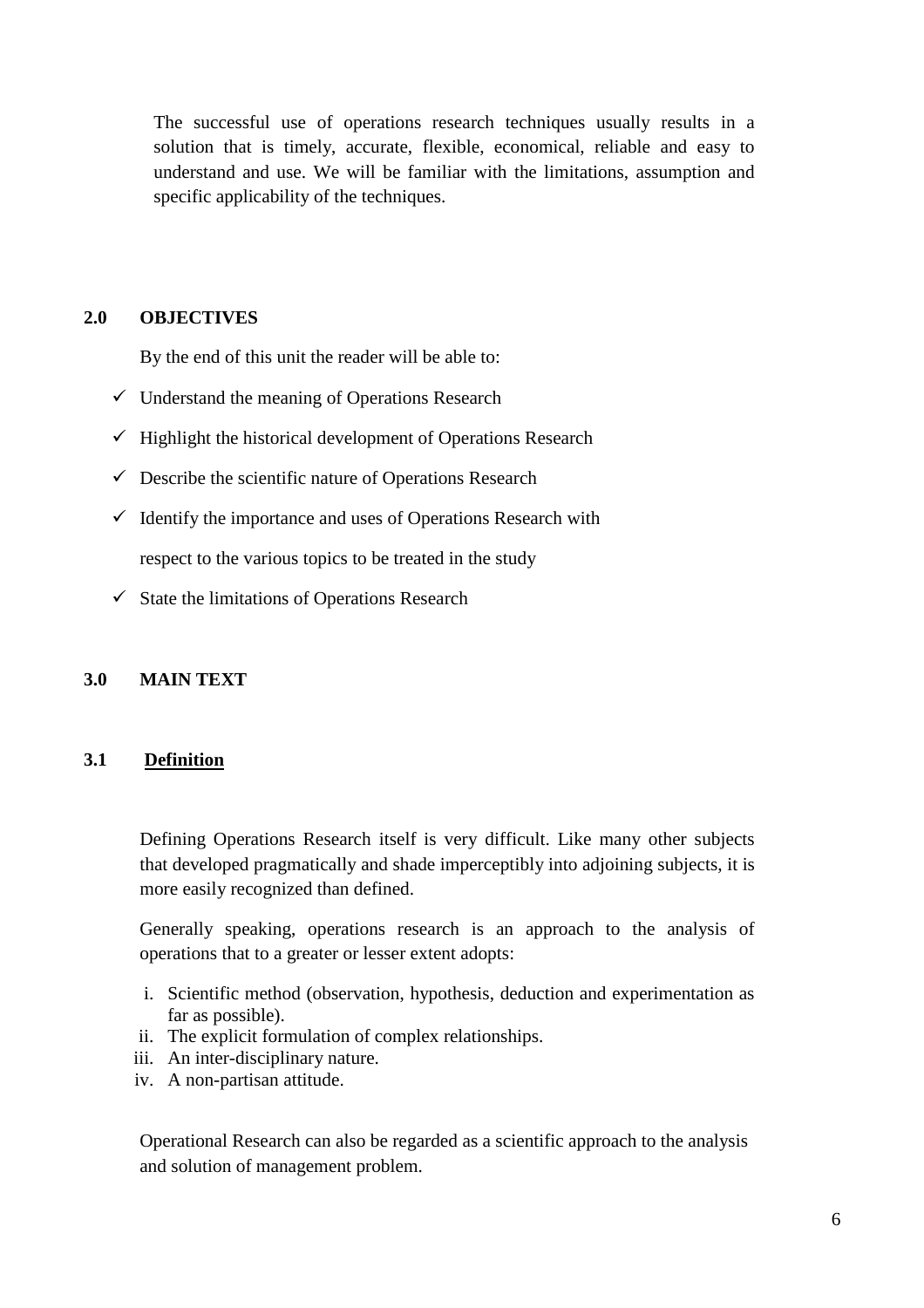The successful use of operations research techniques usually results in a solution that is timely, accurate, flexible, economical, reliable and easy to understand and use. We will be familiar with the limitations, assumption and specific applicability of the techniques.

## 2.0 OBJECTIVES

By the end of this unit the reader will be able to:

- ✓ Understand the meaning of Operations Research
- ✓ Highlight the historical development of Operations Research
- ✓ Describe the scientific nature of Operations Research
- ✓ Identify the importance and uses of Operations Research with respect to the various topics to be treated in the study
- ✓ State the limitations of Operations Research

## 3.0 MAIN TEXT

### 3.1 <u>Definition</u>

Defining Operations Research itself is very difficult. Like many other subjects that developed pragmatically and shade imperceptibly into adjoining subjects, it is more easily recognized than defined.

Generally speaking, operations research is an approach to the analysis of operations that to a greater or lesser extent adopts:

i. Scientific method (observation, hypothesis, deduction and experimentation as far as possible).
ii. The explicit formulation of complex relationships.
iii. An inter-disciplinary nature.
iv. A non-partisan attitude.

Operational Research can also be regarded as a scientific approach to the analysis and solution of management problem.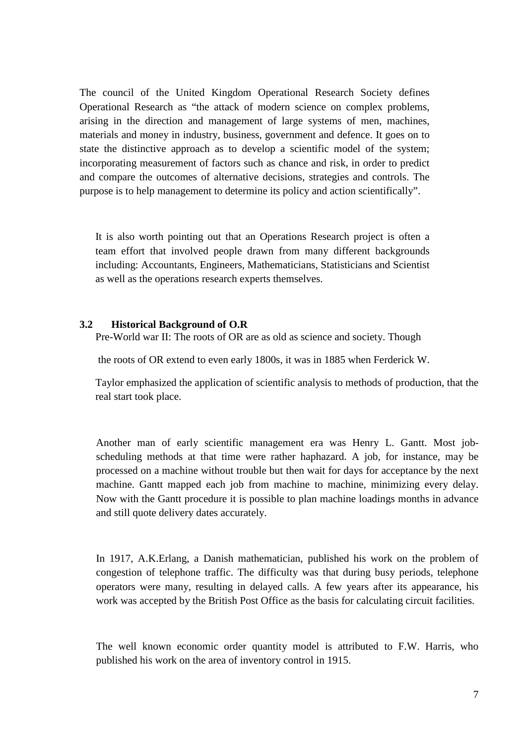The council of the United Kingdom Operational Research Society defines Operational Research as "the attack of modern science on complex problems, arising in the direction and management of large systems of men, machines, materials and money in industry, business, government and defence. It goes on to state the distinctive approach as to develop a scientific model of the system; incorporating measurement of factors such as chance and risk, in order to predict and compare the outcomes of alternative decisions, strategies and controls. The purpose is to help management to determine its policy and action scientifically".

It is also worth pointing out that an Operations Research project is often a team effort that involved people drawn from many different backgrounds including: Accountants, Engineers, Mathematicians, Statisticians and Scientist as well as the operations research experts themselves.

### 3.2 Historical Background of O.R

Pre-World war II: The roots of OR are as old as science and society. Though the roots of OR extend to even early 1800s, it was in 1885 when Ferderick W. Taylor emphasized the application of scientific analysis to methods of production, that the real start took place.

Another man of early scientific management era was Henry L. Gantt. Most job-scheduling methods at that time were rather haphazard. A job, for instance, may be processed on a machine without trouble but then wait for days for acceptance by the next machine. Gantt mapped each job from machine to machine, minimizing every delay. Now with the Gantt procedure it is possible to plan machine loadings months in advance and still quote delivery dates accurately.

In 1917, A.K.Erlang, a Danish mathematician, published his work on the problem of congestion of telephone traffic. The difficulty was that during busy periods, telephone operators were many, resulting in delayed calls. A few years after its appearance, his work was accepted by the British Post Office as the basis for calculating circuit facilities.

The well known economic order quantity model is attributed to F.W. Harris, who published his work on the area of inventory control in 1915.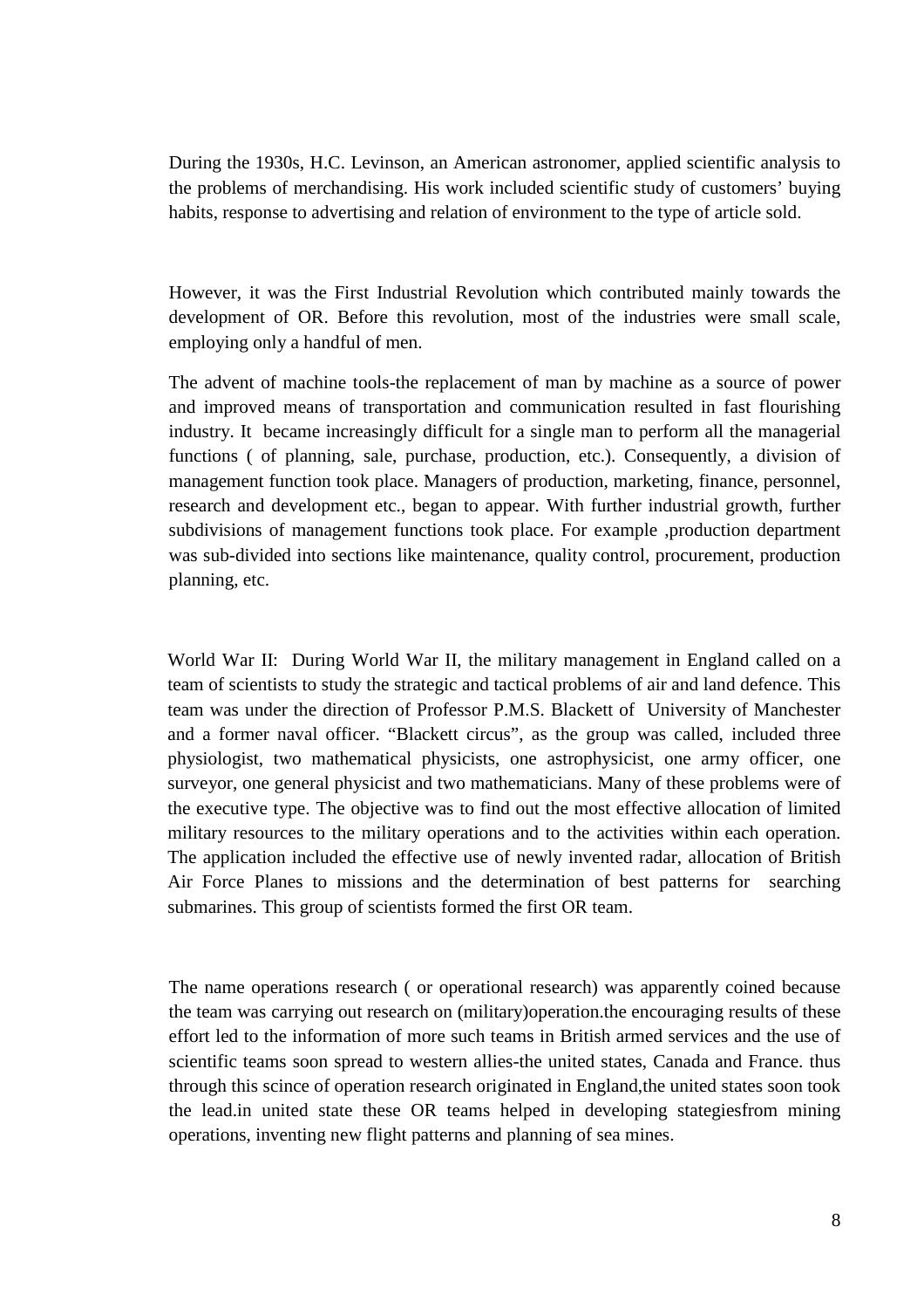During the 1930s, H.C. Levinson, an American astronomer, applied scientific analysis to the problems of merchandising. His work included scientific study of customers' buying habits, response to advertising and relation of environment to the type of article sold.

However, it was the First Industrial Revolution which contributed mainly towards the development of OR. Before this revolution, most of the industries were small scale, employing only a handful of men.

The advent of machine tools-the replacement of man by machine as a source of power and improved means of transportation and communication resulted in fast flourishing industry. It became increasingly difficult for a single man to perform all the managerial functions ( of planning, sale, purchase, production, etc.). Consequently, a division of management function took place. Managers of production, marketing, finance, personnel, research and development etc., began to appear. With further industrial growth, further subdivisions of management functions took place. For example ,production department was sub-divided into sections like maintenance, quality control, procurement, production planning, etc.

World War II: During World War II, the military management in England called on a team of scientists to study the strategic and tactical problems of air and land defence. This team was under the direction of Professor P.M.S. Blackett of University of Manchester and a former naval officer. "Blackett circus", as the group was called, included three physiologist, two mathematical physicists, one astrophysicist, one army officer, one surveyor, one general physicist and two mathematicians. Many of these problems were of the executive type. The objective was to find out the most effective allocation of limited military resources to the military operations and to the activities within each operation. The application included the effective use of newly invented radar, allocation of British Air Force Planes to missions and the determination of best patterns for searching submarines. This group of scientists formed the first OR team.

The name operations research ( or operational research) was apparently coined because the team was carrying out research on (military)operation.the encouraging results of these effort led to the information of more such teams in British armed services and the use of scientific teams soon spread to western allies-the united states, Canada and France. thus through this scince of operation research originated in England,the united states soon took the lead.in united state these OR teams helped in developing stategiesfrom mining operations, inventing new flight patterns and planning of sea mines.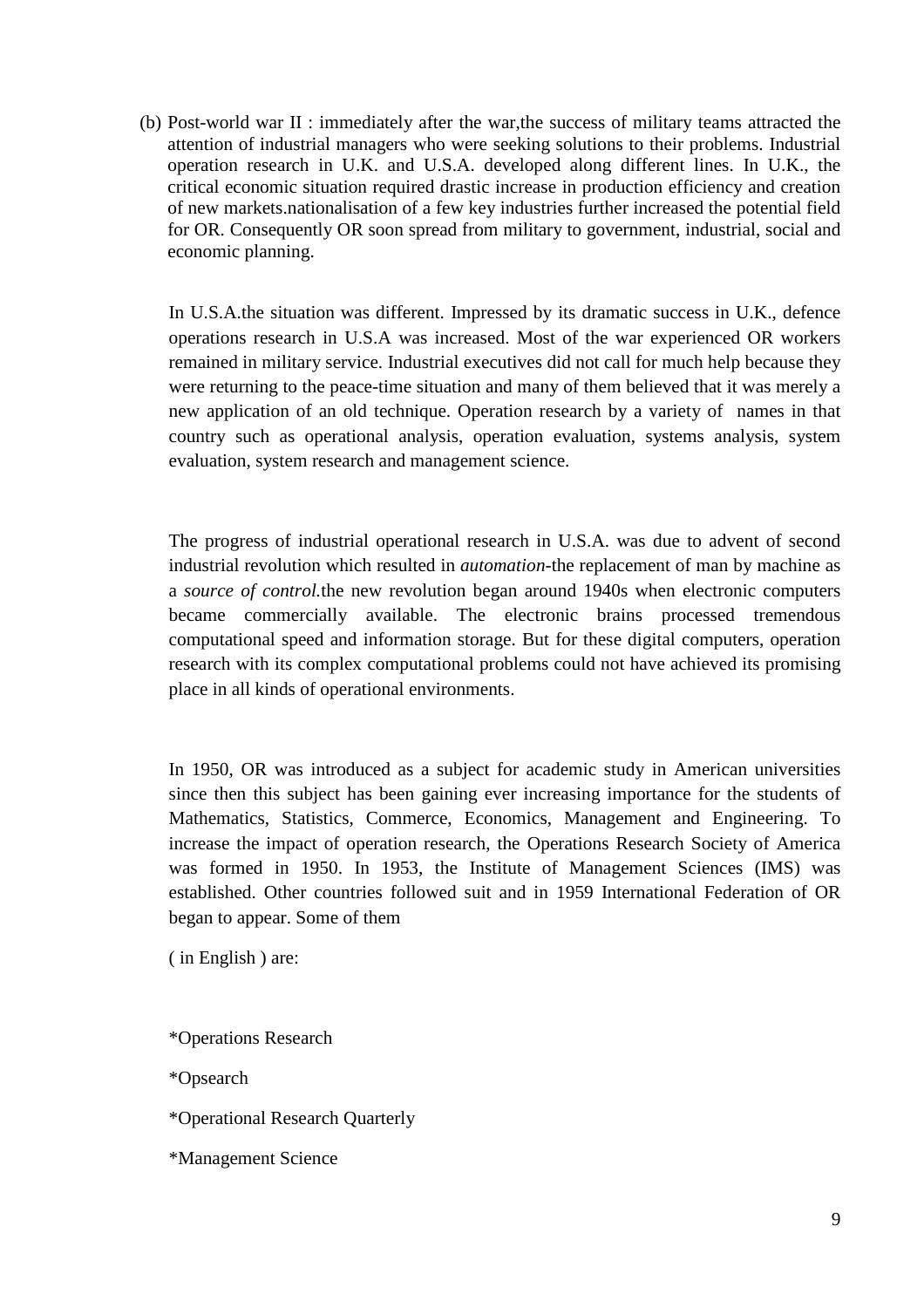(b) Post-world war II : immediately after the war,the success of military teams attracted the attention of industrial managers who were seeking solutions to their problems. Industrial operation research in U.K. and U.S.A. developed along different lines. In U.K., the critical economic situation required drastic increase in production efficiency and creation of new markets.nationalisation of a few key industries further increased the potential field for OR. Consequently OR soon spread from military to government, industrial, social and economic planning.

In U.S.A.the situation was different. Impressed by its dramatic success in U.K., defence operations research in U.S.A was increased. Most of the war experienced OR workers remained in military service. Industrial executives did not call for much help because they were returning to the peace-time situation and many of them believed that it was merely a new application of an old technique. Operation research by a variety of names in that country such as operational analysis, operation evaluation, systems analysis, system evaluation, system research and management science.

The progress of industrial operational research in U.S.A. was due to advent of second industrial revolution which resulted in *automation*-the replacement of man by machine as a *source of control.*the new revolution began around 1940s when electronic computers became commercially available. The electronic brains processed tremendous computational speed and information storage. But for these digital computers, operation research with its complex computational problems could not have achieved its promising place in all kinds of operational environments.

In 1950, OR was introduced as a subject for academic study in American universities since then this subject has been gaining ever increasing importance for the students of Mathematics, Statistics, Commerce, Economics, Management and Engineering. To increase the impact of operation research, the Operations Research Society of America was formed in 1950. In 1953, the Institute of Management Sciences (IMS) was established. Other countries followed suit and in 1959 International Federation of OR began to appear. Some of them

( in English ) are:

*Operations Research

*Opsearch

*Operational Research Quarterly

*Management Science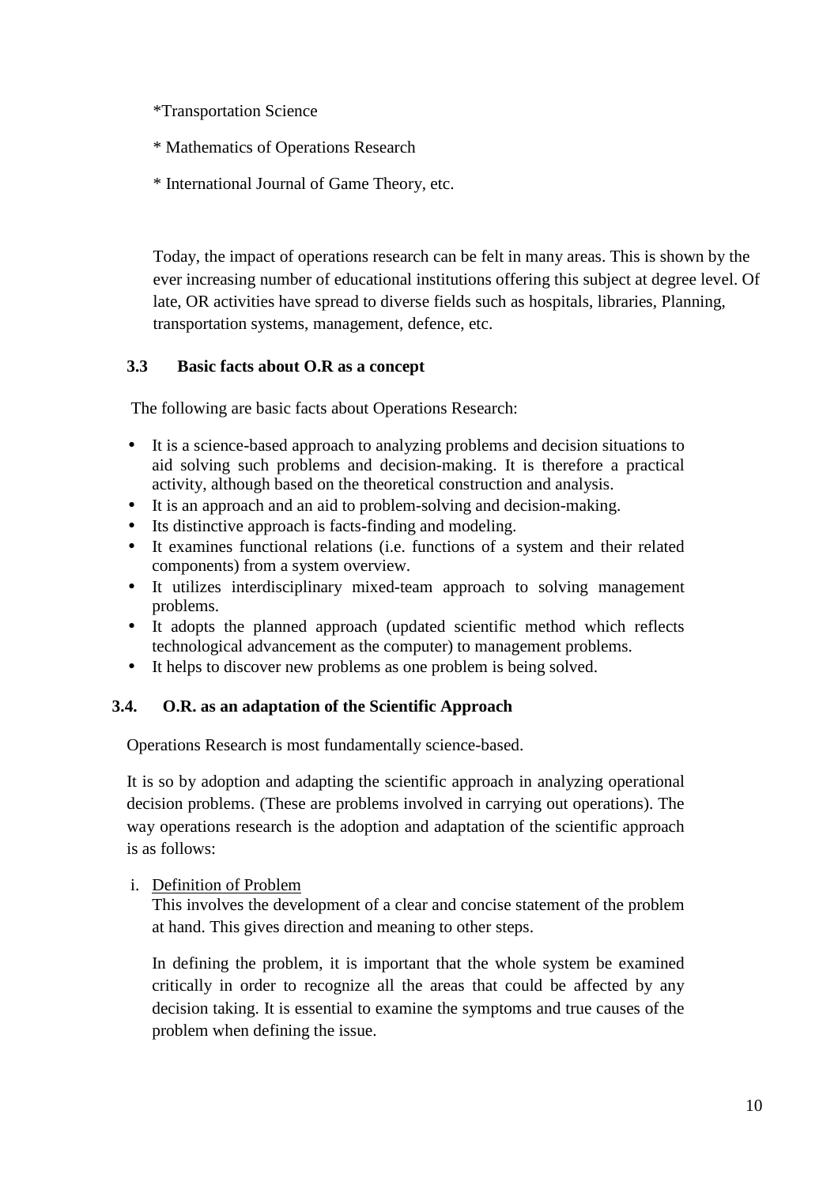*Transportation Science

* Mathematics of Operations Research

* International Journal of Game Theory, etc.

Today, the impact of operations research can be felt in many areas. This is shown by the ever increasing number of educational institutions offering this subject at degree level. Of late, OR activities have spread to diverse fields such as hospitals, libraries, Planning, transportation systems, management, defence, etc.

### 3.3 Basic facts about O.R as a concept

The following are basic facts about Operations Research:

- It is a science-based approach to analyzing problems and decision situations to aid solving such problems and decision-making. It is therefore a practical activity, although based on the theoretical construction and analysis.
- It is an approach and an aid to problem-solving and decision-making.
- Its distinctive approach is facts-finding and modeling.
- It examines functional relations (i.e. functions of a system and their related components) from a system overview.
- It utilizes interdisciplinary mixed-team approach to solving management problems.
- It adopts the planned approach (updated scientific method which reflects technological advancement as the computer) to management problems.
- It helps to discover new problems as one problem is being solved.

### 3.4. O.R. as an adaptation of the Scientific Approach

Operations Research is most fundamentally science-based.

It is so by adoption and adapting the scientific approach in analyzing operational decision problems. (These are problems involved in carrying out operations). The way operations research is the adoption and adaptation of the scientific approach is as follows:

i. Definition of Problem

   This involves the development of a clear and concise statement of the problem at hand. This gives direction and meaning to other steps.

   In defining the problem, it is important that the whole system be examined critically in order to recognize all the areas that could be affected by any decision taking. It is essential to examine the symptoms and true causes of the problem when defining the issue.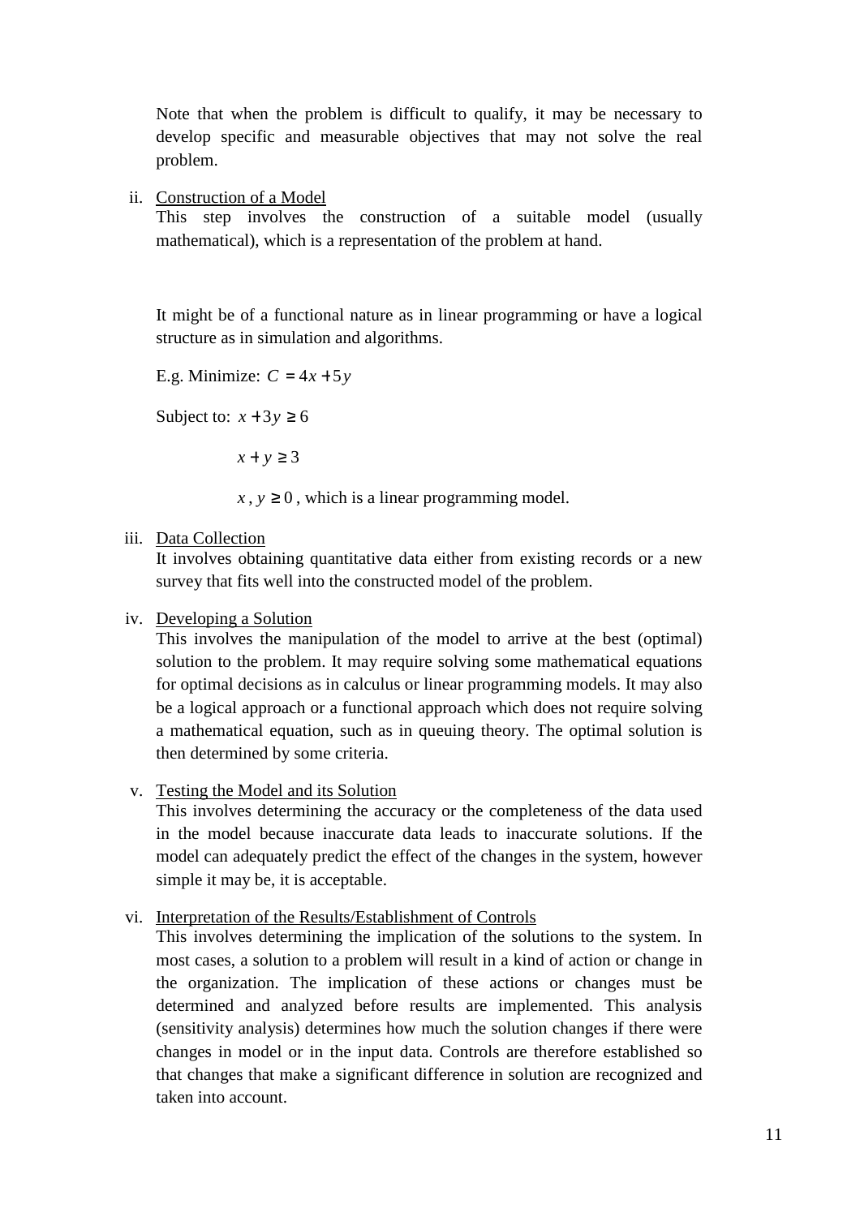Note that when the problem is difficult to qualify, it may be necessary to develop specific and measurable objectives that may not solve the real problem.

ii. Construction of a Model

This step involves the construction of a suitable model (usually mathematical), which is a representation of the problem at hand.

It might be of a functional nature as in linear programming or have a logical structure as in simulation and algorithms.

E.g. Minimize: $C = 4x + 5y$

Subject to: $x + 3y \geq 6$

$x + y \geq 3$

$x, y \geq 0$, which is a linear programming model.

iii. Data Collection

It involves obtaining quantitative data either from existing records or a new survey that fits well into the constructed model of the problem.

iv. Developing a Solution

This involves the manipulation of the model to arrive at the best (optimal) solution to the problem. It may require solving some mathematical equations for optimal decisions as in calculus or linear programming models. It may also be a logical approach or a functional approach which does not require solving a mathematical equation, such as in queuing theory. The optimal solution is then determined by some criteria.

v. Testing the Model and its Solution

This involves determining the accuracy or the completeness of the data used in the model because inaccurate data leads to inaccurate solutions. If the model can adequately predict the effect of the changes in the system, however simple it may be, it is acceptable.

vi. Interpretation of the Results/Establishment of Controls

This involves determining the implication of the solutions to the system. In most cases, a solution to a problem will result in a kind of action or change in the organization. The implication of these actions or changes must be determined and analyzed before results are implemented. This analysis (sensitivity analysis) determines how much the solution changes if there were changes in model or in the input data. Controls are therefore established so that changes that make a significant difference in solution are recognized and taken into account.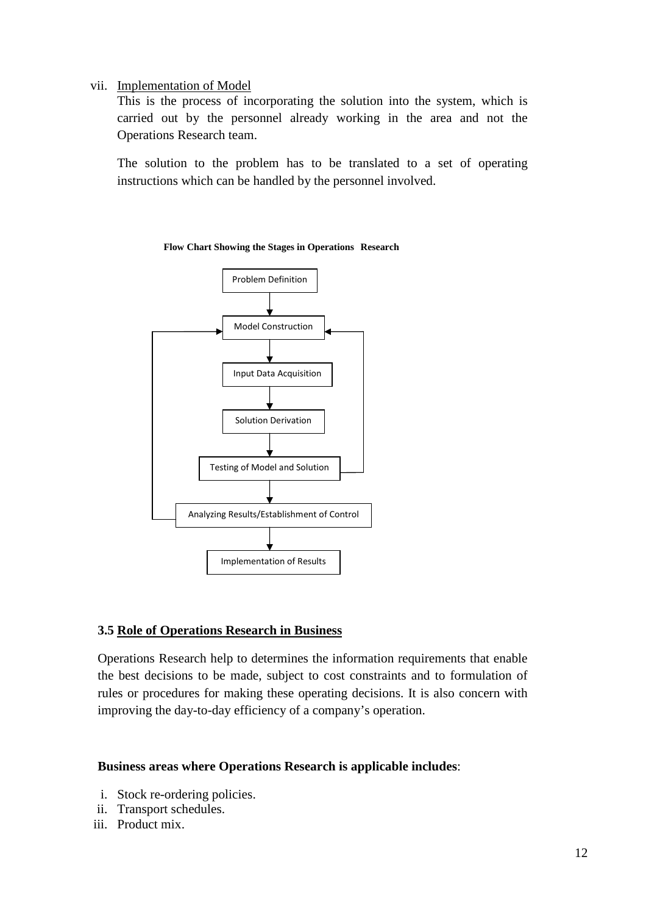vii. Implementation of Model

This is the process of incorporating the solution into the system, which is carried out by the personnel already working in the area and not the Operations Research team.

The solution to the problem has to be translated to a set of operating instructions which can be handled by the personnel involved.

**Flow Chart Showing the Stages in Operations Research**

Problem Definition

Model Construction

Input Data Acquisition

Solution Derivation

Testing of Model and Solution

Analyzing Results/Establishment of Control

Implementation of Results

### 3.5 Role of Operations Research in Business

Operations Research help to determines the information requirements that enable the best decisions to be made, subject to cost constraints and to formulation of rules or procedures for making these operating decisions. It is also concern with improving the day-to-day efficiency of a company's operation.

**Business areas where Operations Research is applicable includes**:

i. Stock re-ordering policies.
ii. Transport schedules.
iii. Product mix.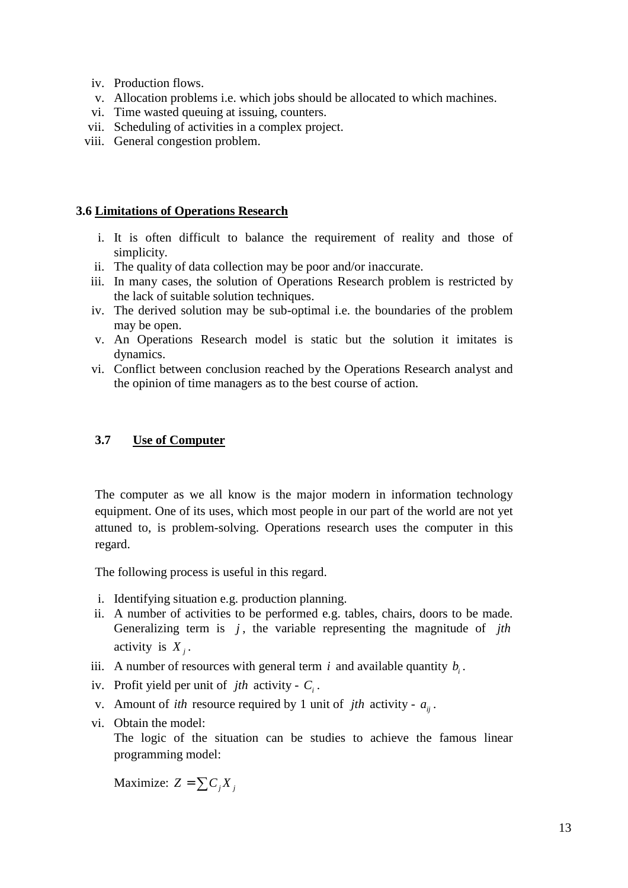iv. Production flows.
v. Allocation problems i.e. which jobs should be allocated to which machines.
vi. Time wasted queuing at issuing, counters.
vii. Scheduling of activities in a complex project.
viii. General congestion problem.

### 3.6 Limitations of Operations Research

i. It is often difficult to balance the requirement of reality and those of simplicity.
ii. The quality of data collection may be poor and/or inaccurate.
iii. In many cases, the solution of Operations Research problem is restricted by the lack of suitable solution techniques.
iv. The derived solution may be sub-optimal i.e. the boundaries of the problem may be open.
v. An Operations Research model is static but the solution it imitates is dynamics.
vi. Conflict between conclusion reached by the Operations Research analyst and the opinion of time managers as to the best course of action.

### 3.7 Use of Computer

The computer as we all know is the major modern in information technology equipment. One of its uses, which most people in our part of the world are not yet attuned to, is problem-solving. Operations research uses the computer in this regard.

The following process is useful in this regard.

i. Identifying situation e.g. production planning.
ii. A number of activities to be performed e.g. tables, chairs, doors to be made. Generalizing term is $j$, the variable representing the magnitude of $jth$ activity is $X_j$.
iii. A number of resources with general term $i$ and available quantity $b_i$.
iv. Profit yield per unit of $jth$ activity - $C_i$.
v. Amount of $ith$ resource required by 1 unit of $jth$ activity - $a_{ij}$.
vi. Obtain the model:
The logic of the situation can be studies to achieve the famous linear programming model:

Maximize: $Z = \sum C_j X_j$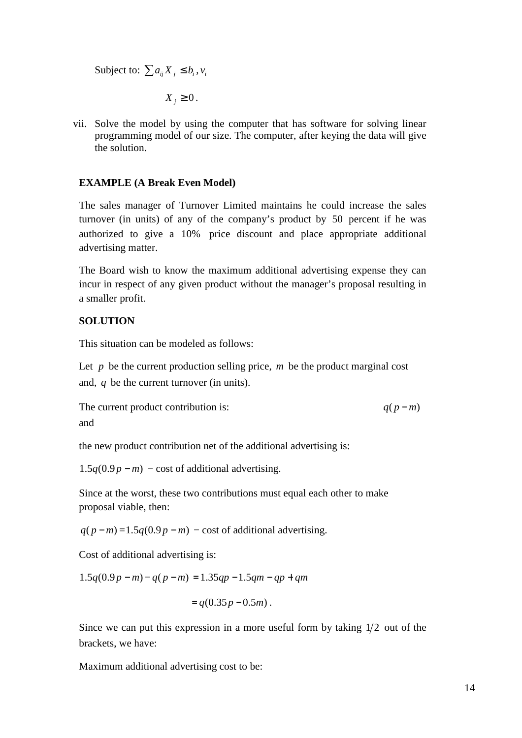Subject to: $\sum a_{ij} X_j \leq b_i, v_i$

$X_j \geq 0$.

vii. Solve the model by using the computer that has software for solving linear programming model of our size. The computer, after keying the data will give the solution.

**EXAMPLE (A Break Even Model)**

The sales manager of Turnover Limited maintains he could increase the sales turnover (in units) of any of the company's product by 50 percent if he was authorized to give a 10% price discount and place appropriate additional advertising matter.

The Board wish to know the maximum additional advertising expense they can incur in respect of any given product without the manager's proposal resulting in a smaller profit.

**SOLUTION**

This situation can be modeled as follows:

Let $p$ be the current production selling price, $m$ be the product marginal cost and, $q$ be the current turnover (in units).

The current product contribution is: $q(p-m)$

and

the new product contribution net of the additional advertising is:

$1.5q(0.9p-m)$ − cost of additional advertising.

Since at the worst, these two contributions must equal each other to make proposal viable, then:

$q(p-m) = 1.5q(0.9p-m)$ − cost of additional advertising.

Cost of additional advertising is:

$$1.5q(0.9p-m) - q(p-m) = 1.35qp - 1.5qm - qp + qm$$

$$= q(0.35p - 0.5m).$$

Since we can put this expression in a more useful form by taking $1/2$ out of the brackets, we have:

Maximum additional advertising cost to be: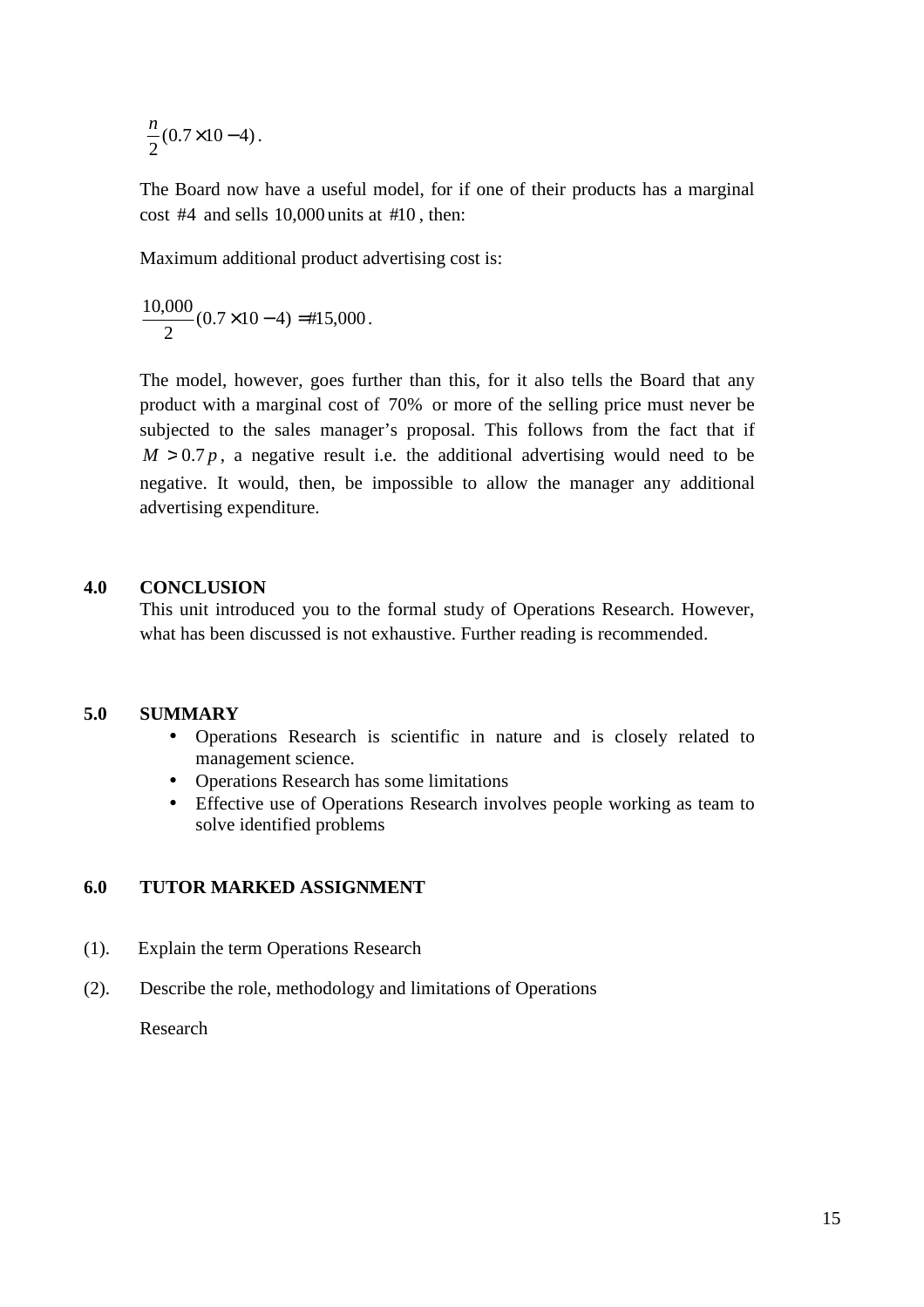$$\frac{n}{2}(0.7 \times 10 - 4).$$

The Board now have a useful model, for if one of their products has a marginal cost #4 and sells 10,000 units at #10, then:

Maximum additional product advertising cost is:

$$\frac{10,000}{2}(0.7 \times 10 - 4) = \#15,000.$$

The model, however, goes further than this, for it also tells the Board that any product with a marginal cost of 70% or more of the selling price must never be subjected to the sales manager's proposal. This follows from the fact that if $M > 0.7p$, a negative result i.e. the additional advertising would need to be negative. It would, then, be impossible to allow the manager any additional advertising expenditure.

## 4.0 CONCLUSION

This unit introduced you to the formal study of Operations Research. However, what has been discussed is not exhaustive. Further reading is recommended.

## 5.0 SUMMARY

- Operations Research is scientific in nature and is closely related to management science.
- Operations Research has some limitations
- Effective use of Operations Research involves people working as team to solve identified problems

## 6.0 TUTOR MARKED ASSIGNMENT

(1). Explain the term Operations Research

(2). Describe the role, methodology and limitations of Operations Research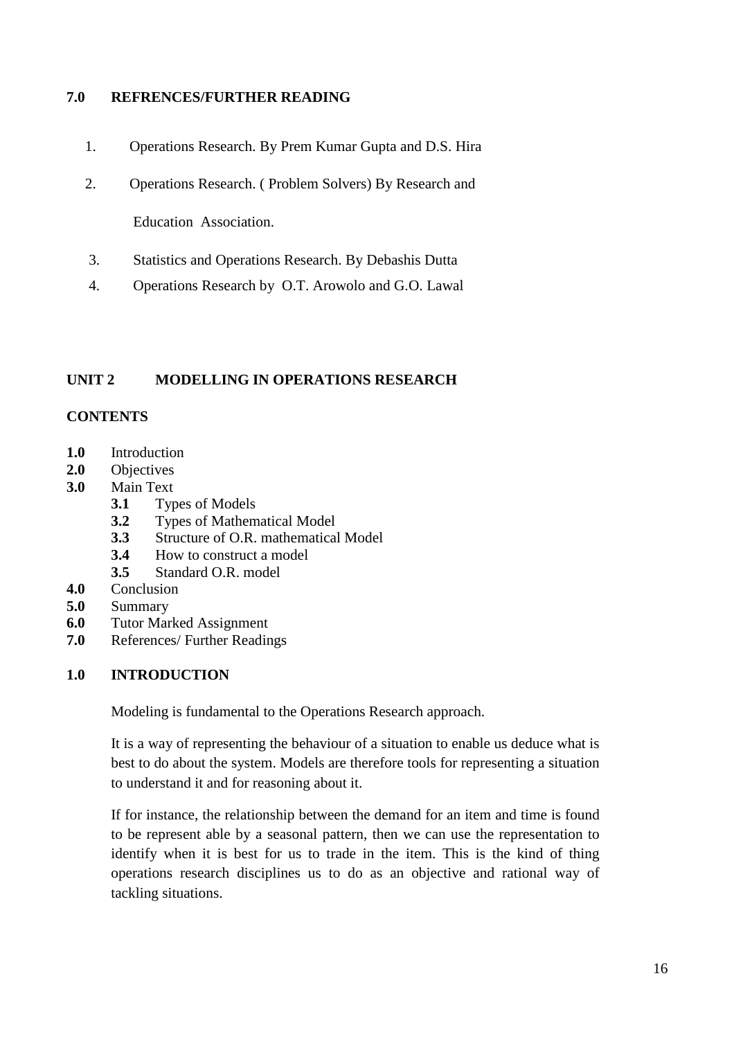## 7.0 REFRENCES/FURTHER READING

1. Operations Research. By Prem Kumar Gupta and D.S. Hira
2. Operations Research. ( Problem Solvers) By Research and Education Association.
3. Statistics and Operations Research. By Debashis Dutta
4. Operations Research by O.T. Arowolo and G.O. Lawal

# UNIT 2 MODELLING IN OPERATIONS RESEARCH

## CONTENTS

- **1.0** Introduction
- **2.0** Objectives
- **3.0** Main Text
  - **3.1** Types of Models
  - **3.2** Types of Mathematical Model
  - **3.3** Structure of O.R. mathematical Model
  - **3.4** How to construct a model
  - **3.5** Standard O.R. model
- **4.0** Conclusion
- **5.0** Summary
- **6.0** Tutor Marked Assignment
- **7.0** References/ Further Readings

## 1.0 INTRODUCTION

Modeling is fundamental to the Operations Research approach.

It is a way of representing the behaviour of a situation to enable us deduce what is best to do about the system. Models are therefore tools for representing a situation to understand it and for reasoning about it.

If for instance, the relationship between the demand for an item and time is found to be represent able by a seasonal pattern, then we can use the representation to identify when it is best for us to trade in the item. This is the kind of thing operations research disciplines us to do as an objective and rational way of tackling situations.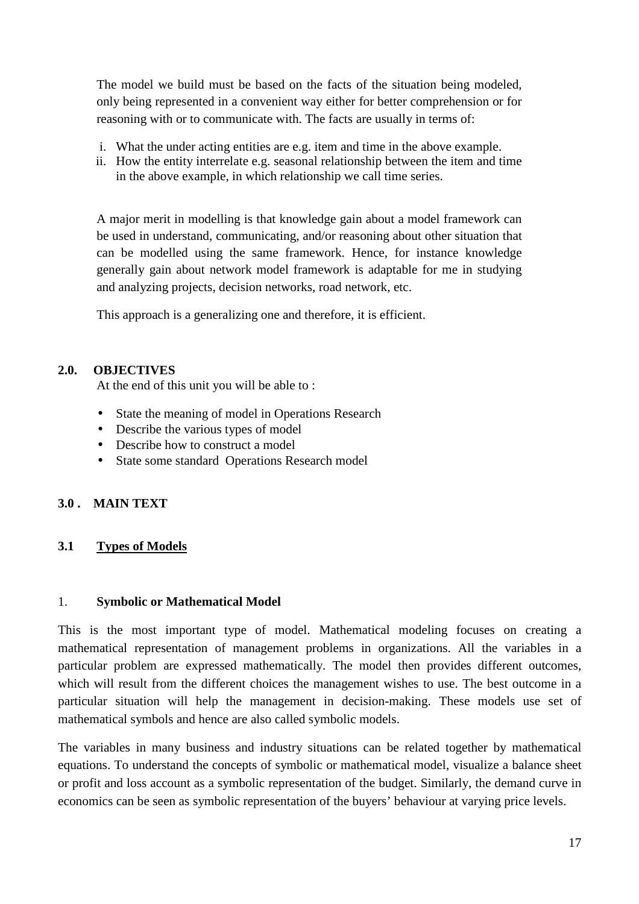The model we build must be based on the facts of the situation being modeled, only being represented in a convenient way either for better comprehension or for reasoning with or to communicate with. The facts are usually in terms of:

i. What the under acting entities are e.g. item and time in the above example.
ii. How the entity interrelate e.g. seasonal relationship between the item and time in the above example, in which relationship we call time series.

A major merit in modelling is that knowledge gain about a model framework can be used in understand, communicating, and/or reasoning about other situation that can be modelled using the same framework. Hence, for instance knowledge generally gain about network model framework is adaptable for me in studying and analyzing projects, decision networks, road network, etc.

This approach is a generalizing one and therefore, it is efficient.

## 2.0. OBJECTIVES

At the end of this unit you will be able to :

- State the meaning of model in Operations Research
- Describe the various types of model
- Describe how to construct a model
- State some standard Operations Research model

## 3.0 . MAIN TEXT

### 3.1 Types of Models

#### 1. Symbolic or Mathematical Model

This is the most important type of model. Mathematical modeling focuses on creating a mathematical representation of management problems in organizations. All the variables in a particular problem are expressed mathematically. The model then provides different outcomes, which will result from the different choices the management wishes to use. The best outcome in a particular situation will help the management in decision-making. These models use set of mathematical symbols and hence are also called symbolic models.

The variables in many business and industry situations can be related together by mathematical equations. To understand the concepts of symbolic or mathematical model, visualize a balance sheet or profit and loss account as a symbolic representation of the budget. Similarly, the demand curve in economics can be seen as symbolic representation of the buyers' behaviour at varying price levels.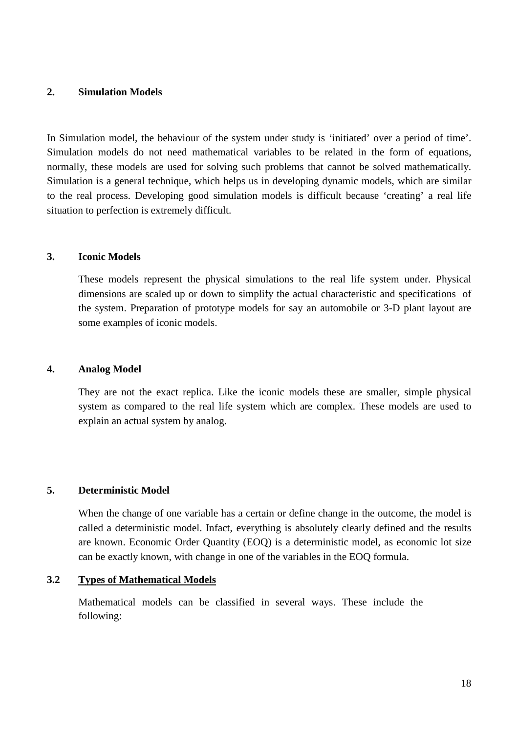#### 2. Simulation Models

In Simulation model, the behaviour of the system under study is 'initiated' over a period of time'. Simulation models do not need mathematical variables to be related in the form of equations, normally, these models are used for solving such problems that cannot be solved mathematically. Simulation is a general technique, which helps us in developing dynamic models, which are similar to the real process. Developing good simulation models is difficult because 'creating' a real life situation to perfection is extremely difficult.

#### 3. Iconic Models

These models represent the physical simulations to the real life system under. Physical dimensions are scaled up or down to simplify the actual characteristic and specifications of the system. Preparation of prototype models for say an automobile or 3-D plant layout are some examples of iconic models.

#### 4. Analog Model

They are not the exact replica. Like the iconic models these are smaller, simple physical system as compared to the real life system which are complex. These models are used to explain an actual system by analog.

#### 5. Deterministic Model

When the change of one variable has a certain or define change in the outcome, the model is called a deterministic model. Infact, everything is absolutely clearly defined and the results are known. Economic Order Quantity (EOQ) is a deterministic model, as economic lot size can be exactly known, with change in one of the variables in the EOQ formula.

### 3.2 Types of Mathematical Models

Mathematical models can be classified in several ways. These include the following: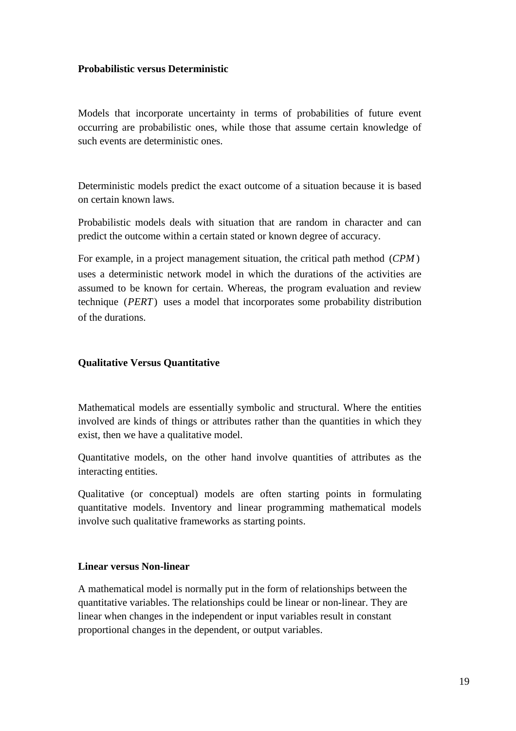**Probabilistic versus Deterministic**

Models that incorporate uncertainty in terms of probabilities of future event occurring are probabilistic ones, while those that assume certain knowledge of such events are deterministic ones.

Deterministic models predict the exact outcome of a situation because it is based on certain known laws.

Probabilistic models deals with situation that are random in character and can predict the outcome within a certain stated or known degree of accuracy.

For example, in a project management situation, the critical path method $(CPM)$ uses a deterministic network model in which the durations of the activities are assumed to be known for certain. Whereas, the program evaluation and review technique $(PERT)$ uses a model that incorporates some probability distribution of the durations.

**Qualitative Versus Quantitative**

Mathematical models are essentially symbolic and structural. Where the entities involved are kinds of things or attributes rather than the quantities in which they exist, then we have a qualitative model.

Quantitative models, on the other hand involve quantities of attributes as the interacting entities.

Qualitative (or conceptual) models are often starting points in formulating quantitative models. Inventory and linear programming mathematical models involve such qualitative frameworks as starting points.

**Linear versus Non-linear**

A mathematical model is normally put in the form of relationships between the quantitative variables. The relationships could be linear or non-linear. They are linear when changes in the independent or input variables result in constant proportional changes in the dependent, or output variables.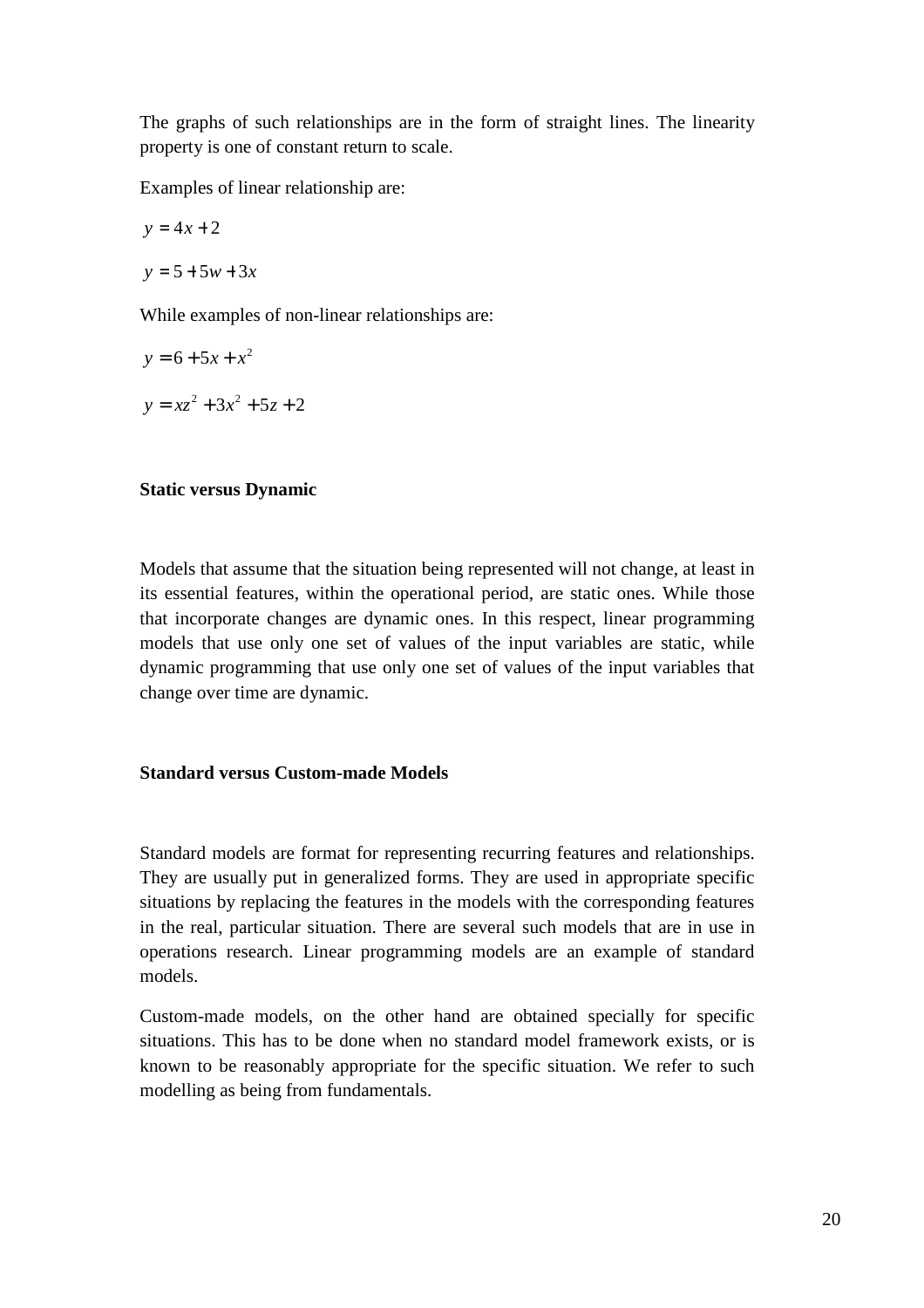The graphs of such relationships are in the form of straight lines. The linearity property is one of constant return to scale.

Examples of linear relationship are:

$$y = 4x + 2$$

$$y = 5 + 5w + 3x$$

While examples of non-linear relationships are:

$$y = 6 + 5x + x^2$$

$$y = xz^2 + 3x^2 + 5z + 2$$

**Static versus Dynamic**

Models that assume that the situation being represented will not change, at least in its essential features, within the operational period, are static ones. While those that incorporate changes are dynamic ones. In this respect, linear programming models that use only one set of values of the input variables are static, while dynamic programming that use only one set of values of the input variables that change over time are dynamic.

**Standard versus Custom-made Models**

Standard models are format for representing recurring features and relationships. They are usually put in generalized forms. They are used in appropriate specific situations by replacing the features in the models with the corresponding features in the real, particular situation. There are several such models that are in use in operations research. Linear programming models are an example of standard models.

Custom-made models, on the other hand are obtained specially for specific situations. This has to be done when no standard model framework exists, or is known to be reasonably appropriate for the specific situation. We refer to such modelling as being from fundamentals.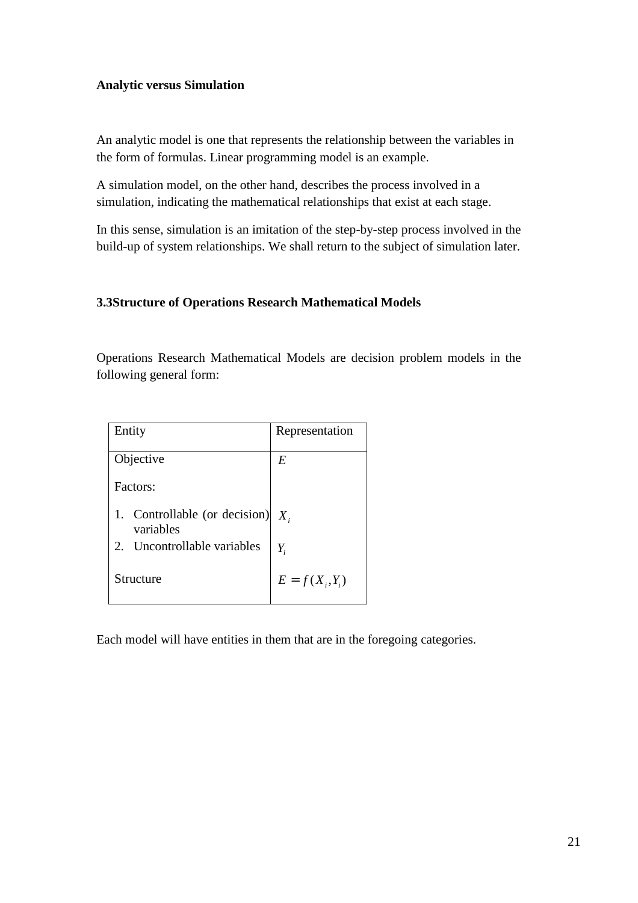**Analytic versus Simulation**

An analytic model is one that represents the relationship between the variables in the form of formulas. Linear programming model is an example.

A simulation model, on the other hand, describes the process involved in a simulation, indicating the mathematical relationships that exist at each stage.

In this sense, simulation is an imitation of the step-by-step process involved in the build-up of system relationships. We shall return to the subject of simulation later.

### 3.3Structure of Operations Research Mathematical Models

Operations Research Mathematical Models are decision problem models in the following general form:

| Entity | Representation |
|---|---|
| Objective | $E$ |
| Factors: | |
| 1. Controllable (or decision) variables | $X_i$ |
| 2. Uncontrollable variables | $Y_i$ |
| Structure | $E = f(X_i, Y_i)$ |

Each model will have entities in them that are in the foregoing categories.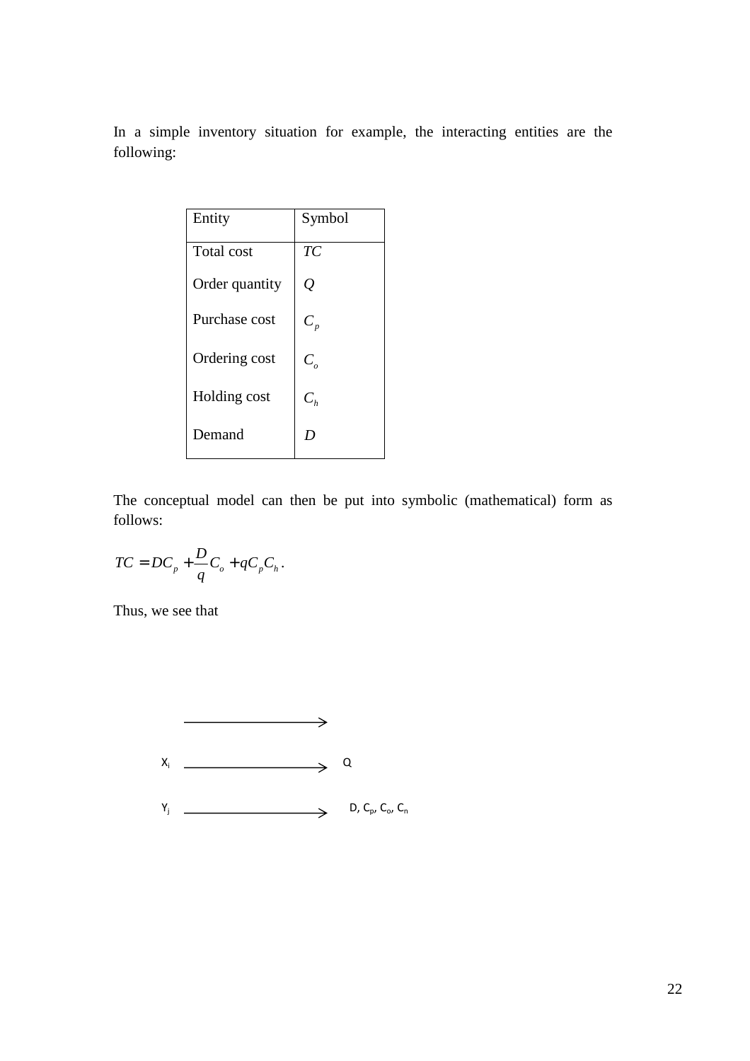In a simple inventory situation for example, the interacting entities are the following:

| Entity | Symbol |
|---|---|
| Total cost | $TC$ |
| Order quantity | $Q$ |
| Purchase cost | $C_p$ |
| Ordering cost | $C_o$ |
| Holding cost | $C_h$ |
| Demand | $D$ |

The conceptual model can then be put into symbolic (mathematical) form as follows:

$$TC = DC_p + \frac{D}{q} C_o + qC_pC_h.$$

Thus, we see that

$$\longrightarrow$$

$X_i \longrightarrow Q$

$Y_j \longrightarrow D, C_p, C_o, C_n$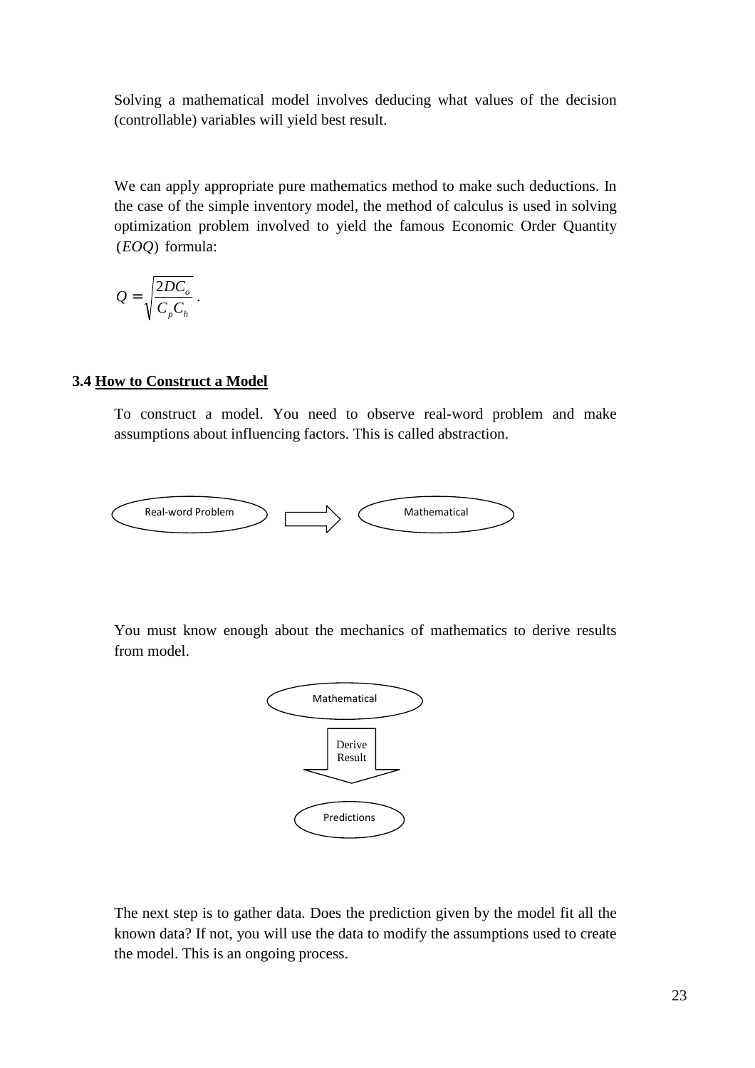Solving a mathematical model involves deducing what values of the decision (controllable) variables will yield best result.

We can apply appropriate pure mathematics method to make such deductions. In the case of the simple inventory model, the method of calculus is used in solving optimization problem involved to yield the famous Economic Order Quantity $(EOQ)$ formula:

$$Q = \sqrt{\frac{2DC_o}{C_p C_h}} \,.$$

### 3.4 How to Construct a Model

To construct a model. You need to observe real-word problem and make assumptions about influencing factors. This is called abstraction.

Real-word Problem ⟹ Mathematical

You must know enough about the mechanics of mathematics to derive results from model.

Mathematical

Derive Result

Predictions

The next step is to gather data. Does the prediction given by the model fit all the known data? If not, you will use the data to modify the assumptions used to create the model. This is an ongoing process.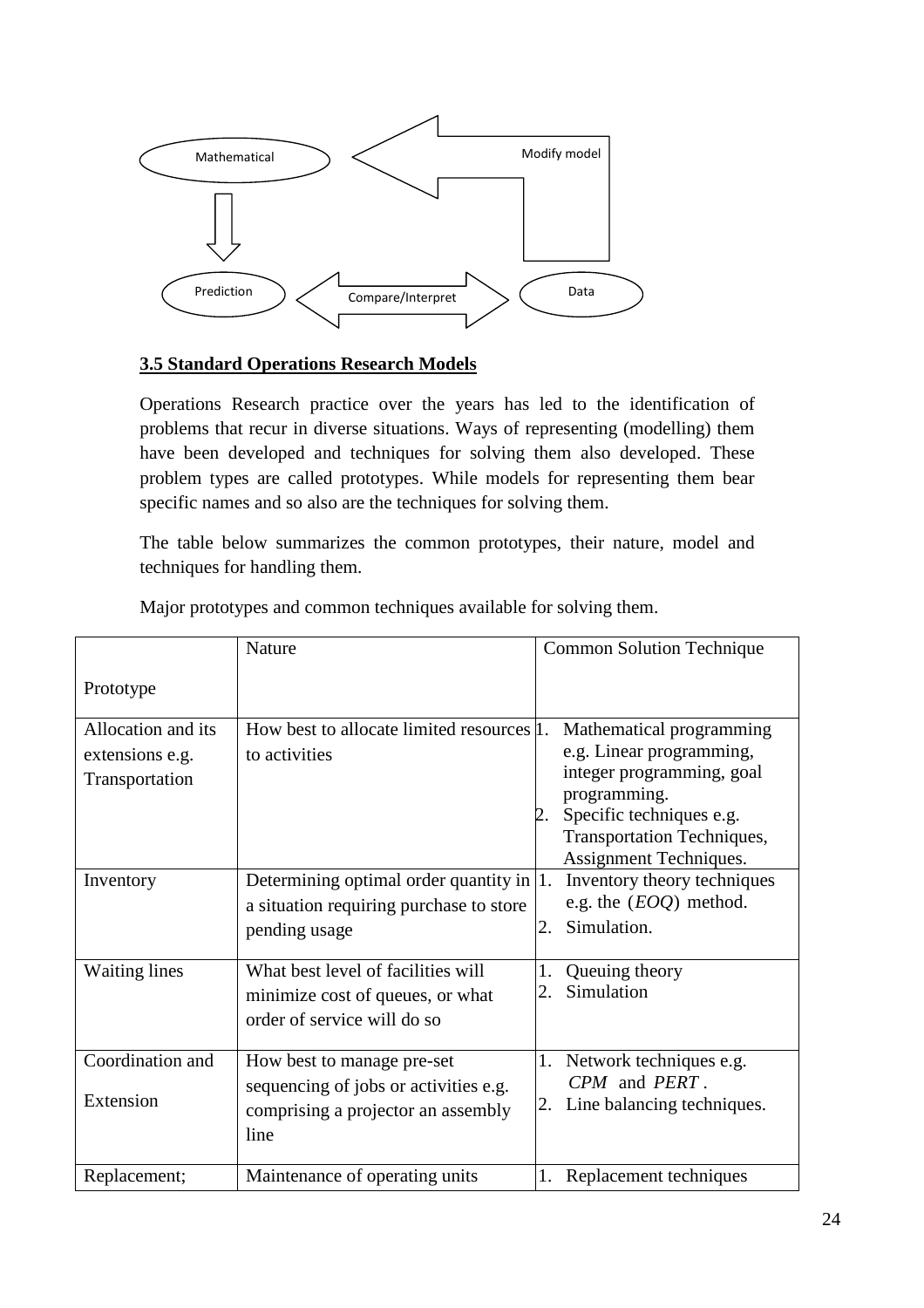Mathematical

Modify model

Prediction

Compare/Interpret

Data

### 3.5 Standard Operations Research Models

Operations Research practice over the years has led to the identification of problems that recur in diverse situations. Ways of representing (modelling) them have been developed and techniques for solving them also developed. These problem types are called prototypes. While models for representing them bear specific names and so also are the techniques for solving them.

The table below summarizes the common prototypes, their nature, model and techniques for handling them.

Major prototypes and common techniques available for solving them.

| Prototype | Nature | Common Solution Technique |
|---|---|---|
| Allocation and its extensions e.g. Transportation | How best to allocate limited resources to activities | 1. Mathematical programming e.g. Linear programming, integer programming, goal programming. 2. Specific techniques e.g. Transportation Techniques, Assignment Techniques. |
| Inventory | Determining optimal order quantity in a situation requiring purchase to store pending usage | 1. Inventory theory techniques e.g. the (*EOQ*) method. 2. Simulation. |
| Waiting lines | What best level of facilities will minimize cost of queues, or what order of service will do so | 1. Queuing theory 2. Simulation |
| Coordination and Extension | How best to manage pre-set sequencing of jobs or activities e.g. comprising a projector an assembly line | 1. Network techniques e.g. *CPM* and *PERT*. 2. Line balancing techniques. |
| Replacement; | Maintenance of operating units | 1. Replacement techniques |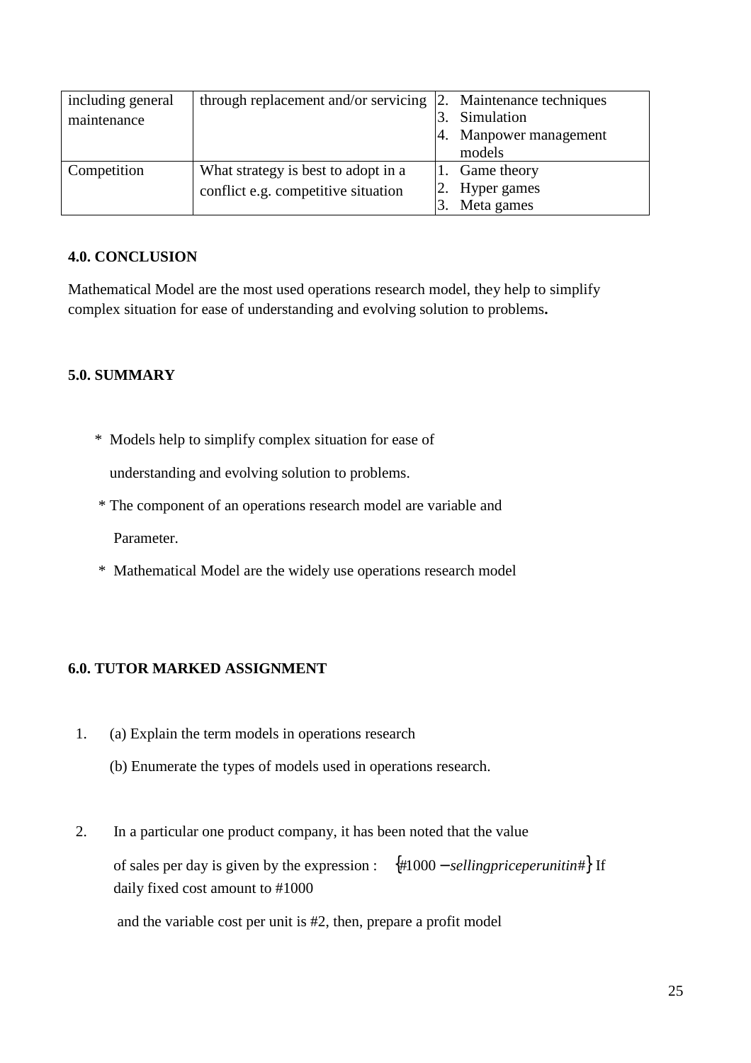| including general maintenance | through replacement and/or servicing | 2. Maintenance techniques<br>3. Simulation<br>4. Manpower management models |
|---|---|---|
| Competition | What strategy is best to adopt in a conflict e.g. competitive situation | 1. Game theory<br>2. Hyper games<br>3. Meta games |

**4.0. CONCLUSION**

Mathematical Model are the most used operations research model, they help to simplify complex situation for ease of understanding and evolving solution to problems**.**

**5.0. SUMMARY**

- Models help to simplify complex situation for ease of understanding and evolving solution to problems.
- The component of an operations research model are variable and Parameter.
- Mathematical Model are the widely use operations research model

**6.0. TUTOR MARKED ASSIGNMENT**

1. (a) Explain the term models in operations research

   (b) Enumerate the types of models used in operations research.

2. In a particular one product company, it has been noted that the value of sales per day is given by the expression : $\{\#1000 - selling price per unit in \#\}$ If daily fixed cost amount to #1000 and the variable cost per unit is #2, then, prepare a profit model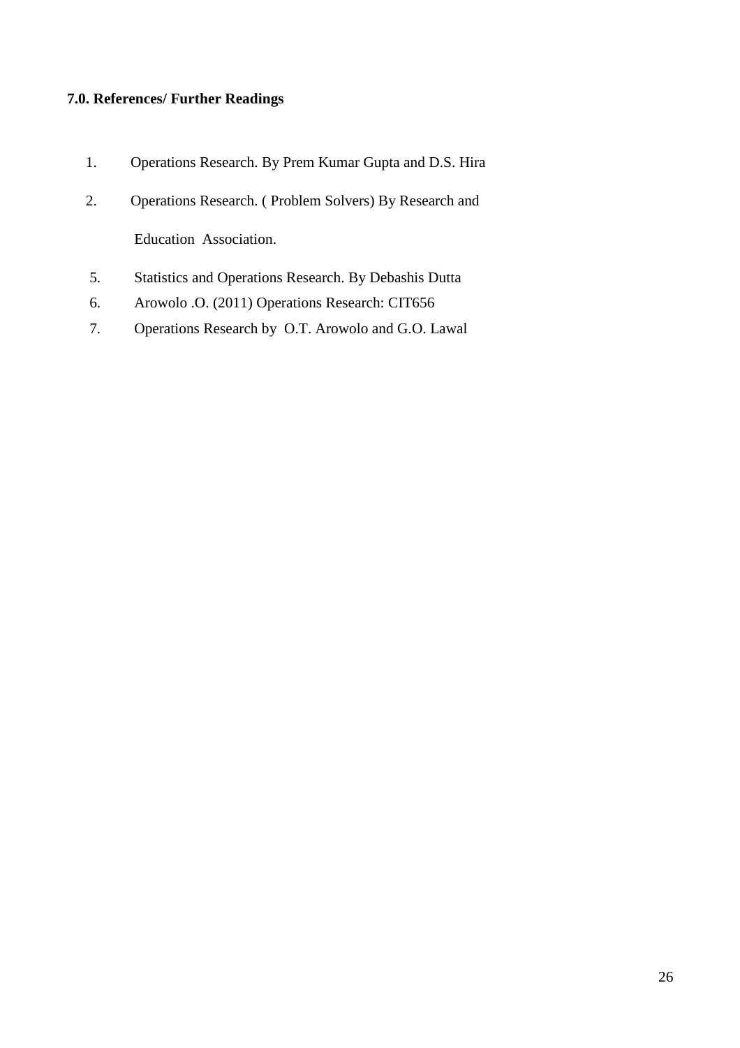### 7.0. References/ Further Readings

1. Operations Research. By Prem Kumar Gupta and D.S. Hira
2. Operations Research. ( Problem Solvers) By Research and

   Education Association.

5. Statistics and Operations Research. By Debashis Dutta
6. Arowolo .O. (2011) Operations Research: CIT656
7. Operations Research by O.T. Arowolo and G.O. Lawal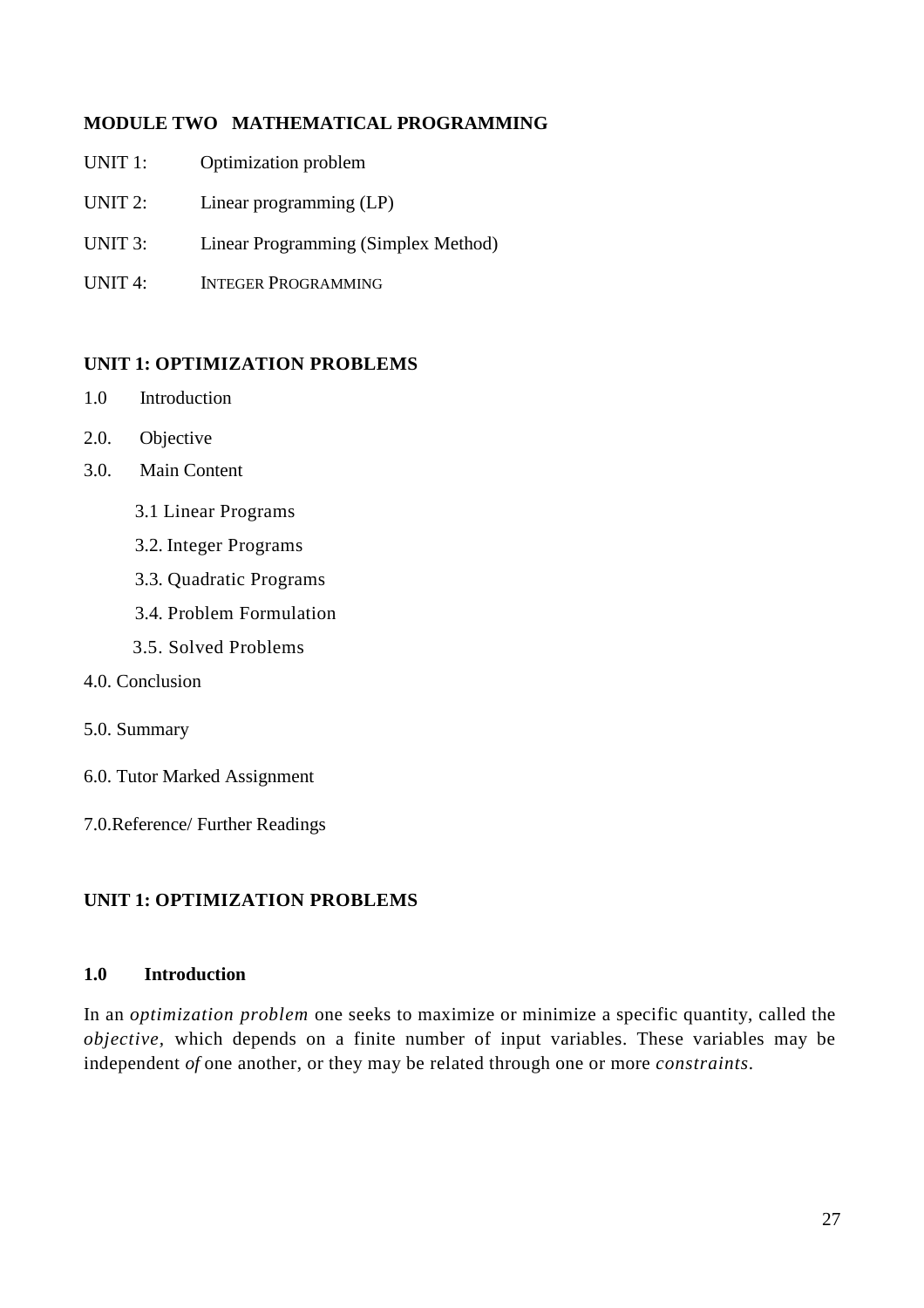## MODULE TWO MATHEMATICAL PROGRAMMING

UNIT 1: Optimization problem

UNIT 2: Linear programming (LP)

UNIT 3: Linear Programming (Simplex Method)

UNIT 4: INTEGER PROGRAMMING

### UNIT 1: OPTIMIZATION PROBLEMS

1.0 Introduction

2.0. Objective

3.0. Main Content

- 3.1 Linear Programs
- 3.2. Integer Programs
- 3.3. Quadratic Programs
- 3.4. Problem Formulation
- 3.5. Solved Problems

4.0. Conclusion

5.0. Summary

6.0. Tutor Marked Assignment

7.0.Reference/ Further Readings

### UNIT 1: OPTIMIZATION PROBLEMS

#### 1.0 Introduction

In an *optimization problem* one seeks to maximize or minimize a specific quantity, called the *objective*, which depends on a finite number of input variables. These variables may be independent *of* one another, or they may be related through one or more *constraints*.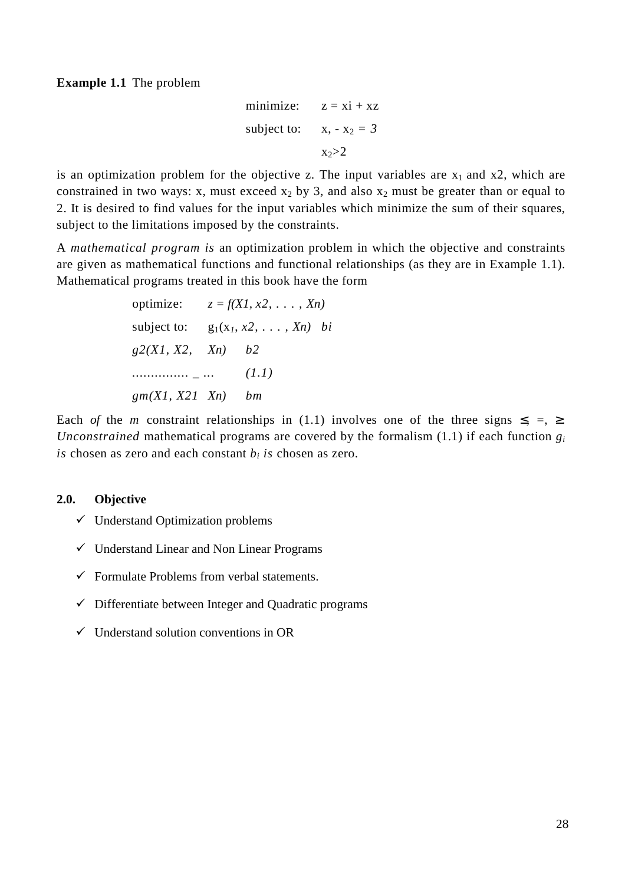**Example 1.1** The problem

$$\begin{aligned} \text{minimize:} \quad & z = xi + xz \\ \text{subject to:} \quad & x, - x_2 = 3 \\ & x_2 > 2 \end{aligned}$$

is an optimization problem for the objective z. The input variables are $x_1$ and x2, which are constrained in two ways: x, must exceed $x_2$ by 3, and also $x_2$ must be greater than or equal to 2. It is desired to find values for the input variables which minimize the sum of their squares, subject to the limitations imposed by the constraints.

A *mathematical program is* an optimization problem in which the objective and constraints are given as mathematical functions and functional relationships (as they are in Example 1.1). Mathematical programs treated in this book have the form

$$\begin{aligned} \text{optimize:} \quad & z = f(X1, x2, \ldots, Xn) \\ \text{subject to:} \quad & g_1(x_1, x2, \ldots, Xn) \quad bi \\ & g2(X1, X2, \quad Xn) \quad b2 \\ & \ldots\ldots\ldots\ldots\ldots \_ \ldots \qquad (1.1) \\ & gm(X1, X21 \quad Xn) \quad bm \end{aligned}$$

Each *of* the *m* constraint relationships in (1.1) involves one of the three signs ≤, =, ≥ *Unconstrained* mathematical programs are covered by the formalism (1.1) if each function $g_i$ *is* chosen as zero and each constant $b_i$ *is* chosen as zero.

## 2.0. Objective

- ✓ Understand Optimization problems
- ✓ Understand Linear and Non Linear Programs
- ✓ Formulate Problems from verbal statements.
- ✓ Differentiate between Integer and Quadratic programs
- ✓ Understand solution conventions in OR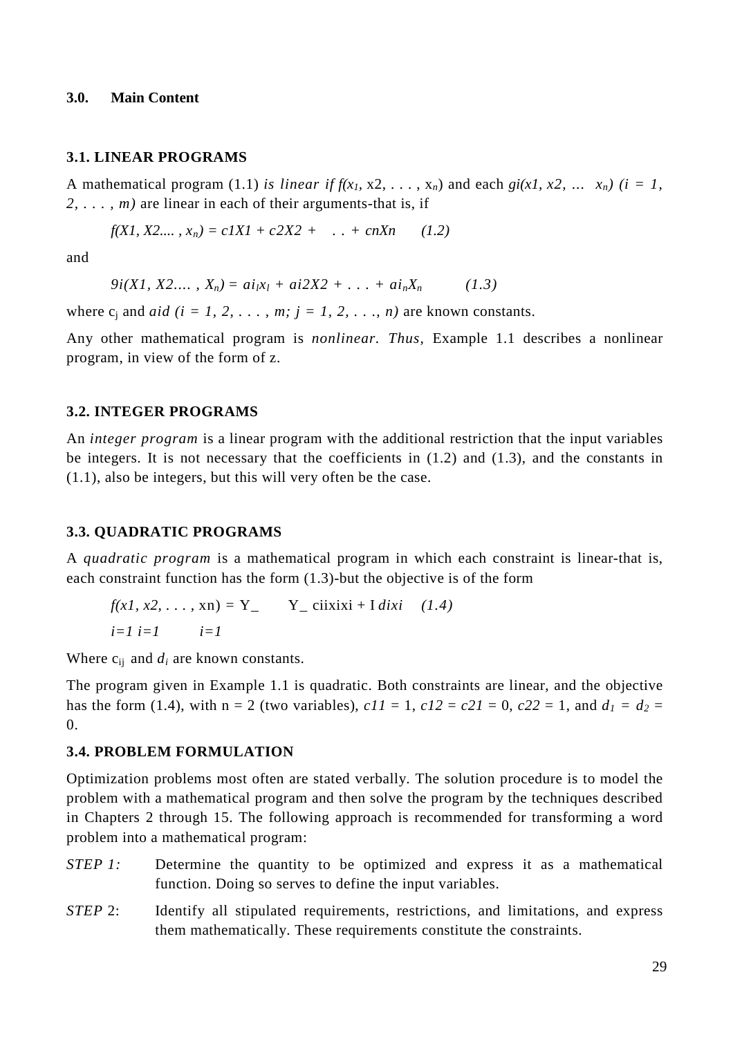## 3.0. Main Content

### 3.1. LINEAR PROGRAMS

A mathematical program (1.1) *is linear if* $f(x_1, x_2, \ldots, x_n)$ and each $g_i(x_1, x_2, \ldots x_n)$ $(i = 1, 2, \ldots, m)$ are linear in each of their arguments-that is, if

$$f(x_1, x_2, \ldots, x_n) = c_1x_1 + c_2x_2 + \ldots + c_nx_n \qquad (1.2)$$

and

$$g_i(x_1, x_2, \ldots, x_n) = a_{i1}x_1 + a_{i2}x_2 + \ldots + a_{in}x_n \qquad (1.3)$$

where $c_j$ and $a_{ij}$ $(i = 1, 2, \ldots, m;\ j = 1, 2, \ldots, n)$ are known constants.

Any other mathematical program is *nonlinear*. *Thus,* Example 1.1 describes a nonlinear program, in view of the form of z.

### 3.2. INTEGER PROGRAMS

An *integer program* is a linear program with the additional restriction that the input variables be integers. It is not necessary that the coefficients in (1.2) and (1.3), and the constants in (1.1), also be integers, but this will very often be the case.

### 3.3. QUADRATIC PROGRAMS

A *quadratic program* is a mathematical program in which each constraint is linear-that is, each constraint function has the form (1.3)-but the objective is of the form

$$f(x_1, x_2, \ldots, x_n) = \sum_{i=1}^{n} \sum_{j=1}^{n} c_{ij}x_ix_j + \sum_{i=1}^{n} d_ix_i \qquad (1.4)$$

Where $c_{ij}$ and $d_i$ are known constants.

The program given in Example 1.1 is quadratic. Both constraints are linear, and the objective has the form (1.4), with n = 2 (two variables), $c_{11} = 1$, $c_{12} = c_{21} = 0$, $c_{22} = 1$, and $d_1 = d_2 = 0$.

### 3.4. PROBLEM FORMULATION

Optimization problems most often are stated verbally. The solution procedure is to model the problem with a mathematical program and then solve the program by the techniques described in Chapters 2 through 15. The following approach is recommended for transforming a word problem into a mathematical program:

*STEP 1:* Determine the quantity to be optimized and express it as a mathematical function. Doing so serves to define the input variables.

*STEP* 2: Identify all stipulated requirements, restrictions, and limitations, and express them mathematically. These requirements constitute the constraints.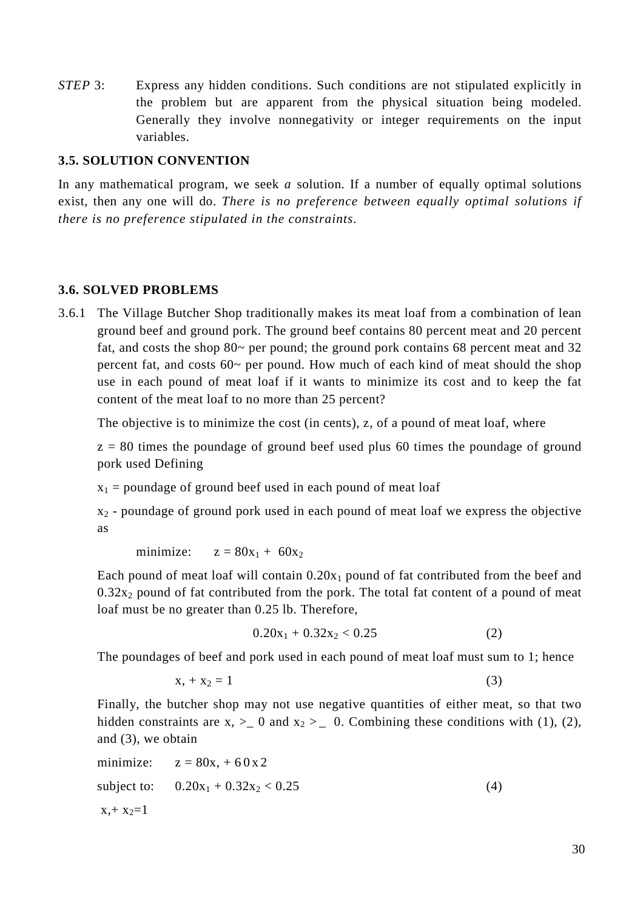*STEP* 3: Express any hidden conditions. Such conditions are not stipulated explicitly in the problem but are apparent from the physical situation being modeled. Generally they involve nonnegativity or integer requirements on the input variables.

### 3.5. SOLUTION CONVENTION

In any mathematical program, we seek *a* solution. If a number of equally optimal solutions exist, then any one will do. *There is no preference between equally optimal solutions if there is no preference stipulated in the constraints.*

### 3.6. SOLVED PROBLEMS

3.6.1 The Village Butcher Shop traditionally makes its meat loaf from a combination of lean ground beef and ground pork. The ground beef contains 80 percent meat and 20 percent fat, and costs the shop 80~ per pound; the ground pork contains 68 percent meat and 32 percent fat, and costs 60~ per pound. How much of each kind of meat should the shop use in each pound of meat loaf if it wants to minimize its cost and to keep the fat content of the meat loaf to no more than 25 percent?

The objective is to minimize the cost (in cents), z, of a pound of meat loaf, where

z = 80 times the poundage of ground beef used plus 60 times the poundage of ground pork used Defining

$x_1$ = poundage of ground beef used in each pound of meat loaf

$x_2$ - poundage of ground pork used in each pound of meat loaf we express the objective as

minimize: $z = 80x_1 + 60x_2$

Each pound of meat loaf will contain $0.20x_1$ pound of fat contributed from the beef and $0.32x_2$ pound of fat contributed from the pork. The total fat content of a pound of meat loaf must be no greater than 0.25 lb. Therefore,

$$0.20x_1 + 0.32x_2 < 0.25 \qquad (2)$$

The poundages of beef and pork used in each pound of meat loaf must sum to 1; hence

$$x_1 + x_2 = 1 \qquad (3)$$

Finally, the butcher shop may not use negative quantities of either meat, so that two hidden constraints are $x_1 \geq 0$ and $x_2 \geq 0$. Combining these conditions with (1), (2), and (3), we obtain

minimize: $z = 80x_1 + 60x_2$

subject to: $0.20x_1 + 0.32x_2 < 0.25$ (4)

$x_1 + x_2 = 1$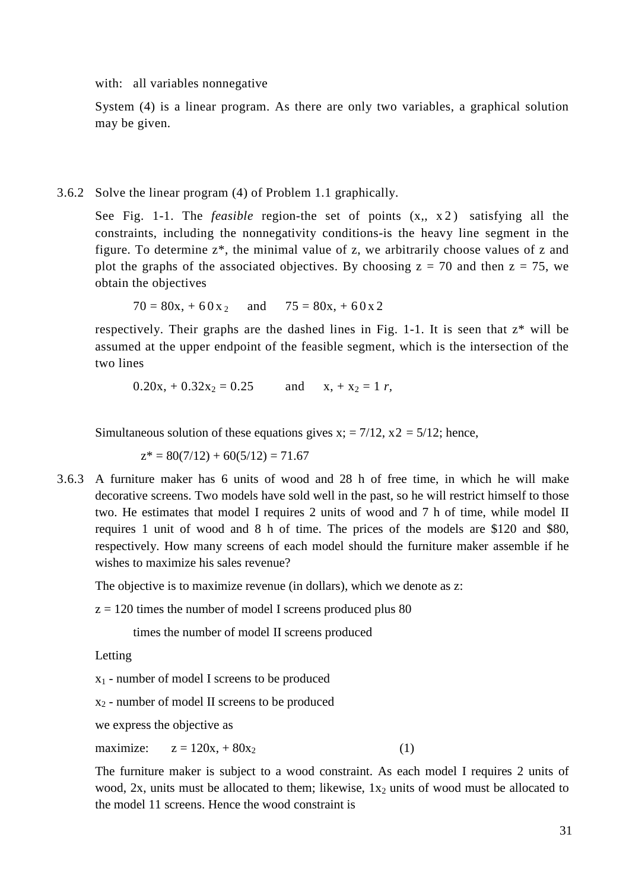with: all variables nonnegative

System (4) is a linear program. As there are only two variables, a graphical solution may be given.

3.6.2 Solve the linear program (4) of Problem 1.1 graphically.

See Fig. 1-1. The *feasible* region-the set of points $(x_1, x_2)$ satisfying all the constraints, including the nonnegativity conditions-is the heavy line segment in the figure. To determine z*, the minimal value of z, we arbitrarily choose values of z and plot the graphs of the associated objectives. By choosing z = 70 and then z = 75, we obtain the objectives

$$70 = 80x_1 + 60x_2 \quad \text{and} \quad 75 = 80x_1 + 60x_2$$

respectively. Their graphs are the dashed lines in Fig. 1-1. It is seen that z* will be assumed at the upper endpoint of the feasible segment, which is the intersection of the two lines

$$0.20x_1 + 0.32x_2 = 0.25 \quad \text{and} \quad x_1 + x_2 = 1\ r,$$

Simultaneous solution of these equations gives $x_1 = 7/12$, $x_2 = 5/12$; hence,

$$z^* = 80(7/12) + 60(5/12) = 71.67$$

3.6.3 A furniture maker has 6 units of wood and 28 h of free time, in which he will make decorative screens. Two models have sold well in the past, so he will restrict himself to those two. He estimates that model I requires 2 units of wood and 7 h of time, while model II requires 1 unit of wood and 8 h of time. The prices of the models are $120 and $80, respectively. How many screens of each model should the furniture maker assemble if he wishes to maximize his sales revenue?

The objective is to maximize revenue (in dollars), which we denote as z:

z = 120 times the number of model I screens produced plus 80

times the number of model II screens produced

Letting

$x_1$ - number of model I screens to be produced

$x_2$ - number of model II screens to be produced

we express the objective as

maximize: $z = 120x_1 + 80x_2$ (1)

The furniture maker is subject to a wood constraint. As each model I requires 2 units of wood, $2x_1$ units must be allocated to them; likewise, $1x_2$ units of wood must be allocated to the model 11 screens. Hence the wood constraint is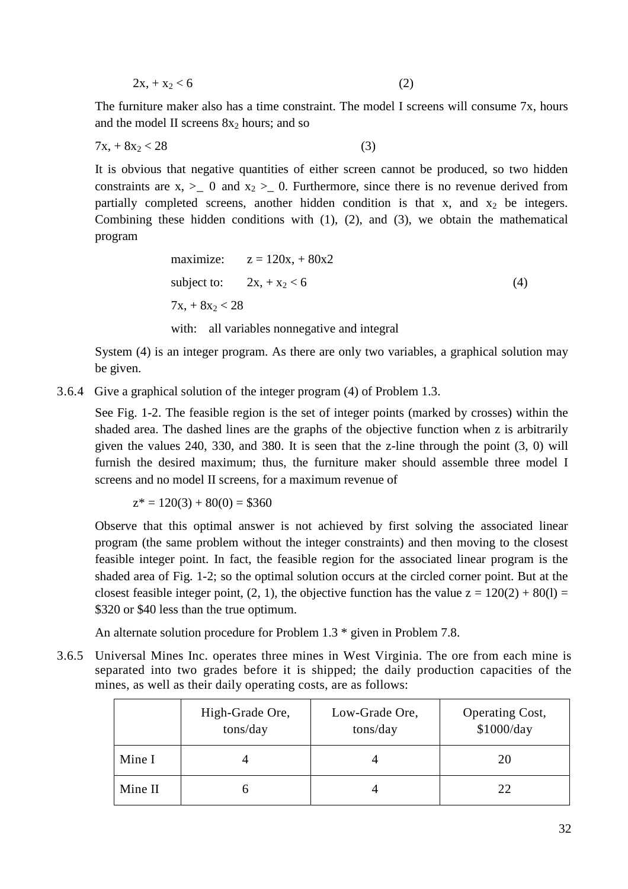$$2x_1 + x_2 < 6 \qquad (2)$$

The furniture maker also has a time constraint. The model I screens will consume $7x_1$ hours and the model II screens $8x_2$ hours; and so

$$7x_1 + 8x_2 < 28 \qquad (3)$$

It is obvious that negative quantities of either screen cannot be produced, so two hidden constraints are $x_1 \geq 0$ and $x_2 \geq 0$. Furthermore, since there is no revenue derived from partially completed screens, another hidden condition is that $x_1$ and $x_2$ be integers. Combining these hidden conditions with (1), (2), and (3), we obtain the mathematical program

$$\begin{aligned} \text{maximize:} \quad & z = 120x_1 + 80x_2 \\ \text{subject to:} \quad & 2x_1 + x_2 < 6 \\ & 7x_1 + 8x_2 < 28 \\ \text{with:} \quad & \text{all variables nonnegative and integral} \end{aligned} \qquad (4)$$

System (4) is an integer program. As there are only two variables, a graphical solution may be given.

3.6.4 Give a graphical solution of the integer program (4) of Problem 1.3.

See Fig. 1-2. The feasible region is the set of integer points (marked by crosses) within the shaded area. The dashed lines are the graphs of the objective function when z is arbitrarily given the values 240, 330, and 380. It is seen that the z-line through the point (3, 0) will furnish the desired maximum; thus, the furniture maker should assemble three model I screens and no model II screens, for a maximum revenue of

$$z^* = 120(3) + 80(0) = \$360$$

Observe that this optimal answer is not achieved by first solving the associated linear program (the same problem without the integer constraints) and then moving to the closest feasible integer point. In fact, the feasible region for the associated linear program is the shaded area of Fig. 1-2; so the optimal solution occurs at the circled corner point. But at the closest feasible integer point, (2, 1), the objective function has the value $z = 120(2) + 80(1) = \$320$ or \$40 less than the true optimum.

An alternate solution procedure for Problem 1.3 * given in Problem 7.8.

3.6.5 Universal Mines Inc. operates three mines in West Virginia. The ore from each mine is separated into two grades before it is shipped; the daily production capacities of the mines, as well as their daily operating costs, are as follows:

| | High-Grade Ore, tons/day | Low-Grade Ore, tons/day | Operating Cost, \$1000/day |
|---|---|---|---|
| Mine I | 4 | 4 | 20 |
| Mine II | 6 | 4 | 22 |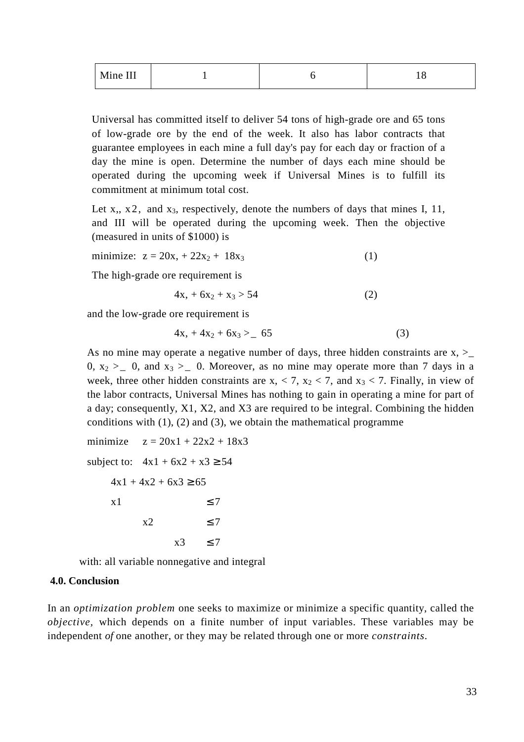| Mine III | 1 | 6 | 18 |
|---|---|---|---|

Universal has committed itself to deliver 54 tons of high-grade ore and 65 tons of low-grade ore by the end of the week. It also has labor contracts that guarantee employees in each mine a full day's pay for each day or fraction of a day the mine is open. Determine the number of days each mine should be operated during the upcoming week if Universal Mines is to fulfill its commitment at minimum total cost.

Let x,, $x_2$, and $x_3$, respectively, denote the numbers of days that mines I, 11, and III will be operated during the upcoming week. Then the objective (measured in units of $1000) is

minimize: $z = 20x_1 + 22x_2 + 18x_3$ (1)

The high-grade ore requirement is

$$4x_1 + 6x_2 + x_3 > 54 \quad (2)$$

and the low-grade ore requirement is

$$4x_1 + 4x_2 + 6x_3 \geq 65 \quad (3)$$

As no mine may operate a negative number of days, three hidden constraints are $x_1 \geq 0$, $x_2 \geq 0$, and $x_3 \geq 0$. Moreover, as no mine may operate more than 7 days in a week, three other hidden constraints are $x_1 < 7$, $x_2 < 7$, and $x_3 < 7$. Finally, in view of the labor contracts, Universal Mines has nothing to gain in operating a mine for part of a day; consequently, X1, X2, and X3 are required to be integral. Combining the hidden conditions with (1), (2) and (3), we obtain the mathematical programme

minimize $z = 20x_1 + 22x_2 + 18x_3$

subject to: $4x_1 + 6x_2 + x_3 \geq 54$

$4x_1 + 4x_2 + 6x_3 \geq 65$

$x_1 \leq 7$

$x_2 \leq 7$

$x_3 \leq 7$

with: all variable nonnegative and integral

**4.0. Conclusion**

In an *optimization problem* one seeks to maximize or minimize a specific quantity, called the *objective*, which depends on a finite number of input variables. These variables may be independent *of* one another, or they may be related through one or more *constraints*.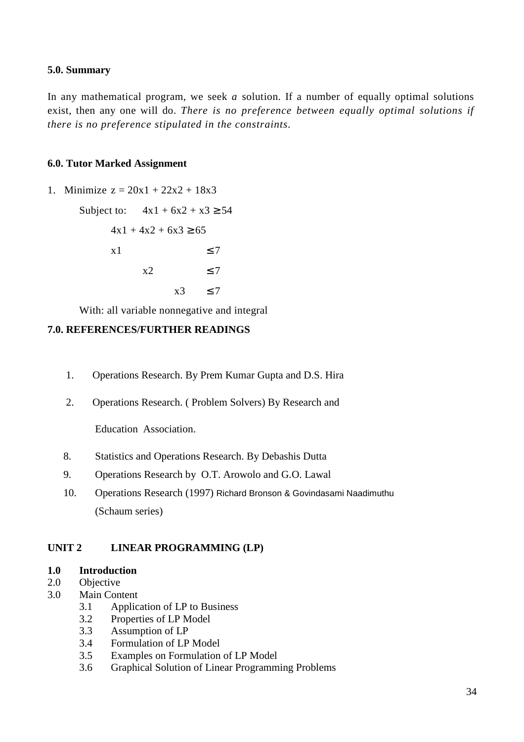## 5.0. Summary

In any mathematical program, we seek *a* solution. If a number of equally optimal solutions exist, then any one will do. *There is no preference between equally optimal solutions if there is no preference stipulated in the constraints*.

## 6.0. Tutor Marked Assignment

1. Minimize $z = 20x1 + 22x2 + 18x3$

   Subject to:

$$
\begin{aligned}
4x1 + 6x2 + x3 &\geq 54 \\
4x1 + 4x2 + 6x3 &\geq 65 \\
x1 &\leq 7 \\
x2 &\leq 7 \\
x3 &\leq 7
\end{aligned}
$$

   With: all variable nonnegative and integral

## 7.0. REFERENCES/FURTHER READINGS

1. Operations Research. By Prem Kumar Gupta and D.S. Hira
2. Operations Research. ( Problem Solvers) By Research and Education Association.

8. Statistics and Operations Research. By Debashis Dutta
9. Operations Research by O.T. Arowolo and G.O. Lawal
10. Operations Research (1997) Richard Bronson & Govindasami Naadimuthu (Schaum series)

## UNIT 2 LINEAR PROGRAMMING (LP)

**1.0 Introduction**
2.0 Objective
3.0 Main Content
- 3.1 Application of LP to Business
- 3.2 Properties of LP Model
- 3.3 Assumption of LP
- 3.4 Formulation of LP Model
- 3.5 Examples on Formulation of LP Model
- 3.6 Graphical Solution of Linear Programming Problems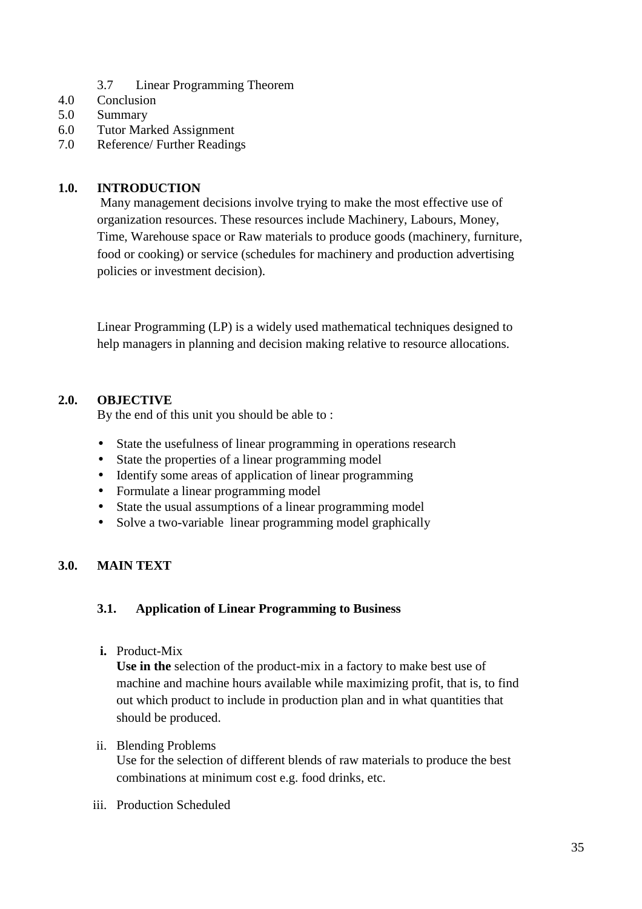3.7 Linear Programming Theorem

4.0 Conclusion

5.0 Summary

6.0 Tutor Marked Assignment

7.0 Reference/ Further Readings

## 1.0. INTRODUCTION

Many management decisions involve trying to make the most effective use of organization resources. These resources include Machinery, Labours, Money, Time, Warehouse space or Raw materials to produce goods (machinery, furniture, food or cooking) or service (schedules for machinery and production advertising policies or investment decision).

Linear Programming (LP) is a widely used mathematical techniques designed to help managers in planning and decision making relative to resource allocations.

## 2.0. OBJECTIVE

By the end of this unit you should be able to :

- State the usefulness of linear programming in operations research
- State the properties of a linear programming model
- Identify some areas of application of linear programming
- Formulate a linear programming model
- State the usual assumptions of a linear programming model
- Solve a two-variable linear programming model graphically

## 3.0. MAIN TEXT

### 3.1. Application of Linear Programming to Business

**i.** Product-Mix

**Use in the** selection of the product-mix in a factory to make best use of machine and machine hours available while maximizing profit, that is, to find out which product to include in production plan and in what quantities that should be produced.

ii. Blending Problems

Use for the selection of different blends of raw materials to produce the best combinations at minimum cost e.g. food drinks, etc.

iii. Production Scheduled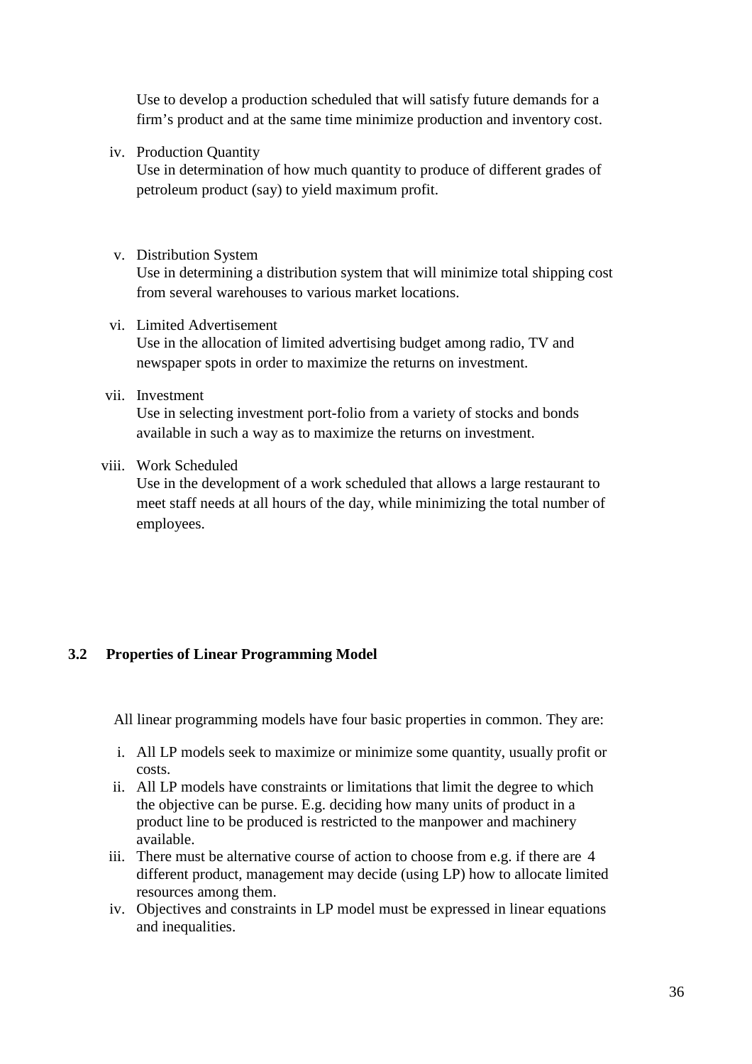Use to develop a production scheduled that will satisfy future demands for a firm's product and at the same time minimize production and inventory cost.

iv. Production Quantity
Use in determination of how much quantity to produce of different grades of petroleum product (say) to yield maximum profit.

v. Distribution System
Use in determining a distribution system that will minimize total shipping cost from several warehouses to various market locations.

vi. Limited Advertisement
Use in the allocation of limited advertising budget among radio, TV and newspaper spots in order to maximize the returns on investment.

vii. Investment
Use in selecting investment port-folio from a variety of stocks and bonds available in such a way as to maximize the returns on investment.

viii. Work Scheduled
Use in the development of a work scheduled that allows a large restaurant to meet staff needs at all hours of the day, while minimizing the total number of employees.

### 3.2 Properties of Linear Programming Model

All linear programming models have four basic properties in common. They are:

i. All LP models seek to maximize or minimize some quantity, usually profit or costs.
ii. All LP models have constraints or limitations that limit the degree to which the objective can be purse. E.g. deciding how many units of product in a product line to be produced is restricted to the manpower and machinery available.
iii. There must be alternative course of action to choose from e.g. if there are 4 different product, management may decide (using LP) how to allocate limited resources among them.
iv. Objectives and constraints in LP model must be expressed in linear equations and inequalities.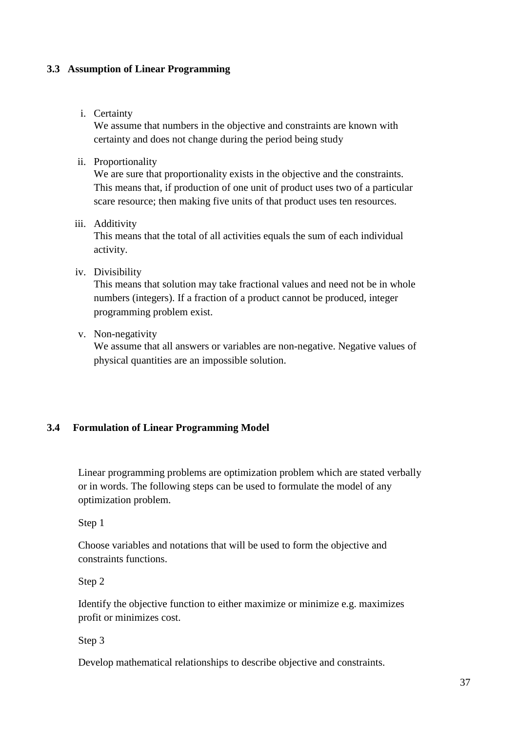### 3.3 Assumption of Linear Programming

i. Certainty

   We assume that numbers in the objective and constraints are known with certainty and does not change during the period being study

ii. Proportionality

   We are sure that proportionality exists in the objective and the constraints. This means that, if production of one unit of product uses two of a particular scare resource; then making five units of that product uses ten resources.

iii. Additivity

   This means that the total of all activities equals the sum of each individual activity.

iv. Divisibility

   This means that solution may take fractional values and need not be in whole numbers (integers). If a fraction of a product cannot be produced, integer programming problem exist.

v. Non-negativity

   We assume that all answers or variables are non-negative. Negative values of physical quantities are an impossible solution.

### 3.4 Formulation of Linear Programming Model

Linear programming problems are optimization problem which are stated verbally or in words. The following steps can be used to formulate the model of any optimization problem.

Step 1

Choose variables and notations that will be used to form the objective and constraints functions.

Step 2

Identify the objective function to either maximize or minimize e.g. maximizes profit or minimizes cost.

Step 3

Develop mathematical relationships to describe objective and constraints.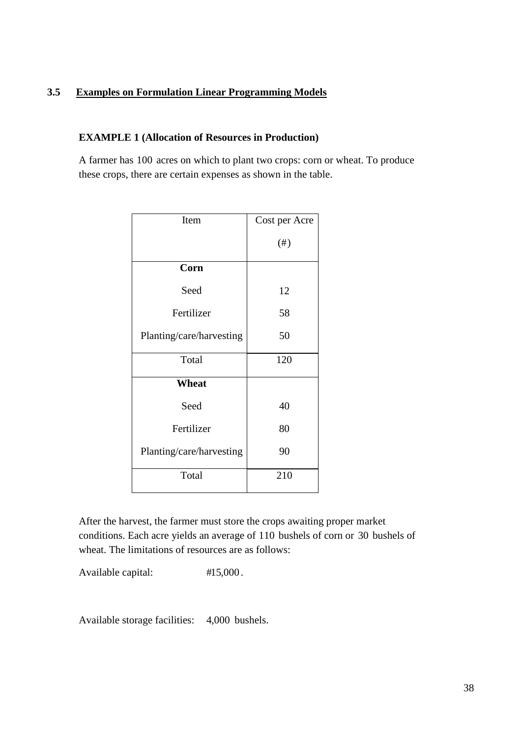### 3.5 Examples on Formulation Linear Programming Models

**EXAMPLE 1 (Allocation of Resources in Production)**

A farmer has 100 acres on which to plant two crops: corn or wheat. To produce these crops, there are certain expenses as shown in the table.

| Item | Cost per Acre (#) |
|---|---|
| **Corn** | |
| Seed | 12 |
| Fertilizer | 58 |
| Planting/care/harvesting | 50 |
| Total | 120 |
| **Wheat** | |
| Seed | 40 |
| Fertilizer | 80 |
| Planting/care/harvesting | 90 |
| Total | 210 |

After the harvest, the farmer must store the crops awaiting proper market conditions. Each acre yields an average of 110 bushels of corn or 30 bushels of wheat. The limitations of resources are as follows:

Available capital: #15,000.

Available storage facilities: 4,000 bushels.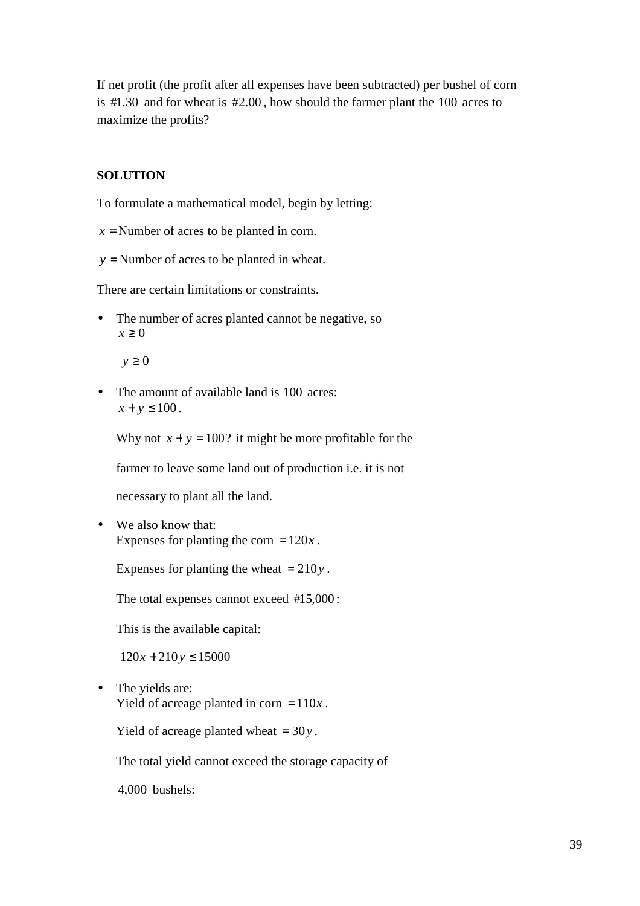If net profit (the profit after all expenses have been subtracted) per bushel of corn is #1.30 and for wheat is #2.00, how should the farmer plant the 100 acres to maximize the profits?

**SOLUTION**

To formulate a mathematical model, begin by letting:

$x =$ Number of acres to be planted in corn.

$y =$ Number of acres to be planted in wheat.

There are certain limitations or constraints.

- The number of acres planted cannot be negative, so
  $x \geq 0$

  $y \geq 0$

- The amount of available land is 100 acres:
  $x + y \leq 100$.

  Why not $x + y = 100$? it might be more profitable for the farmer to leave some land out of production i.e. it is not necessary to plant all the land.

- We also know that:
  Expenses for planting the corn $= 120x$.

  Expenses for planting the wheat $= 210y$.

  The total expenses cannot exceed #15,000:

  This is the available capital:

  $120x + 210y \leq 15000$

- The yields are:
  Yield of acreage planted in corn $= 110x$.

  Yield of acreage planted wheat $= 30y$.

  The total yield cannot exceed the storage capacity of 4,000 bushels: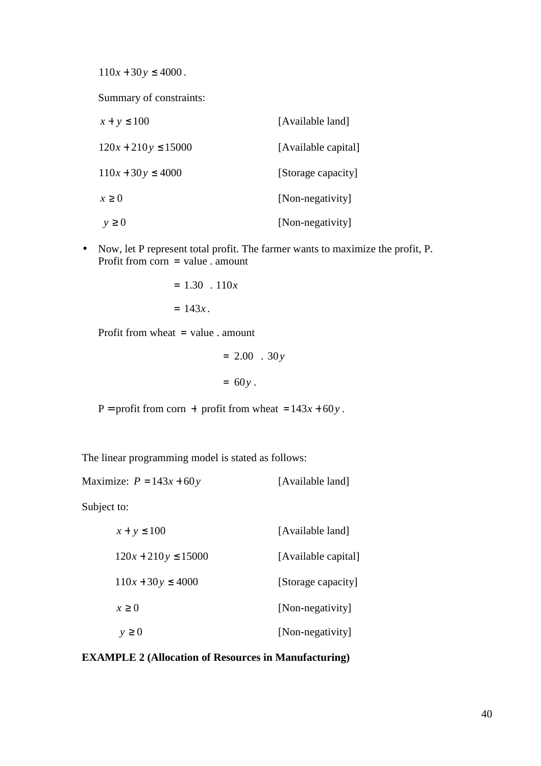$110x + 30y \le 4000$.

Summary of constraints:

| | |
|---|---|
| $x + y \le 100$ | [Available land] |
| $120x + 210y \le 15000$ | [Available capital] |
| $110x + 30y \le 4000$ | [Storage capacity] |
| $x \ge 0$ | [Non-negativity] |
| $y \ge 0$ | [Non-negativity] |

- Now, let P represent total profit. The farmer wants to maximize the profit, P.
  Profit from corn $=$ value . amount

  $= 1.30 \;\; . \; 110x$

  $= 143x$.

  Profit from wheat $=$ value . amount

  $= 2.00 \;\; . \; 30y$

  $= 60y$.

  P $=$ profit from corn $+$ profit from wheat $= 143x + 60y$.

The linear programming model is stated as follows:

Maximize: $P = 143x + 60y$ [Available land]

Subject to:

| | |
|---|---|
| $x + y \le 100$ | [Available land] |
| $120x + 210y \le 15000$ | [Available capital] |
| $110x + 30y \le 4000$ | [Storage capacity] |
| $x \ge 0$ | [Non-negativity] |
| $y \ge 0$ | [Non-negativity] |

**EXAMPLE 2 (Allocation of Resources in Manufacturing)**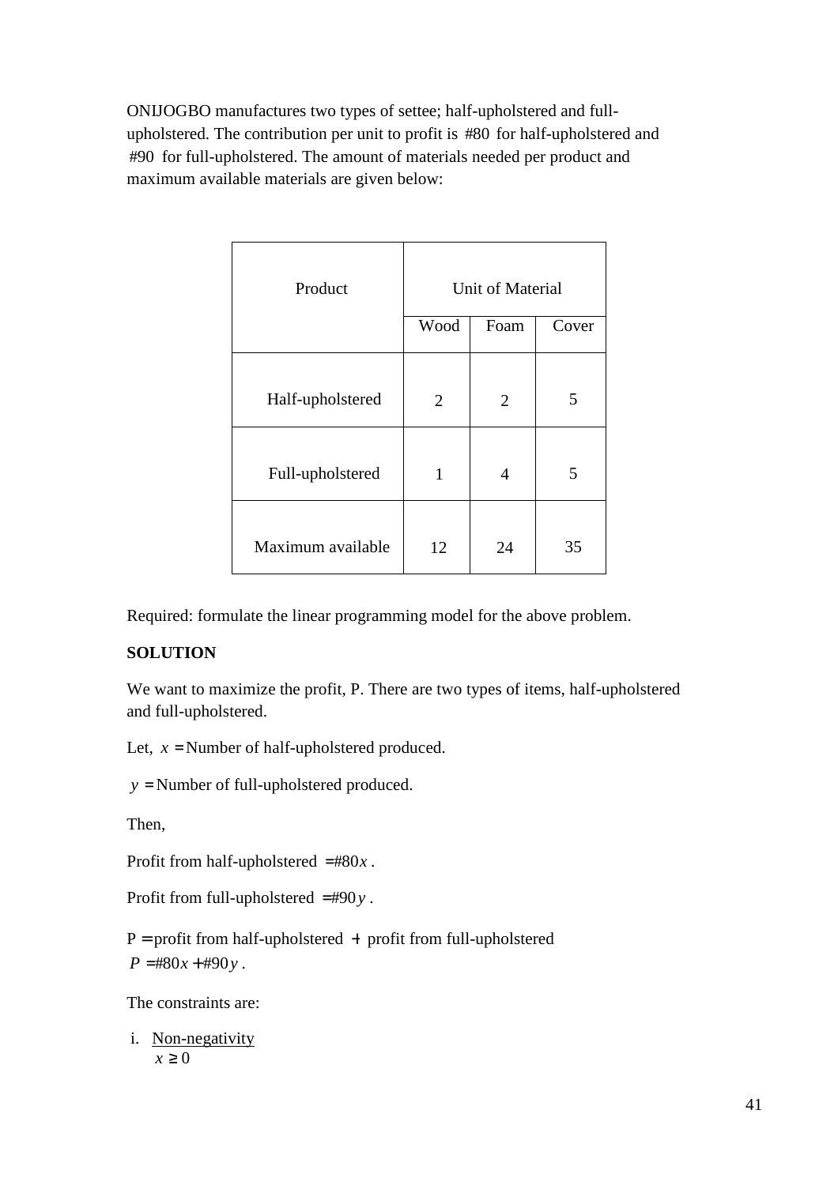ONIJOGBO manufactures two types of settee; half-upholstered and full-upholstered. The contribution per unit to profit is #80 for half-upholstered and #90 for full-upholstered. The amount of materials needed per product and maximum available materials are given below:

| Product | Unit of Material | | |
|---|---|---|---|
| | Wood | Foam | Cover |
| Half-upholstered | 2 | 2 | 5 |
| Full-upholstered | 1 | 4 | 5 |
| Maximum available | 12 | 24 | 35 |

Required: formulate the linear programming model for the above problem.

**SOLUTION**

We want to maximize the profit, P. There are two types of items, half-upholstered and full-upholstered.

Let, $x =$ Number of half-upholstered produced.

$y =$ Number of full-upholstered produced.

Then,

Profit from half-upholstered $= \#80x$.

Profit from full-upholstered $= \#90y$.

P = profit from half-upholstered + profit from full-upholstered

$P = \#80x + \#90y$.

The constraints are:

i. Non-negativity

$x \geq 0$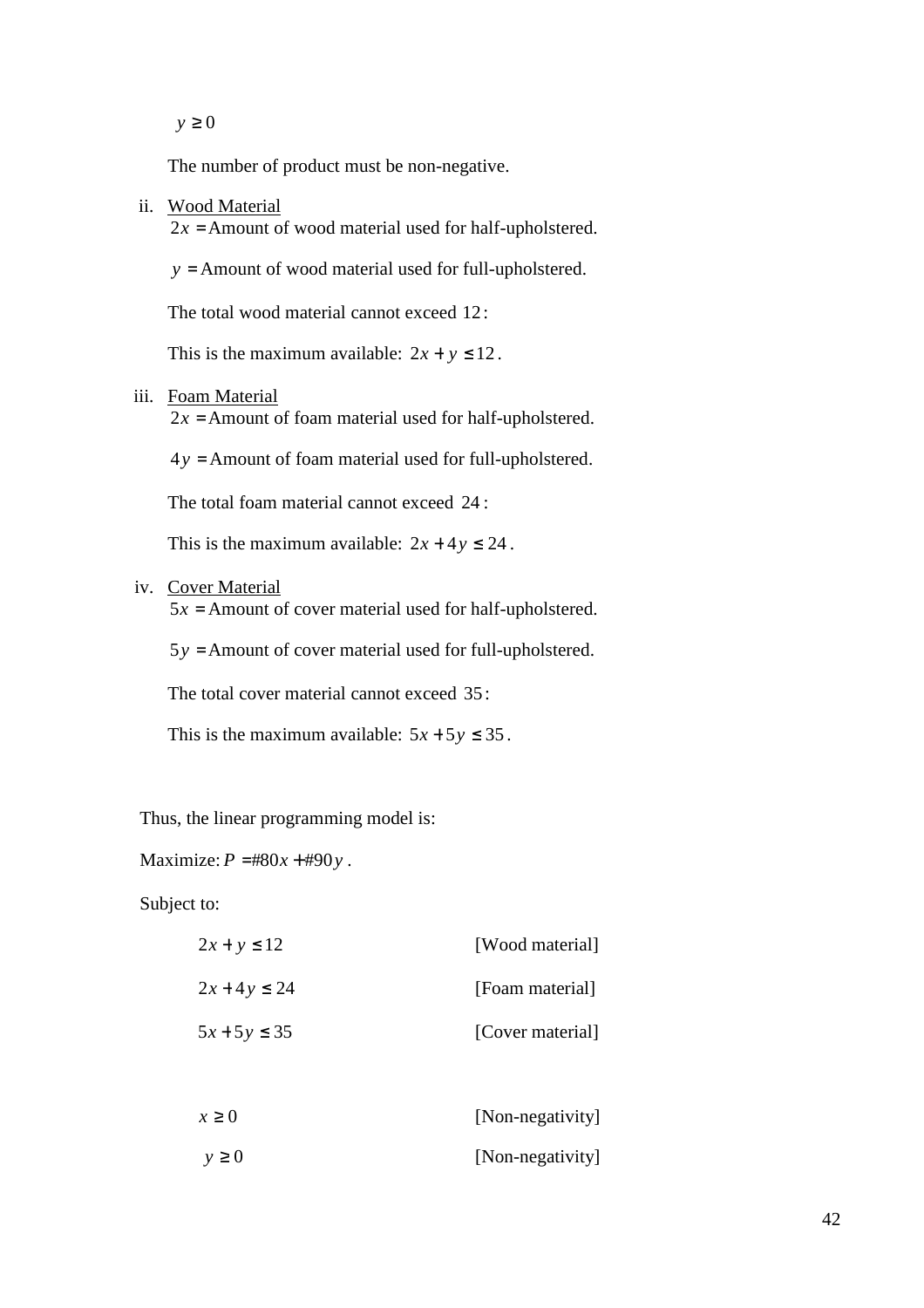$y \geq 0$

The number of product must be non-negative.

ii. <u>Wood Material</u>
   $2x =$ Amount of wood material used for half-upholstered.

   $y =$ Amount of wood material used for full-upholstered.

   The total wood material cannot exceed $12$:

   This is the maximum available: $2x + y \leq 12$.

iii. <u>Foam Material</u>
   $2x =$ Amount of foam material used for half-upholstered.

   $4y =$ Amount of foam material used for full-upholstered.

   The total foam material cannot exceed $24$:

   This is the maximum available: $2x + 4y \leq 24$.

iv. <u>Cover Material</u>
   $5x =$ Amount of cover material used for half-upholstered.

   $5y =$ Amount of cover material used for full-upholstered.

   The total cover material cannot exceed $35$:

   This is the maximum available: $5x + 5y \leq 35$.

Thus, the linear programming model is:

Maximize: $P = \#80x + \#90y$.

Subject to:

| | |
|---|---|
| $2x + y \leq 12$ | [Wood material] |
| $2x + 4y \leq 24$ | [Foam material] |
| $5x + 5y \leq 35$ | [Cover material] |
| $x \geq 0$ | [Non-negativity] |
| $y \geq 0$ | [Non-negativity] |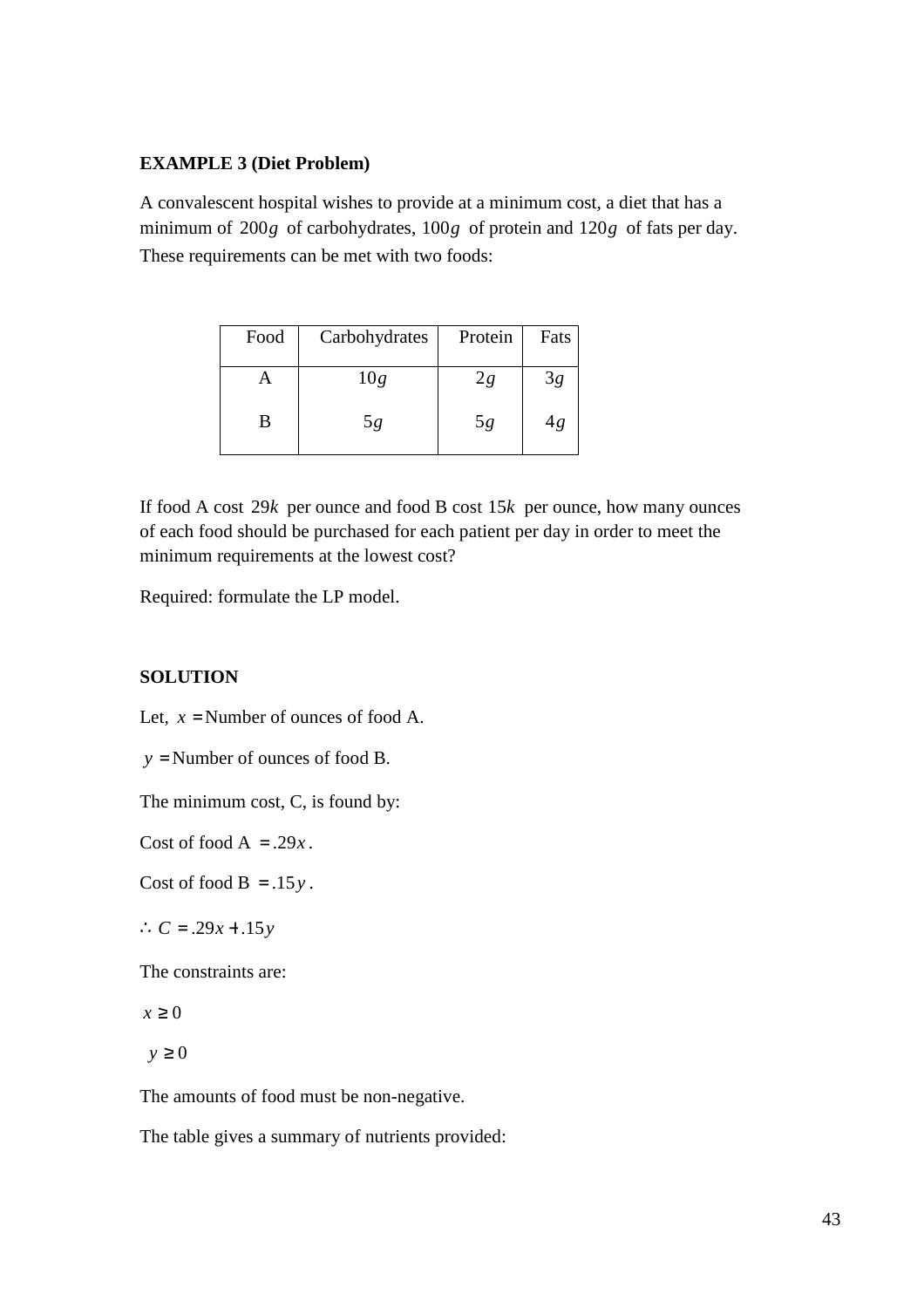**EXAMPLE 3 (Diet Problem)**

A convalescent hospital wishes to provide at a minimum cost, a diet that has a minimum of $200g$ of carbohydrates, $100g$ of protein and $120g$ of fats per day. These requirements can be met with two foods:

| Food | Carbohydrates | Protein | Fats |
|---|---|---|---|
| A | $10g$ | $2g$ | $3g$ |
| B | $5g$ | $5g$ | $4g$ |

If food A cost $29k$ per ounce and food B cost $15k$ per ounce, how many ounces of each food should be purchased for each patient per day in order to meet the minimum requirements at the lowest cost?

Required: formulate the LP model.

**SOLUTION**

Let, $x =$ Number of ounces of food A.

$y =$ Number of ounces of food B.

The minimum cost, C, is found by:

Cost of food A $= .29x$.

Cost of food B $= .15y$.

$\therefore C = .29x + .15y$

The constraints are:

$x \geq 0$

$y \geq 0$

The amounts of food must be non-negative.

The table gives a summary of nutrients provided: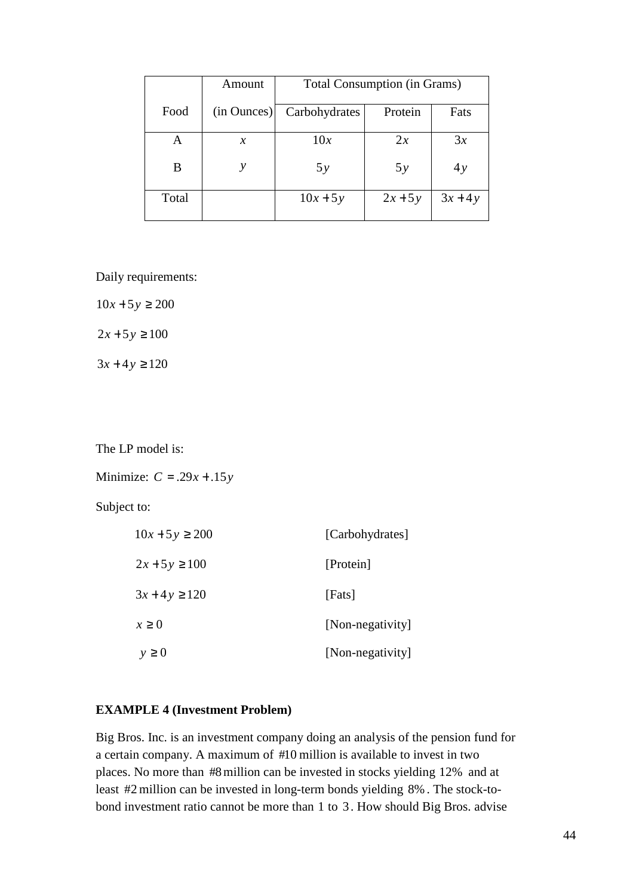| Food | Amount (in Ounces) | Total Consumption (in Grams) | | |
|---|---|---|---|---|
| | | Carbohydrates | Protein | Fats |
| A | $x$ | $10x$ | $2x$ | $3x$ |
| B | $y$ | $5y$ | $5y$ | $4y$ |
| Total | | $10x+5y$ | $2x+5y$ | $3x+4y$ |

Daily requirements:

$10x + 5y \geq 200$

$2x + 5y \geq 100$

$3x + 4y \geq 120$

The LP model is:

Minimize: $C = .29x + .15y$

Subject to:

| | |
|---|---|
| $10x + 5y \geq 200$ | [Carbohydrates] |
| $2x + 5y \geq 100$ | [Protein] |
| $3x + 4y \geq 120$ | [Fats] |
| $x \geq 0$ | [Non-negativity] |
| $y \geq 0$ | [Non-negativity] |

**EXAMPLE 4 (Investment Problem)**

Big Bros. Inc. is an investment company doing an analysis of the pension fund for a certain company. A maximum of #10 million is available to invest in two places. No more than #8 million can be invested in stocks yielding 12% and at least #2 million can be invested in long-term bonds yielding 8%. The stock-to-bond investment ratio cannot be more than 1 to 3. How should Big Bros. advise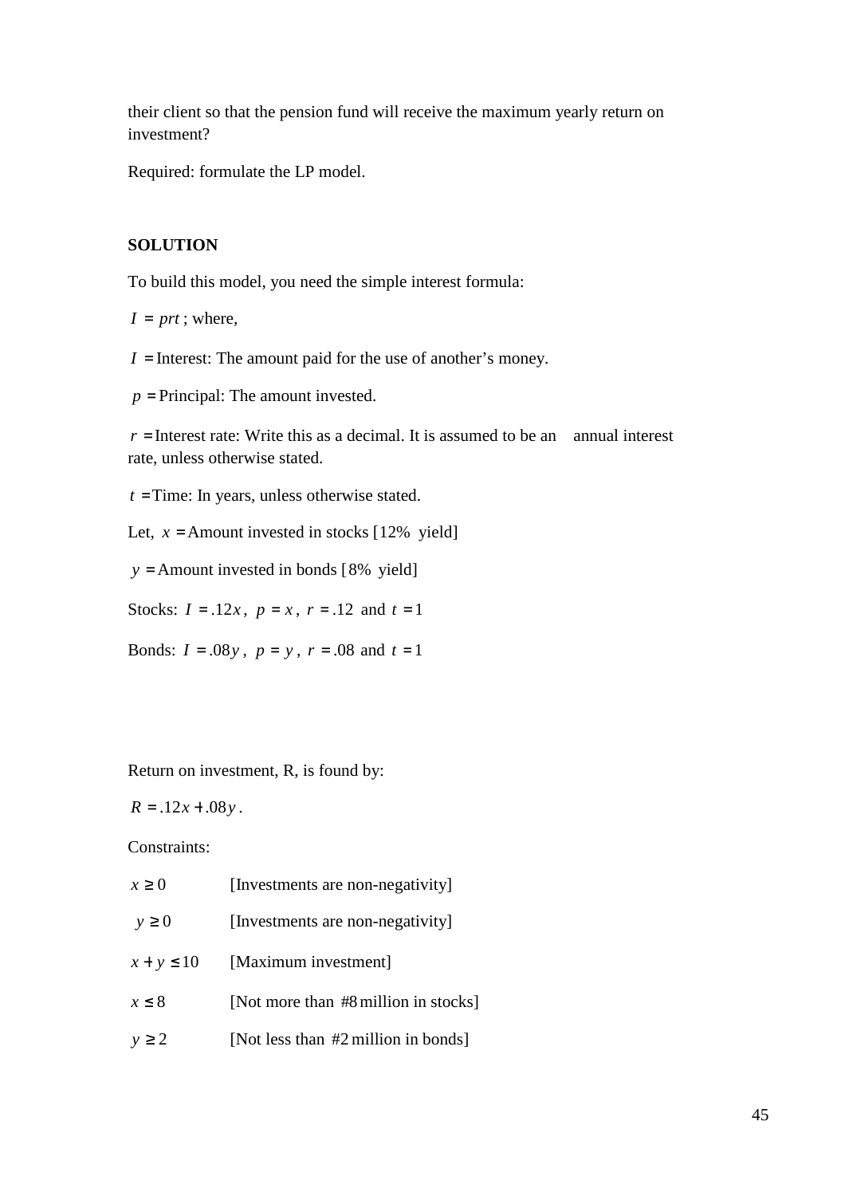their client so that the pension fund will receive the maximum yearly return on investment?

Required: formulate the LP model.

**SOLUTION**

To build this model, you need the simple interest formula:

$I = prt$ ; where,

$I$ = Interest: The amount paid for the use of another's money.

$p$ = Principal: The amount invested.

$r$ = Interest rate: Write this as a decimal. It is assumed to be an annual interest rate, unless otherwise stated.

$t$ = Time: In years, unless otherwise stated.

Let, $x$ = Amount invested in stocks [12% yield]

$y$ = Amount invested in bonds [8% yield]

Stocks: $I = .12x$, $p = x$, $r = .12$ and $t = 1$

Bonds: $I = .08y$, $p = y$, $r = .08$ and $t = 1$

Return on investment, R, is found by:

$R = .12x + .08y$.

Constraints:

| | |
|---|---|
| $x \geq 0$ | [Investments are non-negativity] |
| $y \geq 0$ | [Investments are non-negativity] |
| $x + y \leq 10$ | [Maximum investment] |
| $x \leq 8$ | [Not more than #8 million in stocks] |
| $y \geq 2$ | [Not less than #2 million in bonds] |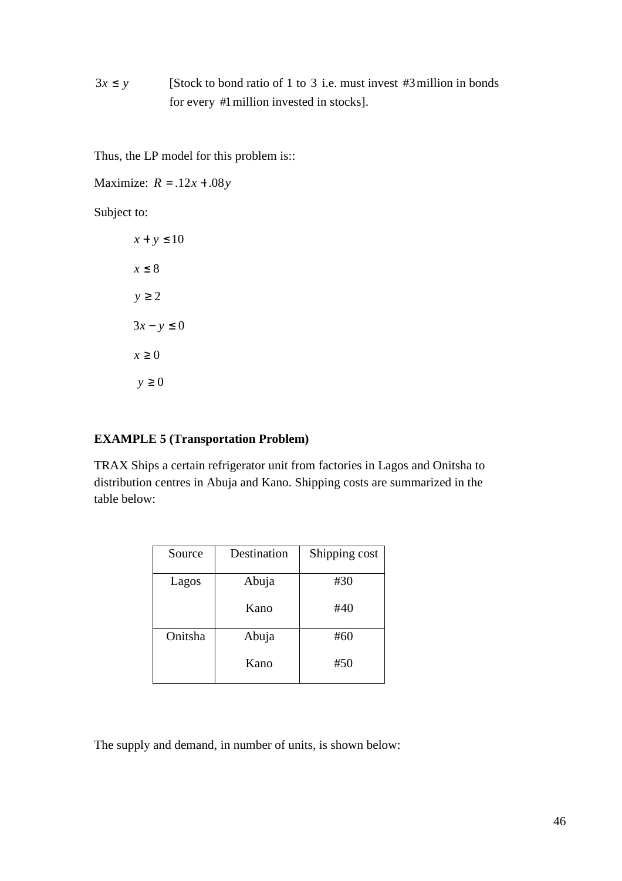$3x \leq y$ [Stock to bond ratio of 1 to 3 i.e. must invest #3 million in bonds for every #1 million invested in stocks].

Thus, the LP model for this problem is::

Maximize: $R = .12x + .08y$

Subject to:

$$x + y \leq 10$$

$$x \leq 8$$

$$y \geq 2$$

$$3x - y \leq 0$$

$$x \geq 0$$

$$y \geq 0$$

**EXAMPLE 5 (Transportation Problem)**

TRAX Ships a certain refrigerator unit from factories in Lagos and Onitsha to distribution centres in Abuja and Kano. Shipping costs are summarized in the table below:

| Source | Destination | Shipping cost |
|---|---|---|
| Lagos | Abuja | #30 |
| | Kano | #40 |
| Onitsha | Abuja | #60 |
| | Kano | #50 |

The supply and demand, in number of units, is shown below: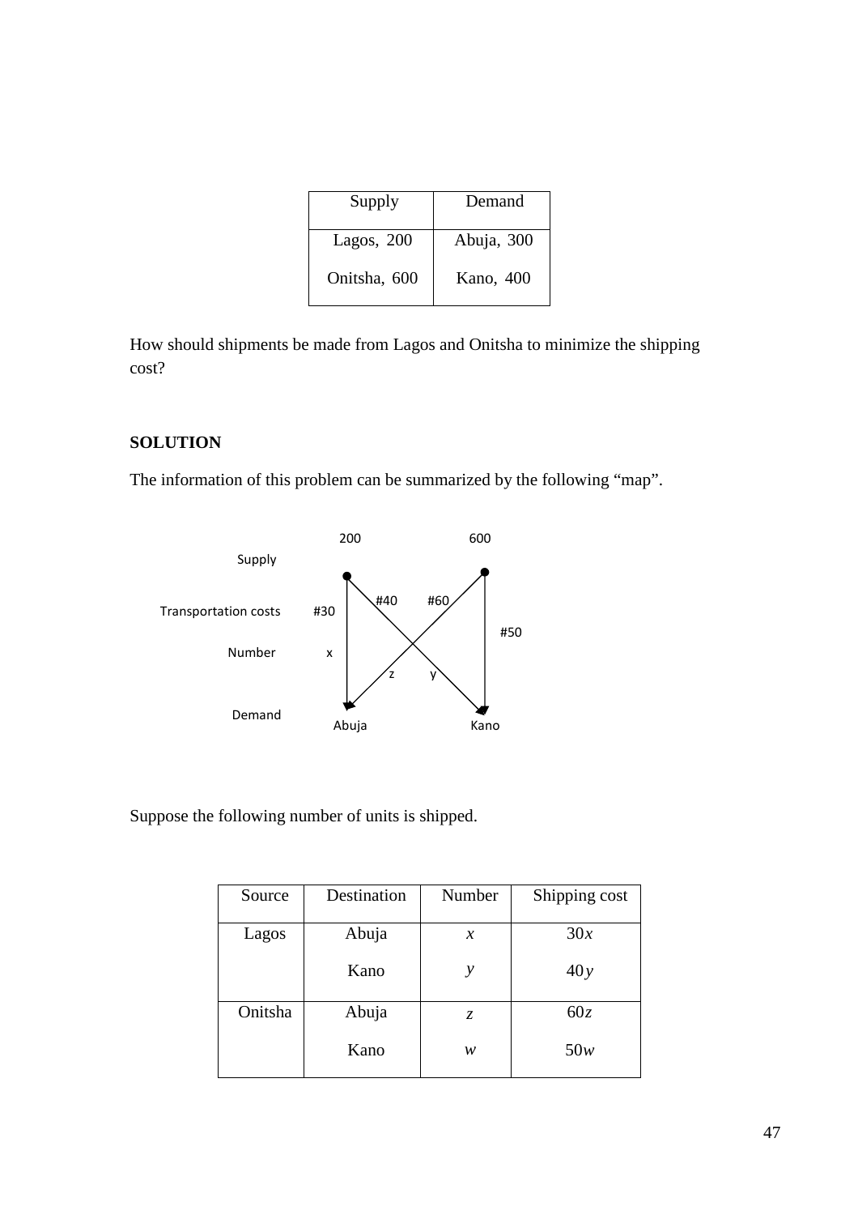| Supply | Demand |
|---|---|
| Lagos, 200 | Abuja, 300 |
| Onitsha, 600 | Kano, 400 |

How should shipments be made from Lagos and Onitsha to minimize the shipping cost?

**SOLUTION**

The information of this problem can be summarized by the following "map".

Supply: 200, 600

Transportation costs: #30, #40, #60, #50

Number: x, z, y

Demand: Abuja, Kano

Suppose the following number of units is shipped.

| Source | Destination | Number | Shipping cost |
|---|---|---|---|
| Lagos | Abuja | $x$ | $30x$ |
| | Kano | $y$ | $40y$ |
| Onitsha | Abuja | $z$ | $60z$ |
| | Kano | $w$ | $50w$ |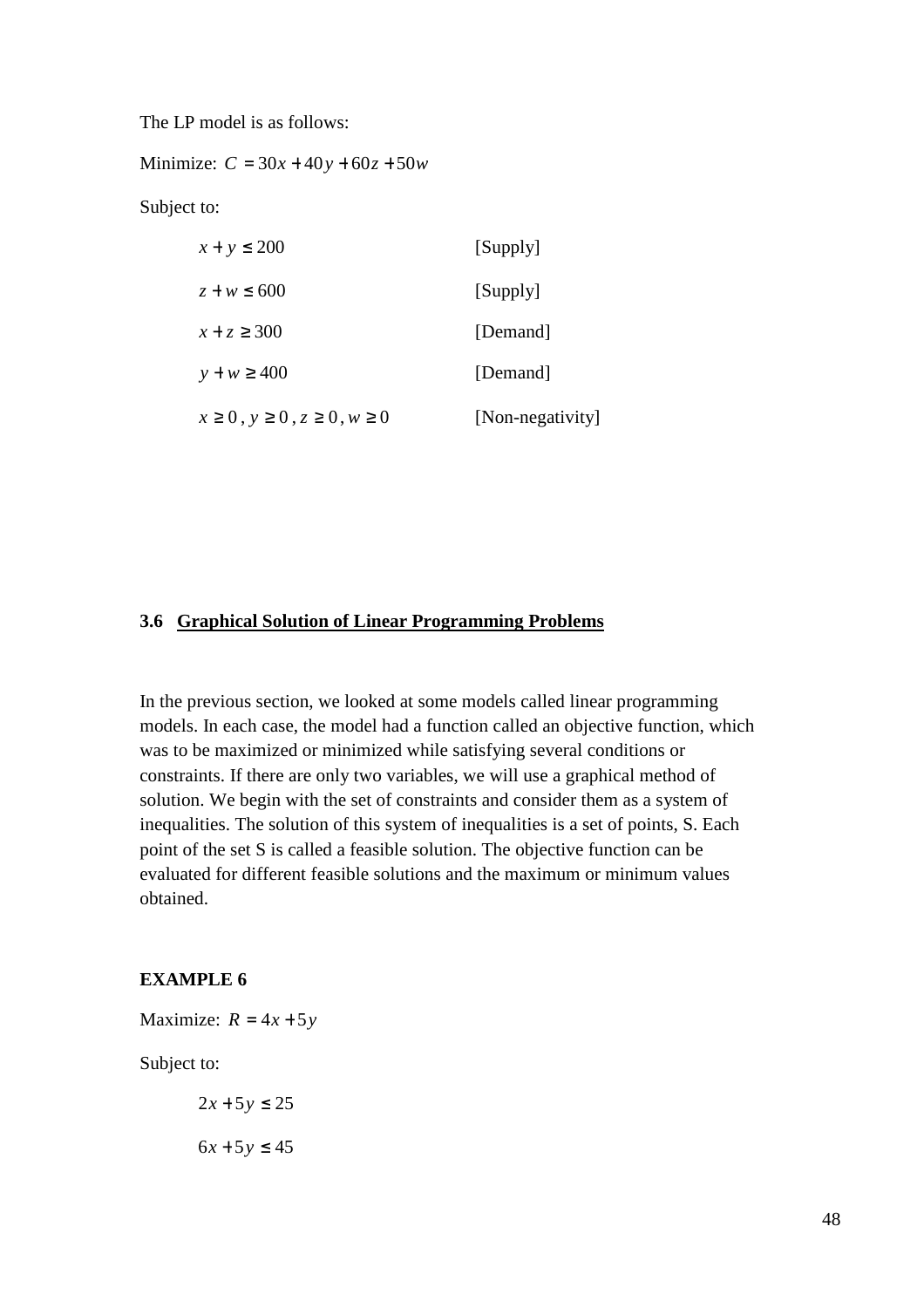The LP model is as follows:

Minimize: $C = 30x + 40y + 60z + 50w$

Subject to:

| | |
|---|---|
| $x + y \le 200$ | [Supply] |
| $z + w \le 600$ | [Supply] |
| $x + z \ge 300$ | [Demand] |
| $y + w \ge 400$ | [Demand] |
| $x \ge 0,\ y \ge 0,\ z \ge 0,\ w \ge 0$ | [Non-negativity] |

### 3.6 Graphical Solution of Linear Programming Problems

In the previous section, we looked at some models called linear programming models. In each case, the model had a function called an objective function, which was to be maximized or minimized while satisfying several conditions or constraints. If there are only two variables, we will use a graphical method of solution. We begin with the set of constraints and consider them as a system of inequalities. The solution of this system of inequalities is a set of points, S. Each point of the set S is called a feasible solution. The objective function can be evaluated for different feasible solutions and the maximum or minimum values obtained.

**EXAMPLE 6**

Maximize: $R = 4x + 5y$

Subject to:

$$2x + 5y \le 25$$

$$6x + 5y \le 45$$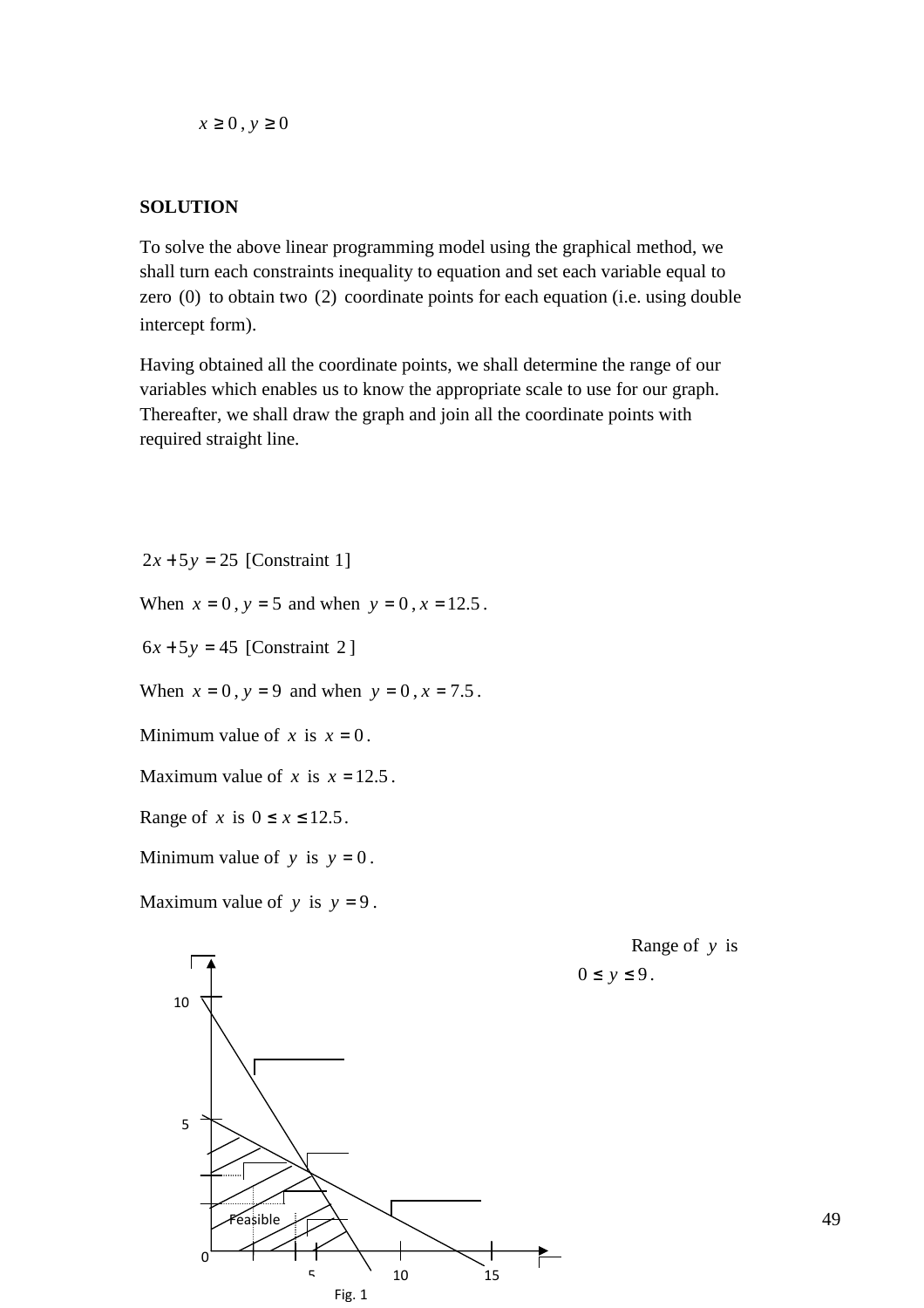$x \geq 0$, $y \geq 0$

**SOLUTION**

To solve the above linear programming model using the graphical method, we shall turn each constraints inequality to equation and set each variable equal to zero (0) to obtain two (2) coordinate points for each equation (i.e. using double intercept form).

Having obtained all the coordinate points, we shall determine the range of our variables which enables us to know the appropriate scale to use for our graph. Thereafter, we shall draw the graph and join all the coordinate points with required straight line.

$2x + 5y = 25$ [Constraint 1]

When $x = 0$, $y = 5$ and when $y = 0$, $x = 12.5$.

$6x + 5y = 45$ [Constraint 2]

When $x = 0$, $y = 9$ and when $y = 0$, $x = 7.5$.

Minimum value of $x$ is $x = 0$.

Maximum value of $x$ is $x = 12.5$.

Range of $x$ is $0 \leq x \leq 12.5$.

Minimum value of $y$ is $y = 0$.

Maximum value of $y$ is $y = 9$.

Range of $y$ is $0 \leq y \leq 9$.

Fig. 1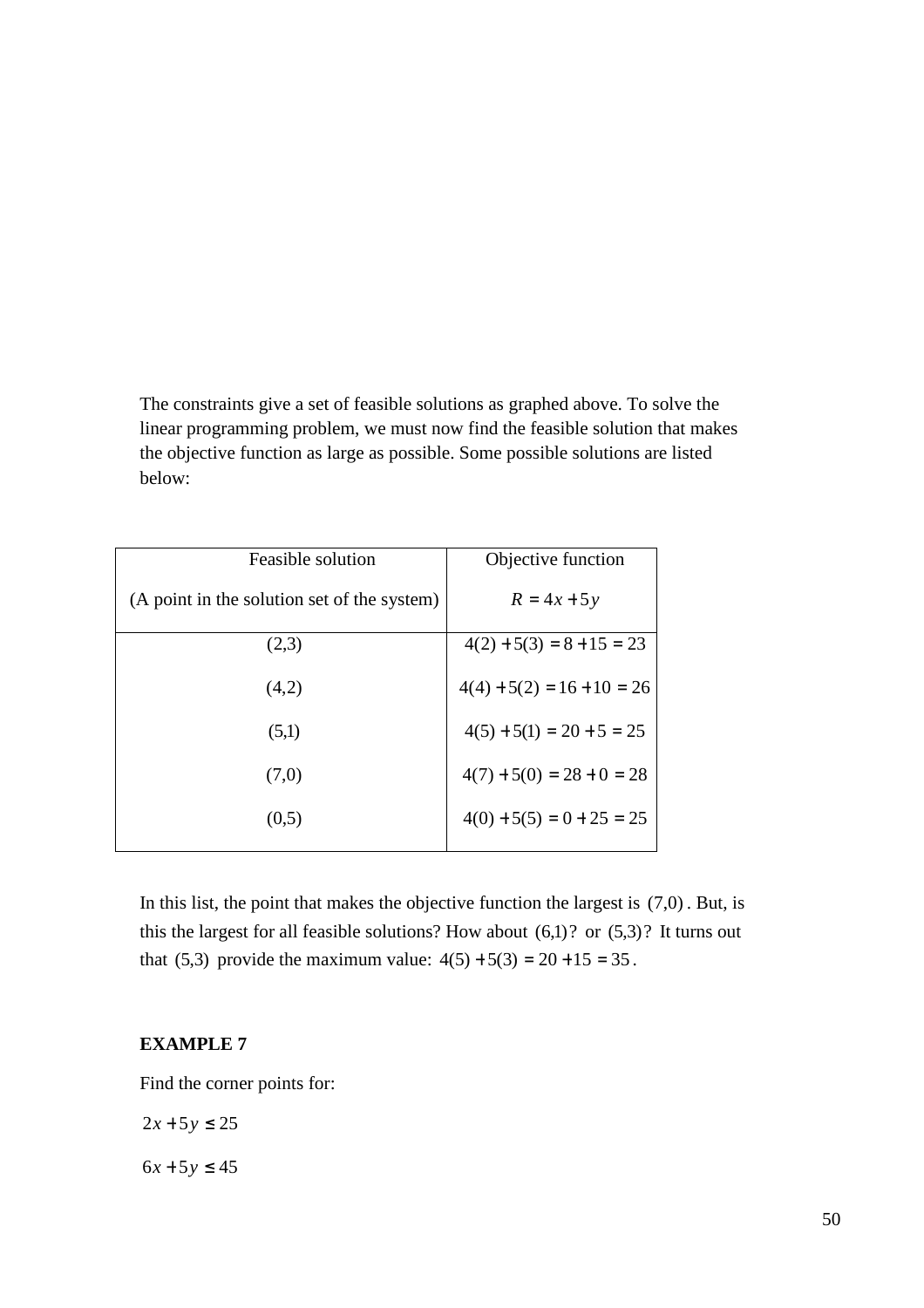The constraints give a set of feasible solutions as graphed above. To solve the linear programming problem, we must now find the feasible solution that makes the objective function as large as possible. Some possible solutions are listed below:

| Feasible solution (A point in the solution set of the system) | Objective function $R = 4x + 5y$ |
| --- | --- |
| (2,3) | $4(2) + 5(3) = 8 + 15 = 23$ |
| (4,2) | $4(4) + 5(2) = 16 + 10 = 26$ |
| (5,1) | $4(5) + 5(1) = 20 + 5 = 25$ |
| (7,0) | $4(7) + 5(0) = 28 + 0 = 28$ |
| (0,5) | $4(0) + 5(5) = 0 + 25 = 25$ |

In this list, the point that makes the objective function the largest is $(7,0)$. But, is this the largest for all feasible solutions? How about $(6,1)$? or $(5,3)$? It turns out that $(5,3)$ provide the maximum value: $4(5) + 5(3) = 20 + 15 = 35$.

**EXAMPLE 7**

Find the corner points for:

$2x + 5y \le 25$

$6x + 5y \le 45$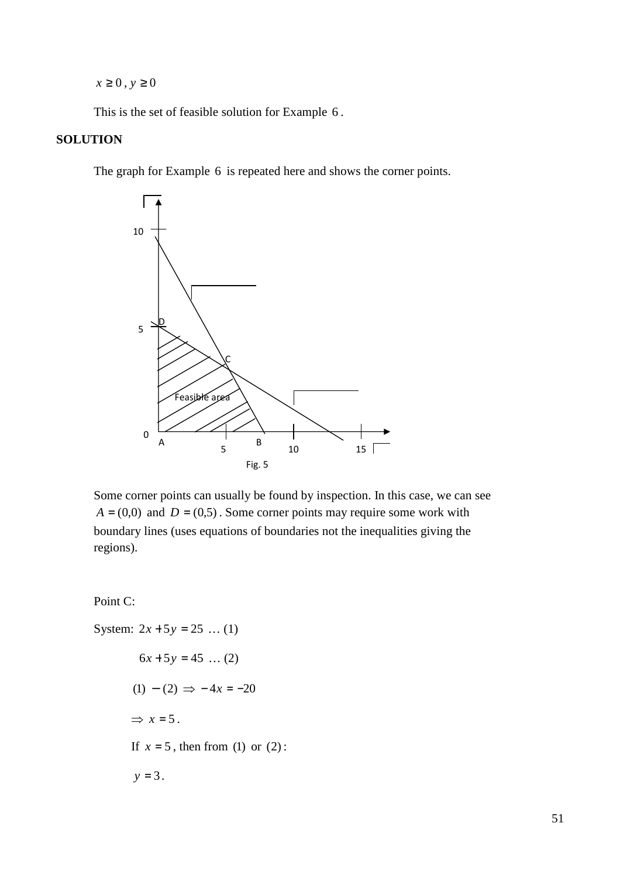$x \geq 0$ , $y \geq 0$

This is the set of feasible solution for Example 6 .

**SOLUTION**

The graph for Example 6 is repeated here and shows the corner points.

Fig. 5

Some corner points can usually be found by inspection. In this case, we can see $A = (0,0)$ and $D = (0,5)$ . Some corner points may require some work with boundary lines (uses equations of boundaries not the inequalities giving the regions).

Point C:

System: $2x + 5y = 25$ … (1)

$6x + 5y = 45$ … (2)

$(1) - (2) \Rightarrow -4x = -20$

$\Rightarrow x = 5$ .

If $x = 5$ , then from (1) or (2) :

$y = 3$ .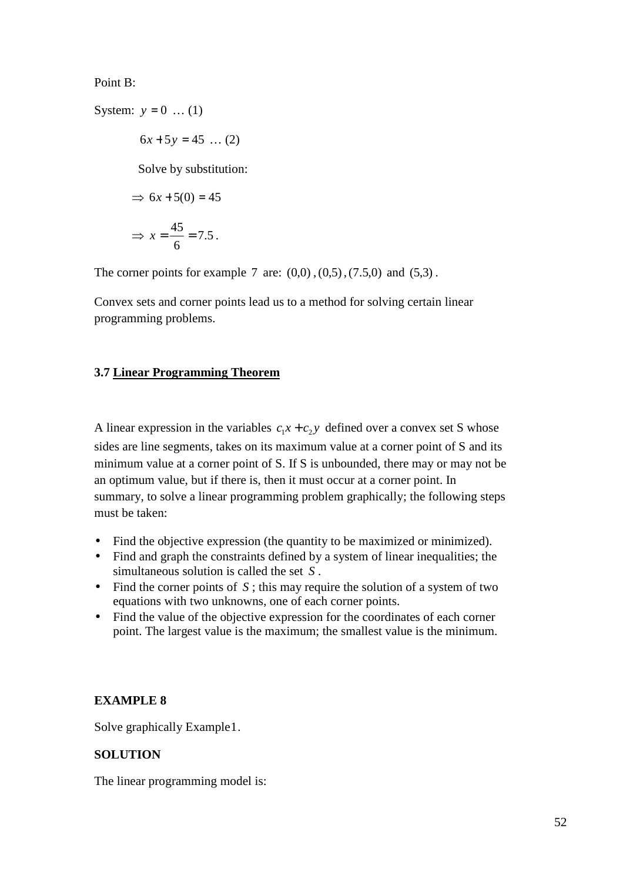Point B:

System: $y = 0$ … (1)

$6x + 5y = 45$ … (2)

Solve by substitution:

$\Rightarrow 6x + 5(0) = 45$

$\Rightarrow x = \frac{45}{6} = 7.5$.

The corner points for example 7 are: $(0,0)$, $(0,5)$, $(7.5,0)$ and $(5,3)$.

Convex sets and corner points lead us to a method for solving certain linear programming problems.

### 3.7 Linear Programming Theorem

A linear expression in the variables $c_1x + c_2y$ defined over a convex set S whose sides are line segments, takes on its maximum value at a corner point of S and its minimum value at a corner point of S. If S is unbounded, there may or may not be an optimum value, but if there is, then it must occur at a corner point. In summary, to solve a linear programming problem graphically; the following steps must be taken:

- Find the objective expression (the quantity to be maximized or minimized).
- Find and graph the constraints defined by a system of linear inequalities; the simultaneous solution is called the set $S$.
- Find the corner points of $S$; this may require the solution of a system of two equations with two unknowns, one of each corner points.
- Find the value of the objective expression for the coordinates of each corner point. The largest value is the maximum; the smallest value is the minimum.

**EXAMPLE 8**

Solve graphically Example1.

**SOLUTION**

The linear programming model is: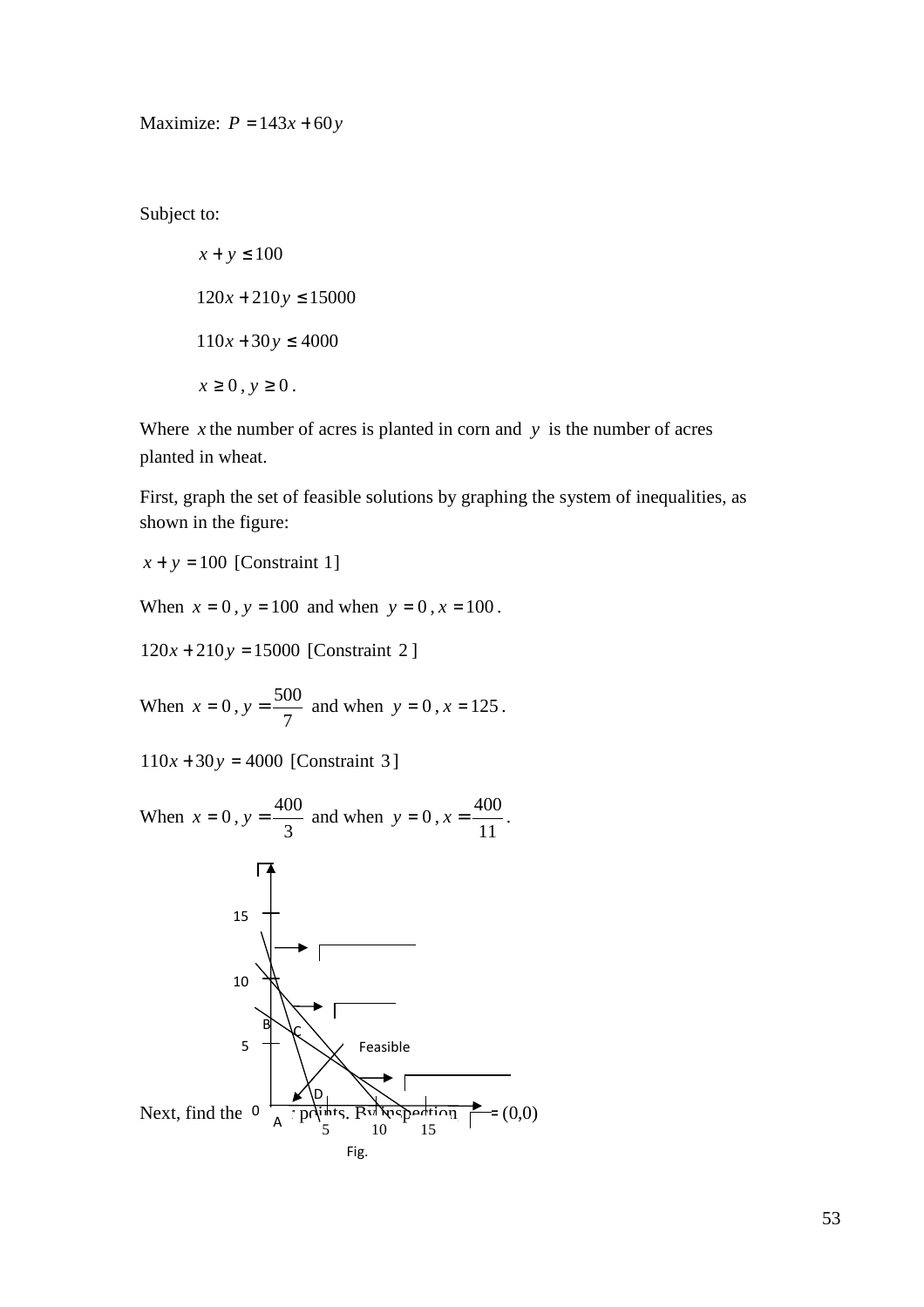Maximize: $P = 143x + 60y$

Subject to:

$x + y \le 100$

$120x + 210y \le 15000$

$110x + 30y \le 4000$

$x \ge 0$, $y \ge 0$.

Where $x$ the number of acres is planted in corn and $y$ is the number of acres planted in wheat.

First, graph the set of feasible solutions by graphing the system of inequalities, as shown in the figure:

$x + y = 100$ [Constraint 1]

When $x = 0$, $y = 100$ and when $y = 0$, $x = 100$.

$120x + 210y = 15000$ [Constraint 2]

When $x = 0$, $y = \frac{500}{7}$ and when $y = 0$, $x = 125$.

$110x + 30y = 4000$ [Constraint 3]

When $x = 0$, $y = \frac{400}{3}$ and when $y = 0$, $x = \frac{400}{11}$.

Fig.

Next, find the corner points. By inspection A = (0,0)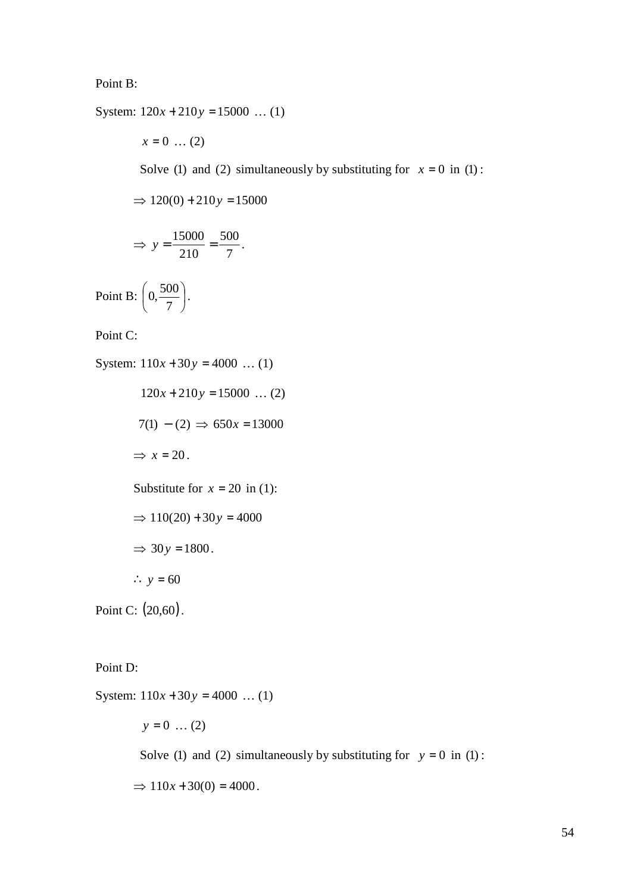Point B:

System: $120x + 210y = 15000$ … (1)

$x = 0$ … (2)

Solve (1) and (2) simultaneously by substituting for $x = 0$ in (1):

$\Rightarrow 120(0) + 210y = 15000$

$\Rightarrow y = \dfrac{15000}{210} = \dfrac{500}{7}$.

Point B: $\left(0, \dfrac{500}{7}\right)$.

Point C:

System: $110x + 30y = 4000$ … (1)

$120x + 210y = 15000$ … (2)

$7(1) - (2) \Rightarrow 650x = 13000$

$\Rightarrow x = 20$.

Substitute for $x = 20$ in (1):

$\Rightarrow 110(20) + 30y = 4000$

$\Rightarrow 30y = 1800$.

$\therefore y = 60$

Point C: $(20, 60)$.

Point D:

System: $110x + 30y = 4000$ … (1)

$y = 0$ … (2)

Solve (1) and (2) simultaneously by substituting for $y = 0$ in (1):

$\Rightarrow 110x + 30(0) = 4000$.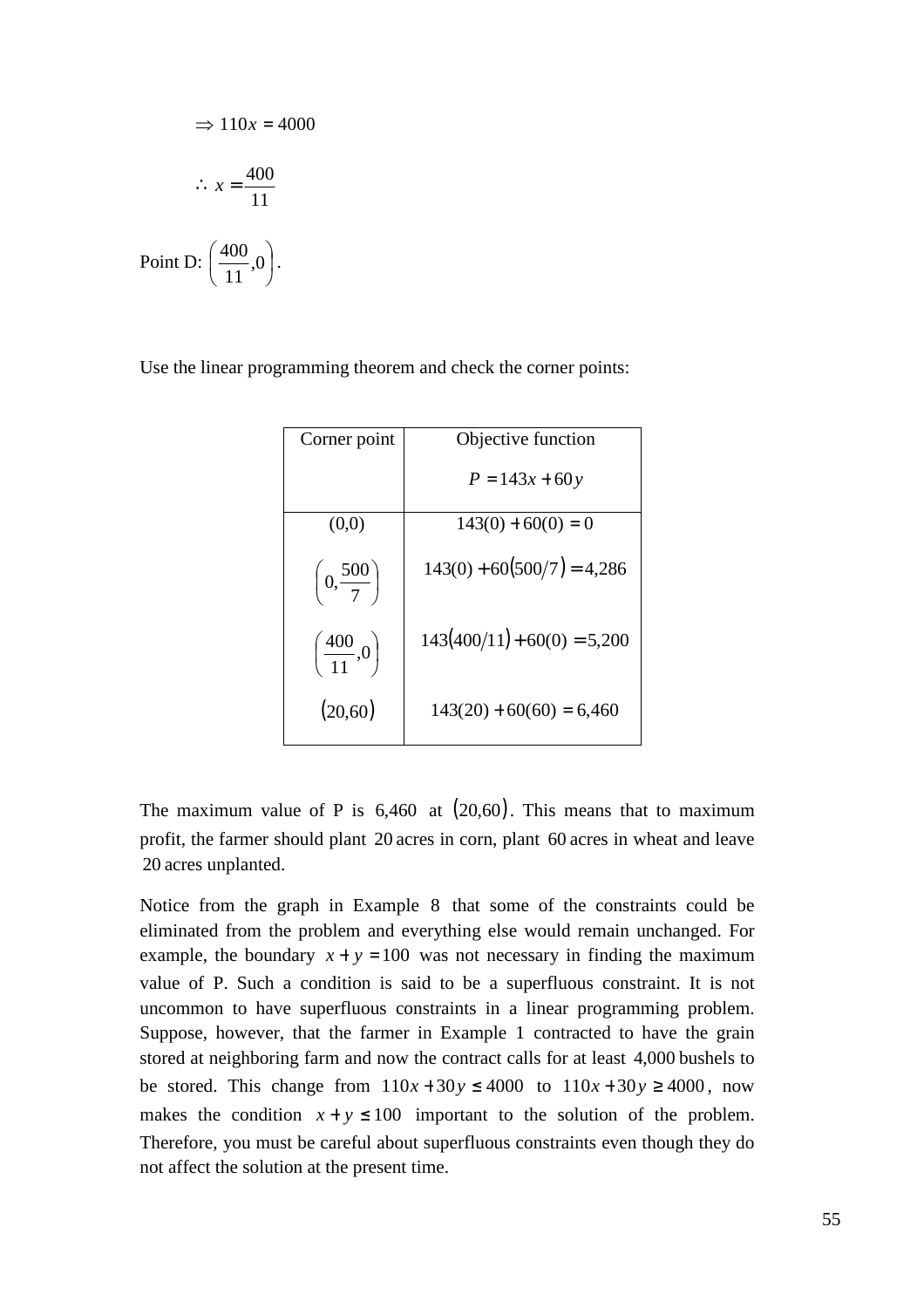$$\Rightarrow 110x = 4000$$

$$\therefore x = \frac{400}{11}$$

Point D: $\left(\frac{400}{11}, 0\right)$.

Use the linear programming theorem and check the corner points:

| Corner point | Objective function $P = 143x + 60y$ |
|---|---|
| $(0,0)$ | $143(0) + 60(0) = 0$ |
| $\left(0, \frac{500}{7}\right)$ | $143(0) + 60(500/7) = 4{,}286$ |
| $\left(\frac{400}{11}, 0\right)$ | $143(400/11) + 60(0) = 5{,}200$ |
| $(20,60)$ | $143(20) + 60(60) = 6{,}460$ |

The maximum value of P is $6{,}460$ at $(20,60)$. This means that to maximum profit, the farmer should plant $20$ acres in corn, plant $60$ acres in wheat and leave $20$ acres unplanted.

Notice from the graph in Example 8 that some of the constraints could be eliminated from the problem and everything else would remain unchanged. For example, the boundary $x + y = 100$ was not necessary in finding the maximum value of P. Such a condition is said to be a superfluous constraint. It is not uncommon to have superfluous constraints in a linear programming problem. Suppose, however, that the farmer in Example 1 contracted to have the grain stored at neighboring farm and now the contract calls for at least $4{,}000$ bushels to be stored. This change from $110x + 30y \le 4000$ to $110x + 30y \ge 4000$, now makes the condition $x + y \le 100$ important to the solution of the problem. Therefore, you must be careful about superfluous constraints even though they do not affect the solution at the present time.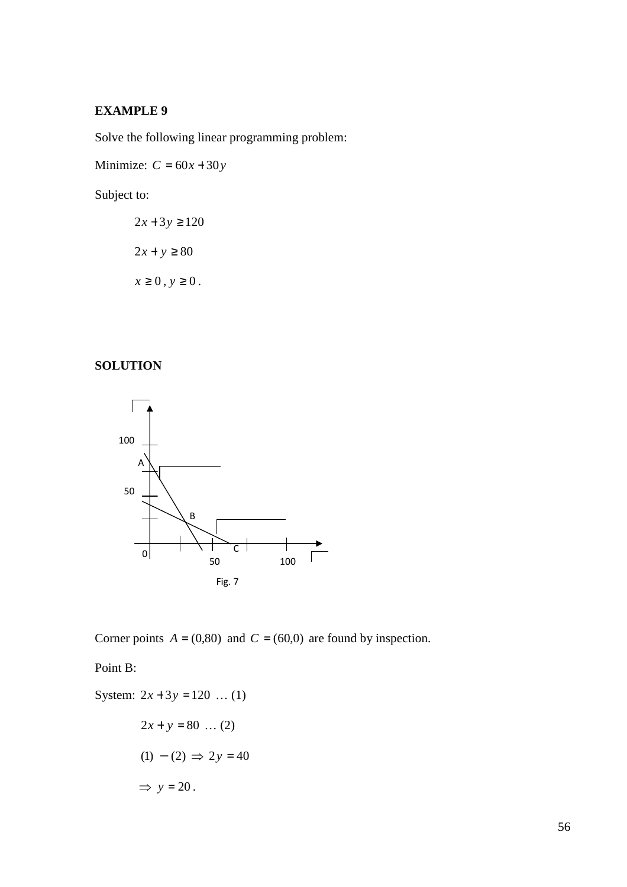**EXAMPLE 9**

Solve the following linear programming problem:

Minimize: $C = 60x + 30y$

Subject to:

$2x + 3y \geq 120$

$2x + y \geq 80$

$x \geq 0$, $y \geq 0$.

**SOLUTION**

Fig. 7

Corner points $A = (0,80)$ and $C = (60,0)$ are found by inspection.

Point B:

System: $2x + 3y = 120$ … (1)

$2x + y = 80$ … (2)

$(1) - (2) \Rightarrow 2y = 40$

$\Rightarrow y = 20$.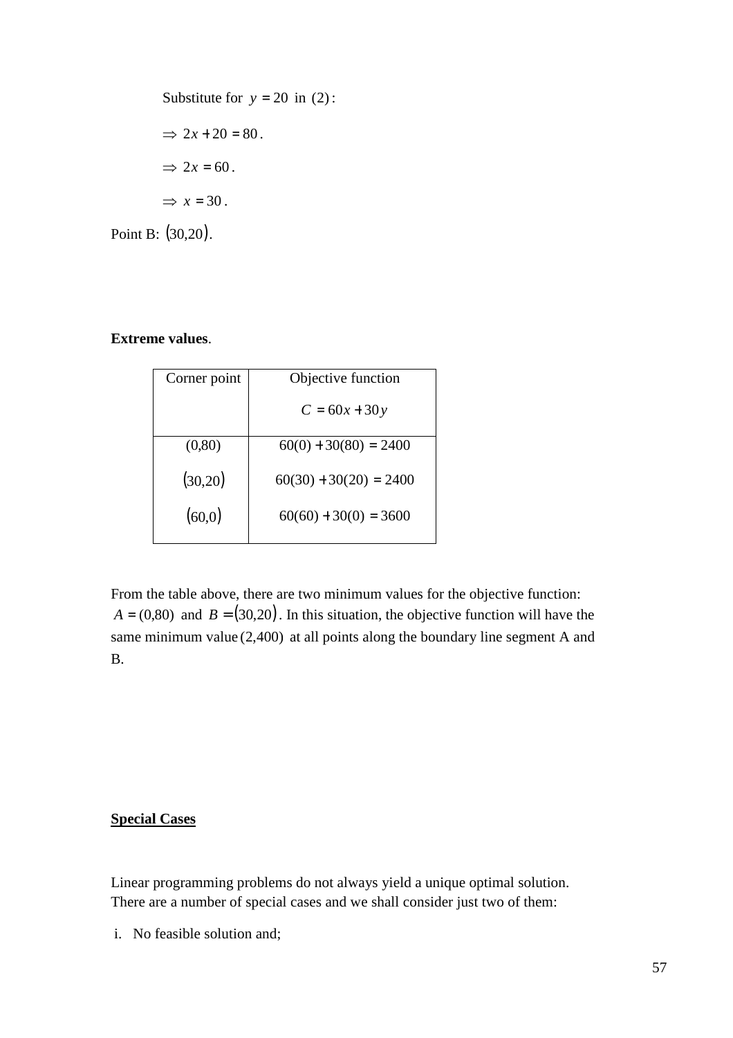Substitute for $y = 20$ in $(2)$:

$\Rightarrow 2x + 20 = 80$.

$\Rightarrow 2x = 60$.

$\Rightarrow x = 30$.

Point B: $(30,20)$.

**Extreme values**.

| Corner point | Objective function $C = 60x + 30y$ |
|---|---|
| (0,80) | $60(0) + 30(80) = 2400$ |
| $(30,20)$ | $60(30) + 30(20) = 2400$ |
| $(60,0)$ | $60(60) + 30(0) = 3600$ |

From the table above, there are two minimum values for the objective function: $A = (0,80)$ and $B = (30,20)$. In this situation, the objective function will have the same minimum value $(2{,}400)$ at all points along the boundary line segment A and B.

## Special Cases

Linear programming problems do not always yield a unique optimal solution. There are a number of special cases and we shall consider just two of them:

i. No feasible solution and;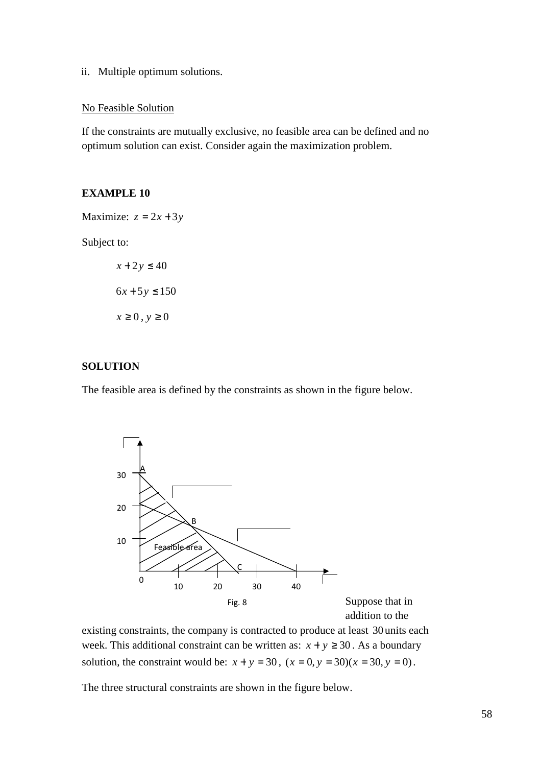ii. Multiple optimum solutions.

No Feasible Solution

If the constraints are mutually exclusive, no feasible area can be defined and no optimum solution can exist. Consider again the maximization problem.

**EXAMPLE 10**

Maximize: $z = 2x + 3y$

Subject to:

$x + 2y \leq 40$

$6x + 5y \leq 150$

$x \geq 0$ , $y \geq 0$

**SOLUTION**

The feasible area is defined by the constraints as shown in the figure below.

Fig. 8

Suppose that in addition to the existing constraints, the company is contracted to produce at least 30 units each week. This additional constraint can be written as: $x + y \geq 30$ . As a boundary solution, the constraint would be: $x + y = 30$ , $(x = 0, y = 30)(x = 30, y = 0)$ .

The three structural constraints are shown in the figure below.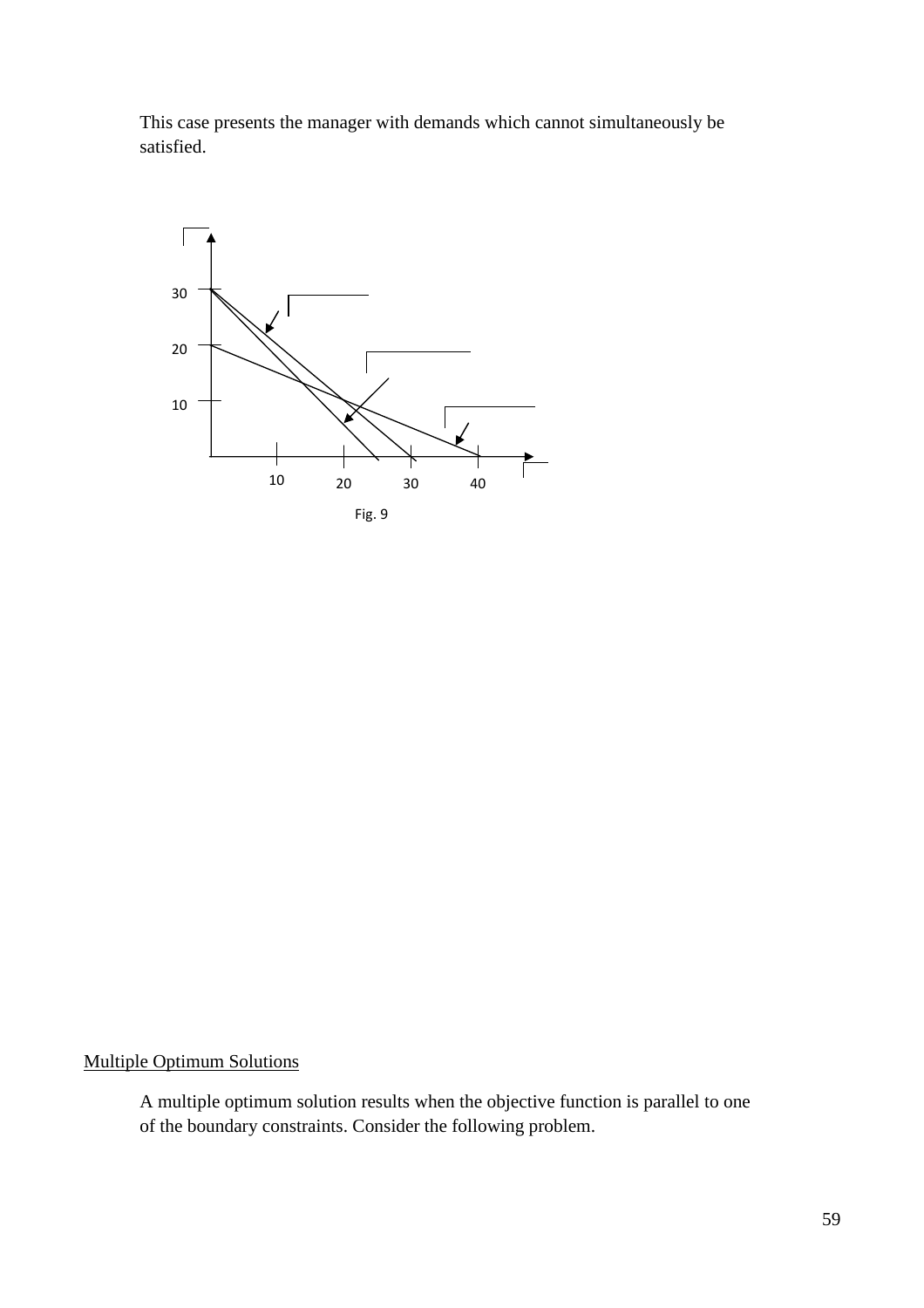This case presents the manager with demands which cannot simultaneously be satisfied.

Fig. 9

## Multiple Optimum Solutions

A multiple optimum solution results when the objective function is parallel to one of the boundary constraints. Consider the following problem.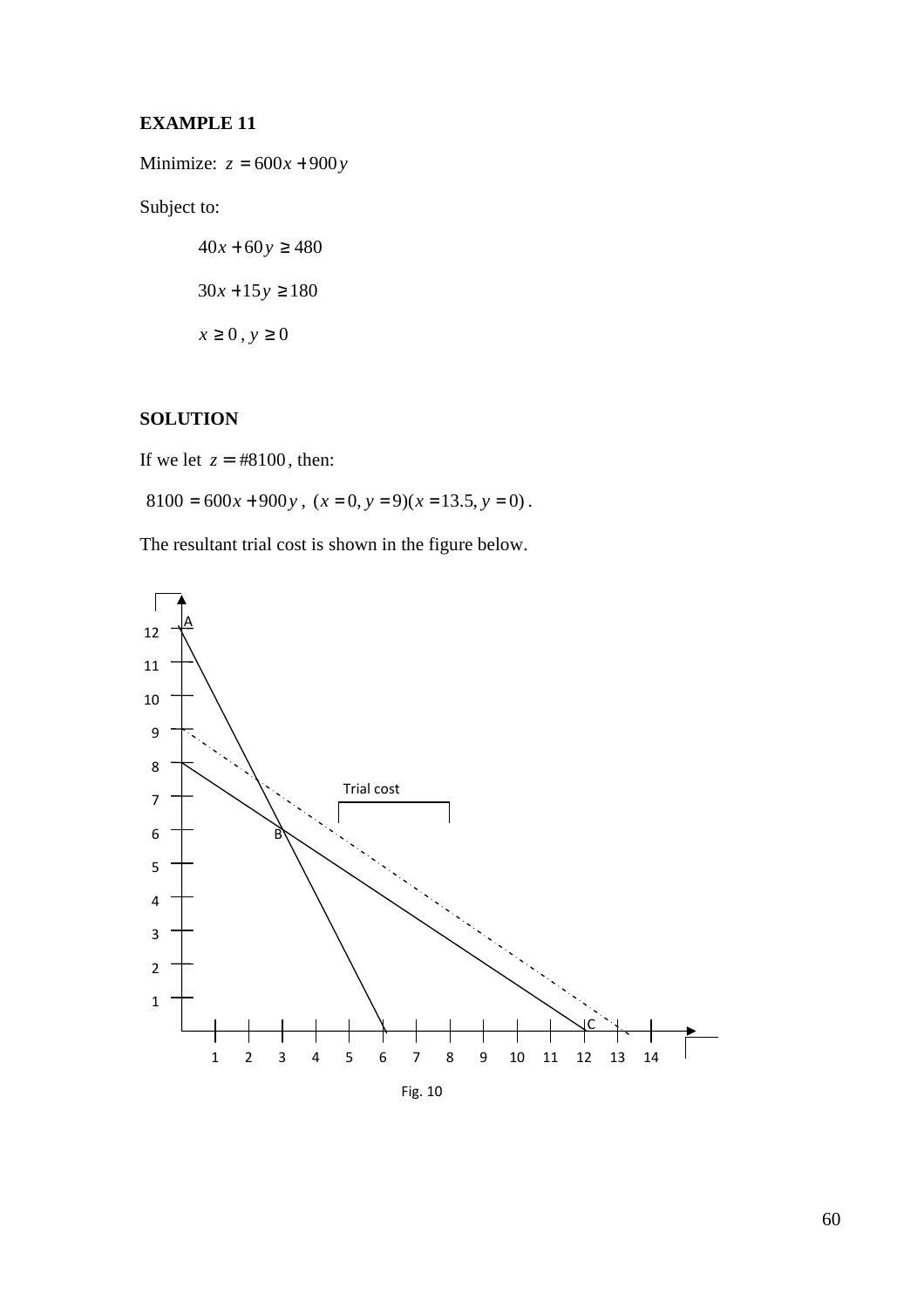**EXAMPLE 11**

Minimize: $z = 600x + 900y$

Subject to:

$$40x + 60y \geq 480$$

$$30x + 15y \geq 180$$

$$x \geq 0 \, , \, y \geq 0$$

**SOLUTION**

If we let $z = \#8100$, then:

$8100 = 600x + 900y$, $(x = 0, y = 9)(x = 13.5, y = 0)$.

The resultant trial cost is shown in the figure below.

Fig. 10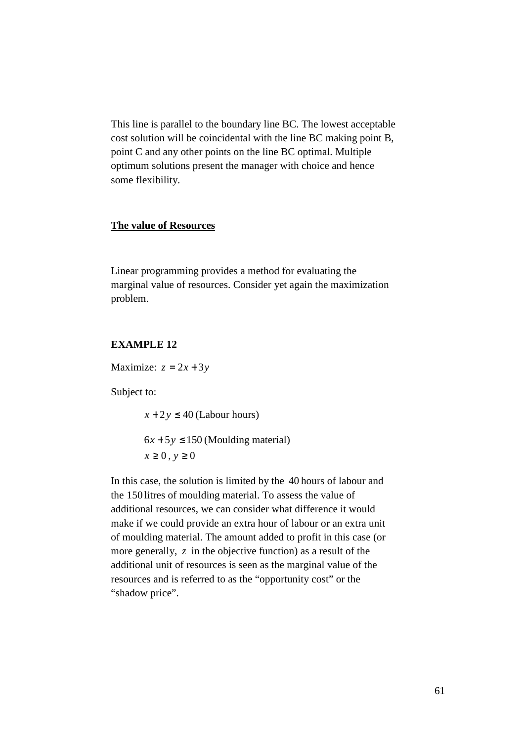This line is parallel to the boundary line BC. The lowest acceptable cost solution will be coincidental with the line BC making point B, point C and any other points on the line BC optimal. Multiple optimum solutions present the manager with choice and hence some flexibility.

## <u>The value of Resources</u>

Linear programming provides a method for evaluating the marginal value of resources. Consider yet again the maximization problem.

**EXAMPLE 12**

Maximize: $z = 2x + 3y$

Subject to:

$x + 2y \leq 40$ (Labour hours)

$6x + 5y \leq 150$ (Moulding material)

$x \geq 0$, $y \geq 0$

In this case, the solution is limited by the $40$ hours of labour and the $150$ litres of moulding material. To assess the value of additional resources, we can consider what difference it would make if we could provide an extra hour of labour or an extra unit of moulding material. The amount added to profit in this case (or more generally, $z$ in the objective function) as a result of the additional unit of resources is seen as the marginal value of the resources and is referred to as the "opportunity cost" or the "shadow price".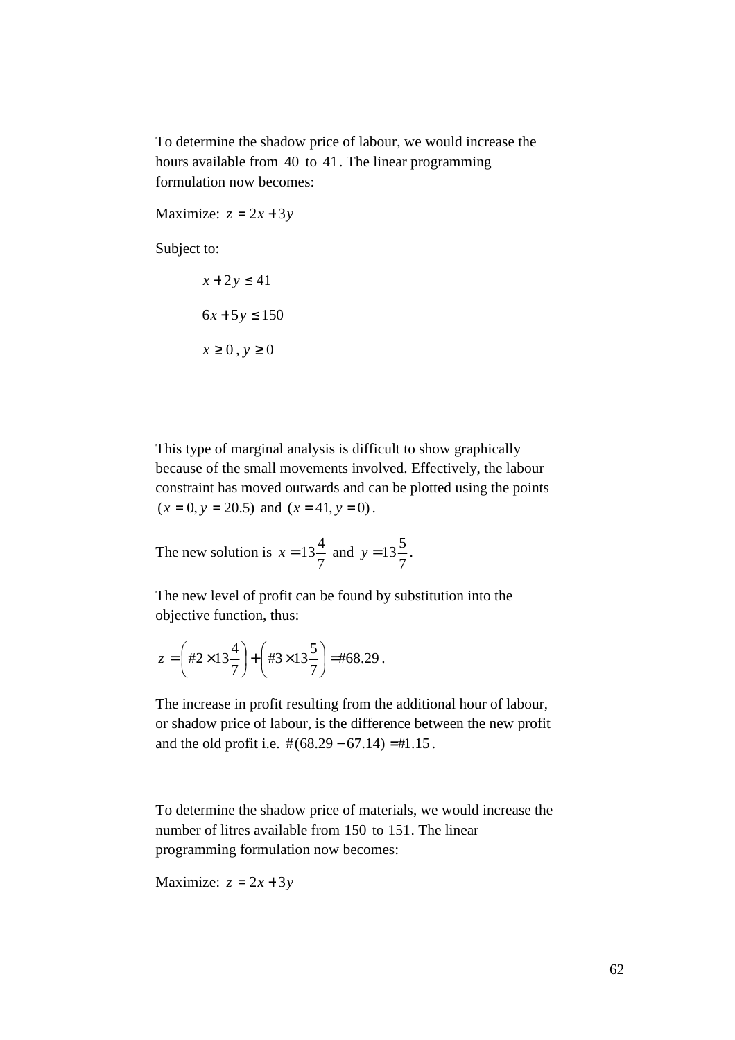To determine the shadow price of labour, we would increase the hours available from $40$ to $41$. The linear programming formulation now becomes:

Maximize: $z = 2x + 3y$

Subject to:

$$x + 2y \leq 41$$

$$6x + 5y \leq 150$$

$$x \geq 0\,,\ y \geq 0$$

This type of marginal analysis is difficult to show graphically because of the small movements involved. Effectively, the labour constraint has moved outwards and can be plotted using the points $(x = 0, y = 20.5)$ and $(x = 41, y = 0)$.

The new solution is $x = 13\frac{4}{7}$ and $y = 13\frac{5}{7}$.

The new level of profit can be found by substitution into the objective function, thus:

$$z = \left(\#2 \times 13\frac{4}{7}\right) + \left(\#3 \times 13\frac{5}{7}\right) = \#68.29\,.$$

The increase in profit resulting from the additional hour of labour, or shadow price of labour, is the difference between the new profit and the old profit i.e. $\#(68.29 - 67.14) = \#1.15$.

To determine the shadow price of materials, we would increase the number of litres available from $150$ to $151$. The linear programming formulation now becomes:

Maximize: $z = 2x + 3y$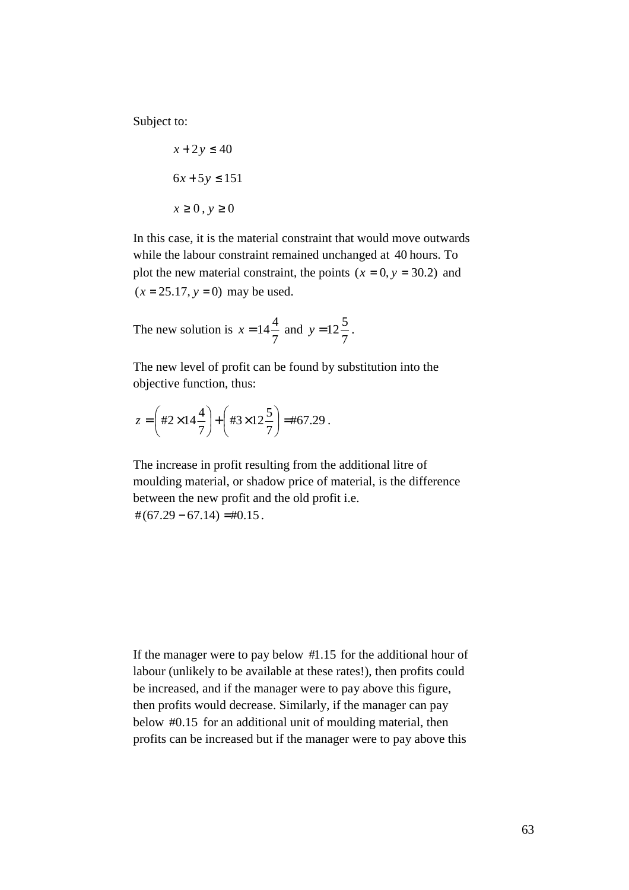Subject to:

$$x + 2y \leq 40$$

$$6x + 5y \leq 151$$

$$x \geq 0 \,,\; y \geq 0$$

In this case, it is the material constraint that would move outwards while the labour constraint remained unchanged at 40 hours. To plot the new material constraint, the points $(x = 0, y = 30.2)$ and $(x = 25.17, y = 0)$ may be used.

The new solution is $x = 14\frac{4}{7}$ and $y = 12\frac{5}{7}$.

The new level of profit can be found by substitution into the objective function, thus:

$$z = \left( \#2 \times 14\frac{4}{7} \right) + \left( \#3 \times 12\frac{5}{7} \right) = \#67.29 \,.$$

The increase in profit resulting from the additional litre of moulding material, or shadow price of material, is the difference between the new profit and the old profit i.e. $\#(67.29 - 67.14) = \#0.15$.

If the manager were to pay below #1.15 for the additional hour of labour (unlikely to be available at these rates!), then profits could be increased, and if the manager were to pay above this figure, then profits would decrease. Similarly, if the manager can pay below #0.15 for an additional unit of moulding material, then profits can be increased but if the manager were to pay above this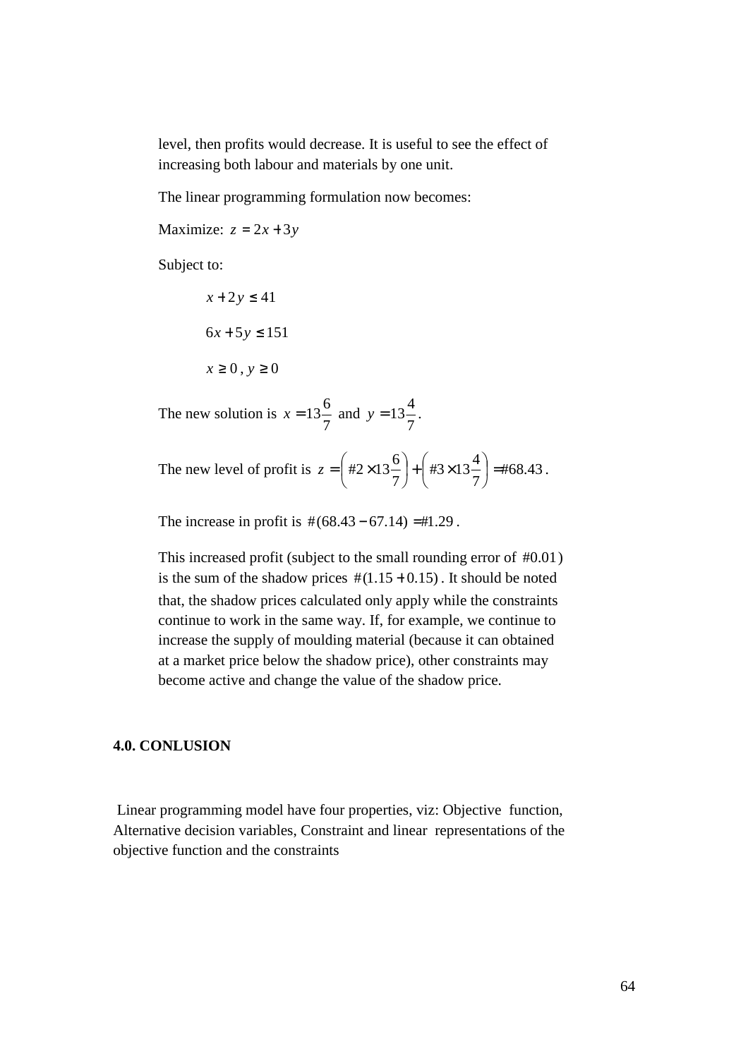level, then profits would decrease. It is useful to see the effect of increasing both labour and materials by one unit.

The linear programming formulation now becomes:

Maximize: $z = 2x + 3y$

Subject to:

$$x + 2y \leq 41$$

$$6x + 5y \leq 151$$

$$x \geq 0, y \geq 0$$

The new solution is $x = 13\frac{6}{7}$ and $y = 13\frac{4}{7}$.

The new level of profit is $z = \left(\#2 \times 13\frac{6}{7}\right) + \left(\#3 \times 13\frac{4}{7}\right) = \#68.43$.

The increase in profit is $\#(68.43 - 67.14) = \#1.29$.

This increased profit (subject to the small rounding error of $\#0.01$) is the sum of the shadow prices $\#(1.15 + 0.15)$. It should be noted that, the shadow prices calculated only apply while the constraints continue to work in the same way. If, for example, we continue to increase the supply of moulding material (because it can obtained at a market price below the shadow price), other constraints may become active and change the value of the shadow price.

## 4.0. CONLUSION

Linear programming model have four properties, viz: Objective function, Alternative decision variables, Constraint and linear representations of the objective function and the constraints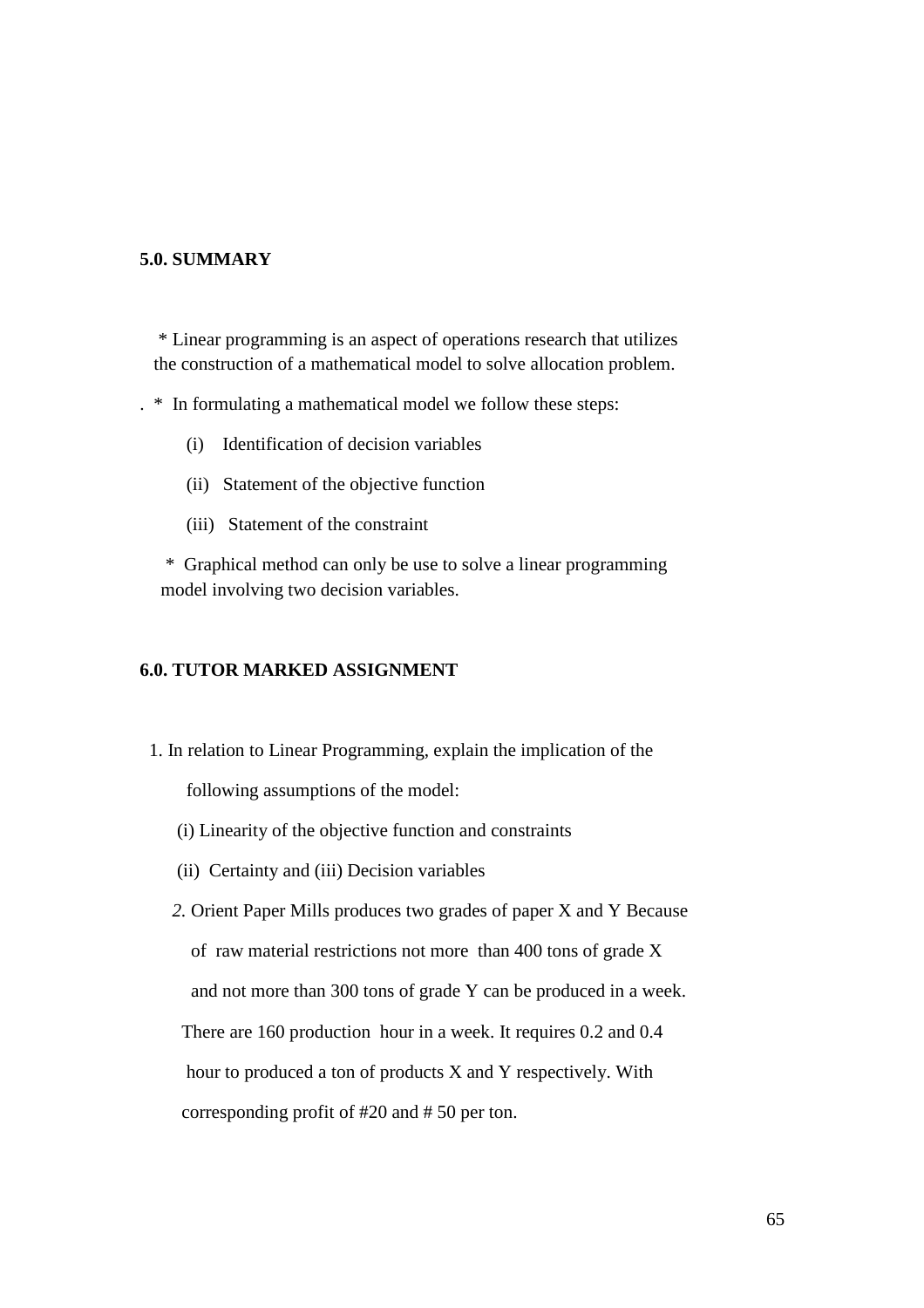## 5.0. SUMMARY

* Linear programming is an aspect of operations research that utilizes the construction of a mathematical model to solve allocation problem.

. * In formulating a mathematical model we follow these steps:

   (i) Identification of decision variables

   (ii) Statement of the objective function

   (iii) Statement of the constraint

* Graphical method can only be use to solve a linear programming model involving two decision variables.

## 6.0. TUTOR MARKED ASSIGNMENT

1. In relation to Linear Programming, explain the implication of the following assumptions of the model:

   (i) Linearity of the objective function and constraints

   (ii) Certainty and (iii) Decision variables

2. Orient Paper Mills produces two grades of paper X and Y Because of raw material restrictions not more than 400 tons of grade X and not more than 300 tons of grade Y can be produced in a week. There are 160 production hour in a week. It requires 0.2 and 0.4 hour to produced a ton of products X and Y respectively. With corresponding profit of #20 and # 50 per ton.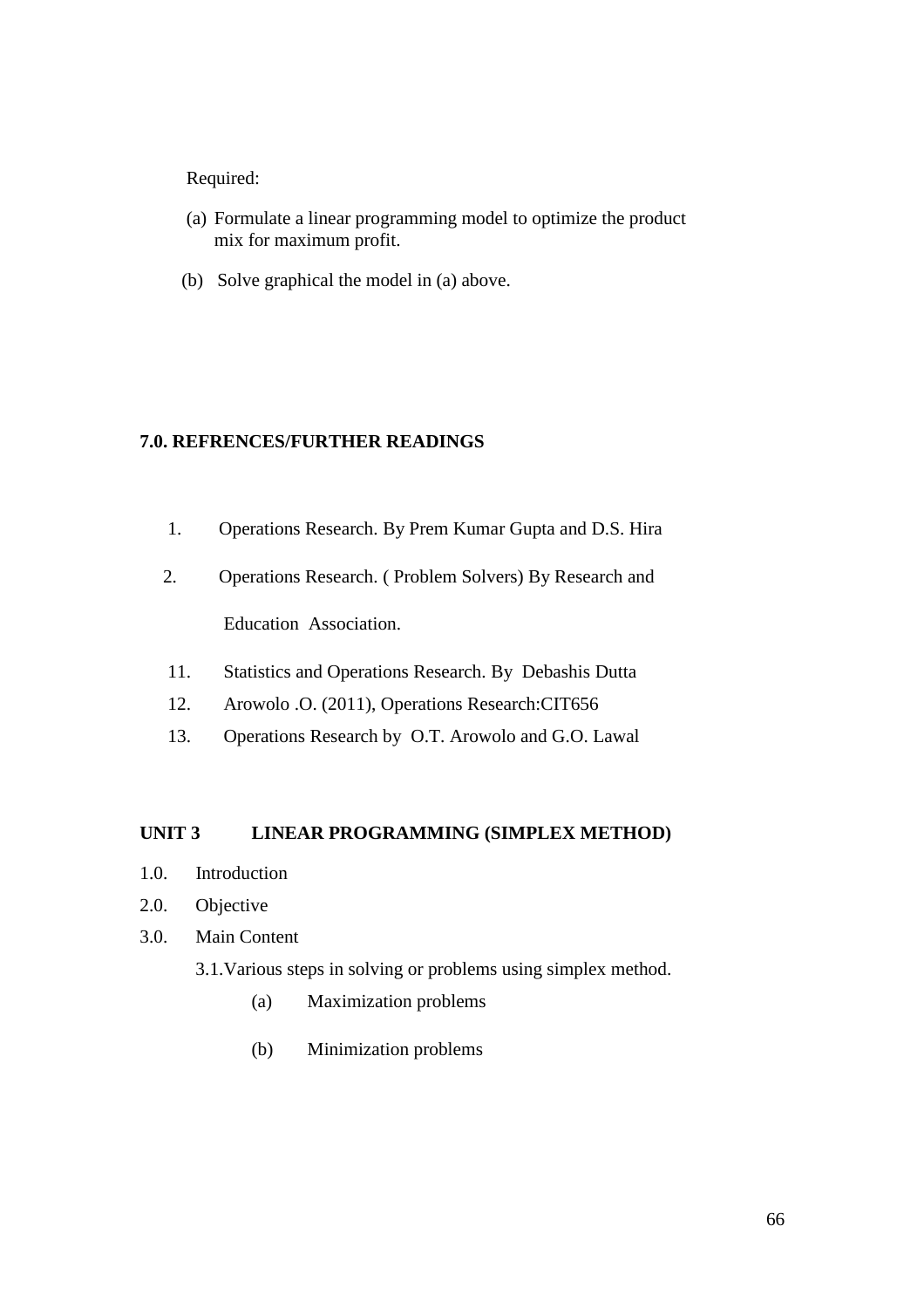Required:

(a) Formulate a linear programming model to optimize the product mix for maximum profit.

(b) Solve graphical the model in (a) above.

## 7.0. REFRENCES/FURTHER READINGS

1. Operations Research. By Prem Kumar Gupta and D.S. Hira
2. Operations Research. ( Problem Solvers) By Research and Education Association.

11. Statistics and Operations Research. By Debashis Dutta
12. Arowolo .O. (2011), Operations Research:CIT656
13. Operations Research by O.T. Arowolo and G.O. Lawal

## UNIT 3 LINEAR PROGRAMMING (SIMPLEX METHOD)

1.0. Introduction

2.0. Objective

3.0. Main Content

3.1. Various steps in solving or problems using simplex method.

(a) Maximization problems

(b) Minimization problems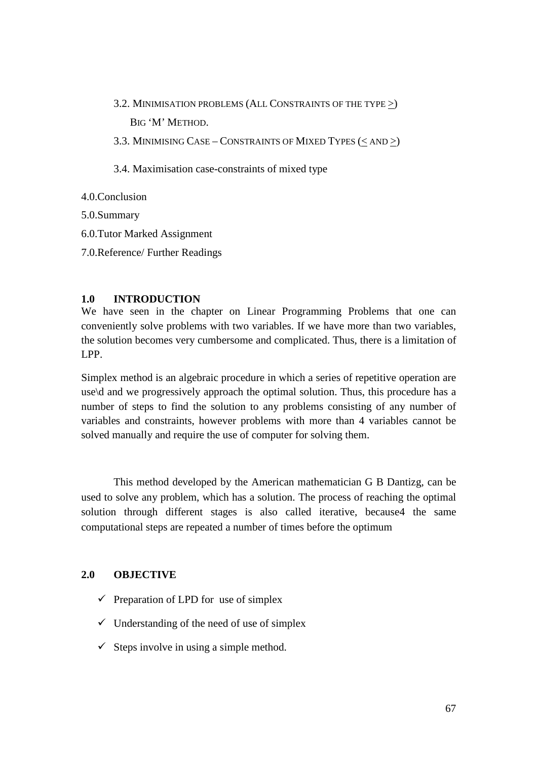3.2. MINIMISATION PROBLEMS (ALL CONSTRAINTS OF THE TYPE $\geq$)

BIG 'M' METHOD.

3.3. MINIMISING CASE – CONSTRAINTS OF MIXED TYPES ($\leq$ AND $\geq$)

3.4. Maximisation case-constraints of mixed type

4.0.Conclusion

5.0.Summary

6.0.Tutor Marked Assignment

7.0.Reference/ Further Readings

## 1.0 INTRODUCTION

We have seen in the chapter on Linear Programming Problems that one can conveniently solve problems with two variables. If we have more than two variables, the solution becomes very cumbersome and complicated. Thus, there is a limitation of LPP.

Simplex method is an algebraic procedure in which a series of repetitive operation are use\d and we progressively approach the optimal solution. Thus, this procedure has a number of steps to find the solution to any problems consisting of any number of variables and constraints, however problems with more than 4 variables cannot be solved manually and require the use of computer for solving them.

This method developed by the American mathematician G B Dantizg, can be used to solve any problem, which has a solution. The process of reaching the optimal solution through different stages is also called iterative, because4 the same computational steps are repeated a number of times before the optimum

## 2.0 OBJECTIVE

- ✓ Preparation of LPD for use of simplex
- ✓ Understanding of the need of use of simplex
- ✓ Steps involve in using a simple method.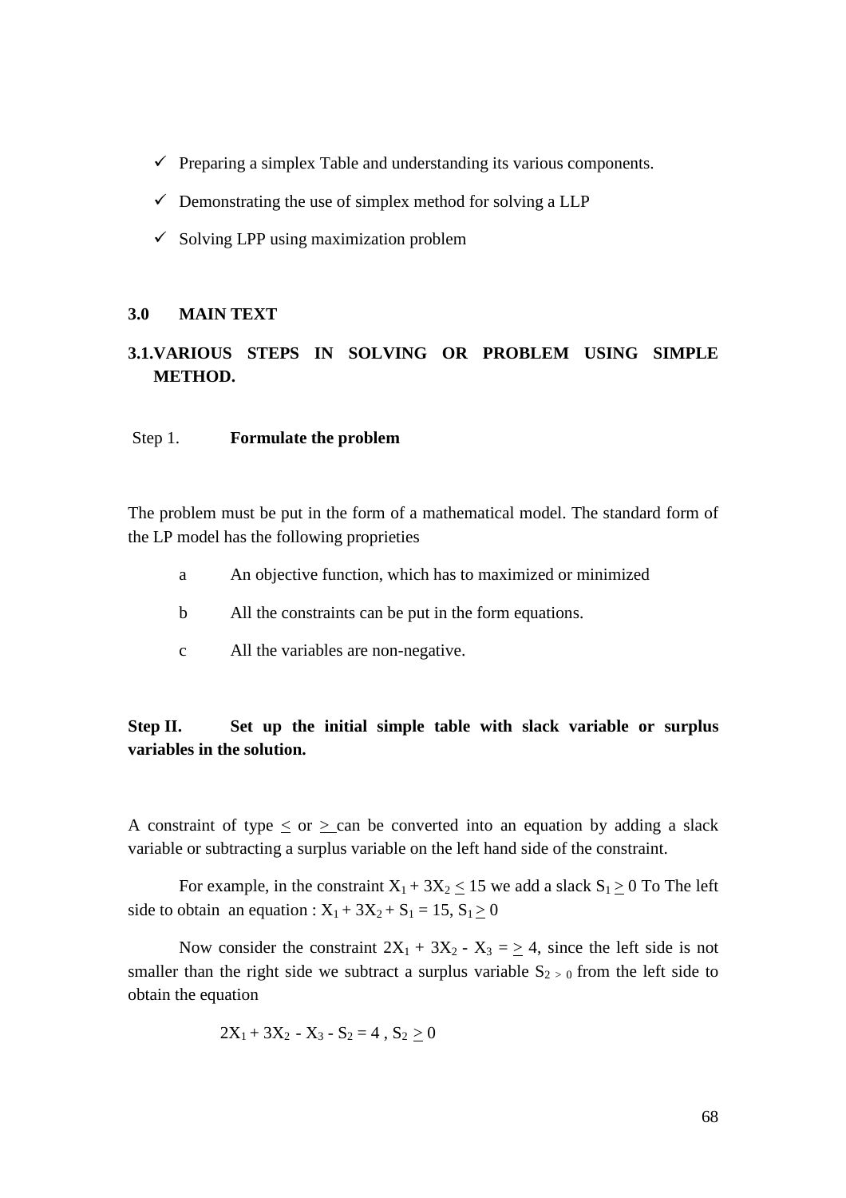- ✓ Preparing a simplex Table and understanding its various components.
- ✓ Demonstrating the use of simplex method for solving a LLP
- ✓ Solving LPP using maximization problem

## 3.0 MAIN TEXT

### 3.1. VARIOUS STEPS IN SOLVING OR PROBLEM USING SIMPLE METHOD.

Step 1. **Formulate the problem**

The problem must be put in the form of a mathematical model. The standard form of the LP model has the following proprieties

a. An objective function, which has to maximized or minimized

b. All the constraints can be put in the form equations.

c. All the variables are non-negative.

**Step II. Set up the initial simple table with slack variable or surplus variables in the solution.**

A constraint of type $\leq$ or $\geq$ can be converted into an equation by adding a slack variable or subtracting a surplus variable on the left hand side of the constraint.

For example, in the constraint $X_1 + 3X_2 \leq 15$ we add a slack $S_1 \geq 0$ To The left side to obtain an equation : $X_1 + 3X_2 + S_1 = 15$, $S_1 \geq 0$

Now consider the constraint $2X_1 + 3X_2 - X_3 = \geq 4$, since the left side is not smaller than the right side we subtract a surplus variable $S_{2} > 0$ from the left side to obtain the equation

$$2X_1 + 3X_2 - X_3 - S_2 = 4 , S_2 \geq 0$$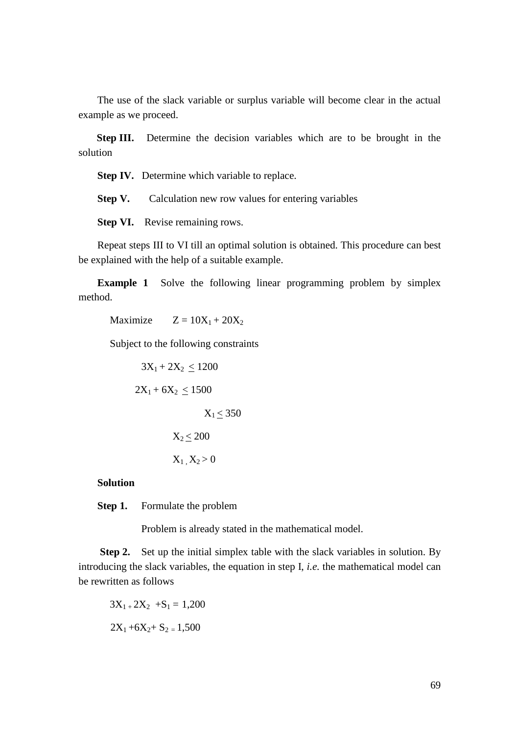The use of the slack variable or surplus variable will become clear in the actual example as we proceed.

**Step III.** Determine the decision variables which are to be brought in the solution

**Step IV.** Determine which variable to replace.

**Step V.** Calculation new row values for entering variables

**Step VI.** Revise remaining rows.

Repeat steps III to VI till an optimal solution is obtained. This procedure can best be explained with the help of a suitable example.

**Example 1** Solve the following linear programming problem by simplex method.

Maximize $Z = 10X_1 + 20X_2$

Subject to the following constraints

$$3X_1 + 2X_2 \leq 1200$$

$$2X_1 + 6X_2 \leq 1500$$

$$X_1 \leq 350$$

$$X_2 \leq 200$$

$$X_1, X_2 > 0$$

**Solution**

**Step 1.** Formulate the problem

Problem is already stated in the mathematical model.

**Step 2.** Set up the initial simplex table with the slack variables in solution. By introducing the slack variables, the equation in step I, *i.e.* the mathematical model can be rewritten as follows

$$3X_1 + 2X_2 + S_1 = 1,200$$

$$2X_1 + 6X_2 + S_2 = 1,500$$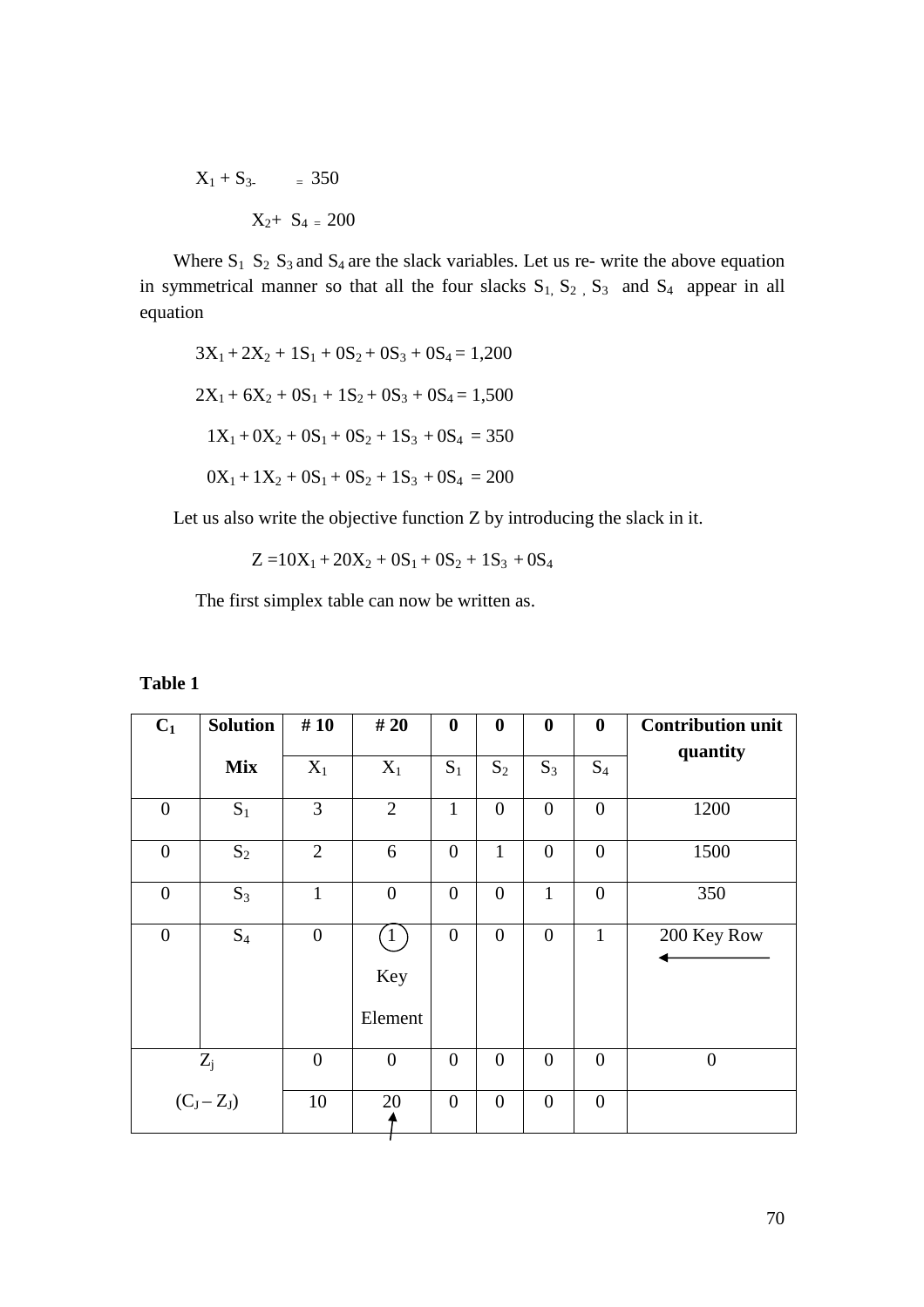$X_1 + S_3 = 350$

$X_2 + S_4 = 200$

Where $S_1$ $S_2$ $S_3$ and $S_4$ are the slack variables. Let us re- write the above equation in symmetrical manner so that all the four slacks $S_1$, $S_2$, $S_3$ and $S_4$ appear in all equation

$$3X_1 + 2X_2 + 1S_1 + 0S_2 + 0S_3 + 0S_4 = 1{,}200$$

$$2X_1 + 6X_2 + 0S_1 + 1S_2 + 0S_3 + 0S_4 = 1{,}500$$

$$1X_1 + 0X_2 + 0S_1 + 0S_2 + 1S_3 + 0S_4 = 350$$

$$0X_1 + 1X_2 + 0S_1 + 0S_2 + 1S_3 + 0S_4 = 200$$

Let us also write the objective function Z by introducing the slack in it.

$$Z = 10X_1 + 20X_2 + 0S_1 + 0S_2 + 1S_3 + 0S_4$$

The first simplex table can now be written as.

**Table 1**

| $C_1$ | Solution Mix | # 10 | # 20 | 0 | 0 | 0 | 0 | Contribution unit quantity |
|---|---|---|---|---|---|---|---|---|
| | | $X_1$ | $X_1$ | $S_1$ | $S_2$ | $S_3$ | $S_4$ | |
| 0 | $S_1$ | 3 | 2 | 1 | 0 | 0 | 0 | 1200 |
| 0 | $S_2$ | 2 | 6 | 0 | 1 | 0 | 0 | 1500 |
| 0 | $S_3$ | 1 | 0 | 0 | 0 | 1 | 0 | 350 |
| 0 | $S_4$ | 0 | (1) Key Element | 0 | 0 | 0 | 1 | 200 Key Row ← |
| $Z_j$ | | 0 | 0 | 0 | 0 | 0 | 0 | 0 |
| $(C_J - Z_J)$ | | 10 | 20 ↑ | 0 | 0 | 0 | 0 | |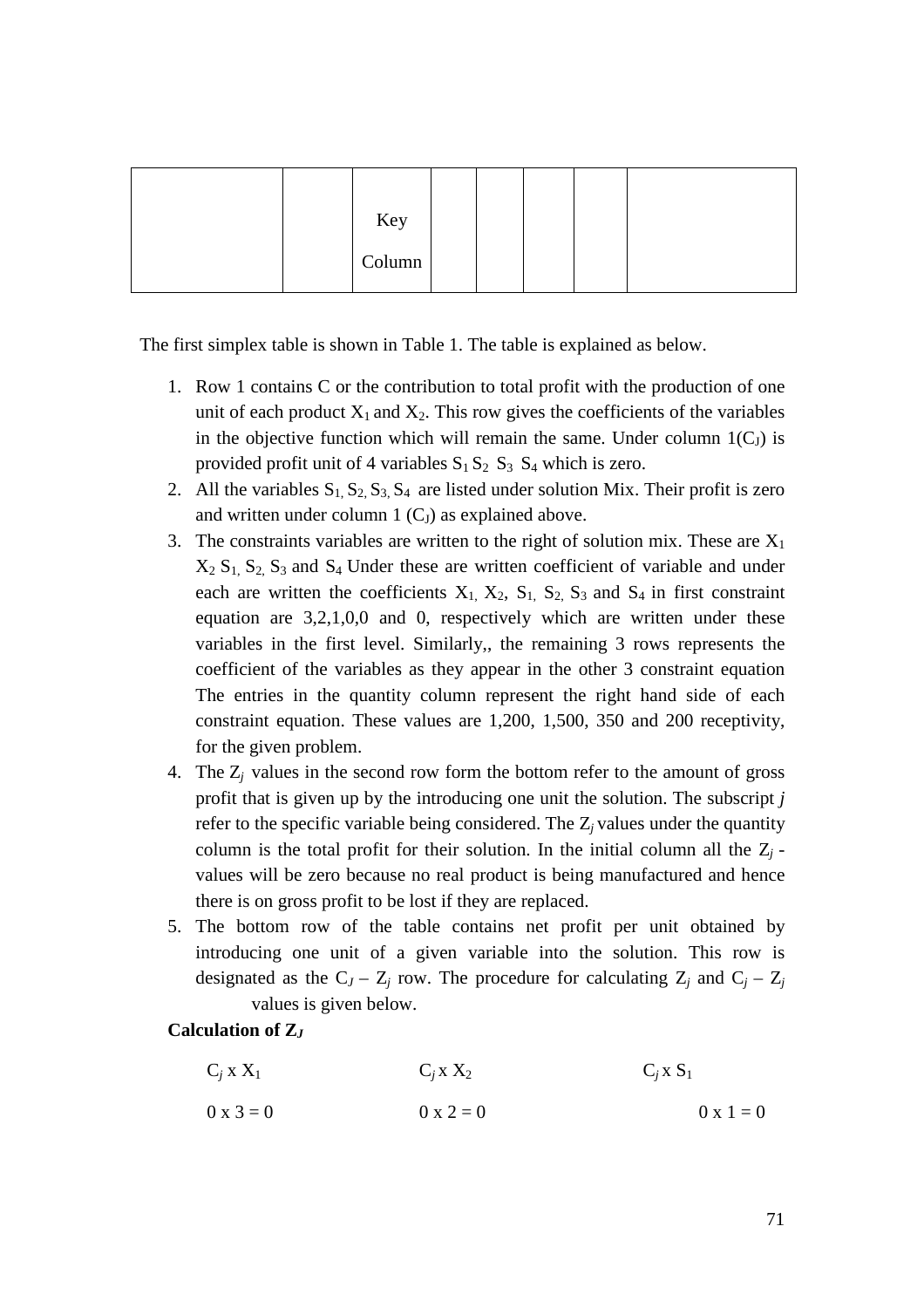| | | Key Column | | | | | |
|---|---|---|---|---|---|---|---|

The first simplex table is shown in Table 1. The table is explained as below.

1. Row 1 contains C or the contribution to total profit with the production of one unit of each product $X_1$ and $X_2$. This row gives the coefficients of the variables in the objective function which will remain the same. Under column 1($C_J$) is provided profit unit of 4 variables $S_1$ $S_2$ $S_3$ $S_4$ which is zero.
2. All the variables $S_1$, $S_2$, $S_3$, $S_4$ are listed under solution Mix. Their profit is zero and written under column 1 ($C_J$) as explained above.
3. The constraints variables are written to the right of solution mix. These are $X_1$ $X_2$ $S_1$, $S_2$, $S_3$ and $S_4$ Under these are written coefficient of variable and under each are written the coefficients $X_1$, $X_2$, $S_1$, $S_2$, $S_3$ and $S_4$ in first constraint equation are 3,2,1,0,0 and 0, respectively which are written under these variables in the first level. Similarly,, the remaining 3 rows represents the coefficient of the variables as they appear in the other 3 constraint equation The entries in the quantity column represent the right hand side of each constraint equation. These values are 1,200, 1,500, 350 and 200 receptivity, for the given problem.
4. The $Z_j$ values in the second row form the bottom refer to the amount of gross profit that is given up by the introducing one unit the solution. The subscript ***j*** refer to the specific variable being considered. The $Z_j$ values under the quantity column is the total profit for their solution. In the initial column all the $Z_j$ - values will be zero because no real product is being manufactured and hence there is on gross profit to be lost if they are replaced.
5. The bottom row of the table contains net profit per unit obtained by introducing one unit of a given variable into the solution. This row is designated as the $C_J$ – $Z_j$ row. The procedure for calculating $Z_j$ and $C_j$ – $Z_j$ values is given below.

**Calculation of $Z_J$**

| $C_j$ x $X_1$ | $C_j$ x $X_2$ | $C_j$ x $S_1$ |
|---|---|---|
| 0 x 3 = 0 | 0 x 2 = 0 | 0 x 1 = 0 |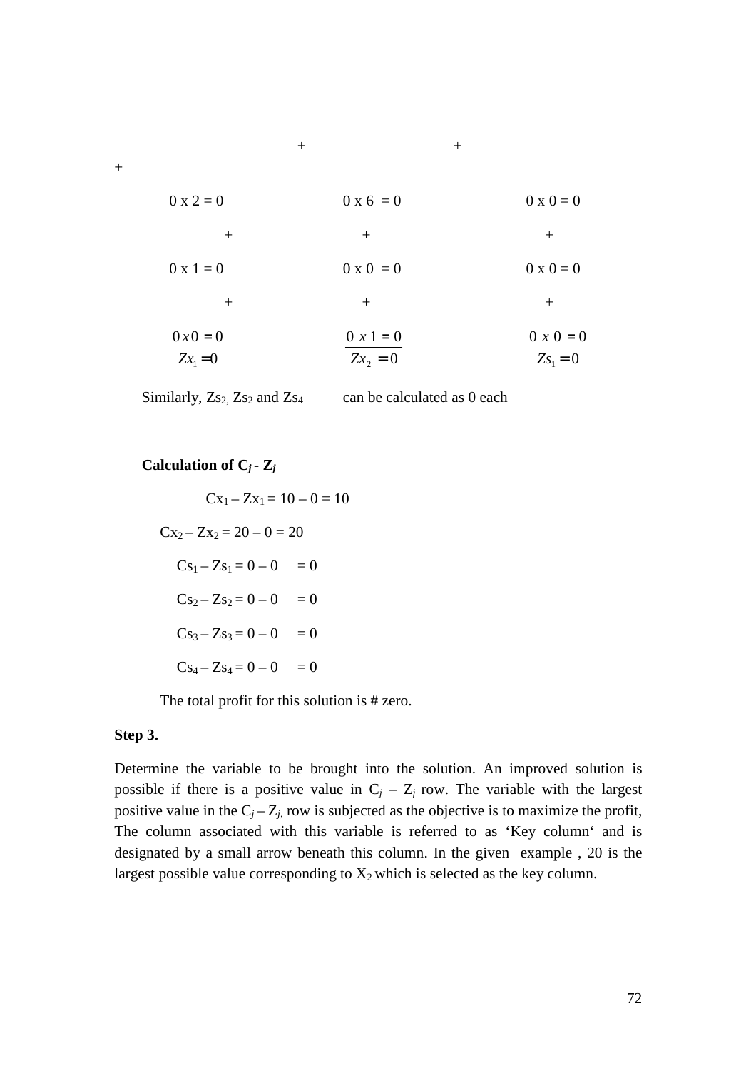$+ \quad\quad + \quad\quad +$

| | | |
|---|---|---|
| $0 \times 2 = 0$ | $0 \times 6 = 0$ | $0 \times 0 = 0$ |
| $+$ | $+$ | $+$ |
| $0 \times 1 = 0$ | $0 \times 0 = 0$ | $0 \times 0 = 0$ |
| $+$ | $+$ | $+$ |
| $\underline{0 x 0 = 0}$ | $\underline{0 \ x \ 1 = 0}$ | $\underline{0 \ x \ 0 = 0}$ |
| $Zx_1 = 0$ | $Zx_2 = 0$ | $Zs_1 = 0$ |

Similarly, $Zs_2$, $Zs_2$ and $Zs_4$ can be calculated as 0 each

**Calculation of $C_j$ - $Z_j$**

$Cx_1 – Zx_1 = 10 – 0 = 10$

$Cx_2 – Zx_2 = 20 – 0 = 20$

$Cs_1 – Zs_1 = 0 – 0 = 0$

$Cs_2 – Zs_2 = 0 – 0 = 0$

$Cs_3 – Zs_3 = 0 – 0 = 0$

$Cs_4 – Zs_4 = 0 – 0 = 0$

The total profit for this solution is # zero.

**Step 3.**

Determine the variable to be brought into the solution. An improved solution is possible if there is a positive value in $C_j – Z_j$ row. The variable with the largest positive value in the $C_j – Z_j$, row is subjected as the objective is to maximize the profit, The column associated with this variable is referred to as 'Key column' and is designated by a small arrow beneath this column. In the given example , 20 is the largest possible value corresponding to $X_2$ which is selected as the key column.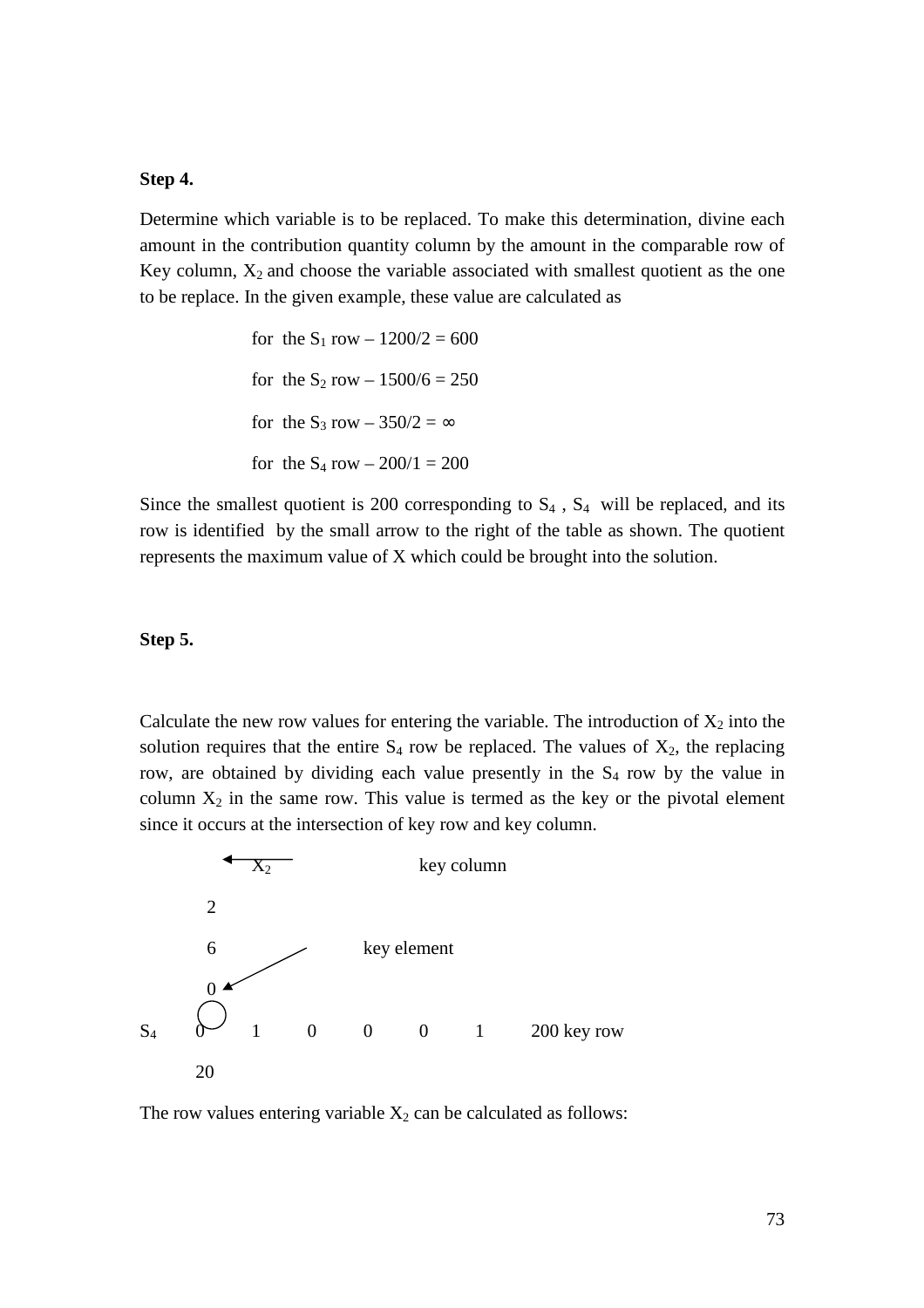**Step 4.**

Determine which variable is to be replaced. To make this determination, divine each amount in the contribution quantity column by the amount in the comparable row of Key column, $X_2$ and choose the variable associated with smallest quotient as the one to be replace. In the given example, these value are calculated as

for the $S_1$ row – 1200/2 = 600

for the $S_2$ row – 1500/6 = 250

for the $S_3$ row – 350/2 = ∞

for the $S_4$ row – 200/1 = 200

Since the smallest quotient is 200 corresponding to $S_4$ , $S_4$ will be replaced, and its row is identified by the small arrow to the right of the table as shown. The quotient represents the maximum value of X which could be brought into the solution.

**Step 5.**

Calculate the new row values for entering the variable. The introduction of $X_2$ into the solution requires that the entire $S_4$ row be replaced. The values of $X_2$, the replacing row, are obtained by dividing each value presently in the $S_4$ row by the value in column $X_2$ in the same row. This value is termed as the key or the pivotal element since it occurs at the intersection of key row and key column.

$X_2$ key column

2

6 key element

0

$S_4$ 0 1 0 0 0 1 200 key row

20

The row values entering variable $X_2$ can be calculated as follows: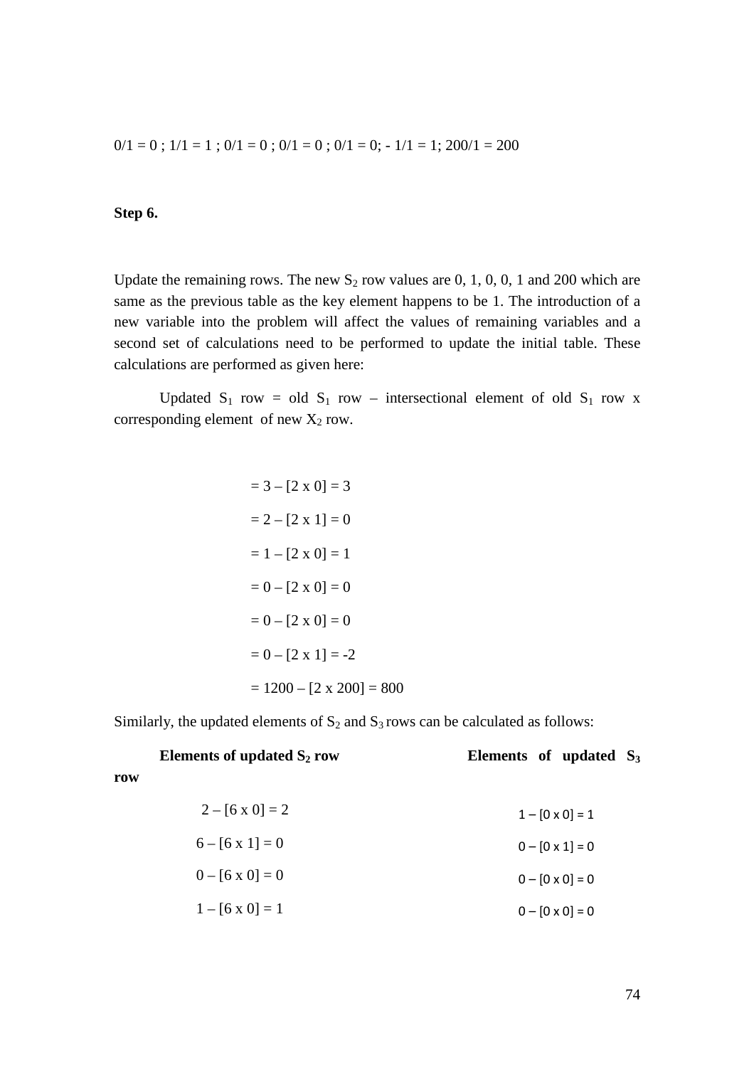0/1 = 0 ; 1/1 = 1 ; 0/1 = 0 ; 0/1 = 0 ; 0/1 = 0; - 1/1 = 1; 200/1 = 200

**Step 6.**

Update the remaining rows. The new $S_2$ row values are 0, 1, 0, 0, 1 and 200 which are same as the previous table as the key element happens to be 1. The introduction of a new variable into the problem will affect the values of remaining variables and a second set of calculations need to be performed to update the initial table. These calculations are performed as given here:

Updated $S_1$ row = old $S_1$ row – intersectional element of old $S_1$ row x corresponding element of new $X_2$ row.

= 3 – [2 x 0] = 3

= 2 – [2 x 1] = 0

= 1 – [2 x 0] = 1

= 0 – [2 x 0] = 0

= 0 – [2 x 0] = 0

= 0 – [2 x 1] = -2

= 1200 – [2 x 200] = 800

Similarly, the updated elements of $S_2$ and $S_3$ rows can be calculated as follows:

| **Elements of updated $S_2$ row** | **Elements of updated $S_3$ row** |
|---|---|
| 2 – [6 x 0] = 2 | 1 – [0 x 0] = 1 |
| 6 – [6 x 1] = 0 | 0 – [0 x 1] = 0 |
| 0 – [6 x 0] = 0 | 0 – [0 x 0] = 0 |
| 1 – [6 x 0] = 1 | 0 – [0 x 0] = 0 |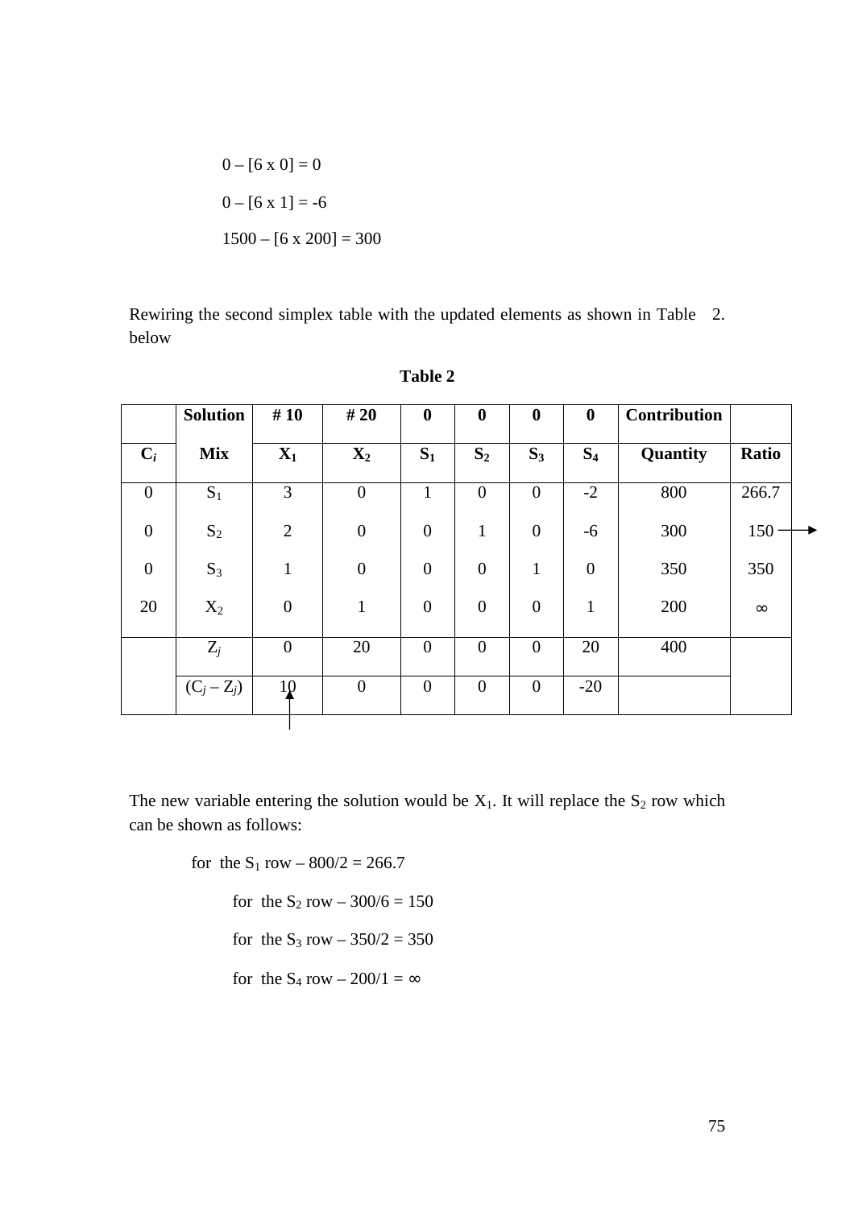$0 – [6 \times 0] = 0$

$0 – [6 \times 1] = -6$

$1500 – [6 \times 200] = 300$

Rewiring the second simplex table with the updated elements as shown in Table 2. below

**Table 2**

| | **Solution** | **# 10** | **# 20** | **0** | **0** | **0** | **0** | **Contribution** | |
|---|---|---|---|---|---|---|---|---|---|
| $C_i$ | **Mix** | $X_1$ | $X_2$ | $S_1$ | $S_2$ | $S_3$ | $S_4$ | **Quantity** | **Ratio** |
| 0 | $S_1$ | 3 | 0 | 1 | 0 | 0 | -2 | 800 | 266.7 |
| 0 | $S_2$ | 2 | 0 | 0 | 1 | 0 | -6 | 300 | 150 → |
| 0 | $S_3$ | 1 | 0 | 0 | 0 | 1 | 0 | 350 | 350 |
| 20 | $X_2$ | 0 | 1 | 0 | 0 | 0 | 1 | 200 | ∞ |
| | $Z_j$ | 0 | 20 | 0 | 0 | 0 | 20 | 400 | |
| | $(C_j – Z_j)$ | 10 ↑ | 0 | 0 | 0 | 0 | -20 | | |

The new variable entering the solution would be $X_1$. It will replace the $S_2$ row which can be shown as follows:

for the $S_1$ row – 800/2 = 266.7

for the $S_2$ row – 300/6 = 150

for the $S_3$ row – 350/2 = 350

for the $S_4$ row – 200/1 = ∞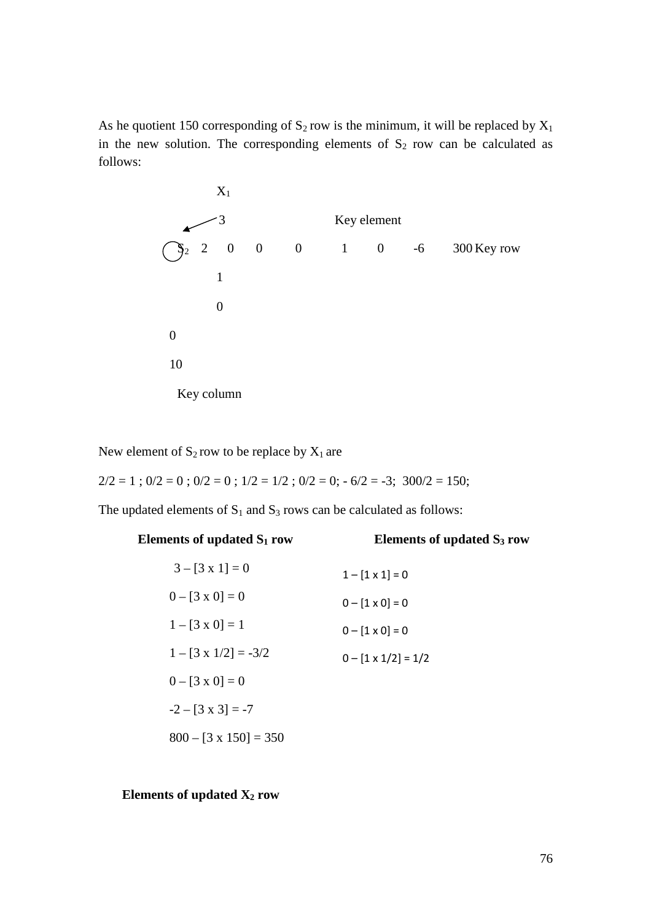As he quotient 150 corresponding of $S_2$ row is the minimum, it will be replaced by $X_1$ in the new solution. The corresponding elements of $S_2$ row can be calculated as follows:

```
        X1
         3                    Key element
  (S2)  2    0    0    0    1    0    -6    300 Key row
         1
         0
   0
   10
    Key column
```

New element of $S_2$ row to be replace by $X_1$ are

2/2 = 1 ; 0/2 = 0 ; 0/2 = 0 ; 1/2 = 1/2 ; 0/2 = 0; - 6/2 = -3; 300/2 = 150;

The updated elements of $S_1$ and $S_3$ rows can be calculated as follows:

| **Elements of updated $S_1$ row** | **Elements of updated $S_3$ row** |
|---|---|
| 3 – [3 x 1] = 0 | 1 – [1 x 1] = 0 |
| 0 – [3 x 0] = 0 | 0 – [1 x 0] = 0 |
| 1 – [3 x 0] = 1 | 0 – [1 x 0] = 0 |
| 1 – [3 x 1/2] = -3/2 | 0 – [1 x 1/2] = 1/2 |
| 0 – [3 x 0] = 0 | |
| -2 – [3 x 3] = -7 | |
| 800 – [3 x 150] = 350 | |

**Elements of updated $X_2$ row**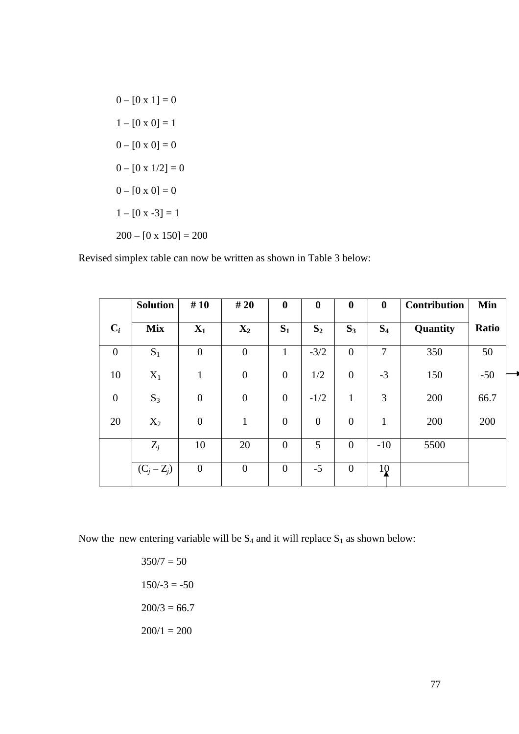0 – [0 x 1] = 0

1 – [0 x 0] = 1

0 – [0 x 0] = 0

0 – [0 x 1/2] = 0

0 – [0 x 0] = 0

1 – [0 x -3] = 1

200 – [0 x 150] = 200

Revised simplex table can now be written as shown in Table 3 below:

| | **Solution** | **# 10** | **# 20** | **0** | **0** | **0** | **0** | **Contribution** | **Min** |
|---|---|---|---|---|---|---|---|---|---|
| $C_i$ | **Mix** | $X_1$ | $X_2$ | $S_1$ | $S_2$ | $S_3$ | $S_4$ | **Quantity** | **Ratio** |
| 0 | $S_1$ | 0 | 0 | 1 | -3/2 | 0 | 7 | 350 | 50 → |
| 10 | $X_1$ | 1 | 0 | 0 | 1/2 | 0 | -3 | 150 | -50 |
| 0 | $S_3$ | 0 | 0 | 0 | -1/2 | 1 | 3 | 200 | 66.7 |
| 20 | $X_2$ | 0 | 1 | 0 | 0 | 0 | 1 | 200 | 200 |
| | $Z_j$ | 10 | 20 | 0 | 5 | 0 | -10 | 5500 | |
| | $(C_j – Z_j)$ | 0 | 0 | 0 | -5 | 0 | 10 ↑ | | |

Now the new entering variable will be $S_4$ and it will replace $S_1$ as shown below:

350/7 = 50

150/-3 = -50

200/3 = 66.7

200/1 = 200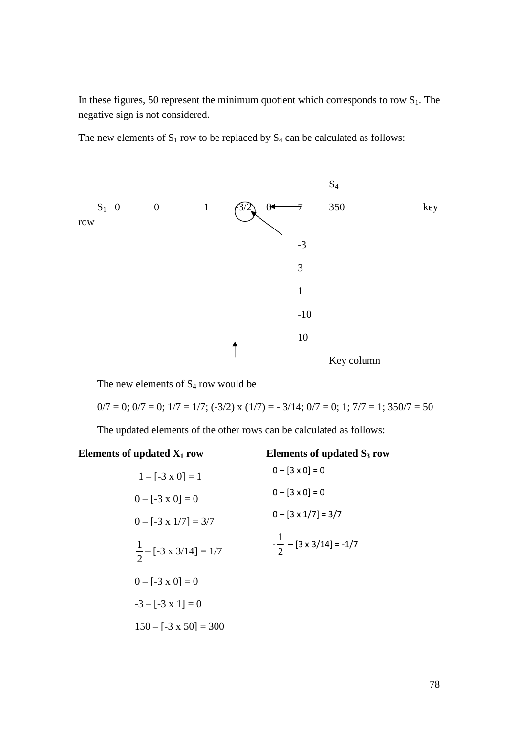In these figures, 50 represent the minimum quotient which corresponds to row $S_1$. The negative sign is not considered.

The new elements of $S_1$ row to be replaced by $S_4$ can be calculated as follows:

| | | | | | | | $S_4$ | |
|---|---|---|---|---|---|---|---|---|
| $S_1$ | 0 | 0 | 1 | -3/2 | 0 | 7 | 350 | key row |
| | | | | | | -3 | | |
| | | | | | | 3 | | |
| | | | | | | 1 | | |
| | | | | | | -10 | | |
| | | | | | | 10 | | |
| | | | | | | | Key column | |

The new elements of $S_4$ row would be

0/7 = 0; 0/7 = 0; 1/7 = 1/7; (-3/2) x (1/7) = - 3/14; 0/7 = 0; 1; 7/7 = 1; 350/7 = 50

The updated elements of the other rows can be calculated as follows:

**Elements of updated $X_1$ row**

1 – [-3 x 0] = 1

0 – [-3 x 0] = 0

0 – [-3 x 1/7] = 3/7

$\frac{1}{2}$ – [-3 x 3/14] = 1/7

0 – [-3 x 0] = 0

-3 – [-3 x 1] = 0

150 – [-3 x 50] = 300

**Elements of updated $S_3$ row**

0 – [3 x 0] = 0

0 – [3 x 0] = 0

0 – [3 x 1/7] = 3/7

$-\frac{1}{2}$ – [3 x 3/14] = -1/7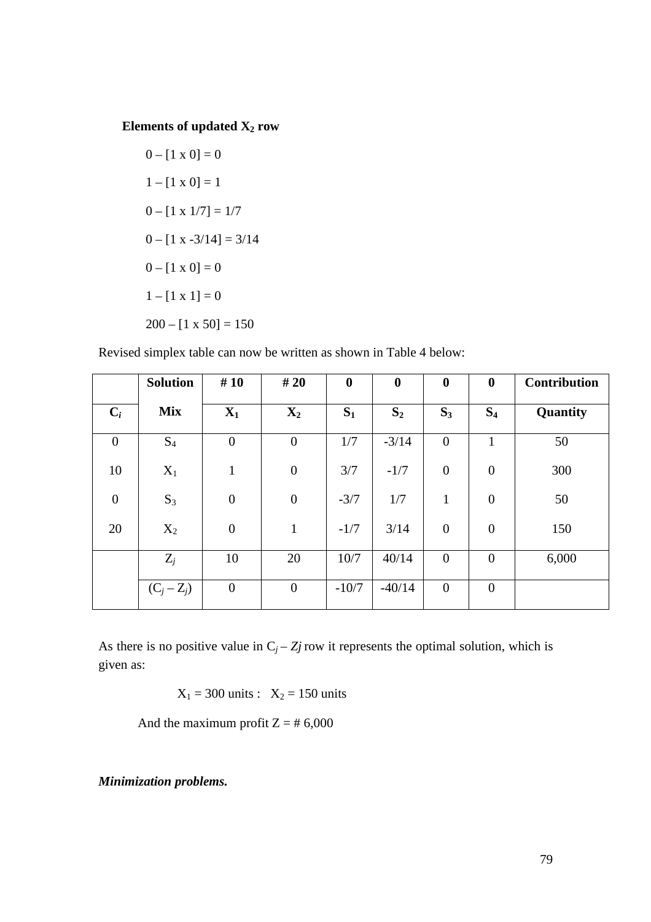**Elements of updated $X_2$ row**

$0 – [1 \times 0] = 0$

$1 – [1 \times 0] = 1$

$0 – [1 \times 1/7] = 1/7$

$0 – [1 \times -3/14] = 3/14$

$0 – [1 \times 0] = 0$

$1 – [1 \times 1] = 0$

$200 – [1 \times 50] = 150$

Revised simplex table can now be written as shown in Table 4 below:

| | **Solution** | **# 10** | **# 20** | **0** | **0** | **0** | **0** | **Contribution** |
|---|---|---|---|---|---|---|---|---|
| $C_i$ | **Mix** | $X_1$ | $X_2$ | $S_1$ | $S_2$ | $S_3$ | $S_4$ | **Quantity** |
| 0 | $S_4$ | 0 | 0 | 1/7 | -3/14 | 0 | 1 | 50 |
| 10 | $X_1$ | 1 | 0 | 3/7 | -1/7 | 0 | 0 | 300 |
| 0 | $S_3$ | 0 | 0 | -3/7 | 1/7 | 1 | 0 | 50 |
| 20 | $X_2$ | 0 | 1 | -1/7 | 3/14 | 0 | 0 | 150 |
| | $Z_j$ | 10 | 20 | 10/7 | 40/14 | 0 | 0 | 6,000 |
| | $(C_j – Z_j)$ | 0 | 0 | -10/7 | -40/14 | 0 | 0 | |

As there is no positive value in $C_j – Zj$ row it represents the optimal solution, which is given as:

$X_1 = 300$ units : $X_2 = 150$ units

And the maximum profit Z = # 6,000

***Minimization problems.***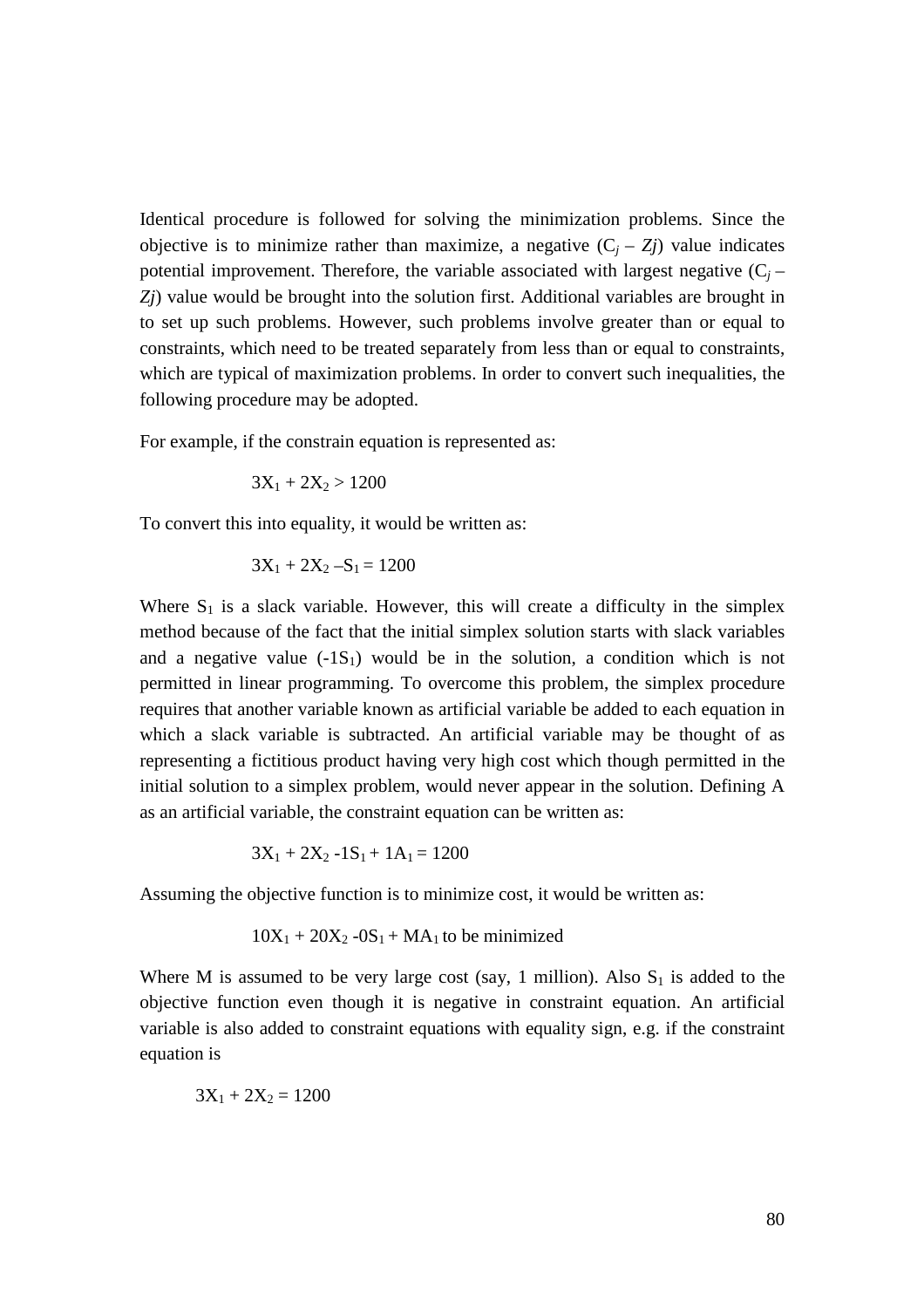Identical procedure is followed for solving the minimization problems. Since the objective is to minimize rather than maximize, a negative ($C_j$ – $Zj$) value indicates potential improvement. Therefore, the variable associated with largest negative ($C_j$ – $Zj$) value would be brought into the solution first. Additional variables are brought in to set up such problems. However, such problems involve greater than or equal to constraints, which need to be treated separately from less than or equal to constraints, which are typical of maximization problems. In order to convert such inequalities, the following procedure may be adopted.

For example, if the constrain equation is represented as:

$$3X_1 + 2X_2 > 1200$$

To convert this into equality, it would be written as:

$$3X_1 + 2X_2 – S_1 = 1200$$

Where $S_1$ is a slack variable. However, this will create a difficulty in the simplex method because of the fact that the initial simplex solution starts with slack variables and a negative value ($-1S_1$) would be in the solution, a condition which is not permitted in linear programming. To overcome this problem, the simplex procedure requires that another variable known as artificial variable be added to each equation in which a slack variable is subtracted. An artificial variable may be thought of as representing a fictitious product having very high cost which though permitted in the initial solution to a simplex problem, would never appear in the solution. Defining A as an artificial variable, the constraint equation can be written as:

$$3X_1 + 2X_2 - 1S_1 + 1A_1 = 1200$$

Assuming the objective function is to minimize cost, it would be written as:

$$10X_1 + 20X_2 - 0S_1 + MA_1 \text{ to be minimized}$$

Where M is assumed to be very large cost (say, 1 million). Also $S_1$ is added to the objective function even though it is negative in constraint equation. An artificial variable is also added to constraint equations with equality sign, e.g. if the constraint equation is

$$3X_1 + 2X_2 = 1200$$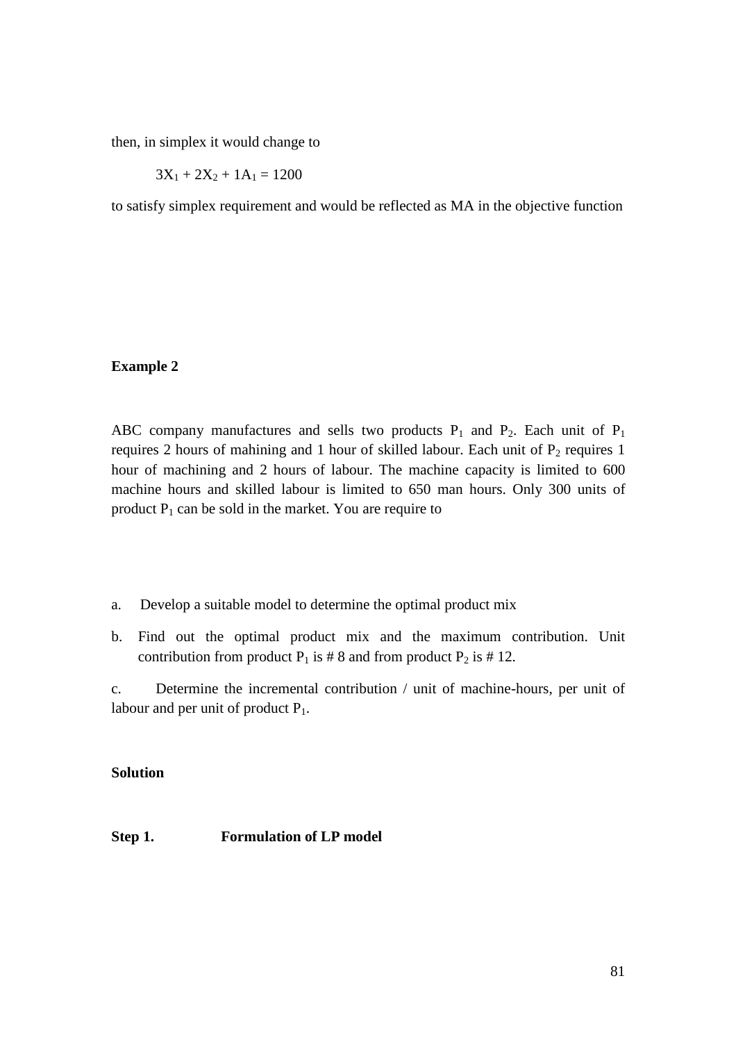then, in simplex it would change to

$$3X_1 + 2X_2 + 1A_1 = 1200$$

to satisfy simplex requirement and would be reflected as MA in the objective function

**Example 2**

ABC company manufactures and sells two products $P_1$ and $P_2$. Each unit of $P_1$ requires 2 hours of mahining and 1 hour of skilled labour. Each unit of $P_2$ requires 1 hour of machining and 2 hours of labour. The machine capacity is limited to 600 machine hours and skilled labour is limited to 650 man hours. Only 300 units of product $P_1$ can be sold in the market. You are require to

a. Develop a suitable model to determine the optimal product mix

b. Find out the optimal product mix and the maximum contribution. Unit contribution from product $P_1$ is # 8 and from product $P_2$ is # 12.

c. Determine the incremental contribution / unit of machine-hours, per unit of labour and per unit of product $P_1$.

**Solution**

**Step 1.** **Formulation of LP model**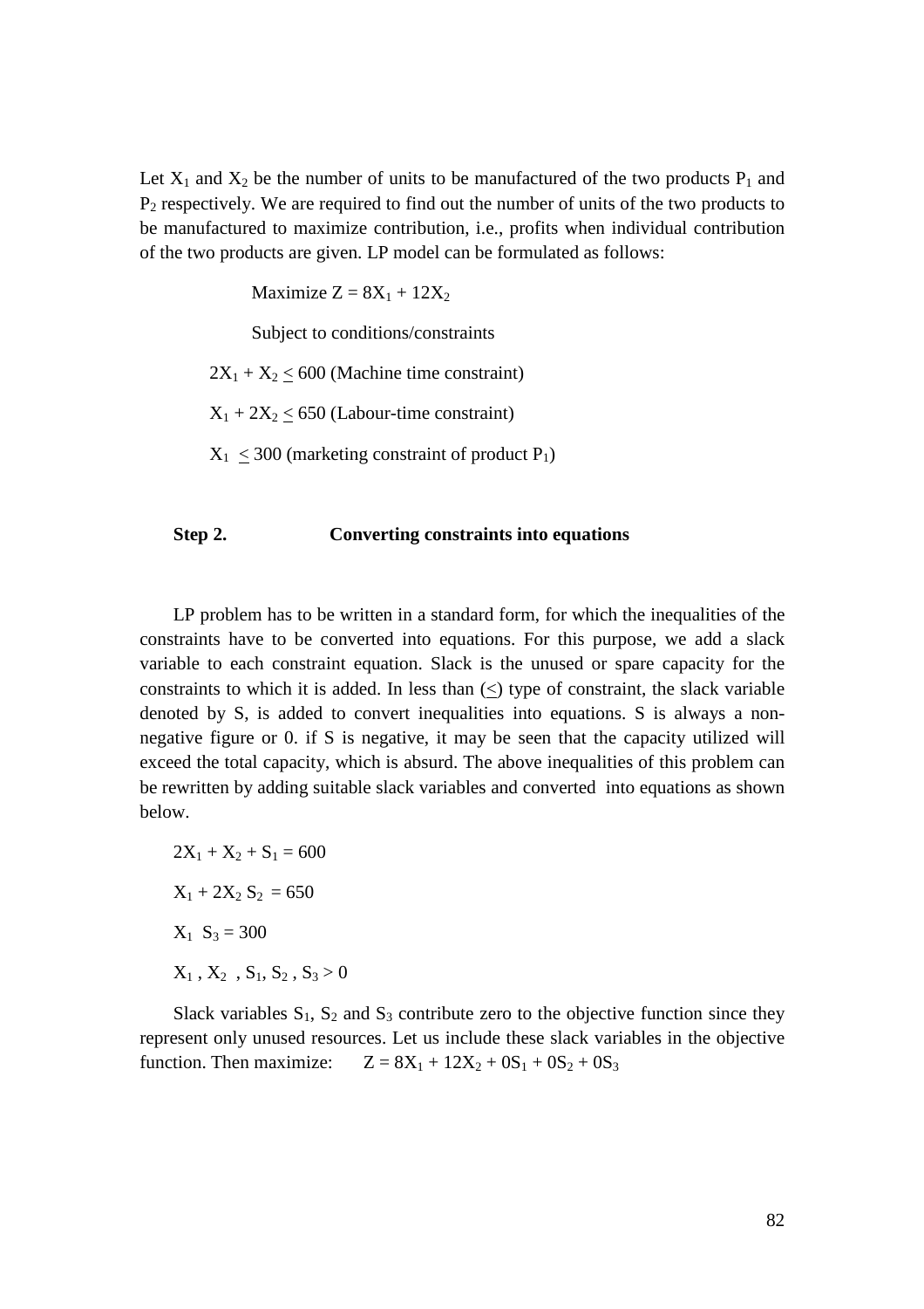Let $X_1$ and $X_2$ be the number of units to be manufactured of the two products $P_1$ and $P_2$ respectively. We are required to find out the number of units of the two products to be manufactured to maximize contribution, i.e., profits when individual contribution of the two products are given. LP model can be formulated as follows:

Maximize $Z = 8X_1 + 12X_2$

Subject to conditions/constraints

$2X_1 + X_2 \leq 600$ (Machine time constraint)

$X_1 + 2X_2 \leq 650$ (Labour-time constraint)

$X_1 \leq 300$ (marketing constraint of product $P_1$)

**Step 2. Converting constraints into equations**

LP problem has to be written in a standard form, for which the inequalities of the constraints have to be converted into equations. For this purpose, we add a slack variable to each constraint equation. Slack is the unused or spare capacity for the constraints to which it is added. In less than ($\leq$) type of constraint, the slack variable denoted by S, is added to convert inequalities into equations. S is always a non-negative figure or 0. if S is negative, it may be seen that the capacity utilized will exceed the total capacity, which is absurd. The above inequalities of this problem can be rewritten by adding suitable slack variables and converted into equations as shown below.

$2X_1 + X_2 + S_1 = 600$

$X_1 + 2X_2 S_2 = 650$

$X_1 S_3 = 300$

$X_1, X_2, S_1, S_2, S_3 > 0$

Slack variables $S_1$, $S_2$ and $S_3$ contribute zero to the objective function since they represent only unused resources. Let us include these slack variables in the objective function. Then maximize: $Z = 8X_1 + 12X_2 + 0S_1 + 0S_2 + 0S_3$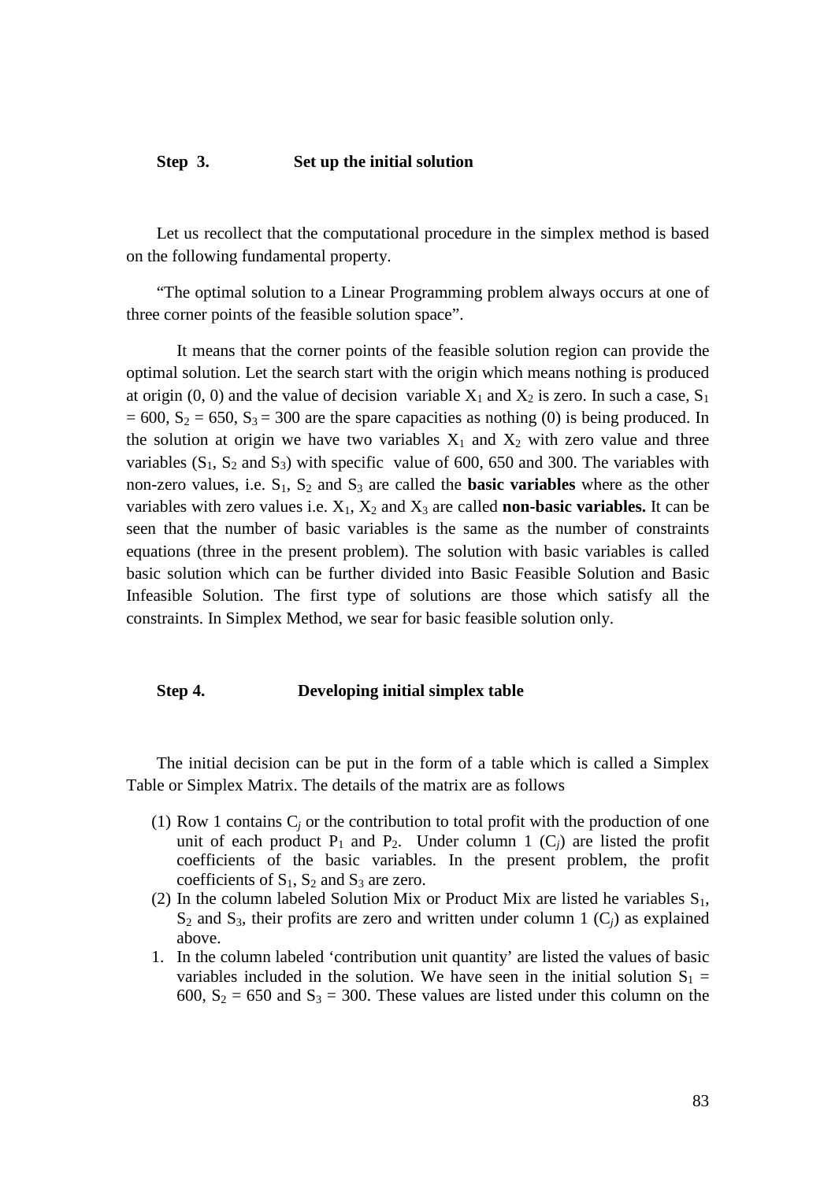**Step 3. Set up the initial solution**

Let us recollect that the computational procedure in the simplex method is based on the following fundamental property.

"The optimal solution to a Linear Programming problem always occurs at one of three corner points of the feasible solution space".

It means that the corner points of the feasible solution region can provide the optimal solution. Let the search start with the origin which means nothing is produced at origin (0, 0) and the value of decision variable $X_1$ and $X_2$ is zero. In such a case, $S_1 = 600$, $S_2 = 650$, $S_3 = 300$ are the spare capacities as nothing (0) is being produced. In the solution at origin we have two variables $X_1$ and $X_2$ with zero value and three variables ($S_1$, $S_2$ and $S_3$) with specific value of 600, 650 and 300. The variables with non-zero values, i.e. $S_1$, $S_2$ and $S_3$ are called the **basic variables** where as the other variables with zero values i.e. $X_1$, $X_2$ and $X_3$ are called **non-basic variables.** It can be seen that the number of basic variables is the same as the number of constraints equations (three in the present problem). The solution with basic variables is called basic solution which can be further divided into Basic Feasible Solution and Basic Infeasible Solution. The first type of solutions are those which satisfy all the constraints. In Simplex Method, we sear for basic feasible solution only.

**Step 4. Developing initial simplex table**

The initial decision can be put in the form of a table which is called a Simplex Table or Simplex Matrix. The details of the matrix are as follows

(1) Row 1 contains $C_j$ or the contribution to total profit with the production of one unit of each product $P_1$ and $P_2$. Under column 1 ($C_j$) are listed the profit coefficients of the basic variables. In the present problem, the profit coefficients of $S_1$, $S_2$ and $S_3$ are zero.

(2) In the column labeled Solution Mix or Product Mix are listed he variables $S_1$, $S_2$ and $S_3$, their profits are zero and written under column 1 ($C_j$) as explained above.

1. In the column labeled 'contribution unit quantity' are listed the values of basic variables included in the solution. We have seen in the initial solution $S_1 = 600$, $S_2 = 650$ and $S_3 = 300$. These values are listed under this column on the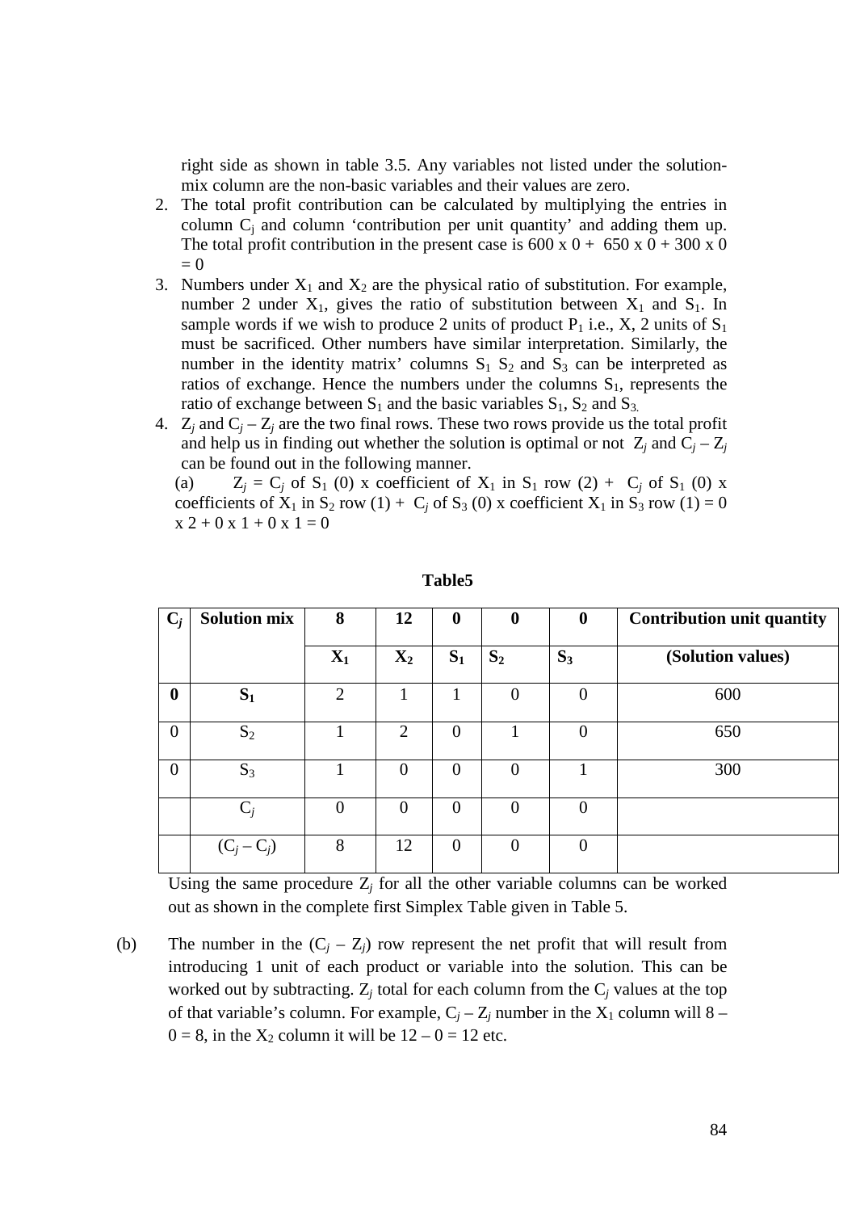right side as shown in table 3.5. Any variables not listed under the solution-mix column are the non-basic variables and their values are zero.

2. The total profit contribution can be calculated by multiplying the entries in column $C_j$ and column 'contribution per unit quantity' and adding them up. The total profit contribution in the present case is 600 x 0 + 650 x 0 + 300 x 0 = 0
3. Numbers under $X_1$ and $X_2$ are the physical ratio of substitution. For example, number 2 under $X_1$, gives the ratio of substitution between $X_1$ and $S_1$. In sample words if we wish to produce 2 units of product $P_1$ i.e., X, 2 units of $S_1$ must be sacrificed. Other numbers have similar interpretation. Similarly, the number in the identity matrix' columns $S_1$ $S_2$ and $S_3$ can be interpreted as ratios of exchange. Hence the numbers under the columns $S_1$, represents the ratio of exchange between $S_1$ and the basic variables $S_1$, $S_2$ and $S_3$.
4. $Z_j$ and $C_j - Z_j$ are the two final rows. These two rows provide us the total profit and help us in finding out whether the solution is optimal or not $Z_j$ and $C_j - Z_j$ can be found out in the following manner.

(a) $Z_j$ = $C_j$ of $S_1$ (0) x coefficient of $X_1$ in $S_1$ row (2) + $C_j$ of $S_1$ (0) x coefficients of $X_1$ in $S_2$ row (1) + $C_j$ of $S_3$ (0) x coefficient $X_1$ in $S_3$ row (1) = 0 x 2 + 0 x 1 + 0 x 1 = 0

**Table5**

| $C_j$ | Solution mix | 8 | 12 | 0 | 0 | 0 | Contribution unit quantity |
|---|---|---|---|---|---|---|---|
| | | $X_1$ | $X_2$ | $S_1$ | $S_2$ | $S_3$ | (Solution values) |
| **0** | $S_1$ | 2 | 1 | 1 | 0 | 0 | 600 |
| 0 | $S_2$ | 1 | 2 | 0 | 1 | 0 | 650 |
| 0 | $S_3$ | 1 | 0 | 0 | 0 | 1 | 300 |
| | $C_j$ | 0 | 0 | 0 | 0 | 0 | |
| | $(C_j - C_j)$ | 8 | 12 | 0 | 0 | 0 | |

Using the same procedure $Z_j$ for all the other variable columns can be worked out as shown in the complete first Simplex Table given in Table 5.

(b) The number in the $(C_j - Z_j)$ row represent the net profit that will result from introducing 1 unit of each product or variable into the solution. This can be worked out by subtracting. $Z_j$ total for each column from the $C_j$ values at the top of that variable's column. For example, $C_j - Z_j$ number in the $X_1$ column will 8 – 0 = 8, in the $X_2$ column it will be 12 – 0 = 12 etc.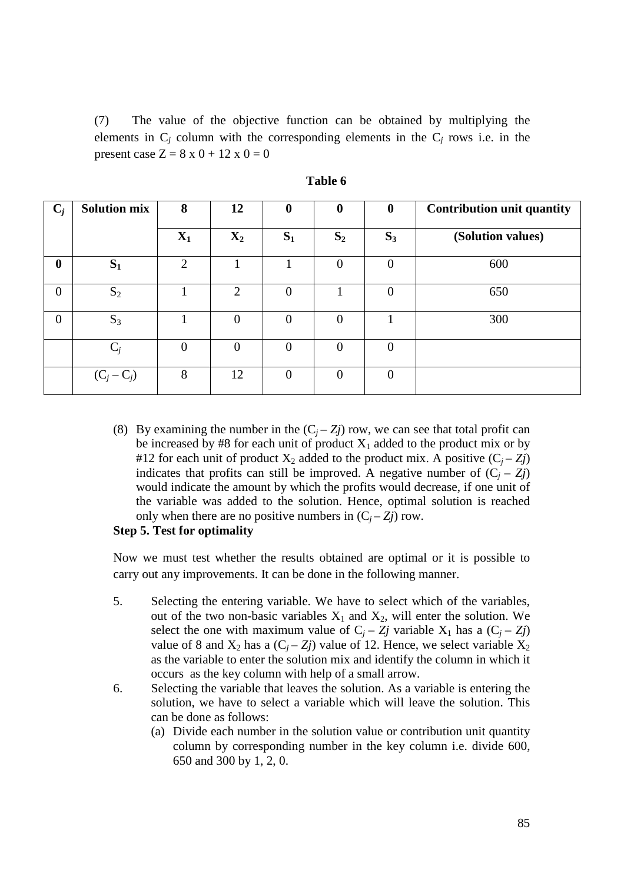(7) The value of the objective function can be obtained by multiplying the elements in $C_j$ column with the corresponding elements in the $C_j$ rows i.e. in the present case Z = 8 x 0 + 12 x 0 = 0

**Table 6**

| $C_j$ | Solution mix | 8 | 12 | 0 | 0 | 0 | Contribution unit quantity |
|---|---|---|---|---|---|---|---|
| | | $X_1$ | $X_2$ | $S_1$ | $S_2$ | $S_3$ | (Solution values) |
| **0** | $S_1$ | 2 | 1 | 1 | 0 | 0 | 600 |
| 0 | $S_2$ | 1 | 2 | 0 | 1 | 0 | 650 |
| 0 | $S_3$ | 1 | 0 | 0 | 0 | 1 | 300 |
| | $C_j$ | 0 | 0 | 0 | 0 | 0 | |
| | $(C_j - C_j)$ | 8 | 12 | 0 | 0 | 0 | |

(8) By examining the number in the $(C_j - Zj)$ row, we can see that total profit can be increased by #8 for each unit of product $X_1$ added to the product mix or by #12 for each unit of product $X_2$ added to the product mix. A positive $(C_j - Zj)$ indicates that profits can still be improved. A negative number of $(C_j - Zj)$ would indicate the amount by which the profits would decrease, if one unit of the variable was added to the solution. Hence, optimal solution is reached only when there are no positive numbers in $(C_j - Zj)$ row.

**Step 5. Test for optimality**

Now we must test whether the results obtained are optimal or it is possible to carry out any improvements. It can be done in the following manner.

5. Selecting the entering variable. We have to select which of the variables, out of the two non-basic variables $X_1$ and $X_2$, will enter the solution. We select the one with maximum value of $C_j - Zj$ variable $X_1$ has a $(C_j - Zj)$ value of 8 and $X_2$ has a $(C_j - Zj)$ value of 12. Hence, we select variable $X_2$ as the variable to enter the solution mix and identify the column in which it occurs as the key column with help of a small arrow.
6. Selecting the variable that leaves the solution. As a variable is entering the solution, we have to select a variable which will leave the solution. This can be done as follows:
   (a) Divide each number in the solution value or contribution unit quantity column by corresponding number in the key column i.e. divide 600, 650 and 300 by 1, 2, 0.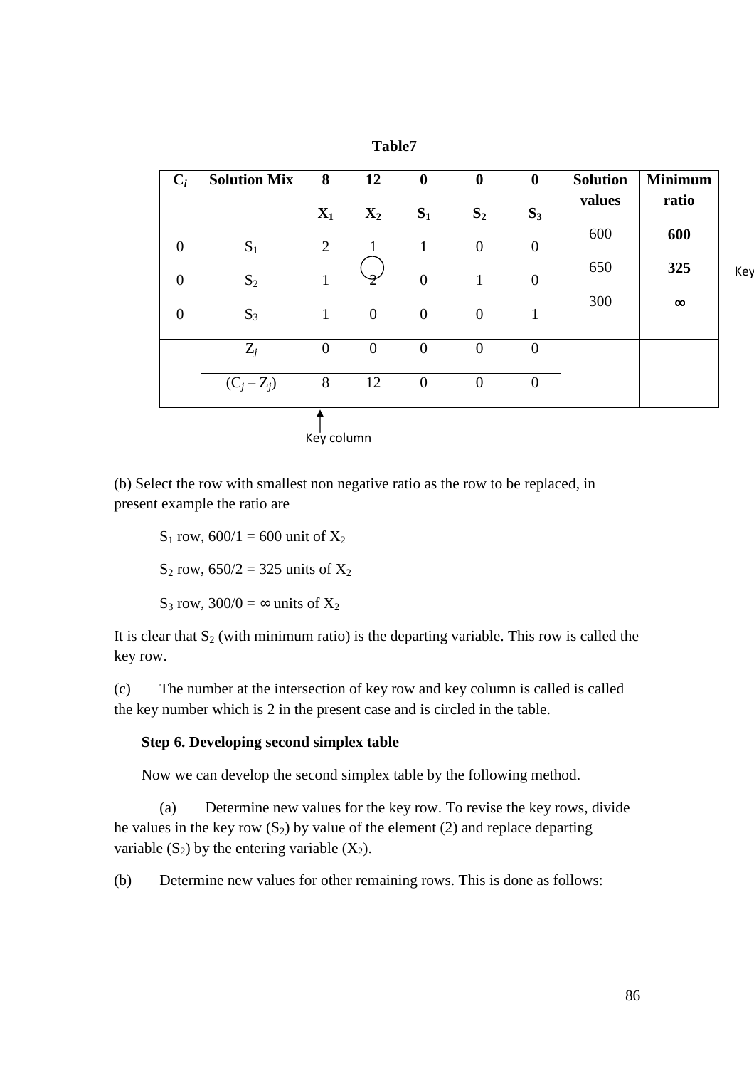**Table7**

| $C_i$ | Solution Mix | 8<br>$X_1$ | 12<br>$X_2$ | 0<br>$S_1$ | 0<br>$S_2$ | 0<br>$S_3$ | Solution values | Minimum ratio |
|---|---|---|---|---|---|---|---|---|
| 0 | $S_1$ | 2 | 1 | 1 | 0 | 0 | 600 | **600** |
| 0 | $S_2$ | 1 | (2) | 0 | 1 | 0 | 650 | **325** Key row |
| 0 | $S_3$ | 1 | 0 | 0 | 0 | 1 | 300 | **∞** |
| | $Z_j$ | 0 | 0 | 0 | 0 | 0 | | |
| | $(C_j – Z_j)$ | 8 | 12 | 0 | 0 | 0 | | |

Key column

(b) Select the row with smallest non negative ratio as the row to be replaced, in present example the ratio are

$S_1$ row, 600/1 = 600 unit of $X_2$

$S_2$ row, 650/2 = 325 units of $X_2$

$S_3$ row, 300/0 = ∞ units of $X_2$

It is clear that $S_2$ (with minimum ratio) is the departing variable. This row is called the key row.

(c) The number at the intersection of key row and key column is called is called the key number which is 2 in the present case and is circled in the table.

**Step 6. Developing second simplex table**

Now we can develop the second simplex table by the following method.

(a) Determine new values for the key row. To revise the key rows, divide he values in the key row ($S_2$) by value of the element (2) and replace departing variable ($S_2$) by the entering variable ($X_2$).

(b) Determine new values for other remaining rows. This is done as follows: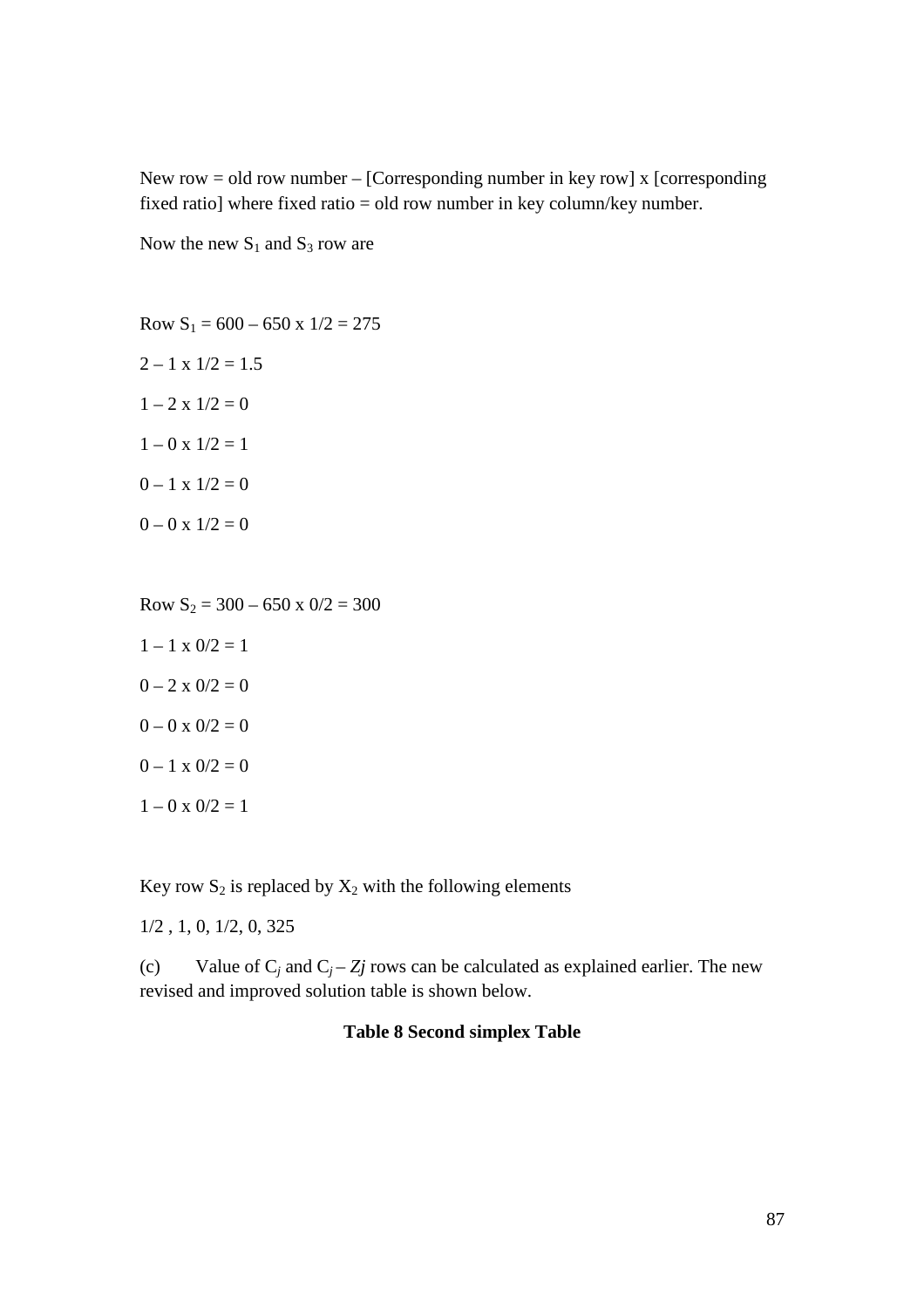New row = old row number – [Corresponding number in key row] x [corresponding fixed ratio] where fixed ratio = old row number in key column/key number.

Now the new $S_1$ and $S_3$ row are

Row $S_1$ = 600 – 650 x 1/2 = 275

2 – 1 x 1/2 = 1.5

1 – 2 x 1/2 = 0

1 – 0 x 1/2 = 1

0 – 1 x 1/2 = 0

0 – 0 x 1/2 = 0

Row $S_2$ = 300 – 650 x 0/2 = 300

1 – 1 x 0/2 = 1

0 – 2 x 0/2 = 0

0 – 0 x 0/2 = 0

0 – 1 x 0/2 = 0

1 – 0 x 0/2 = 1

Key row $S_2$ is replaced by $X_2$ with the following elements

1/2 , 1, 0, 1/2, 0, 325

(c) Value of $C_j$ and $C_j - Zj$ rows can be calculated as explained earlier. The new revised and improved solution table is shown below.

**Table 8 Second simplex Table**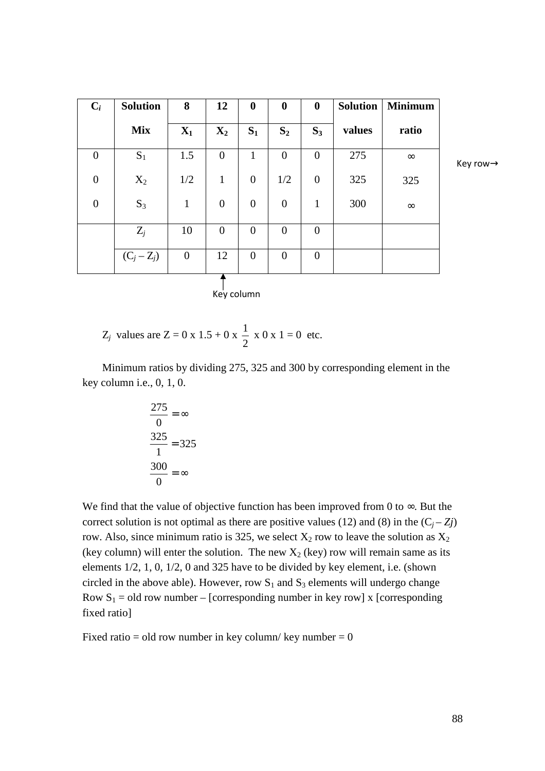| $C_i$ | Solution Mix | 8 $X_1$ | 12 $X_2$ | 0 $S_1$ | 0 $S_2$ | 0 $S_3$ | Solution values | Minimum ratio |
|---|---|---|---|---|---|---|---|---|
| 0 | $S_1$ | 1.5 | 0 | 1 | 0 | 0 | 275 | ∞ |
| 0 | $X_2$ | 1/2 | 1 | 0 | 1/2 | 0 | 325 | 325 |
| 0 | $S_3$ | 1 | 0 | 0 | 0 | 1 | 300 | ∞ |
| | $Z_j$ | 10 | 0 | 0 | 0 | 0 | | |
| | $(C_j – Z_j)$ | 0 | 12 | 0 | 0 | 0 | | |

Key row→

Key column

$Z_j$ values are $Z = 0 \times 1.5 + 0 \times \frac{1}{2} \times 0 \times 1 = 0$ etc.

Minimum ratios by dividing 275, 325 and 300 by corresponding element in the key column i.e., 0, 1, 0.

$$\frac{275}{0} = \infty$$
$$\frac{325}{1} = 325$$
$$\frac{300}{0} = \infty$$

We find that the value of objective function has been improved from 0 to ∞. But the correct solution is not optimal as there are positive values (12) and (8) in the $(C_j – Zj)$ row. Also, since minimum ratio is 325, we select $X_2$ row to leave the solution as $X_2$ (key column) will enter the solution. The new $X_2$ (key) row will remain same as its elements 1/2, 1, 0, 1/2, 0 and 325 have to be divided by key element, i.e. (shown circled in the above able). However, row $S_1$ and $S_3$ elements will undergo change Row $S_1$ = old row number – [corresponding number in key row] x [corresponding fixed ratio]

Fixed ratio = old row number in key column/ key number = 0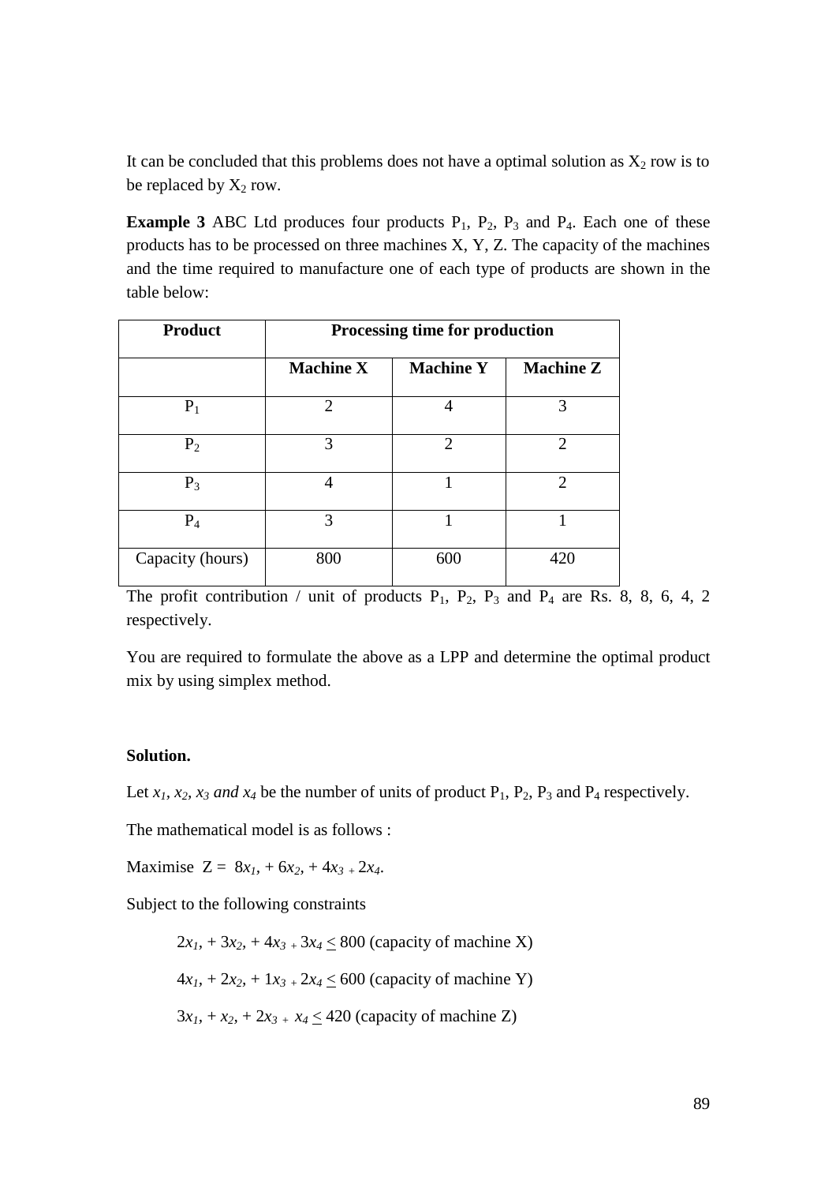It can be concluded that this problems does not have a optimal solution as $X_2$ row is to be replaced by $X_2$ row.

**Example 3** ABC Ltd produces four products $P_1$, $P_2$, $P_3$ and $P_4$. Each one of these products has to be processed on three machines X, Y, Z. The capacity of the machines and the time required to manufacture one of each type of products are shown in the table below:

| Product | Processing time for production | | |
|---|---|---|---|
| | **Machine X** | **Machine Y** | **Machine Z** |
| $P_1$ | 2 | 4 | 3 |
| $P_2$ | 3 | 2 | 2 |
| $P_3$ | 4 | 1 | 2 |
| $P_4$ | 3 | 1 | 1 |
| Capacity (hours) | 800 | 600 | 420 |

The profit contribution / unit of products $P_1$, $P_2$, $P_3$ and $P_4$ are Rs. 8, 8, 6, 4, 2 respectively.

You are required to formulate the above as a LPP and determine the optimal product mix by using simplex method.

**Solution.**

Let $x_1$, $x_2$, $x_3$ *and* $x_4$ be the number of units of product $P_1$, $P_2$, $P_3$ and $P_4$ respectively.

The mathematical model is as follows :

Maximise $Z = 8x_1, + 6x_2, + 4x_3 + 2x_4.$

Subject to the following constraints

$2x_1, + 3x_2, + 4x_3 + 3x_4 \leq 800$ (capacity of machine X)

$4x_1, + 2x_2, + 1x_3 + 2x_4 \leq 600$ (capacity of machine Y)

$3x_1, + x_2, + 2x_3 + x_4 \leq 420$ (capacity of machine Z)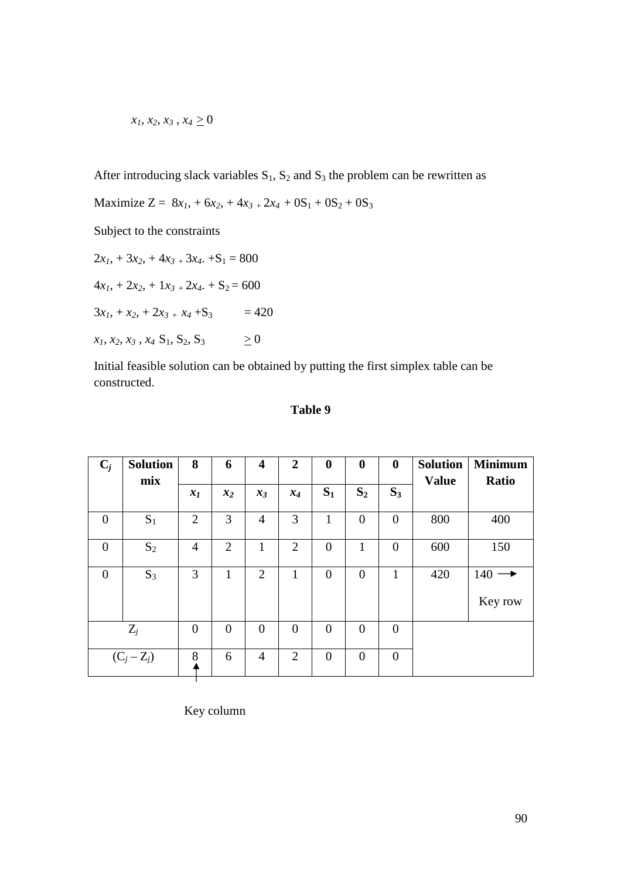$x_1, x_2, x_3, x_4 \geq 0$

After introducing slack variables $S_1$, $S_2$ and $S_3$ the problem can be rewritten as

Maximize Z = $8x_1, + 6x_2, + 4x_3 + 2x_4 + 0S_1 + 0S_2 + 0S_3$

Subject to the constraints

$2x_1, + 3x_2, + 4x_3 + 3x_4. +S_1 = 800$

$4x_1, + 2x_2, + 1x_3 + 2x_4. + S_2 = 600$

$3x_1, + x_2, + 2x_3 + x_4 +S_3 \quad = 420$

$x_1, x_2, x_3, x_4\ S_1, S_2, S_3 \quad \geq 0$

Initial feasible solution can be obtained by putting the first simplex table can be constructed.

**Table 9**

| $C_j$ | Solution mix | 8 | 6 | 4 | 2 | 0 | 0 | 0 | Solution Value | Minimum Ratio |
|---|---|---|---|---|---|---|---|---|---|---|
| | | $x_1$ | $x_2$ | $x_3$ | $x_4$ | $S_1$ | $S_2$ | $S_3$ | | |
| 0 | $S_1$ | 2 | 3 | 4 | 3 | 1 | 0 | 0 | 800 | 400 |
| 0 | $S_2$ | 4 | 2 | 1 | 2 | 0 | 1 | 0 | 600 | 150 |
| 0 | $S_3$ | 3 | 1 | 2 | 1 | 0 | 0 | 1 | 420 | 140 → Key row |
| $Z_j$ | | 0 | 0 | 0 | 0 | 0 | 0 | 0 | | |
| $(C_j – Z_j)$ | | 8 ↑ | 6 | 4 | 2 | 0 | 0 | 0 | | |

Key column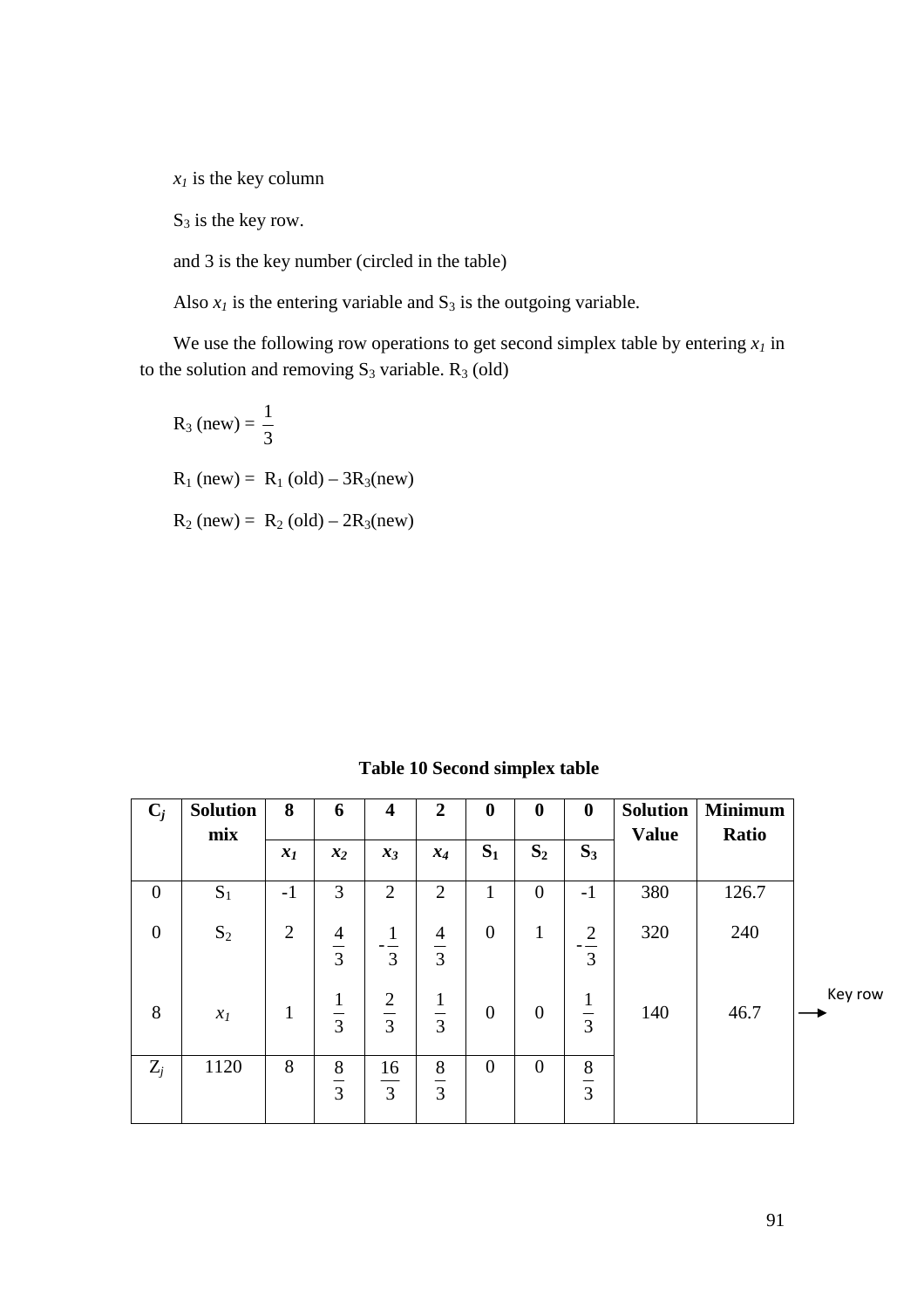$x_1$ is the key column

$S_3$ is the key row.

and 3 is the key number (circled in the table)

Also $x_1$ is the entering variable and $S_3$ is the outgoing variable.

We use the following row operations to get second simplex table by entering $x_1$ in to the solution and removing $S_3$ variable. $R_3$ (old)

$R_3 \text{ (new)} = \frac{1}{3}$

$R_1 \text{ (new)} = R_1 \text{ (old)} - 3R_3\text{(new)}$

$R_2 \text{ (new)} = R_2 \text{ (old)} - 2R_3\text{(new)}$

**Table 10 Second simplex table**

| $C_j$ | Solution mix | 8 | 6 | 4 | 2 | 0 | 0 | 0 | Solution Value | Minimum Ratio | |
|---|---|---|---|---|---|---|---|---|---|---|---|
| | | $x_1$ | $x_2$ | $x_3$ | $x_4$ | $S_1$ | $S_2$ | $S_3$ | | | |
| 0 | $S_1$ | -1 | 3 | 2 | 2 | 1 | 0 | -1 | 380 | 126.7 | |
| 0 | $S_2$ | 2 | $\frac{4}{3}$ | $-\frac{1}{3}$ | $\frac{4}{3}$ | 0 | 1 | $-\frac{2}{3}$ | 320 | 240 | |
| 8 | $x_1$ | 1 | $\frac{1}{3}$ | $\frac{2}{3}$ | $\frac{1}{3}$ | 0 | 0 | $\frac{1}{3}$ | 140 | 46.7 | Key row → |
| $Z_j$ | 1120 | 8 | $\frac{8}{3}$ | $\frac{16}{3}$ | $\frac{8}{3}$ | 0 | 0 | $\frac{8}{3}$ | | | |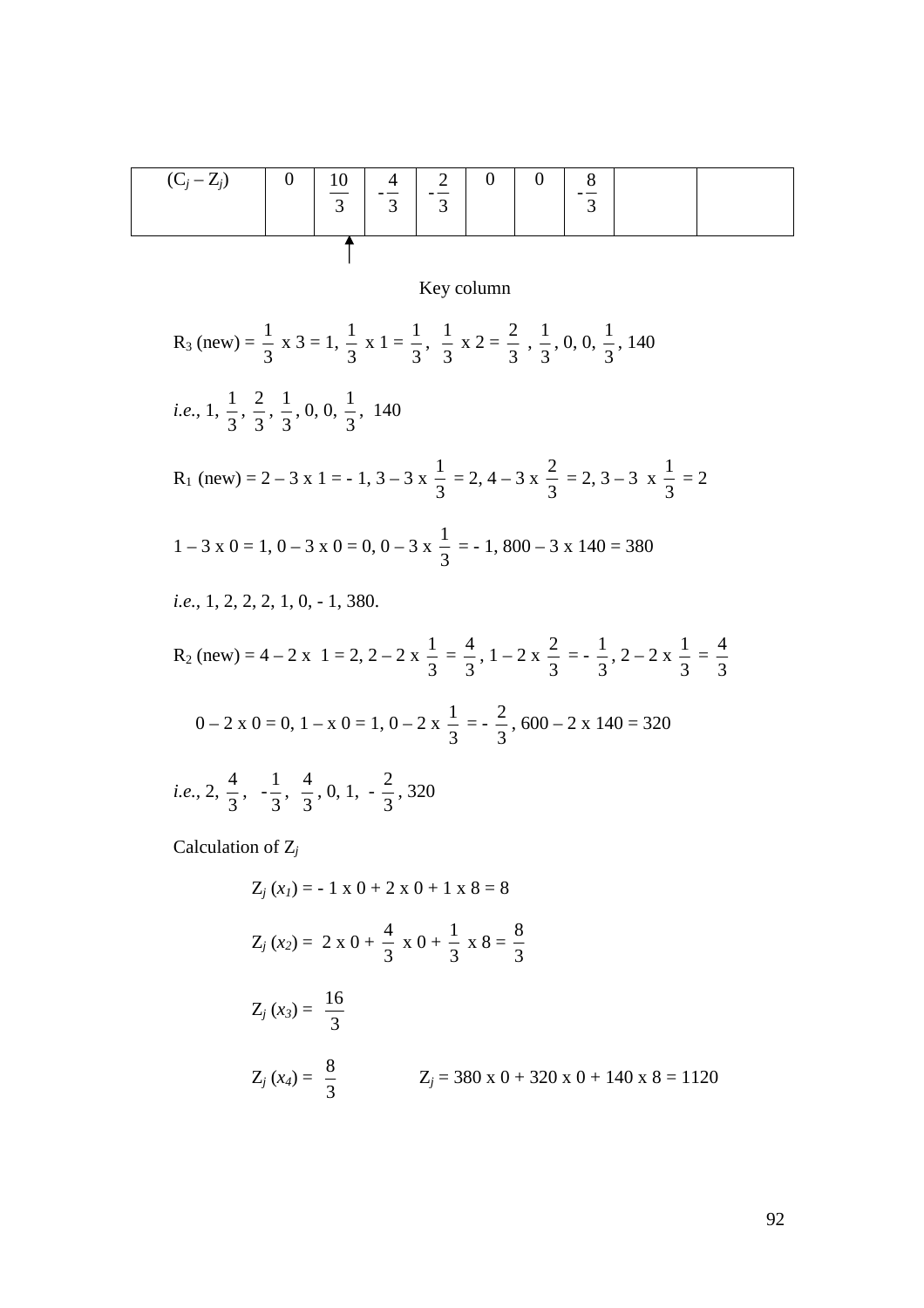| $(C_j - Z_j)$ | 0 | $\frac{10}{3}$ | $-\frac{4}{3}$ | $-\frac{2}{3}$ | 0 | 0 | $-\frac{8}{3}$ | | |
|---|---|---|---|---|---|---|---|---|---|

↑

Key column

$R_3$ (new) = $\frac{1}{3}$ x 3 = 1, $\frac{1}{3}$ x 1 = $\frac{1}{3}$, $\frac{1}{3}$ x 2 = $\frac{2}{3}$ , $\frac{1}{3}$, 0, 0, $\frac{1}{3}$, 140

*i.e.*, 1, $\frac{1}{3}$, $\frac{2}{3}$, $\frac{1}{3}$, 0, 0, $\frac{1}{3}$, 140

$R_1$ (new) = 2 – 3 x 1 = - 1, 3 – 3 x $\frac{1}{3}$ = 2, 4 – 3 x $\frac{2}{3}$ = 2, 3 – 3 x $\frac{1}{3}$ = 2

1 – 3 x 0 = 1, 0 – 3 x 0 = 0, 0 – 3 x $\frac{1}{3}$ = - 1, 800 – 3 x 140 = 380

*i.e.*, 1, 2, 2, 2, 1, 0, - 1, 380.

$R_2$ (new) = 4 – 2 x 1 = 2, 2 – 2 x $\frac{1}{3}$ = $\frac{4}{3}$, 1 – 2 x $\frac{2}{3}$ = - $\frac{1}{3}$, 2 – 2 x $\frac{1}{3}$ = $\frac{4}{3}$

0 – 2 x 0 = 0, 1 – x 0 = 1, 0 – 2 x $\frac{1}{3}$ = - $\frac{2}{3}$, 600 – 2 x 140 = 320

*i.e.*, 2, $\frac{4}{3}$, $-\frac{1}{3}$, $\frac{4}{3}$, 0, 1, $-\frac{2}{3}$, 320

Calculation of $Z_j$

$Z_j$ ($x_1$) = - 1 x 0 + 2 x 0 + 1 x 8 = 8

$Z_j$ ($x_2$) = 2 x 0 + $\frac{4}{3}$ x 0 + $\frac{1}{3}$ x 8 = $\frac{8}{3}$

$Z_j$ ($x_3$) = $\frac{16}{3}$

$Z_j$ ($x_4$) = $\frac{8}{3}$ $\quad\quad$ $Z_j$ = 380 x 0 + 320 x 0 + 140 x 8 = 1120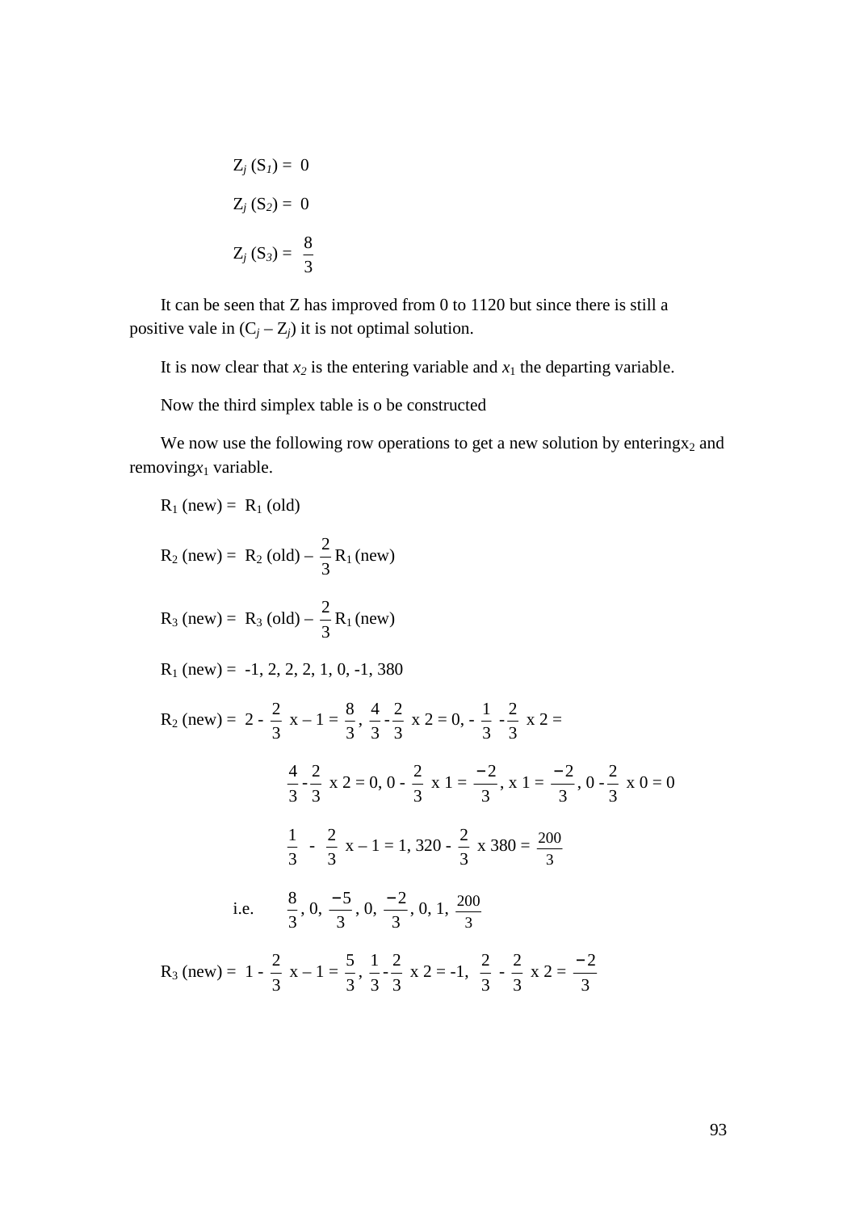$Z_j$ ($S_1$) = 0

$Z_j$ ($S_2$) = 0

$Z_j$ ($S_3$) = $\frac{8}{3}$

It can be seen that Z has improved from 0 to 1120 but since there is still a positive vale in ($C_j$ – $Z_j$) it is not optimal solution.

It is now clear that $x_2$ is the entering variable and $x_1$ the departing variable.

Now the third simplex table is o be constructed

We now use the following row operations to get a new solution by entering$x_2$ and removing$x_1$ variable.

$R_1$ (new) = $R_1$ (old)

$R_2$ (new) = $R_2$ (old) – $\frac{2}{3}$ $R_1$ (new)

$R_3$ (new) = $R_3$ (old) – $\frac{2}{3}$ $R_1$ (new)

$R_1$ (new) = -1, 2, 2, 2, 1, 0, -1, 380

$R_2$ (new) = $2 - \frac{2}{3}$ x – 1 = $\frac{8}{3}$, $\frac{4}{3} - \frac{2}{3}$ x 2 = 0, - $\frac{1}{3}$ - $\frac{2}{3}$ x 2 =

$\frac{4}{3} - \frac{2}{3}$ x 2 = 0, 0 - $\frac{2}{3}$ x 1 = $\frac{-2}{3}$, x 1 = $\frac{-2}{3}$, 0 - $\frac{2}{3}$ x 0 = 0

$\frac{1}{3}$ - $\frac{2}{3}$ x – 1 = 1, 320 - $\frac{2}{3}$ x 380 = $\frac{200}{3}$

i.e. $\frac{8}{3}$, 0, $\frac{-5}{3}$, 0, $\frac{-2}{3}$, 0, 1, $\frac{200}{3}$

$R_3$ (new) = $1 - \frac{2}{3}$ x – 1 = $\frac{5}{3}$, $\frac{1}{3} - \frac{2}{3}$ x 2 = -1, $\frac{2}{3}$ - $\frac{2}{3}$ x 2 = $\frac{-2}{3}$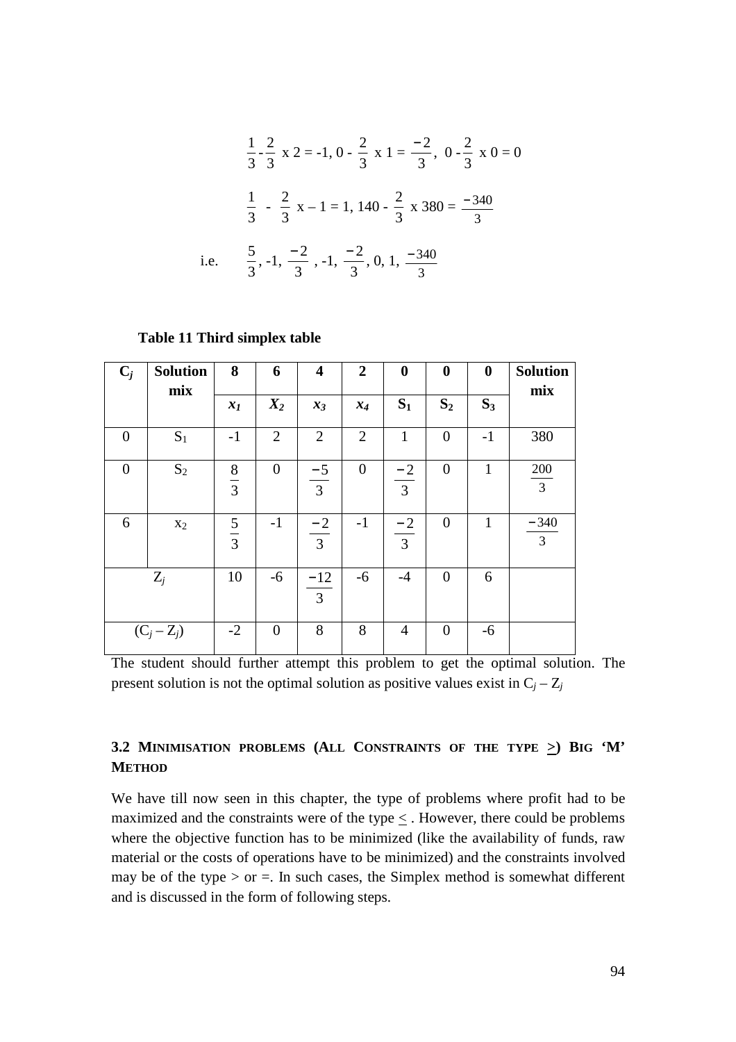$$\frac{1}{3} - \frac{2}{3} \text{ x } 2 = -1,\ 0 - \frac{2}{3} \text{ x } 1 = \frac{-2}{3},\ 0 - \frac{2}{3} \text{ x } 0 = 0$$

$$\frac{1}{3} - \frac{2}{3} \text{ x} - 1 = 1,\ 140 - \frac{2}{3} \text{ x } 380 = \frac{-340}{3}$$

i.e. $\frac{5}{3}, -1, \frac{-2}{3}, -1, \frac{-2}{3}, 0, 1, \frac{-340}{3}$

**Table 11 Third simplex table**

| $C_j$ | Solution mix | 8 | 6 | 4 | 2 | 0 | 0 | 0 | Solution mix |
|---|---|---|---|---|---|---|---|---|---|
| | | $x_1$ | $X_2$ | $x_3$ | $x_4$ | $S_1$ | $S_2$ | $S_3$ | |
| 0 | $S_1$ | -1 | 2 | 2 | 2 | 1 | 0 | -1 | 380 |
| 0 | $S_2$ | $\frac{8}{3}$ | 0 | $\frac{-5}{3}$ | 0 | $\frac{-2}{3}$ | 0 | 1 | $\frac{200}{3}$ |
| 6 | $x_2$ | $\frac{5}{3}$ | -1 | $\frac{-2}{3}$ | -1 | $\frac{-2}{3}$ | 0 | 1 | $\frac{-340}{3}$ |
| $Z_j$ | | 10 | -6 | $\frac{-12}{3}$ | -6 | -4 | 0 | 6 | |
| $(C_j - Z_j)$ | | -2 | 0 | 8 | 8 | 4 | 0 | -6 | |

The student should further attempt this problem to get the optimal solution. The present solution is not the optimal solution as positive values exist in $C_j - Z_j$

### 3.2 Minimisation problems (All Constraints of the type $\geq$) Big 'M' Method

We have till now seen in this chapter, the type of problems where profit had to be maximized and the constraints were of the type $\leq$ . However, there could be problems where the objective function has to be minimized (like the availability of funds, raw material or the costs of operations have to be minimized) and the constraints involved may be of the type $>$ or $=$. In such cases, the Simplex method is somewhat different and is discussed in the form of following steps.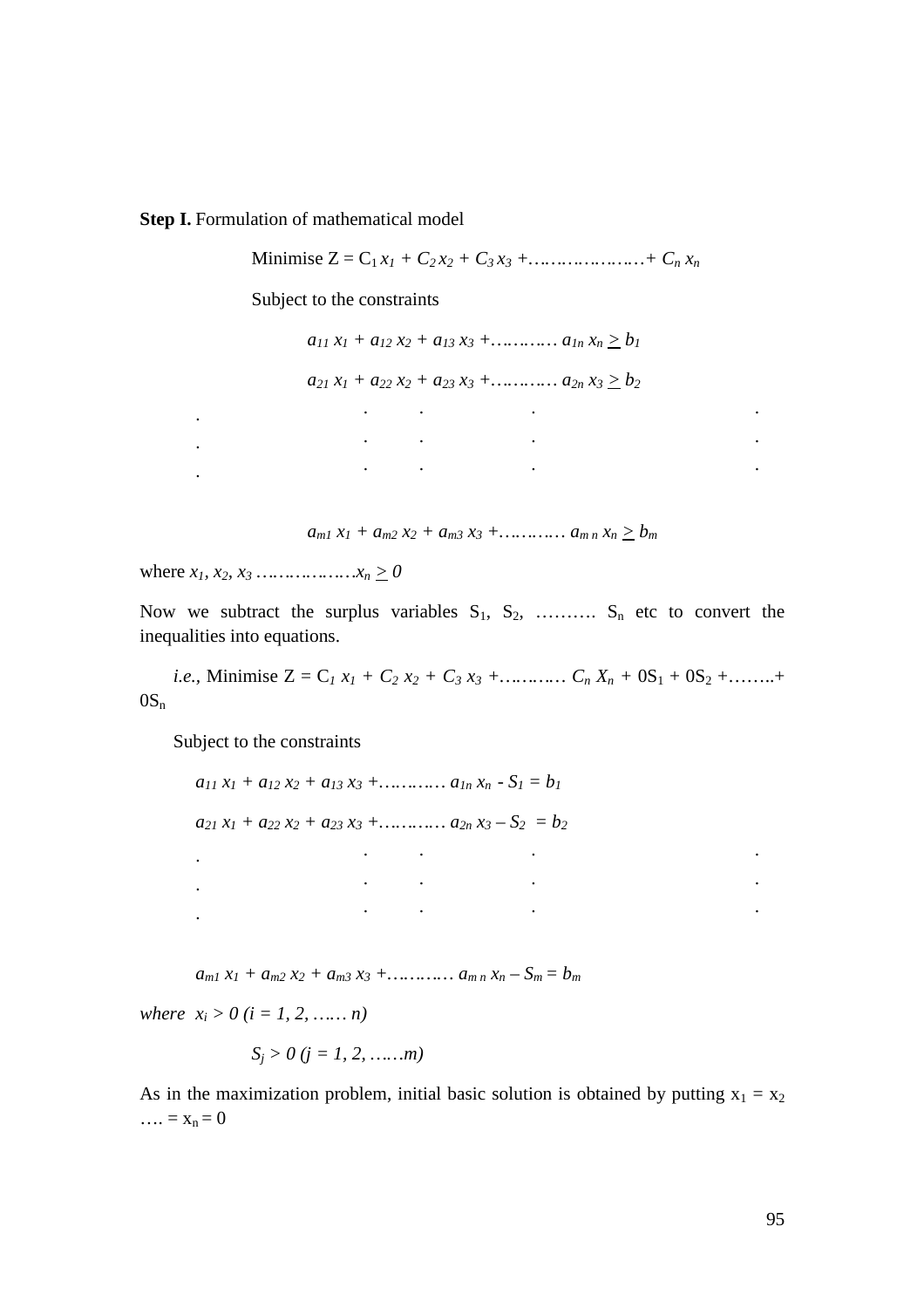**Step I.** Formulation of mathematical model

Minimise $Z = C_1 x_1 + C_2 x_2 + C_3 x_3 + \ldots\ldots\ldots\ldots + C_n x_n$

Subject to the constraints

$$a_{11} x_1 + a_{12} x_2 + a_{13} x_3 + \ldots\ldots\ldots\ a_{1n} x_n \geq b_1$$

$$a_{21} x_1 + a_{22} x_2 + a_{23} x_3 + \ldots\ldots\ldots\ a_{2n} x_3 \geq b_2$$

$$\vdots$$

$$a_{m1} x_1 + a_{m2} x_2 + a_{m3} x_3 + \ldots\ldots\ldots\ a_{mn} x_n \geq b_m$$

where $x_1, x_2, x_3 \ldots\ldots\ldots\ldots x_n \geq 0$

Now we subtract the surplus variables $S_1$, $S_2$, ………. $S_n$ etc to convert the inequalities into equations.

*i.e.*, Minimise $Z = C_1 x_1 + C_2 x_2 + C_3 x_3 + \ldots\ldots\ldots\ C_n X_n + 0S_1 + 0S_2 + \ldots\ldots + 0S_n$

Subject to the constraints

$$a_{11} x_1 + a_{12} x_2 + a_{13} x_3 + \ldots\ldots\ldots\ a_{1n} x_n - S_1 = b_1$$

$$a_{21} x_1 + a_{22} x_2 + a_{23} x_3 + \ldots\ldots\ldots\ a_{2n} x_3 - S_2 = b_2$$

$$\vdots$$

$$a_{m1} x_1 + a_{m2} x_2 + a_{m3} x_3 + \ldots\ldots\ldots\ a_{mn} x_n - S_m = b_m$$

*where* $x_i > 0\ (i = 1, 2, \ldots\ n)$

$S_j > 0\ (j = 1, 2, \ldots m)$

As in the maximization problem, initial basic solution is obtained by putting $x_1 = x_2 \ldots = x_n = 0$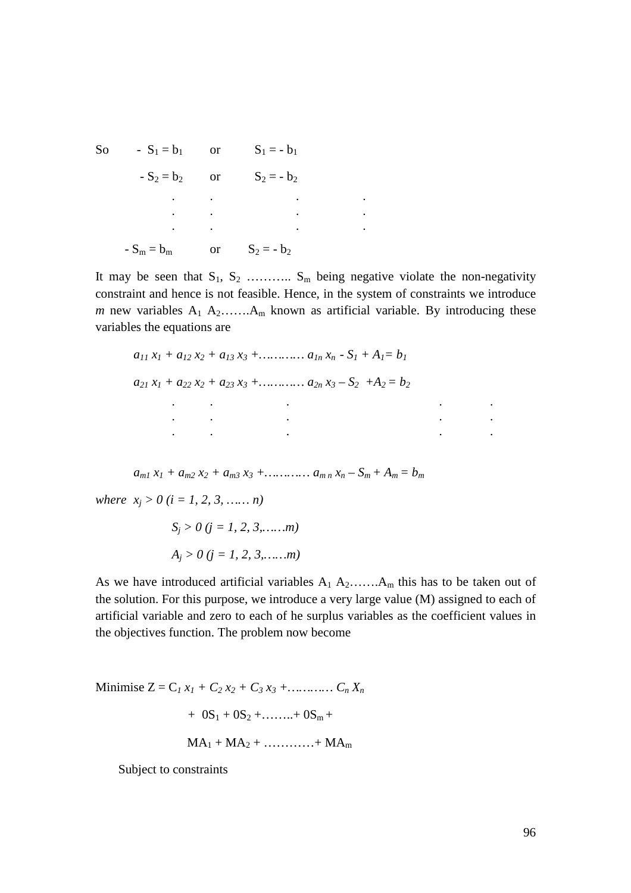So $\quad - S_1 = b_1 \quad$ or $\quad S_1 = - b_1$

$\quad - S_2 = b_2 \quad$ or $\quad S_2 = - b_2$

$\quad . \quad . \quad . \quad .$

$\quad . \quad . \quad . \quad .$

$\quad . \quad . \quad . \quad .$

$\quad - S_m = b_m \quad$ or $\quad S_2 = - b_2$

It may be seen that $S_1$, $S_2$ ……….. $S_m$ being negative violate the non-negativity constraint and hence is not feasible. Hence, in the system of constraints we introduce *m* new variables $A_1$ $A_2$…….$A_m$ known as artificial variable. By introducing these variables the equations are

$$a_{11}\, x_1 + a_{12}\, x_2 + a_{13}\, x_3 + \ldots\ldots\ldots\ldots a_{1n}\, x_n - S_1 + A_1 = b_1$$

$$a_{21}\, x_1 + a_{22}\, x_2 + a_{23}\, x_3 + \ldots\ldots\ldots\ldots a_{2n}\, x_3 - S_2 + A_2 = b_2$$

$$. \quad . \quad . \quad . \quad .$$

$$. \quad . \quad . \quad . \quad .$$

$$. \quad . \quad . \quad . \quad .$$

$$a_{m1}\, x_1 + a_{m2}\, x_2 + a_{m3}\, x_3 + \ldots\ldots\ldots\ldots a_{m\,n}\, x_n - S_m + A_m = b_m$$

*where* $x_j > 0 \; (i = 1, 2, 3, \ldots\ldots n)$

$S_j > 0 \; (j = 1, 2, 3, \ldots\ldots m)$

$A_j > 0 \; (j = 1, 2, 3, \ldots\ldots m)$

As we have introduced artificial variables $A_1$ $A_2$…….$A_m$ this has to be taken out of the solution. For this purpose, we introduce a very large value (M) assigned to each of artificial variable and zero to each of he surplus variables as the coefficient values in the objectives function. The problem now become

Minimise $Z = C_1\, x_1 + C_2\, x_2 + C_3\, x_3 + \ldots\ldots\ldots\ldots C_n\, X_n$

$\quad + \; 0S_1 + 0S_2 + \ldots\ldots.. + 0S_m +$

$\quad MA_1 + MA_2 + \ldots\ldots\ldots\ldots + MA_m$

Subject to constraints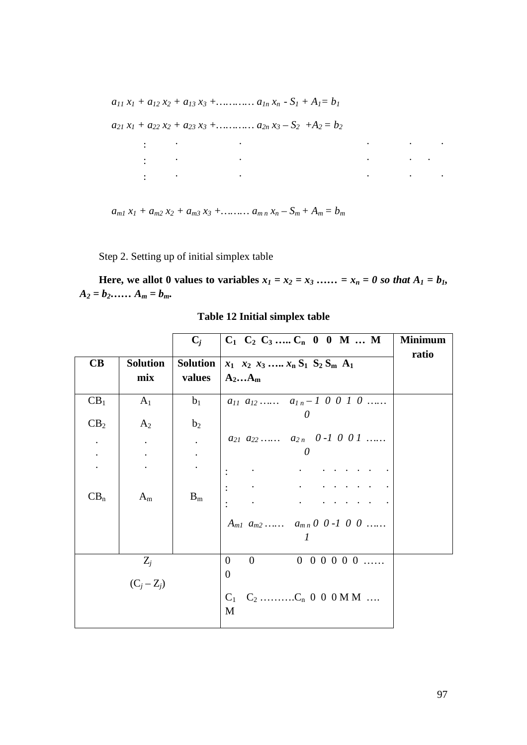$$a_{11}\, x_1 + a_{12}\, x_2 + a_{13}\, x_3 + \ldots\ldots\ldots\; a_{1n}\, x_n - S_1 + A_1 = b_1$$

$$a_{21}\, x_1 + a_{22}\, x_2 + a_{23}\, x_3 + \ldots\ldots\ldots\; a_{2n}\, x_3 - S_2 + A_2 = b_2$$

$$\vdots \quad . \quad . \quad . \quad . \quad .$$

$$\vdots \quad . \quad . \quad . \quad . \quad .$$

$$\vdots \quad . \quad . \quad . \quad . \quad .$$

$$a_{m1}\, x_1 + a_{m2}\, x_2 + a_{m3}\, x_3 + \ldots\ldots\; a_{m\,n}\, x_n - S_m + A_m = b_m$$

Step 2. Setting up of initial simplex table

**Here, we allot 0 values to variables** $x_1 = x_2 = x_3 \ldots\ldots = x_n = 0$ ***so that*** $A_1 = b_1$, $A_2 = b_2 \ldots\ldots A_m = b_m$.

**Table 12 Initial simplex table**

| | | $C_j$ | $C_1$ $C_2$ $C_3$ ….. $C_n$ 0 0 M … M | Minimum ratio |
|---|---|---|---|---|
| **CB** | **Solution mix** | **Solution values** | $x_1$ $x_2$ $x_3$ ….. $x_n$ $S_1$ $S_2$ $S_m$ $A_1$ $A_2 \ldots A_m$ | |
| $CB_1$ | $A_1$ | $b_1$ | $a_{11}$ $a_{12}$ …… $a_{1n}$ – 1 0 0 1 0 …… 0 | |
| $CB_2$ | $A_2$ | $b_2$ | $a_{21}$ $a_{22}$ …… $a_{2n}$ 0 -1 0 0 1 …… 0 | |
| . | . | . | : . . . . . . . . | |
| . | . | . | : . . . . . . . . | |
| . | . | . | : . . . . . . . . | |
| $CB_n$ | $A_m$ | $B_m$ | $A_{m1}$ $a_{m2}$ …… $a_{mn}$ 0 0 -1 0 0 …… 1 | |
| $Z_j$ | | | 0 0 0 0 0 0 0 0 …… 0 | |
| $(C_j - Z_j)$ | | | $C_1$ $C_2$ ……….$C_n$ 0 0 0 M M …. M | |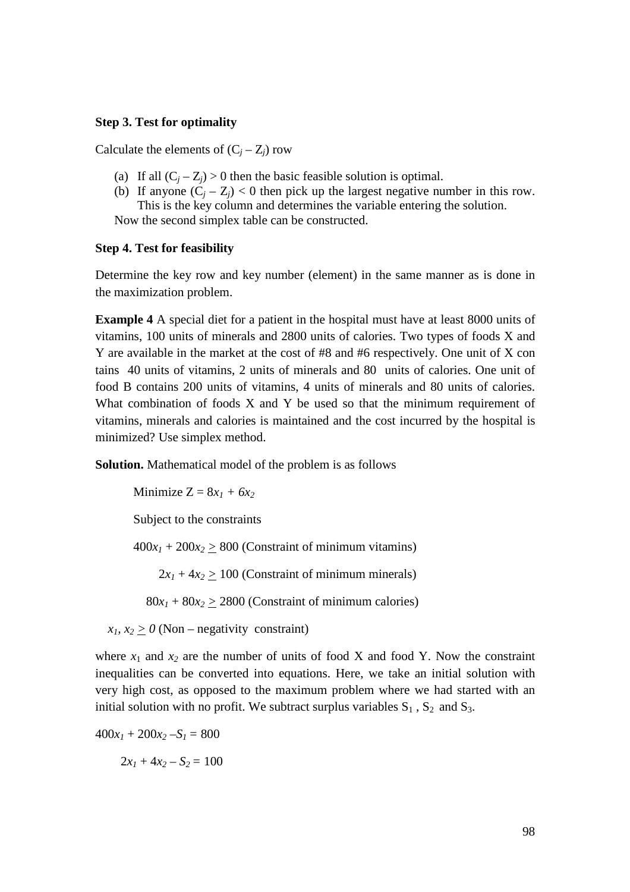**Step 3. Test for optimality**

Calculate the elements of $(C_j - Z_j)$ row

(a) If all $(C_j - Z_j) > 0$ then the basic feasible solution is optimal.
(b) If anyone $(C_j - Z_j) < 0$ then pick up the largest negative number in this row. This is the key column and determines the variable entering the solution.

Now the second simplex table can be constructed.

**Step 4. Test for feasibility**

Determine the key row and key number (element) in the same manner as is done in the maximization problem.

**Example 4** A special diet for a patient in the hospital must have at least 8000 units of vitamins, 100 units of minerals and 2800 units of calories. Two types of foods X and Y are available in the market at the cost of #8 and #6 respectively. One unit of X con tains 40 units of vitamins, 2 units of minerals and 80 units of calories. One unit of food B contains 200 units of vitamins, 4 units of minerals and 80 units of calories. What combination of foods X and Y be used so that the minimum requirement of vitamins, minerals and calories is maintained and the cost incurred by the hospital is minimized? Use simplex method.

**Solution.** Mathematical model of the problem is as follows

Minimize $Z = 8x_1 + 6x_2$

Subject to the constraints

$400x_1 + 200x_2 \geq 800$ (Constraint of minimum vitamins)

$2x_1 + 4x_2 \geq 100$ (Constraint of minimum minerals)

$80x_1 + 80x_2 \geq 2800$ (Constraint of minimum calories)

$x_1, x_2 \geq 0$ (Non – negativity constraint)

where $x_1$ and $x_2$ are the number of units of food X and food Y. Now the constraint inequalities can be converted into equations. Here, we take an initial solution with very high cost, as opposed to the maximum problem where we had started with an initial solution with no profit. We subtract surplus variables $S_1$, $S_2$ and $S_3$.

$400x_1 + 200x_2 - S_1 = 800$

$2x_1 + 4x_2 - S_2 = 100$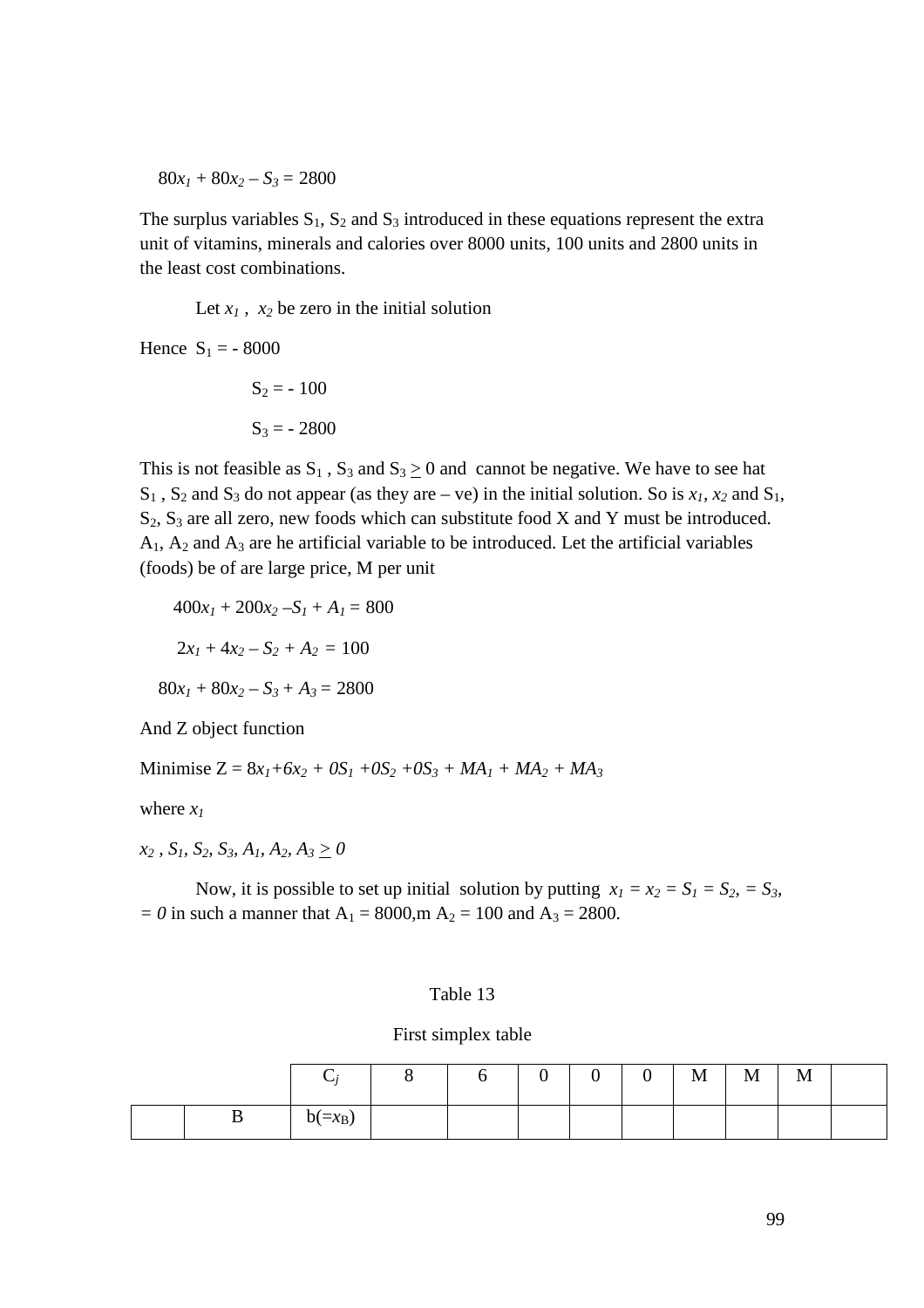$80x_1 + 80x_2 – S_3 = 2800$

The surplus variables $S_1$, $S_2$ and $S_3$ introduced in these equations represent the extra unit of vitamins, minerals and calories over 8000 units, 100 units and 2800 units in the least cost combinations.

Let $x_1$ , $x_2$ be zero in the initial solution

Hence $S_1 = - 8000$

$S_2 = - 100$

$S_3 = - 2800$

This is not feasible as $S_1$ , $S_3$ and $S_3 \geq 0$ and cannot be negative. We have to see hat $S_1$ , $S_2$ and $S_3$ do not appear (as they are – ve) in the initial solution. So is $x_1$, $x_2$ and $S_1$, $S_2$, $S_3$ are all zero, new foods which can substitute food X and Y must be introduced. $A_1$, $A_2$ and $A_3$ are he artificial variable to be introduced. Let the artificial variables (foods) be of are large price, M per unit

$400x_1 + 200x_2 –S_1 + A_1 = 800$

$2x_1 + 4x_2 – S_2 + A_2 = 100$

$80x_1 + 80x_2 – S_3 + A_3 = 2800$

And Z object function

Minimise $Z = 8x_1+6x_2 + 0S_1 +0S_2 +0S_3 + MA_1 + MA_2 + MA_3$

where $x_1$

$x_2$ , $S_1$, $S_2$, $S_3$, $A_1$, $A_2$, $A_3 \geq 0$

Now, it is possible to set up initial solution by putting $x_1 = x_2 = S_1 = S_2, = S_3, = 0$ in such a manner that $A_1 = 8000$,m $A_2 = 100$ and $A_3 = 2800$.

Table 13

First simplex table

| | | $C_j$ | 8 | 6 | 0 | 0 | 0 | M | M | M | |
|---|---|---|---|---|---|---|---|---|---|---|---|
| | B | b(=$x_B$) | | | | | | | | | |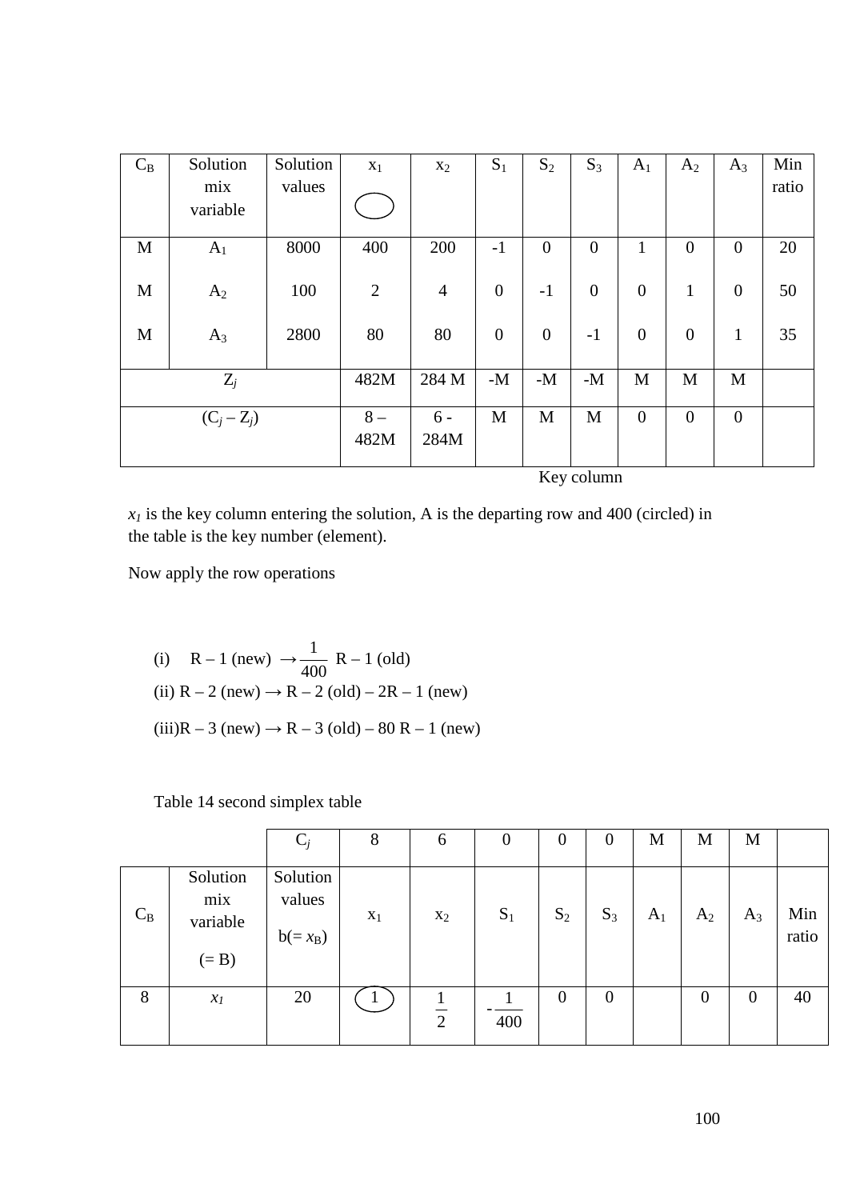| $C_B$ | Solution mix variable | Solution values | $x_1$ | $x_2$ | $S_1$ | $S_2$ | $S_3$ | $A_1$ | $A_2$ | $A_3$ | Min ratio |
|---|---|---|---|---|---|---|---|---|---|---|---|
| M | $A_1$ | 8000 | 400 | 200 | -1 | 0 | 0 | 1 | 0 | 0 | 20 |
| M | $A_2$ | 100 | 2 | 4 | 0 | -1 | 0 | 0 | 1 | 0 | 50 |
| M | $A_3$ | 2800 | 80 | 80 | 0 | 0 | -1 | 0 | 0 | 1 | 35 |
| $Z_j$ | | | 482M | 284 M | -M | -M | -M | M | M | M | |
| $(C_j – Z_j)$ | | | 8 – 482M | 6 - 284M | M | M | M | 0 | 0 | 0 | |

Key column

$x_1$ is the key column entering the solution, A is the departing row and 400 (circled) in the table is the key number (element).

Now apply the row operations

(i) R – 1 (new) $\rightarrow \frac{1}{400}$ R – 1 (old)

(ii) R – 2 (new) → R – 2 (old) – 2R – 1 (new)

(iii)R – 3 (new) → R – 3 (old) – 80 R – 1 (new)

Table 14 second simplex table

| | | $C_j$ | 8 | 6 | 0 | 0 | 0 | M | M | M | |
|---|---|---|---|---|---|---|---|---|---|---|---|
| $C_B$ | Solution mix variable (= B) | Solution values b(= $x_B$) | $x_1$ | $x_2$ | $S_1$ | $S_2$ | $S_3$ | $A_1$ | $A_2$ | $A_3$ | Min ratio |
| 8 | $x_1$ | 20 | 1 | $\frac{1}{2}$ | $-\frac{1}{400}$ | 0 | 0 | | 0 | 0 | 40 |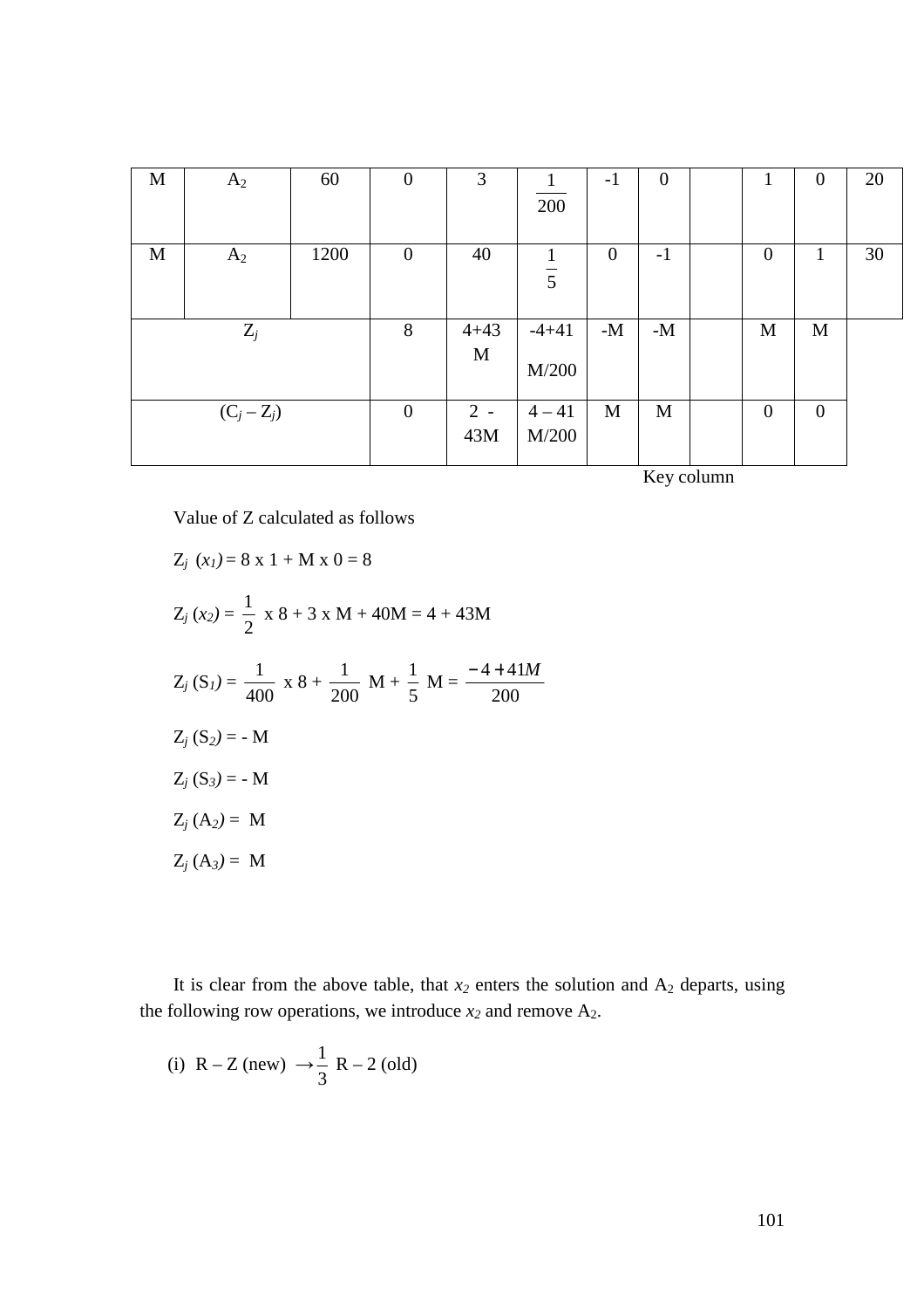| M | $A_2$ | 60 | 0 | 3 | $\frac{1}{200}$ | -1 | 0 | | 1 | 0 | 20 |
|---|---|---|---|---|---|---|---|---|---|---|---|
| M | $A_2$ | 1200 | 0 | 40 | $\frac{1}{5}$ | 0 | -1 | | 0 | 1 | 30 |
| $Z_j$ | | | 8 | 4+43 M | -4+41 M/200 | -M | -M | | M | M | |
| $(C_j – Z_j)$ | | | 0 | 2 - 43M | 4 – 41 M/200 | M | M | | 0 | 0 | |

Key column

Value of Z calculated as follows

$Z_j\ (x_1) = 8 \times 1 + M \times 0 = 8$

$Z_j\ (x_2) = \frac{1}{2} \times 8 + 3 \times M + 40M = 4 + 43M$

$Z_j\ (S_1) = \frac{1}{400} \times 8 + \frac{1}{200} M + \frac{1}{5} M = \frac{-4+41M}{200}$

$Z_j\ (S_2) = -M$

$Z_j\ (S_3) = -M$

$Z_j\ (A_2) = M$

$Z_j\ (A_3) = M$

It is clear from the above table, that $x_2$ enters the solution and $A_2$ departs, using the following row operations, we introduce $x_2$ and remove $A_2$.

(i) R – Z (new) $\rightarrow \frac{1}{3}$ R – 2 (old)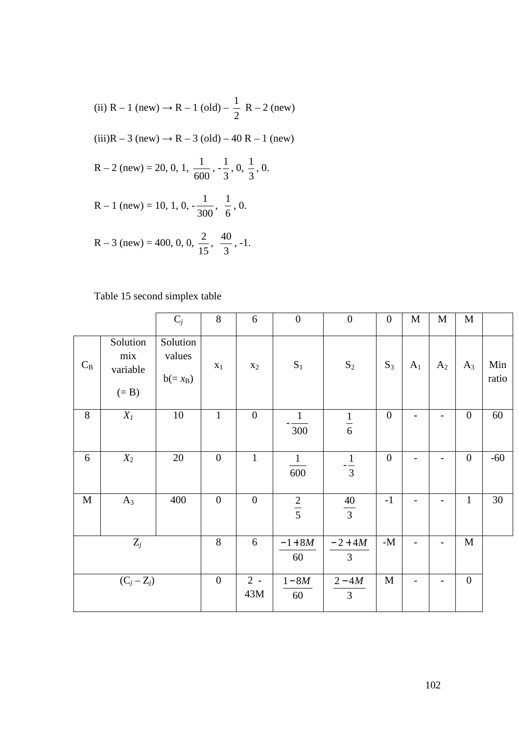(ii) R – 1 (new) → R – 1 (old) – $\frac{1}{2}$ R – 2 (new)

(iii)R – 3 (new) → R – 3 (old) – 40 R – 1 (new)

R – 2 (new) = 20, 0, 1, $\frac{1}{600}$, -$\frac{1}{3}$, 0, $\frac{1}{3}$, 0.

R – 1 (new) = 10, 1, 0, -$\frac{1}{300}$, $\frac{1}{6}$, 0.

R – 3 (new) = 400, 0, 0, $\frac{2}{15}$, $\frac{40}{3}$, -1.

Table 15 second simplex table

| | | $C_j$ | 8 | 6 | 0 | 0 | 0 | M | M | M | |
|---|---|---|---|---|---|---|---|---|---|---|---|
| $C_B$ | Solution mix variable (= B) | Solution values b(= $x_B$) | $x_1$ | $x_2$ | $S_1$ | $S_2$ | $S_3$ | $A_1$ | $A_2$ | $A_3$ | Min ratio |
| 8 | $X_1$ | 10 | 1 | 0 | $-\frac{1}{300}$ | $\frac{1}{6}$ | 0 | - | - | 0 | 60 |
| 6 | $X_2$ | 20 | 0 | 1 | $\frac{1}{600}$ | $-\frac{1}{3}$ | 0 | - | - | 0 | -60 |
| M | $A_3$ | 400 | 0 | 0 | $\frac{2}{5}$ | $\frac{40}{3}$ | -1 | - | - | 1 | 30 |
| $Z_j$ | | | 8 | 6 | $\frac{-1+8M}{60}$ | $\frac{-2+4M}{3}$ | -M | - | - | M | |
| $(C_j – Z_j)$ | | | 0 | 2 - 43M | $\frac{1-8M}{60}$ | $\frac{2-4M}{3}$ | M | - | - | 0 | |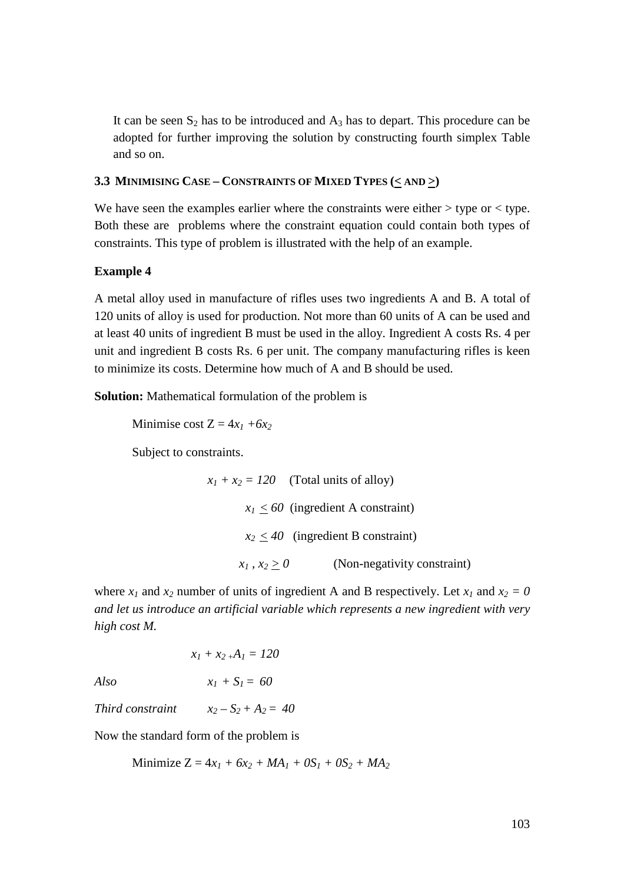It can be seen $S_2$ has to be introduced and $A_3$ has to depart. This procedure can be adopted for further improving the solution by constructing fourth simplex Table and so on.

### 3.3 Minimising Case – Constraints of Mixed Types ($\leq$ and $\geq$)

We have seen the examples earlier where the constraints were either > type or < type. Both these are problems where the constraint equation could contain both types of constraints. This type of problem is illustrated with the help of an example.

**Example 4**

A metal alloy used in manufacture of rifles uses two ingredients A and B. A total of 120 units of alloy is used for production. Not more than 60 units of A can be used and at least 40 units of ingredient B must be used in the alloy. Ingredient A costs Rs. 4 per unit and ingredient B costs Rs. 6 per unit. The company manufacturing rifles is keen to minimize its costs. Determine how much of A and B should be used.

**Solution:** Mathematical formulation of the problem is

Minimise cost $Z = 4x_1 + 6x_2$

Subject to constraints.

$$x_1 + x_2 = 120 \quad \text{(Total units of alloy)}$$

$$x_1 \leq 60 \quad \text{(ingredient A constraint)}$$

$$x_2 \leq 40 \quad \text{(ingredient B constraint)}$$

$$x_1, x_2 \geq 0 \quad \text{(Non-negativity constraint)}$$

where $x_1$ and $x_2$ number of units of ingredient A and B respectively. Let $x_1$ and $x_2 = 0$ *and let us introduce an artificial variable which represents a new ingredient with very high cost M.*

$$x_1 + x_2 + A_1 = 120$$

*Also* $\quad x_1 + S_1 = 60$

*Third constraint* $\quad x_2 - S_2 + A_2 = 40$

Now the standard form of the problem is

Minimize $Z = 4x_1 + 6x_2 + MA_1 + 0S_1 + 0S_2 + MA_2$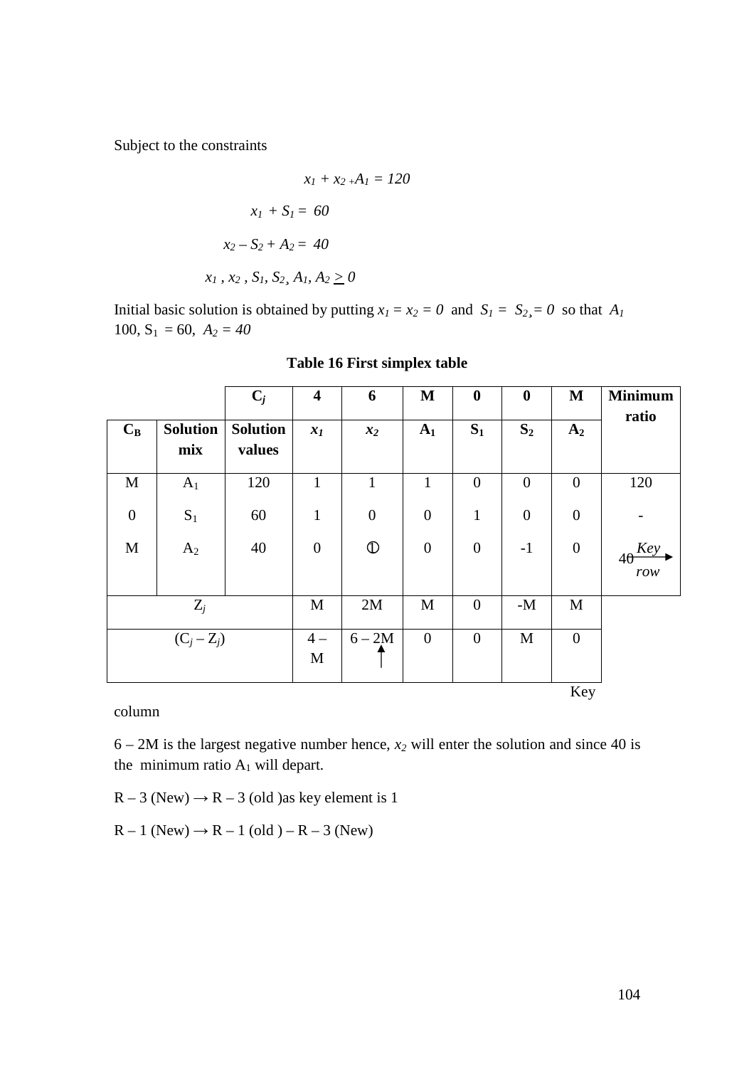Subject to the constraints

$$x_1 + x_2 + A_1 = 120$$

$$x_1 + S_1 = 60$$

$$x_2 - S_2 + A_2 = 40$$

$$x_1, x_2, S_1, S_2, A_1, A_2 \geq 0$$

Initial basic solution is obtained by putting $x_1 = x_2 = 0$ and $S_1 = S_2 = 0$ so that $A_1$ 100, $S_1 = 60$, $A_2 = 40$

**Table 16 First simplex table**

| | | $C_j$ | 4 | 6 | M | 0 | 0 | M | Minimum ratio |
|---|---|---|---|---|---|---|---|---|---|
| $C_B$ | Solution mix | Solution values | $x_1$ | $x_2$ | $A_1$ | $S_1$ | $S_2$ | $A_2$ | |
| M | $A_1$ | 120 | 1 | 1 | 1 | 0 | 0 | 0 | 120 |
| 0 | $S_1$ | 60 | 1 | 0 | 0 | 1 | 0 | 0 | - |
| M | $A_2$ | 40 | 0 | ① | 0 | 0 | -1 | 0 | 40 → Key row |
| $Z_j$ | | | M | 2M | M | 0 | -M | M | |
| $(C_j - Z_j)$ | | | 4 – M | 6 – 2M ↑ | 0 | 0 | M | 0 | |

Key column

6 – 2M is the largest negative number hence, $x_2$ will enter the solution and since 40 is the minimum ratio $A_1$ will depart.

R – 3 (New) → R – 3 (old )as key element is 1

R – 1 (New) → R – 1 (old ) – R – 3 (New)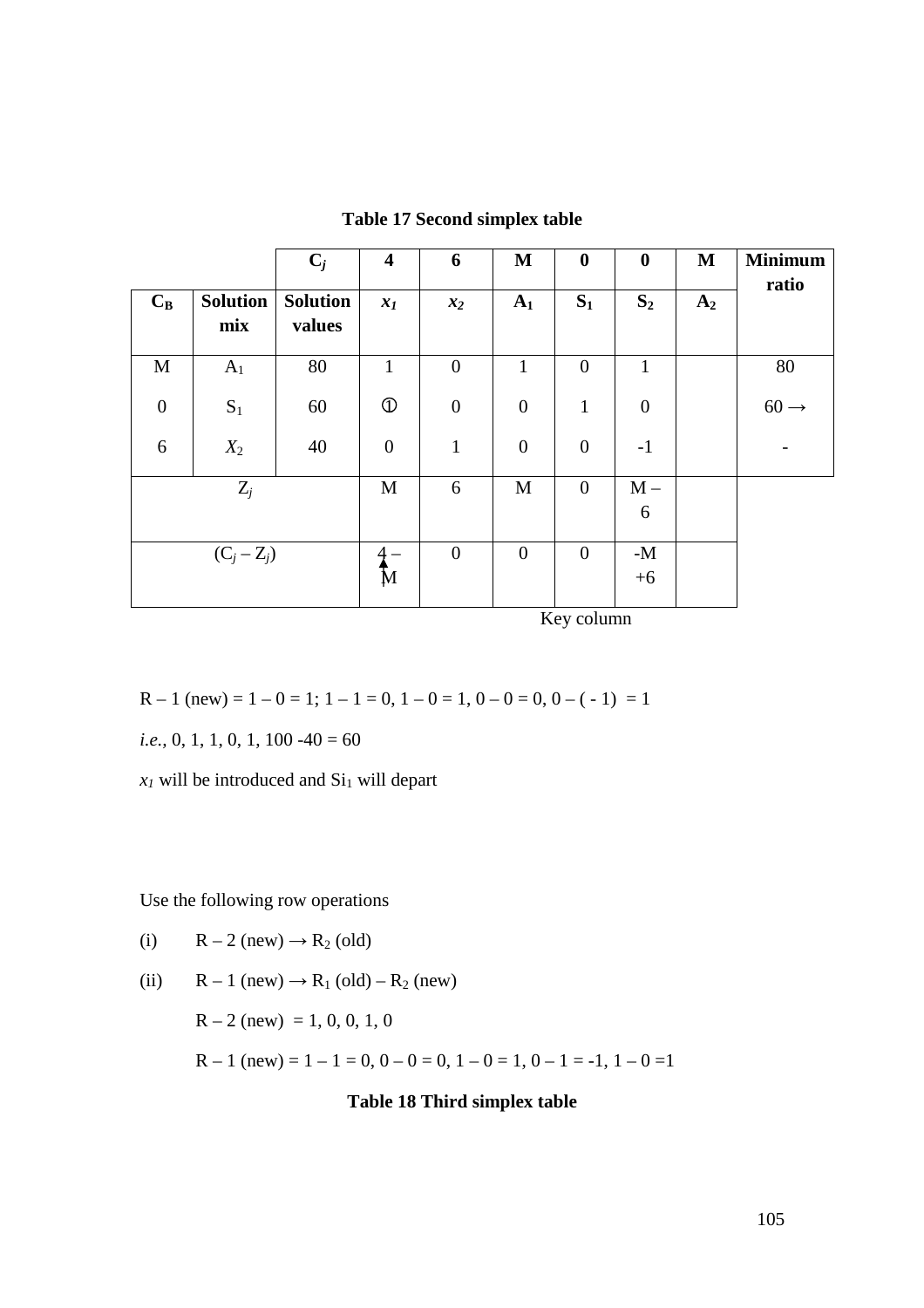**Table 17 Second simplex table**

| | | $C_j$ | 4 | 6 | M | 0 | 0 | M | Minimum ratio |
|---|---|---|---|---|---|---|---|---|---|
| $C_B$ | Solution mix | Solution values | $x_1$ | $x_2$ | $A_1$ | $S_1$ | $S_2$ | $A_2$ | |
| M | $A_1$ | 80 | 1 | 0 | 1 | 0 | 1 | | 80 |
| 0 | $S_1$ | 60 | ① | 0 | 0 | 1 | 0 | | 60 → |
| 6 | $X_2$ | 40 | 0 | 1 | 0 | 0 | -1 | | - |
| $Z_j$ | | | M | 6 | M | 0 | M – 6 | | |
| $(C_j – Z_j)$ | | | 4 – M ↑ | 0 | 0 | 0 | -M +6 | | |

Key column

R – 1 (new) = 1 – 0 = 1; 1 – 1 = 0, 1 – 0 = 1, 0 – 0 = 0, 0 – ( - 1) = 1

*i.e.,* 0, 1, 1, 0, 1, 100 -40 = 60

$x_1$ will be introduced and $Si_1$ will depart

Use the following row operations

(i) R – 2 (new) → $R_2$ (old)

(ii) R – 1 (new) → $R_1$ (old) – $R_2$ (new)

R – 2 (new) = 1, 0, 0, 1, 0

R – 1 (new) = 1 – 1 = 0, 0 – 0 = 0, 1 – 0 = 1, 0 – 1 = -1, 1 – 0 =1

**Table 18 Third simplex table**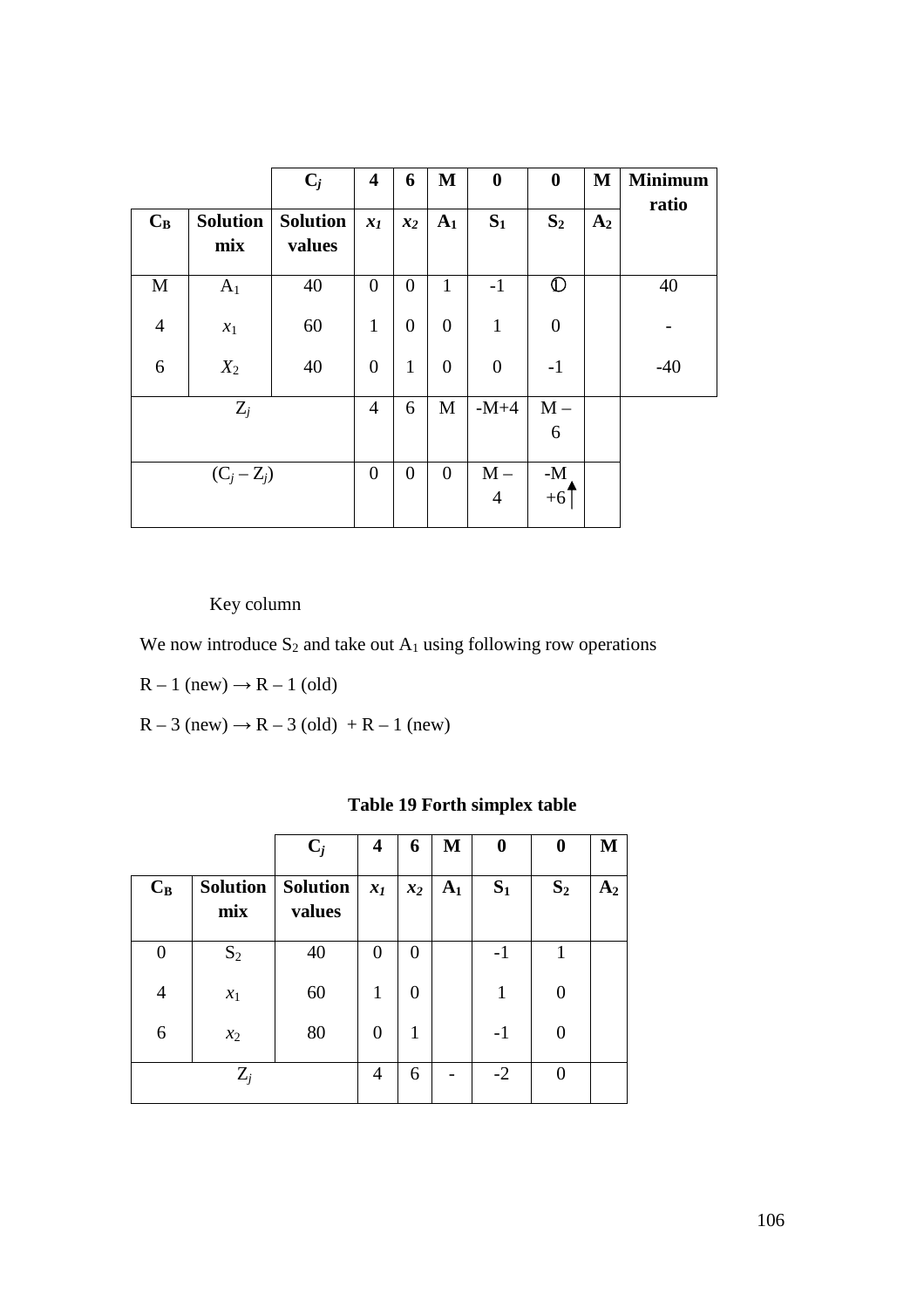| | | $C_j$ | 4 | 6 | M | 0 | 0 | M | Minimum ratio |
|---|---|---|---|---|---|---|---|---|---|
| $C_B$ | Solution mix | Solution values | $x_1$ | $x_2$ | $A_1$ | $S_1$ | $S_2$ | $A_2$ | |
| M | $A_1$ | 40 | 0 | 0 | 1 | -1 | ① | | 40 |
| 4 | $x_1$ | 60 | 1 | 0 | 0 | 1 | 0 | | - |
| 6 | $X_2$ | 40 | 0 | 1 | 0 | 0 | -1 | | -40 |
| $Z_j$ | | | 4 | 6 | M | -M+4 | M – 6 | | |
| $(C_j – Z_j)$ | | | 0 | 0 | 0 | M – 4 | -M +6↑ | | |

Key column

We now introduce $S_2$ and take out $A_1$ using following row operations

R – 1 (new) → R – 1 (old)

R – 3 (new) → R – 3 (old) + R – 1 (new)

**Table 19 Forth simplex table**

| | | $C_j$ | 4 | 6 | M | 0 | 0 | M |
|---|---|---|---|---|---|---|---|---|
| $C_B$ | Solution mix | Solution values | $x_1$ | $x_2$ | $A_1$ | $S_1$ | $S_2$ | $A_2$ |
| 0 | $S_2$ | 40 | 0 | 0 | | -1 | 1 | |
| 4 | $x_1$ | 60 | 1 | 0 | | 1 | 0 | |
| 6 | $x_2$ | 80 | 0 | 1 | | -1 | 0 | |
| $Z_j$ | | | 4 | 6 | - | -2 | 0 | |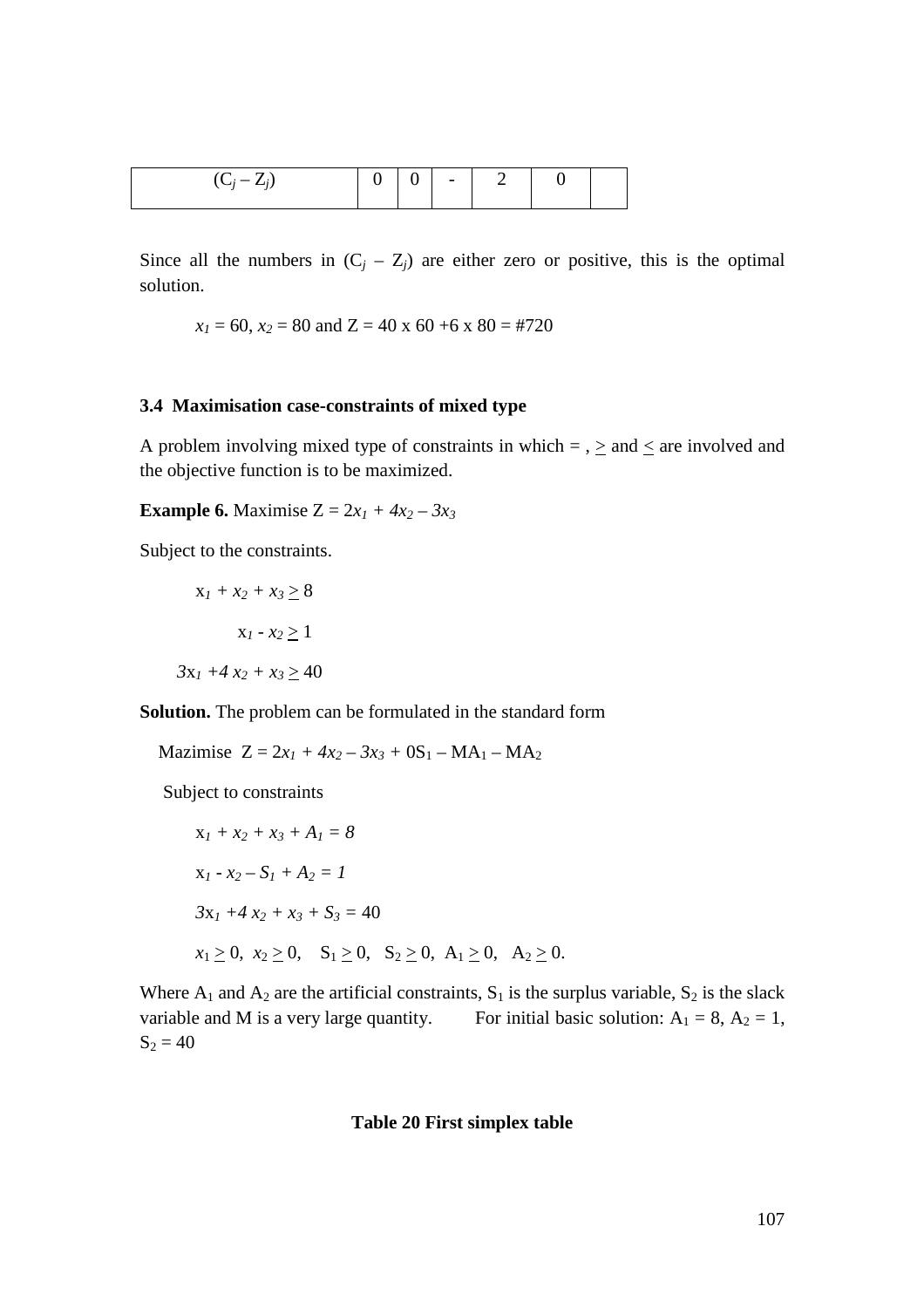| $(C_j – Z_j)$ | 0 | 0 | - | 2 | 0 | |
|---|---|---|---|---|---|---|

Since all the numbers in $(C_j – Z_j)$ are either zero or positive, this is the optimal solution.

$x_1 = 60$, $x_2 = 80$ and Z = 40 x 60 +6 x 80 = #720

### 3.4 Maximisation case-constraints of mixed type

A problem involving mixed type of constraints in which = , $\geq$ and $\leq$ are involved and the objective function is to be maximized.

**Example 6.** Maximise $Z = 2x_1 + 4x_2 – 3x_3$

Subject to the constraints.

$$x_1 + x_2 + x_3 \geq 8$$

$$x_1 - x_2 \geq 1$$

$$3x_1 + 4x_2 + x_3 \geq 40$$

**Solution.** The problem can be formulated in the standard form

Mazimise $Z = 2x_1 + 4x_2 – 3x_3 + 0S_1 – MA_1 – MA_2$

Subject to constraints

$$x_1 + x_2 + x_3 + A_1 = 8$$

$$x_1 - x_2 – S_1 + A_2 = 1$$

$$3x_1 + 4x_2 + x_3 + S_3 = 40$$

$$x_1 \geq 0,\ x_2 \geq 0,\ S_1 \geq 0,\ S_2 \geq 0,\ A_1 \geq 0,\ A_2 \geq 0.$$

Where $A_1$ and $A_2$ are the artificial constraints, $S_1$ is the surplus variable, $S_2$ is the slack variable and M is a very large quantity. For initial basic solution: $A_1 = 8$, $A_2 = 1$, $S_2 = 40$

**Table 20 First simplex table**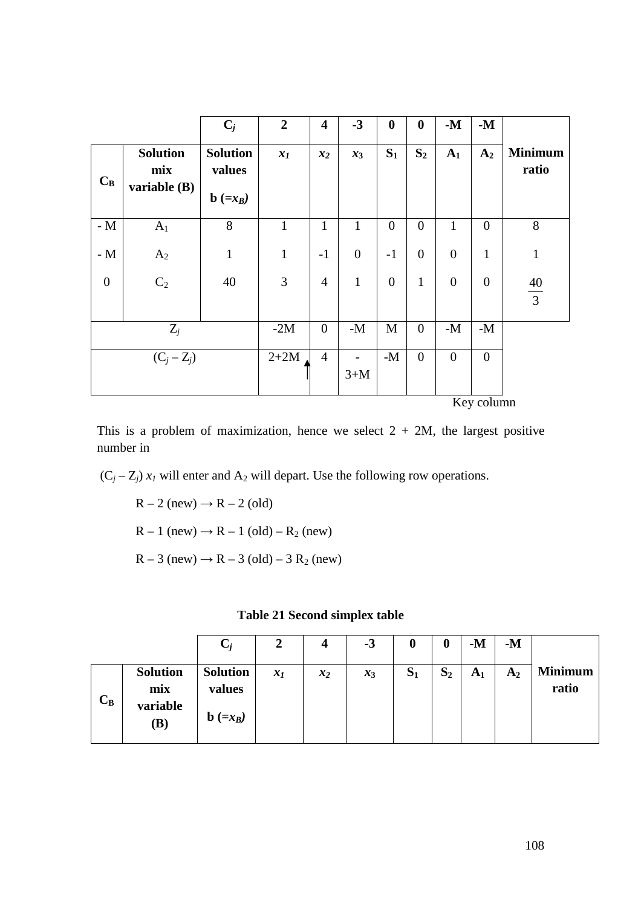| | | $C_j$ | **2** | **4** | **-3** | **0** | **0** | **-M** | **-M** | |
|---|---|---|---|---|---|---|---|---|---|---|
| $C_B$ | **Solution mix variable (B)** | **Solution values b ($=x_B$)** | $x_1$ | $x_2$ | $x_3$ | $S_1$ | $S_2$ | $A_1$ | $A_2$ | **Minimum ratio** |
| - M | $A_1$ | 8 | 1 | 1 | 1 | 0 | 0 | 1 | 0 | 8 |
| - M | $A_2$ | 1 | 1 | -1 | 0 | -1 | 0 | 0 | 1 | 1 |
| 0 | $C_2$ | 40 | 3 | 4 | 1 | 0 | 1 | 0 | 0 | $\frac{40}{3}$ |
| $Z_j$ | | | -2M | 0 | -M | M | 0 | -M | -M | |
| $(C_j - Z_j)$ | | | 2+2M ↑ | 4 | -3+M | -M | 0 | 0 | 0 | |

Key column

This is a problem of maximization, hence we select 2 + 2M, the largest positive number in

$(C_j - Z_j)$ $x_1$ will enter and $A_2$ will depart. Use the following row operations.

R – 2 (new) → R – 2 (old)

R – 1 (new) → R – 1 (old) – $R_2$ (new)

R – 3 (new) → R – 3 (old) – 3 $R_2$ (new)

**Table 21 Second simplex table**

| | | $C_j$ | **2** | **4** | **-3** | **0** | **0** | **-M** | **-M** | |
|---|---|---|---|---|---|---|---|---|---|---|
| $C_B$ | **Solution mix variable (B)** | **Solution values b ($=x_B$)** | $x_1$ | $x_2$ | $x_3$ | $S_1$ | $S_2$ | $A_1$ | $A_2$ | **Minimum ratio** |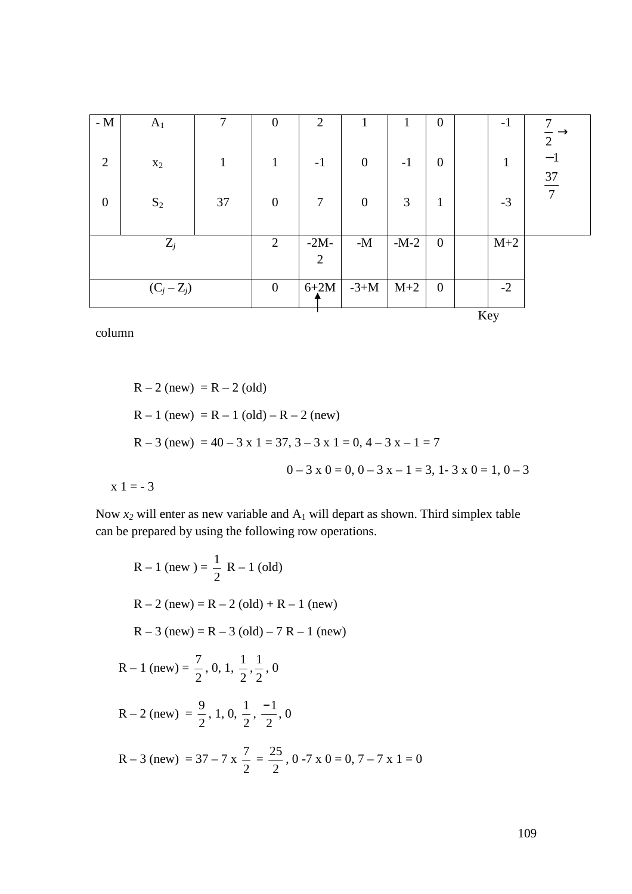| - M | $A_1$ | 7 | 0 | 2 | 1 | 1 | 0 | | -1 | $\frac{7}{2} \rightarrow$ |
|---|---|---|---|---|---|---|---|---|---|---|
| 2 | $x_2$ | 1 | 1 | -1 | 0 | -1 | 0 | | 1 | $-1$ |
| 0 | $S_2$ | 37 | 0 | 7 | 0 | 3 | 1 | | -3 | $\frac{37}{7}$ |
| $Z_j$ | | | 2 | -2M-2 | -M | -M-2 | 0 | | M+2 | |
| $(C_j - Z_j)$ | | | 0 | 6+2M ↑ | -3+M | M+2 | 0 | | -2 | |

Key column

$$R-2 \text{ (new)} = R-2 \text{ (old)}$$

$$R-1 \text{ (new)} = R-1 \text{ (old)} - R-2 \text{ (new)}$$

R – 3 (new) = 40 – 3 x 1 = 37, 3 – 3 x 1 = 0, 4 – 3 x – 1 = 7

0 – 3 x 0 = 0, 0 – 3 x – 1 = 3, 1- 3 x 0 = 1, 0 – 3 x 1 = - 3

Now $x_2$ will enter as new variable and $A_1$ will depart as shown. Third simplex table can be prepared by using the following row operations.

$$R-1 \text{ (new)} = \frac{1}{2} R-1 \text{ (old)}$$

$$R-2 \text{ (new)} = R-2 \text{ (old)} + R-1 \text{ (new)}$$

$$R-3 \text{ (new)} = R-3 \text{ (old)} - 7\, R-1 \text{ (new)}$$

R – 1 (new) = $\frac{7}{2}$, 0, 1, $\frac{1}{2}$, $\frac{1}{2}$, 0

R – 2 (new) = $\frac{9}{2}$, 1, 0, $\frac{1}{2}$, $\frac{-1}{2}$, 0

R – 3 (new) = 37 – 7 x $\frac{7}{2}$ = $\frac{25}{2}$, 0 -7 x 0 = 0, 7 – 7 x 1 = 0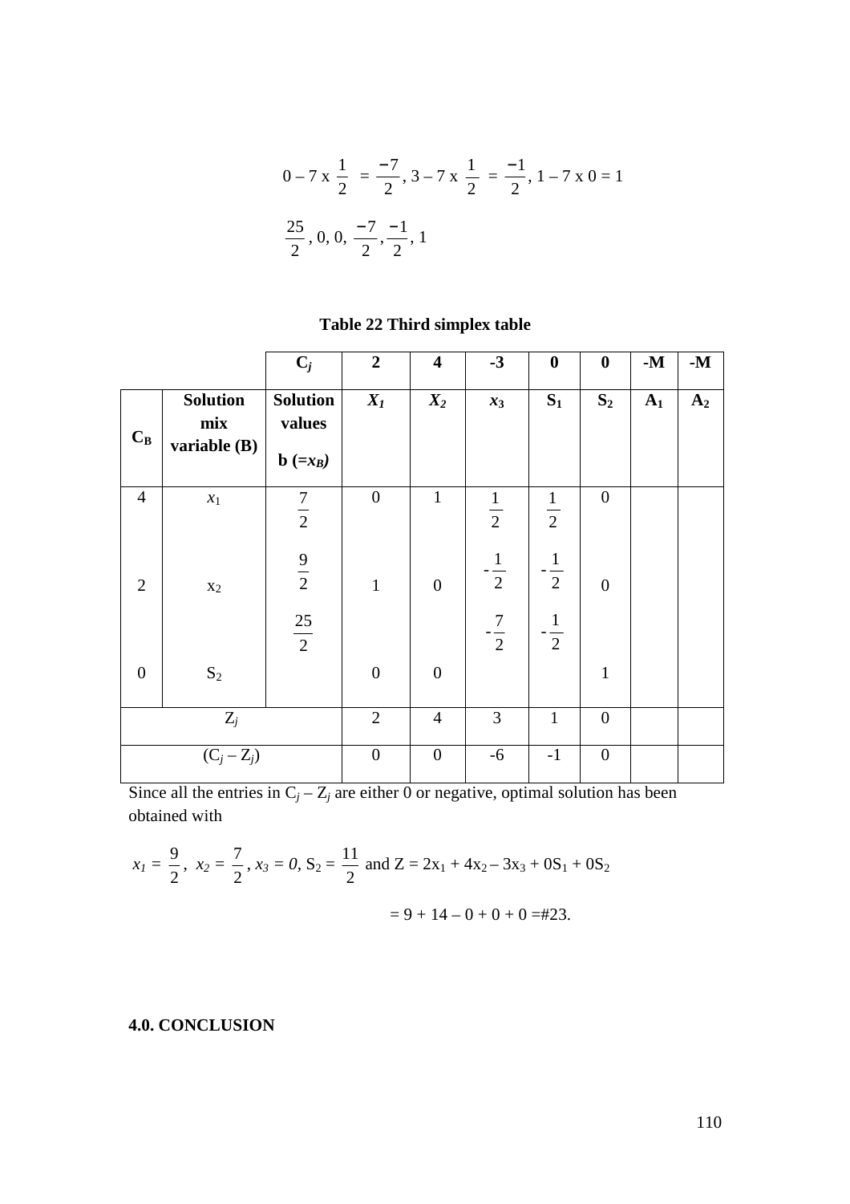$$0 - 7 \text{ x } \frac{1}{2} = \frac{-7}{2}, 3 - 7 \text{ x } \frac{1}{2} = \frac{-1}{2}, 1 - 7 \text{ x } 0 = 1$$

$$\frac{25}{2}, 0, 0, \frac{-7}{2}, \frac{-1}{2}, 1$$

**Table 22 Third simplex table**

| | | $C_j$ | **2** | **4** | **-3** | **0** | **0** | **-M** | **-M** |
|---|---|---|---|---|---|---|---|---|---|
| $C_B$ | **Solution mix variable (B)** | **Solution values b** ($=x_B$) | $X_1$ | $X_2$ | $x_3$ | $S_1$ | $S_2$ | $A_1$ | $A_2$ |
| 4 | $x_1$ | $\frac{7}{2}$ | 0 | 1 | $\frac{1}{2}$ | $\frac{1}{2}$ | 0 | | |
| 2 | $x_2$ | $\frac{9}{2}$ | 1 | 0 | $-\frac{1}{2}$ | $-\frac{1}{2}$ | 0 | | |
| 0 | $S_2$ | $\frac{25}{2}$ | 0 | 0 | $-\frac{7}{2}$ | $-\frac{1}{2}$ | 1 | | |
| $Z_j$ | | | 2 | 4 | 3 | 1 | 0 | | |
| $(C_j - Z_j)$ | | | 0 | 0 | -6 | -1 | 0 | | |

Since all the entries in $C_j - Z_j$ are either 0 or negative, optimal solution has been obtained with

$x_1 = \frac{9}{2}$, $x_2 = \frac{7}{2}$, $x_3 = 0$, $S_2 = \frac{11}{2}$ and $Z = 2x_1 + 4x_2 - 3x_3 + 0S_1 + 0S_2$

$= 9 + 14 - 0 + 0 + 0 =$#23.

## 4.0. CONCLUSION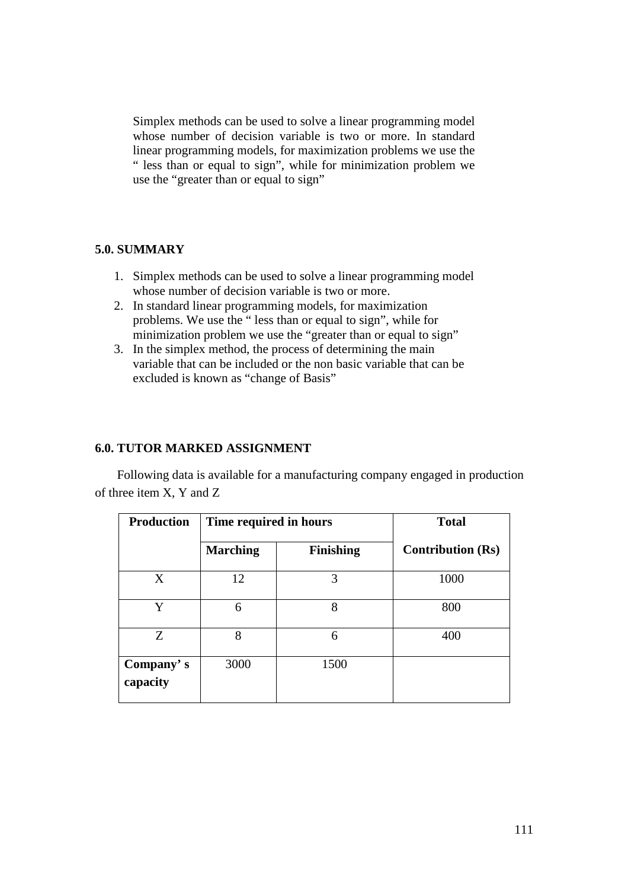Simplex methods can be used to solve a linear programming model whose number of decision variable is two or more. In standard linear programming models, for maximization problems we use the " less than or equal to sign", while for minimization problem we use the "greater than or equal to sign"

## 5.0. SUMMARY

1. Simplex methods can be used to solve a linear programming model whose number of decision variable is two or more.
2. In standard linear programming models, for maximization problems. We use the " less than or equal to sign", while for minimization problem we use the "greater than or equal to sign"
3. In the simplex method, the process of determining the main variable that can be included or the non basic variable that can be excluded is known as "change of Basis"

## 6.0. TUTOR MARKED ASSIGNMENT

Following data is available for a manufacturing company engaged in production of three item X, Y and Z

| Production | Time required in hours | | Total |
|---|---|---|---|
| | **Marching** | **Finishing** | **Contribution (Rs)** |
| X | 12 | 3 | 1000 |
| Y | 6 | 8 | 800 |
| Z | 8 | 6 | 400 |
| **Company' s capacity** | 3000 | 1500 | |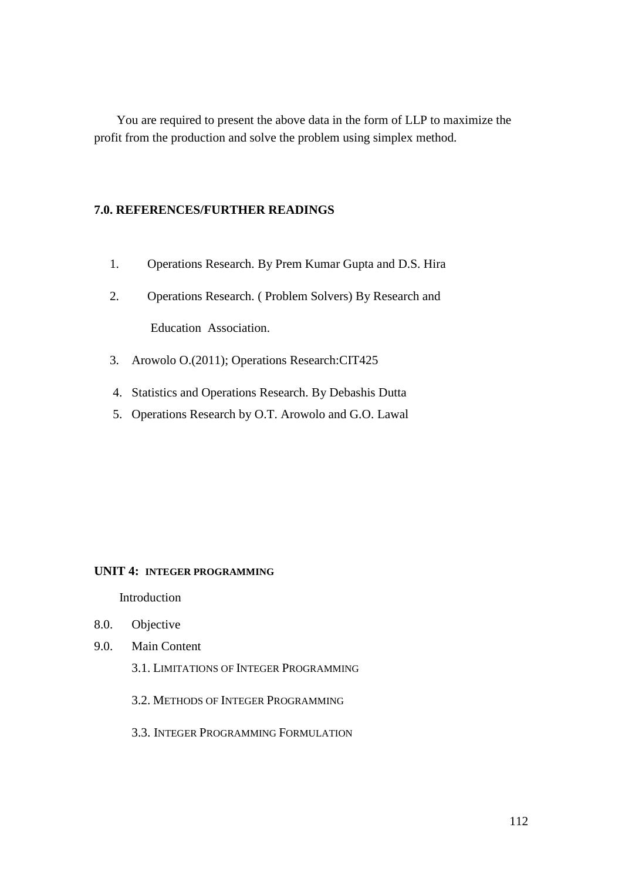You are required to present the above data in the form of LLP to maximize the profit from the production and solve the problem using simplex method.

## 7.0. REFERENCES/FURTHER READINGS

1. Operations Research. By Prem Kumar Gupta and D.S. Hira
2. Operations Research. ( Problem Solvers) By Research and

   Education Association.
3. Arowolo O.(2011); Operations Research:CIT425
4. Statistics and Operations Research. By Debashis Dutta
5. Operations Research by O.T. Arowolo and G.O. Lawal

## UNIT 4: INTEGER PROGRAMMING

Introduction

8.0. Objective

9.0. Main Content

3.1. LIMITATIONS OF INTEGER PROGRAMMING

3.2. METHODS OF INTEGER PROGRAMMING

3.3. INTEGER PROGRAMMING FORMULATION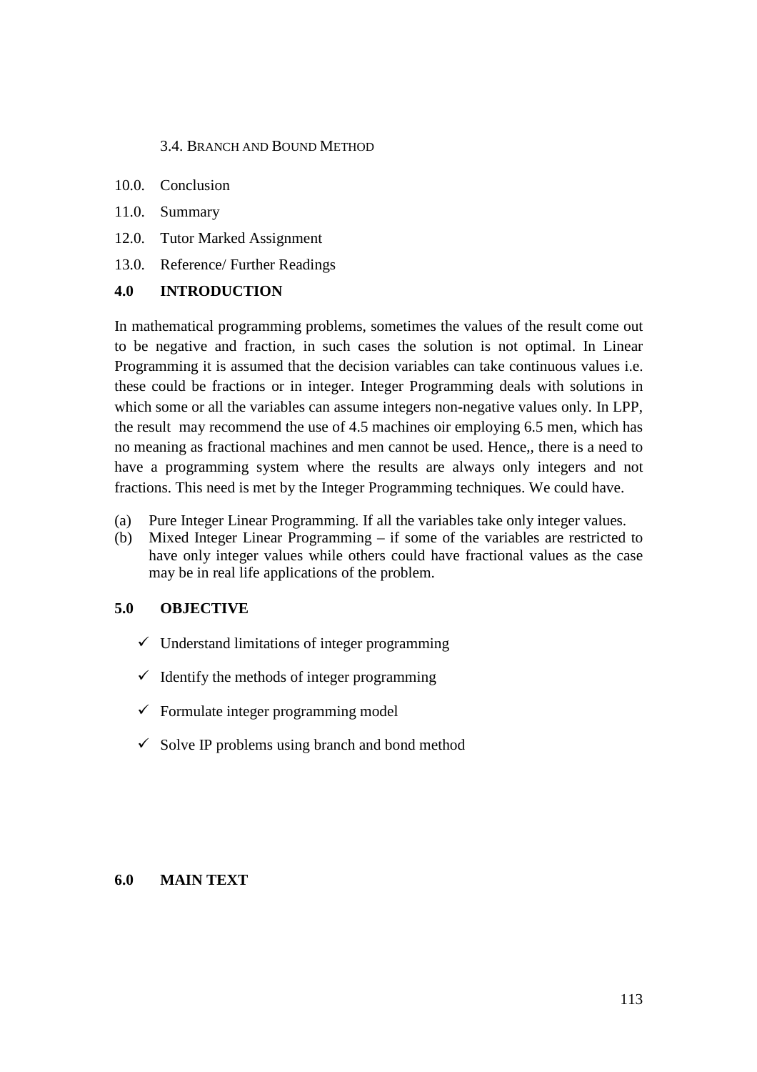3.4. BRANCH AND BOUND METHOD

10.0. Conclusion

11.0. Summary

12.0. Tutor Marked Assignment

13.0. Reference/ Further Readings

## 4.0 INTRODUCTION

In mathematical programming problems, sometimes the values of the result come out to be negative and fraction, in such cases the solution is not optimal. In Linear Programming it is assumed that the decision variables can take continuous values i.e. these could be fractions or in integer. Integer Programming deals with solutions in which some or all the variables can assume integers non-negative values only. In LPP, the result may recommend the use of 4.5 machines oir employing 6.5 men, which has no meaning as fractional machines and men cannot be used. Hence,, there is a need to have a programming system where the results are always only integers and not fractions. This need is met by the Integer Programming techniques. We could have.

(a) Pure Integer Linear Programming. If all the variables take only integer values.

(b) Mixed Integer Linear Programming – if some of the variables are restricted to have only integer values while others could have fractional values as the case may be in real life applications of the problem.

## 5.0 OBJECTIVE

- ✓ Understand limitations of integer programming
- ✓ Identify the methods of integer programming
- ✓ Formulate integer programming model
- ✓ Solve IP problems using branch and bond method

## 6.0 MAIN TEXT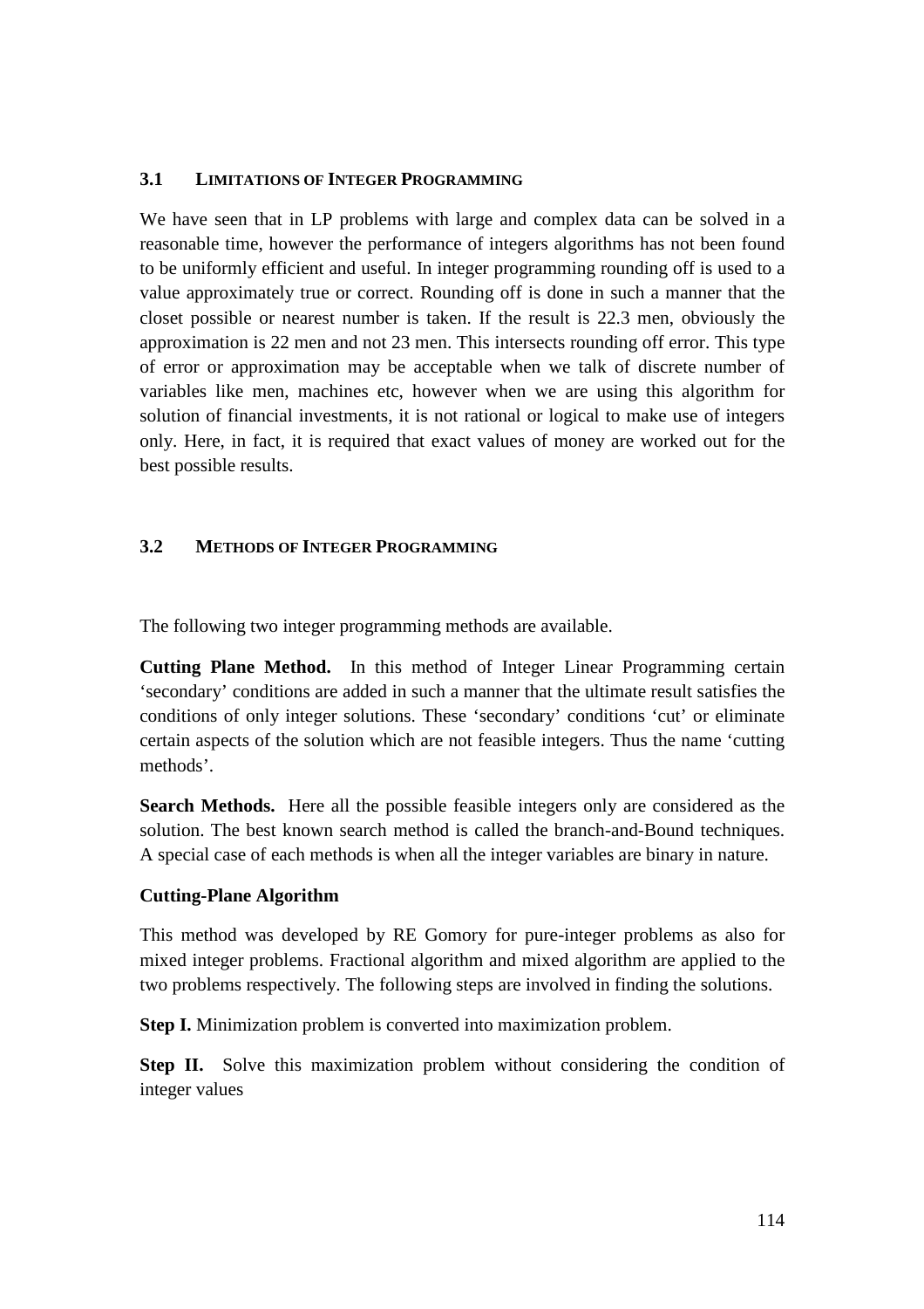### 3.1 LIMITATIONS OF INTEGER PROGRAMMING

We have seen that in LP problems with large and complex data can be solved in a reasonable time, however the performance of integers algorithms has not been found to be uniformly efficient and useful. In integer programming rounding off is used to a value approximately true or correct. Rounding off is done in such a manner that the closet possible or nearest number is taken. If the result is 22.3 men, obviously the approximation is 22 men and not 23 men. This intersects rounding off error. This type of error or approximation may be acceptable when we talk of discrete number of variables like men, machines etc, however when we are using this algorithm for solution of financial investments, it is not rational or logical to make use of integers only. Here, in fact, it is required that exact values of money are worked out for the best possible results.

### 3.2 METHODS OF INTEGER PROGRAMMING

The following two integer programming methods are available.

**Cutting Plane Method.** In this method of Integer Linear Programming certain 'secondary' conditions are added in such a manner that the ultimate result satisfies the conditions of only integer solutions. These 'secondary' conditions 'cut' or eliminate certain aspects of the solution which are not feasible integers. Thus the name 'cutting methods'.

**Search Methods.** Here all the possible feasible integers only are considered as the solution. The best known search method is called the branch-and-Bound techniques. A special case of each methods is when all the integer variables are binary in nature.

**Cutting-Plane Algorithm**

This method was developed by RE Gomory for pure-integer problems as also for mixed integer problems. Fractional algorithm and mixed algorithm are applied to the two problems respectively. The following steps are involved in finding the solutions.

**Step I.** Minimization problem is converted into maximization problem.

**Step II.** Solve this maximization problem without considering the condition of integer values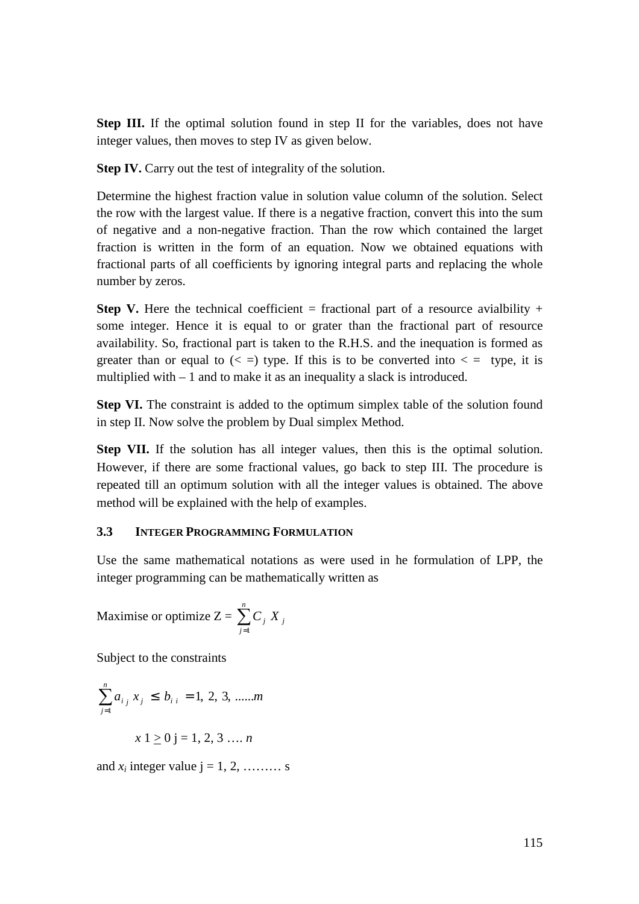**Step III.** If the optimal solution found in step II for the variables, does not have integer values, then moves to step IV as given below.

**Step IV.** Carry out the test of integrality of the solution.

Determine the highest fraction value in solution value column of the solution. Select the row with the largest value. If there is a negative fraction, convert this into the sum of negative and a non-negative fraction. Than the row which contained the larget fraction is written in the form of an equation. Now we obtained equations with fractional parts of all coefficients by ignoring integral parts and replacing the whole number by zeros.

**Step V.** Here the technical coefficient = fractional part of a resource avialbility + some integer. Hence it is equal to or grater than the fractional part of resource availability. So, fractional part is taken to the R.H.S. and the inequation is formed as greater than or equal to (< =) type. If this is to be converted into < = type, it is multiplied with – 1 and to make it as an inequality a slack is introduced.

**Step VI.** The constraint is added to the optimum simplex table of the solution found in step II. Now solve the problem by Dual simplex Method.

**Step VII.** If the solution has all integer values, then this is the optimal solution. However, if there are some fractional values, go back to step III. The procedure is repeated till an optimum solution with all the integer values is obtained. The above method will be explained with the help of examples.

### 3.3 INTEGER PROGRAMMING FORMULATION

Use the same mathematical notations as were used in he formulation of LPP, the integer programming can be mathematically written as

Maximise or optimize Z = $\sum_{j=1}^{n} C_j \, X_j$

Subject to the constraints

$$\sum_{j=1}^{n} a_{ij} \, x_j \leq b_{i} \quad i = 1, 2, 3, ......m$$

$x_1 \geq 0$ j = 1, 2, 3 …. $n$

and $x_i$ integer value j = 1, 2, ……… s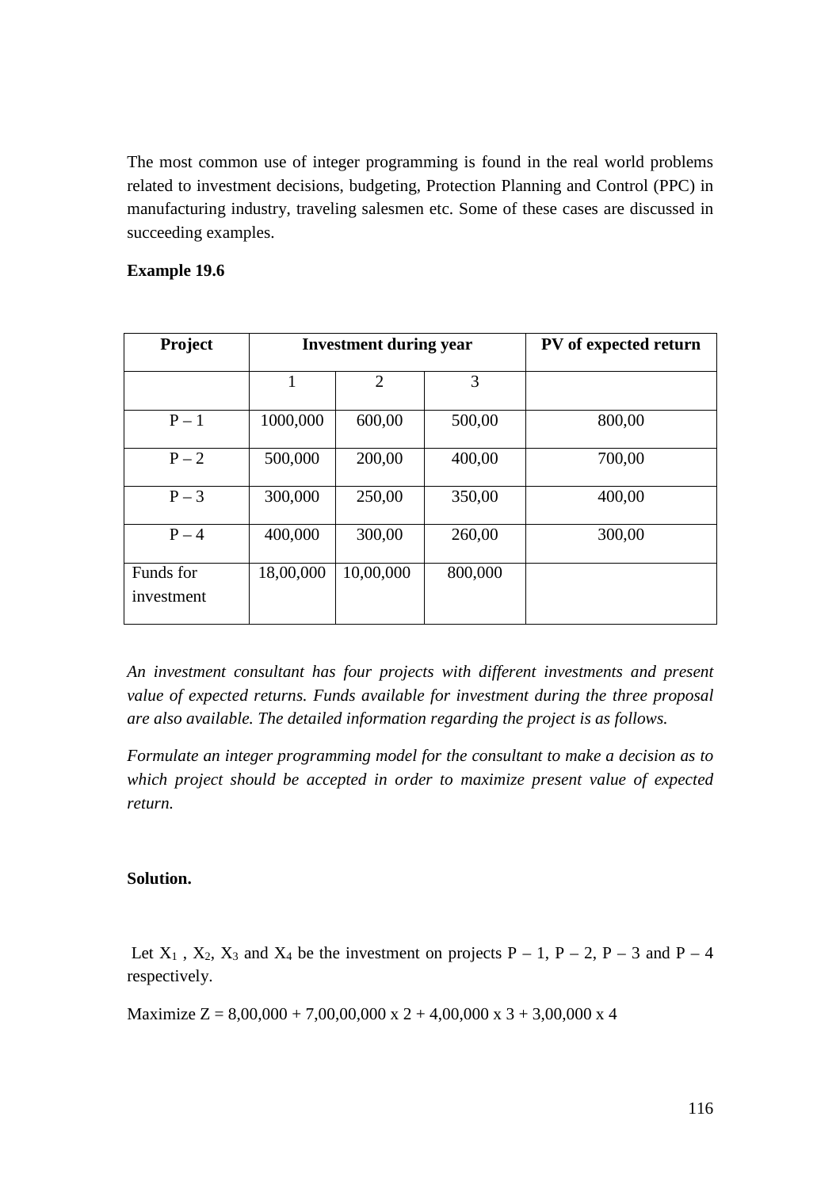The most common use of integer programming is found in the real world problems related to investment decisions, budgeting, Protection Planning and Control (PPC) in manufacturing industry, traveling salesmen etc. Some of these cases are discussed in succeeding examples.

**Example 19.6**

| Project | Investment during year | | | PV of expected return |
|---|---|---|---|---|
| | 1 | 2 | 3 | |
| P – 1 | 1000,000 | 600,00 | 500,00 | 800,00 |
| P – 2 | 500,000 | 200,00 | 400,00 | 700,00 |
| P – 3 | 300,000 | 250,00 | 350,00 | 400,00 |
| P – 4 | 400,000 | 300,00 | 260,00 | 300,00 |
| Funds for investment | 18,00,000 | 10,00,000 | 800,000 | |

*An investment consultant has four projects with different investments and present value of expected returns. Funds available for investment during the three proposal are also available. The detailed information regarding the project is as follows.*

*Formulate an integer programming model for the consultant to make a decision as to which project should be accepted in order to maximize present value of expected return.*

**Solution.**

Let $X_1$ , $X_2$, $X_3$ and $X_4$ be the investment on projects P – 1, P – 2, P – 3 and P – 4 respectively.

Maximize Z = 8,00,000 + 7,00,00,000 x 2 + 4,00,000 x 3 + 3,00,000 x 4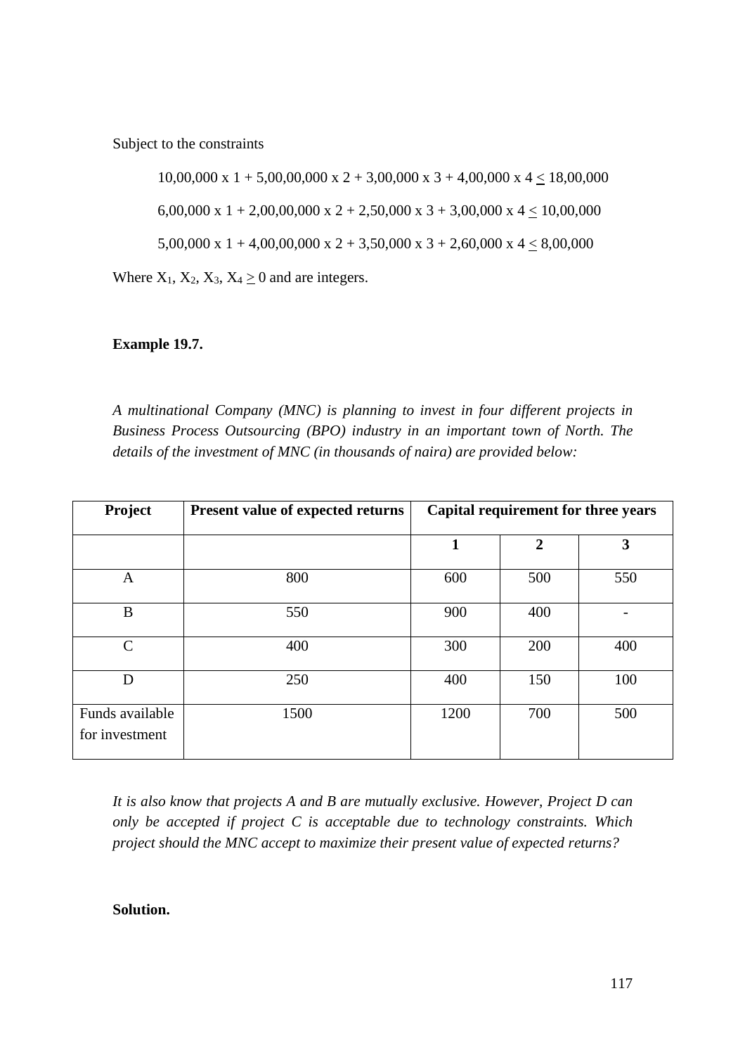Subject to the constraints

$$10,00,000 \text{ x } 1 + 5,00,00,000 \text{ x } 2 + 3,00,000 \text{ x } 3 + 4,00,000 \text{ x } 4 \leq 18,00,000$$

$$6,00,000 \text{ x } 1 + 2,00,00,000 \text{ x } 2 + 2,50,000 \text{ x } 3 + 3,00,000 \text{ x } 4 \leq 10,00,000$$

$$5,00,000 \text{ x } 1 + 4,00,00,000 \text{ x } 2 + 3,50,000 \text{ x } 3 + 2,60,000 \text{ x } 4 \leq 8,00,000$$

Where $X_1, X_2, X_3, X_4 \geq 0$ and are integers.

**Example 19.7.**

*A multinational Company (MNC) is planning to invest in four different projects in Business Process Outsourcing (BPO) industry in an important town of North. The details of the investment of MNC (in thousands of naira) are provided below:*

| Project | Present value of expected returns | Capital requirement for three years | | |
|---|---|---|---|---|
| | | 1 | 2 | 3 |
| A | 800 | 600 | 500 | 550 |
| B | 550 | 900 | 400 | - |
| C | 400 | 300 | 200 | 400 |
| D | 250 | 400 | 150 | 100 |
| Funds available for investment | 1500 | 1200 | 700 | 500 |

*It is also know that projects A and B are mutually exclusive. However, Project D can only be accepted if project C is acceptable due to technology constraints. Which project should the MNC accept to maximize their present value of expected returns?*

**Solution.**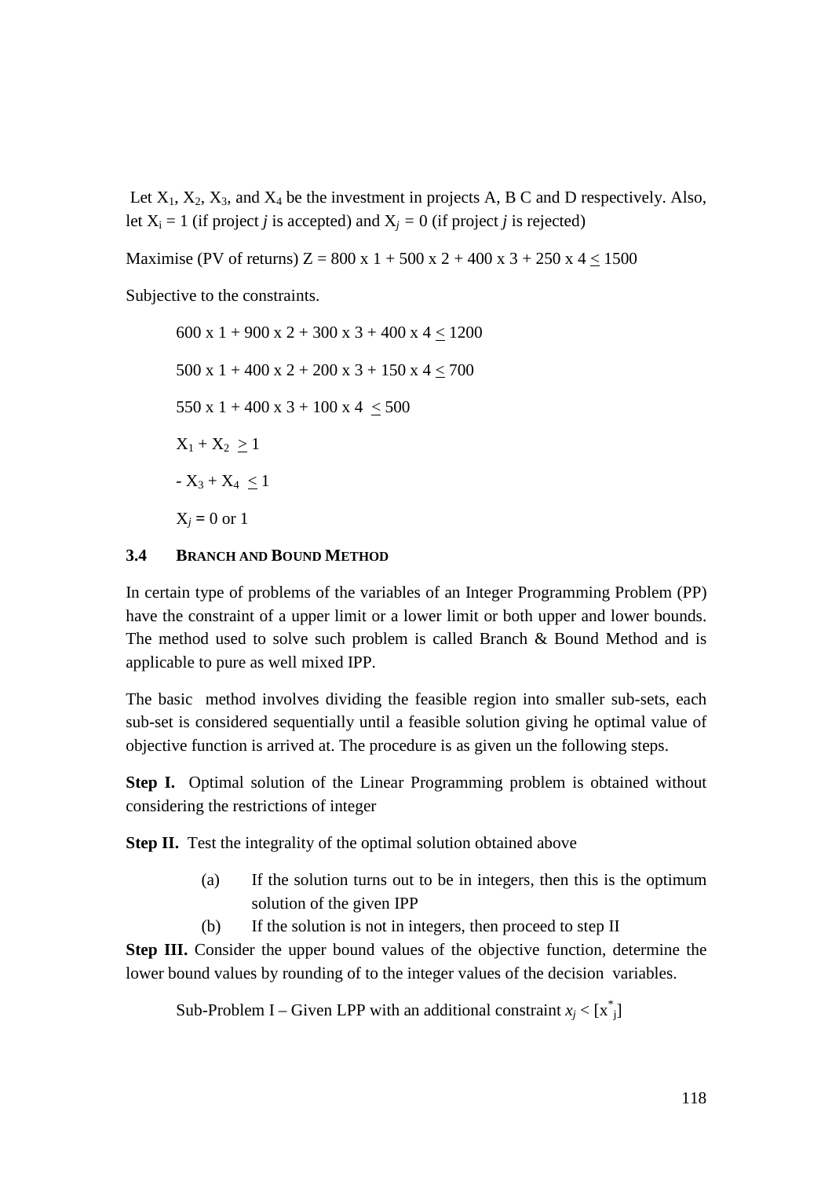Let $X_1$, $X_2$, $X_3$, and $X_4$ be the investment in projects A, B C and D respectively. Also, let $X_i = 1$ (if project *j* is accepted) and $X_j = 0$ (if project *j* is rejected)

Maximise (PV of returns) Z = 800 x 1 + 500 x 2 + 400 x 3 + 250 x 4 $\leq$ 1500

Subjective to the constraints.

600 x 1 + 900 x 2 + 300 x 3 + 400 x 4 $\leq$ 1200

500 x 1 + 400 x 2 + 200 x 3 + 150 x 4 $\leq$ 700

550 x 1 + 400 x 3 + 100 x 4 $\leq$ 500

$X_1 + X_2 \geq 1$

$- X_3 + X_4 \leq 1$

$X_j = 0$ or 1

### 3.4 BRANCH AND BOUND METHOD

In certain type of problems of the variables of an Integer Programming Problem (PP) have the constraint of a upper limit or a lower limit or both upper and lower bounds. The method used to solve such problem is called Branch & Bound Method and is applicable to pure as well mixed IPP.

The basic method involves dividing the feasible region into smaller sub-sets, each sub-set is considered sequentially until a feasible solution giving he optimal value of objective function is arrived at. The procedure is as given un the following steps.

**Step I.** Optimal solution of the Linear Programming problem is obtained without considering the restrictions of integer

**Step II.** Test the integrality of the optimal solution obtained above

(a) If the solution turns out to be in integers, then this is the optimum solution of the given IPP

(b) If the solution is not in integers, then proceed to step II

**Step III.** Consider the upper bound values of the objective function, determine the lower bound values by rounding of to the integer values of the decision variables.

Sub-Problem I – Given LPP with an additional constraint $x_j < [x^*_j]$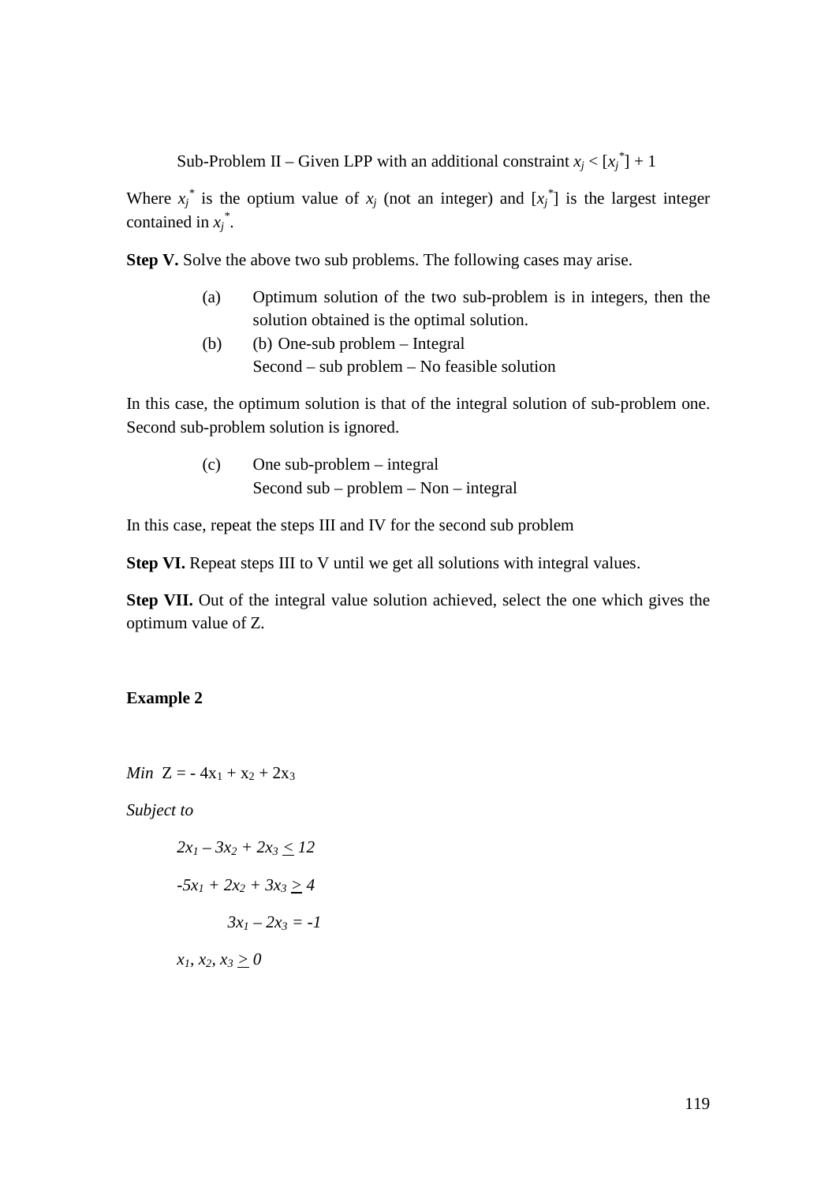Sub-Problem II – Given LPP with an additional constraint $x_j < [x_j^*] + 1$

Where $x_j^*$ is the optium value of $x_j$ (not an integer) and $[x_j^*]$ is the largest integer contained in $x_j^*$.

**Step V.** Solve the above two sub problems. The following cases may arise.

(a) Optimum solution of the two sub-problem is in integers, then the solution obtained is the optimal solution.

(b) (b) One-sub problem – Integral
Second – sub problem – No feasible solution

In this case, the optimum solution is that of the integral solution of sub-problem one. Second sub-problem solution is ignored.

(c) One sub-problem – integral
Second sub – problem – Non – integral

In this case, repeat the steps III and IV for the second sub problem

**Step VI.** Repeat steps III to V until we get all solutions with integral values.

**Step VII.** Out of the integral value solution achieved, select the one which gives the optimum value of Z.

**Example 2**

*Min* $Z = -4x_1 + x_2 + 2x_3$

*Subject to*

$$2x_1 - 3x_2 + 2x_3 \leq 12$$

$$-5x_1 + 2x_2 + 3x_3 \geq 4$$

$$3x_1 - 2x_3 = -1$$

$$x_1, x_2, x_3 \geq 0$$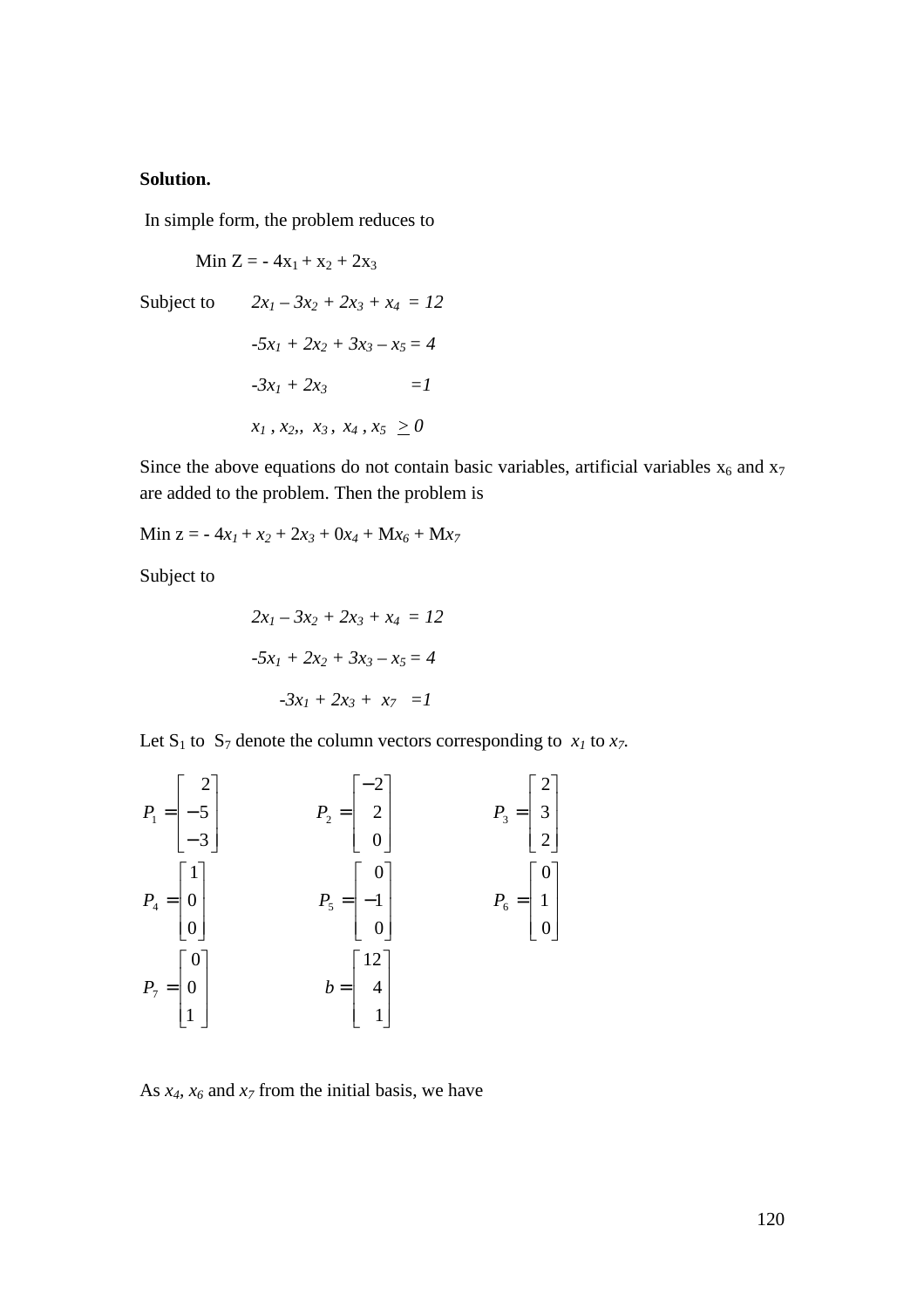**Solution.**

In simple form, the problem reduces to

$$\text{Min } Z = -4x_1 + x_2 + 2x_3$$

Subject to $\quad 2x_1 - 3x_2 + 2x_3 + x_4 = 12$

$\quad -5x_1 + 2x_2 + 3x_3 - x_5 = 4$

$\quad -3x_1 + 2x_3 \quad = 1$

$\quad x_1, x_2, x_3, x_4, x_5 \geq 0$

Since the above equations do not contain basic variables, artificial variables $x_6$ and $x_7$ are added to the problem. Then the problem is

Min $z = -4x_1 + x_2 + 2x_3 + 0x_4 + Mx_6 + Mx_7$

Subject to

$$2x_1 - 3x_2 + 2x_3 + x_4 = 12$$

$$-5x_1 + 2x_2 + 3x_3 - x_5 = 4$$

$$-3x_1 + 2x_3 + x_7 = 1$$

Let $S_1$ to $S_7$ denote the column vectors corresponding to $x_1$ to $x_7$.

$$P_1 = \begin{bmatrix} 2 \\ -5 \\ -3 \end{bmatrix} \qquad P_2 = \begin{bmatrix} -2 \\ 2 \\ 0 \end{bmatrix} \qquad P_3 = \begin{bmatrix} 2 \\ 3 \\ 2 \end{bmatrix}$$

$$P_4 = \begin{bmatrix} 1 \\ 0 \\ 0 \end{bmatrix} \qquad P_5 = \begin{bmatrix} 0 \\ -1 \\ 0 \end{bmatrix} \qquad P_6 = \begin{bmatrix} 0 \\ 1 \\ 0 \end{bmatrix}$$

$$P_7 = \begin{bmatrix} 0 \\ 0 \\ 1 \end{bmatrix} \qquad b = \begin{bmatrix} 12 \\ 4 \\ 1 \end{bmatrix}$$

As $x_4$, $x_6$ and $x_7$ from the initial basis, we have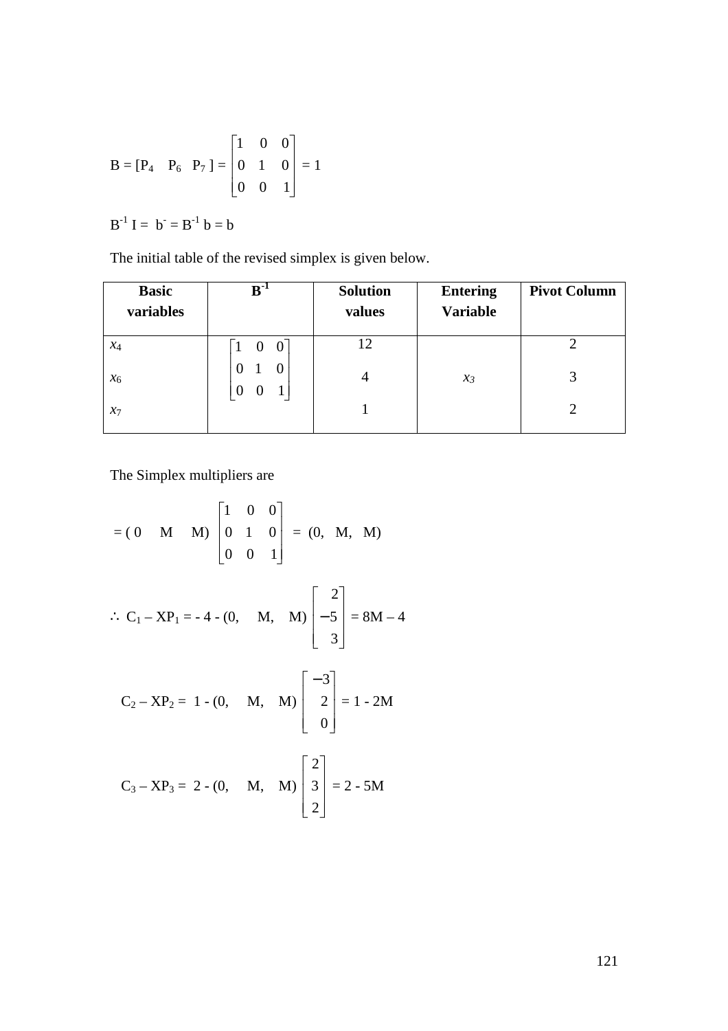$$B = [P_4 \quad P_6 \quad P_7] = \begin{bmatrix} 1 & 0 & 0 \\ 0 & 1 & 0 \\ 0 & 0 & 1 \end{bmatrix} = 1$$

$B^{-1} I = b^{-} = B^{-1} b = b$

The initial table of the revised simplex is given below.

| Basic variables | $B^{-1}$ | Solution values | Entering Variable | Pivot Column |
|---|---|---|---|---|
| $x_4$ | $\begin{bmatrix} 1 & 0 & 0 \\ 0 & 1 & 0 \\ 0 & 0 & 1 \end{bmatrix}$ | 12 | | 2 |
| $x_6$ | | 4 | $x_3$ | 3 |
| $x_7$ | | 1 | | 2 |

The Simplex multipliers are

$$= (0 \quad M \quad M) \begin{bmatrix} 1 & 0 & 0 \\ 0 & 1 & 0 \\ 0 & 0 & 1 \end{bmatrix} = (0, \; M, \; M)$$

$$\therefore \; C_1 - XP_1 = -4 - (0, \; M, \; M) \begin{bmatrix} 2 \\ -5 \\ 3 \end{bmatrix} = 8M - 4$$

$$C_2 - XP_2 = 1 - (0, \; M, \; M) \begin{bmatrix} -3 \\ 2 \\ 0 \end{bmatrix} = 1 - 2M$$

$$C_3 - XP_3 = 2 - (0, \; M, \; M) \begin{bmatrix} 2 \\ 3 \\ 2 \end{bmatrix} = 2 - 5M$$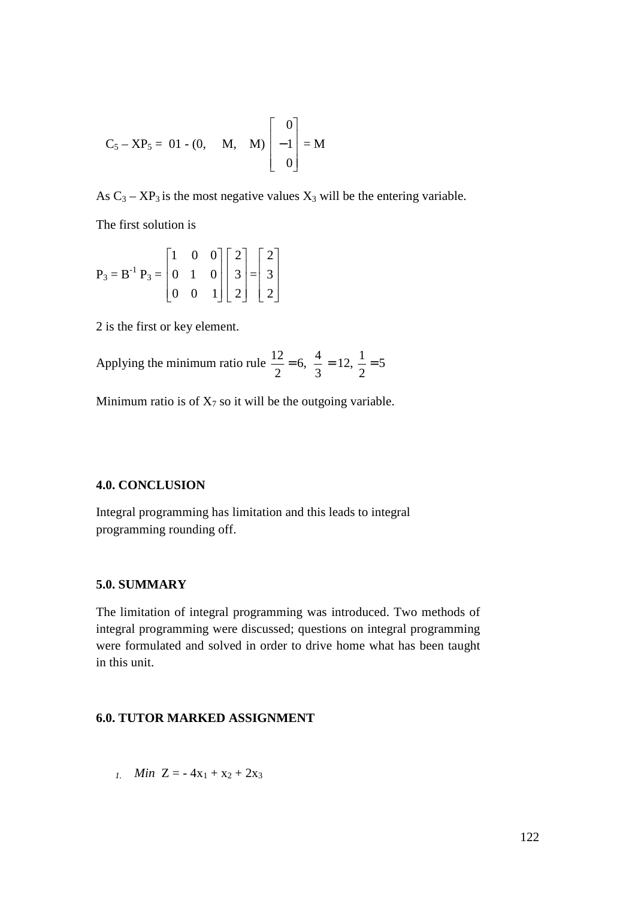$$C_5 - XP_5 = 01 - (0, \quad M, \quad M) \begin{bmatrix} 0 \\ -1 \\ 0 \end{bmatrix} = M$$

As $C_3 - XP_3$ is the most negative values $X_3$ will be the entering variable.

The first solution is

$$P_3 = B^{-1} P_3 = \begin{bmatrix} 1 & 0 & 0 \\ 0 & 1 & 0 \\ 0 & 0 & 1 \end{bmatrix} \begin{bmatrix} 2 \\ 3 \\ 2 \end{bmatrix} = \begin{bmatrix} 2 \\ 3 \\ 2 \end{bmatrix}$$

2 is the first or key element.

Applying the minimum ratio rule $\frac{12}{2} = 6,\ \frac{4}{3} = 12,\ \frac{1}{2} = 5$

Minimum ratio is of $X_7$ so it will be the outgoing variable.

## 4.0. CONCLUSION

Integral programming has limitation and this leads to integral programming rounding off.

## 5.0. SUMMARY

The limitation of integral programming was introduced. Two methods of integral programming were discussed; questions on integral programming were formulated and solved in order to drive home what has been taught in this unit.

## 6.0. TUTOR MARKED ASSIGNMENT

1. *Min* $Z = -4x_1 + x_2 + 2x_3$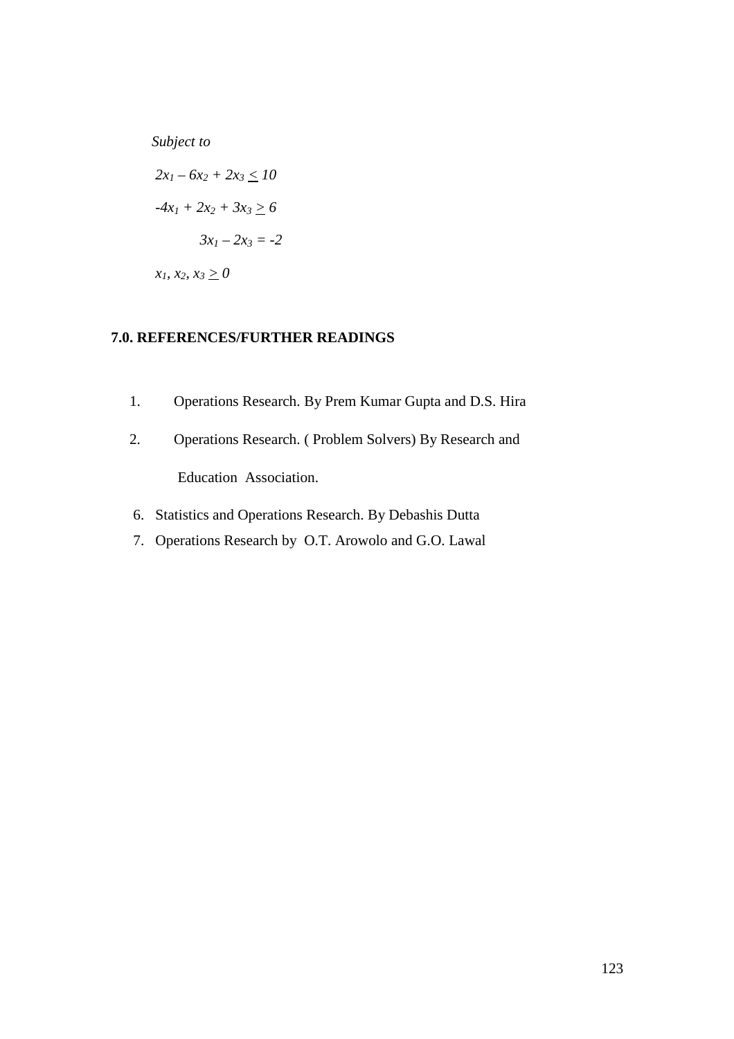*Subject to*

$2x_1 – 6x_2 + 2x_3 \leq 10$

$-4x_1 + 2x_2 + 3x_3 \geq 6$

$3x_1 – 2x_3 = -2$

$x_1, x_2, x_3 \geq 0$

## 7.0. REFERENCES/FURTHER READINGS

1. Operations Research. By Prem Kumar Gupta and D.S. Hira
2. Operations Research. ( Problem Solvers) By Research and Education Association.

6. Statistics and Operations Research. By Debashis Dutta
7. Operations Research by O.T. Arowolo and G.O. Lawal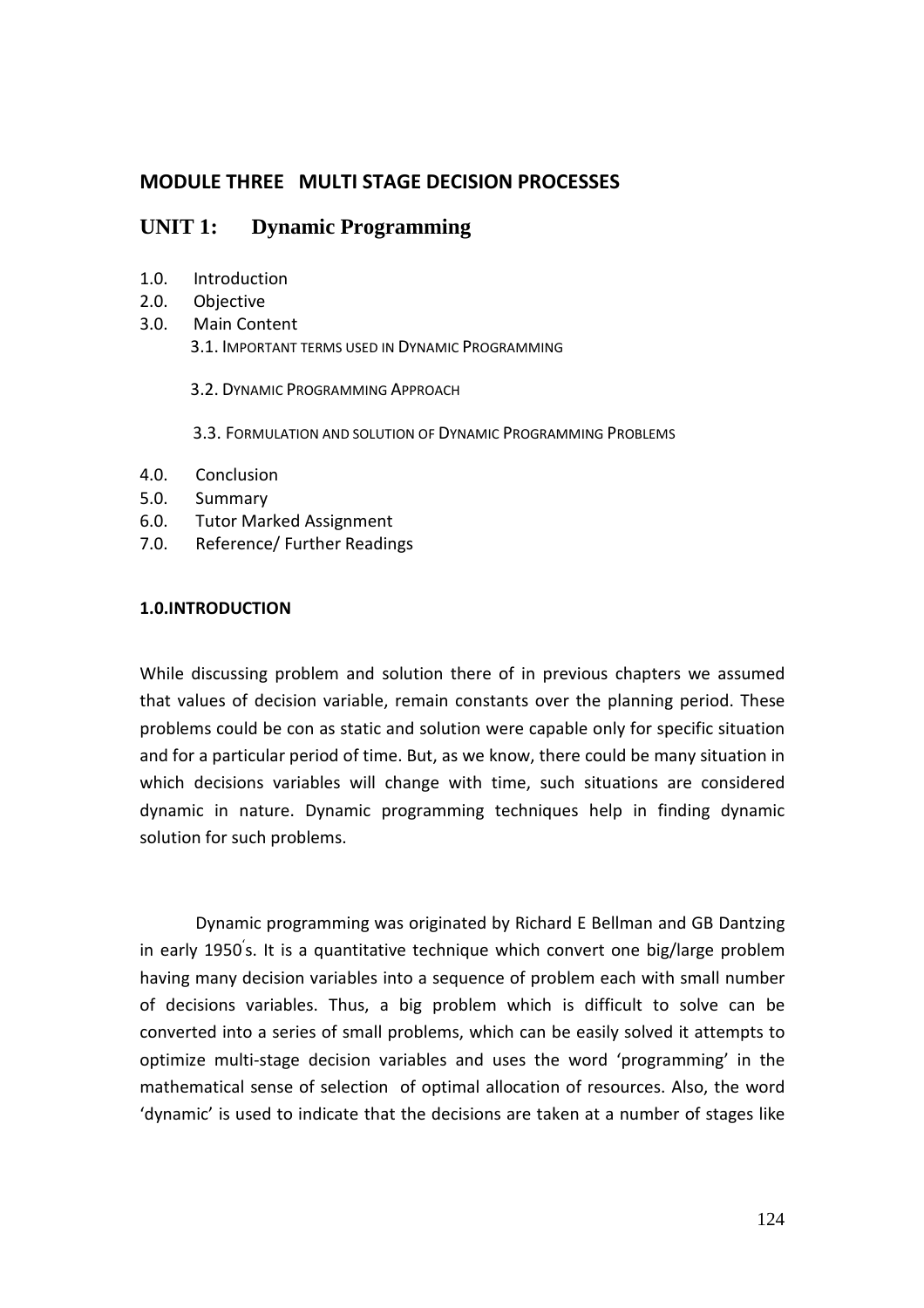## MODULE THREE MULTI STAGE DECISION PROCESSES

## UNIT 1: Dynamic Programming

1.0. Introduction
2.0. Objective
3.0. Main Content
   3.1. IMPORTANT TERMS USED IN DYNAMIC PROGRAMMING
   3.2. DYNAMIC PROGRAMMING APPROACH
   3.3. FORMULATION AND SOLUTION OF DYNAMIC PROGRAMMING PROBLEMS
4.0. Conclusion
5.0. Summary
6.0. Tutor Marked Assignment
7.0. Reference/ Further Readings

### 1.0.INTRODUCTION

While discussing problem and solution there of in previous chapters we assumed that values of decision variable, remain constants over the planning period. These problems could be con as static and solution were capable only for specific situation and for a particular period of time. But, as we know, there could be many situation in which decisions variables will change with time, such situations are considered dynamic in nature. Dynamic programming techniques help in finding dynamic solution for such problems.

Dynamic programming was originated by Richard E Bellman and GB Dantzing in early 1950's. It is a quantitative technique which convert one big/large problem having many decision variables into a sequence of problem each with small number of decisions variables. Thus, a big problem which is difficult to solve can be converted into a series of small problems, which can be easily solved it attempts to optimize multi-stage decision variables and uses the word 'programming' in the mathematical sense of selection of optimal allocation of resources. Also, the word 'dynamic' is used to indicate that the decisions are taken at a number of stages like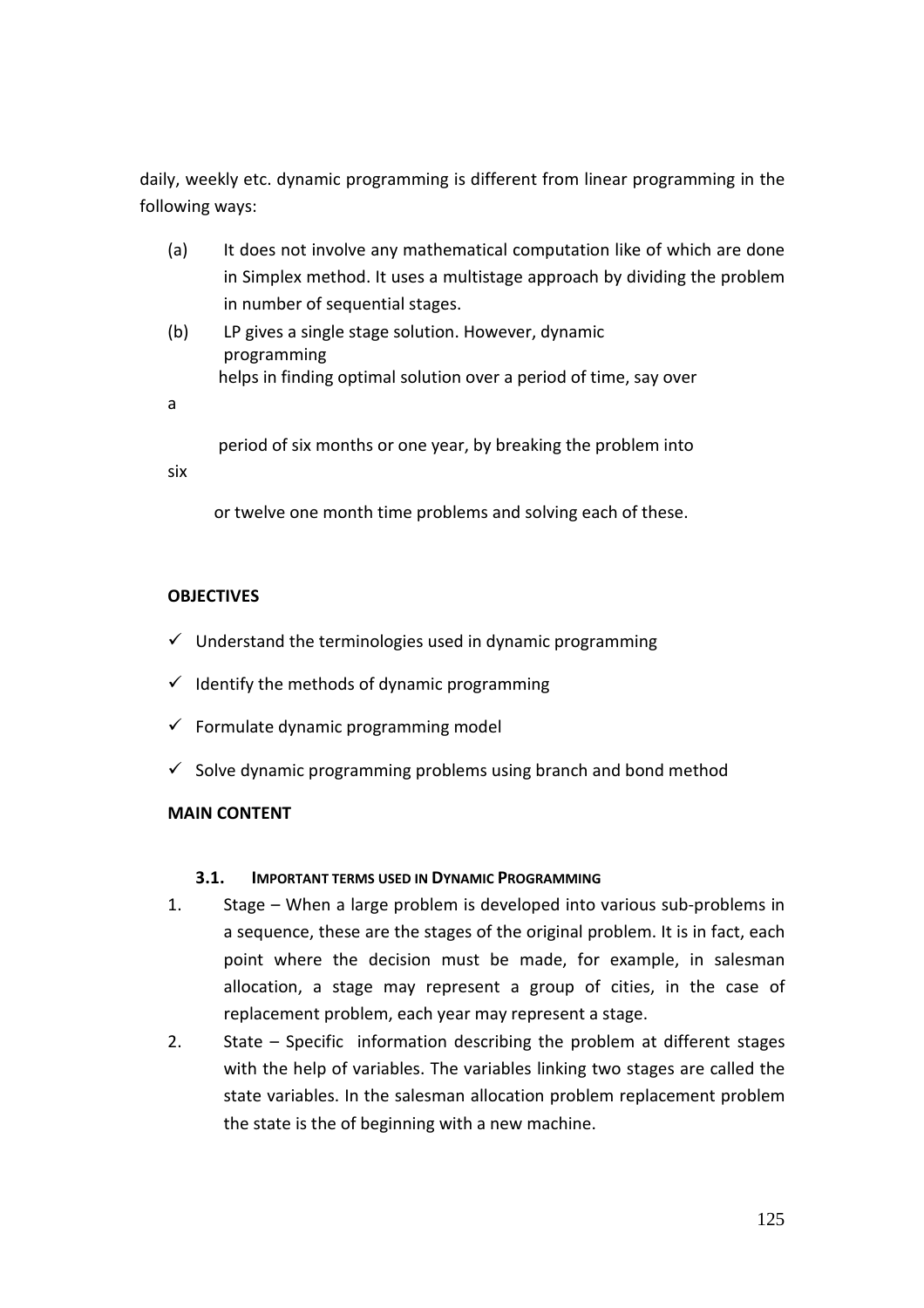daily, weekly etc. dynamic programming is different from linear programming in the following ways:

(a) It does not involve any mathematical computation like of which are done in Simplex method. It uses a multistage approach by dividing the problem in number of sequential stages.

(b) LP gives a single stage solution. However, dynamic programming helps in finding optimal solution over a period of time, say over a period of six months or one year, by breaking the problem into six or twelve one month time problems and solving each of these.

**OBJECTIVES**

- Understand the terminologies used in dynamic programming
- Identify the methods of dynamic programming
- Formulate dynamic programming model
- Solve dynamic programming problems using branch and bond method

**MAIN CONTENT**

### 3.1. Important terms used in Dynamic Programming

1. Stage – When a large problem is developed into various sub-problems in a sequence, these are the stages of the original problem. It is in fact, each point where the decision must be made, for example, in salesman allocation, a stage may represent a group of cities, in the case of replacement problem, each year may represent a stage.
2. State – Specific information describing the problem at different stages with the help of variables. The variables linking two stages are called the state variables. In the salesman allocation problem replacement problem the state is the of beginning with a new machine.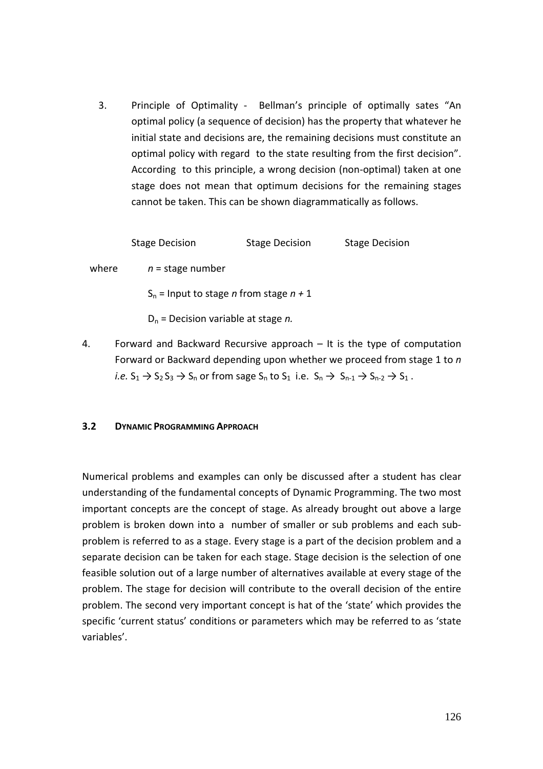3. Principle of Optimality - Bellman's principle of optimally sates "An optimal policy (a sequence of decision) has the property that whatever he initial state and decisions are, the remaining decisions must constitute an optimal policy with regard to the state resulting from the first decision". According to this principle, a wrong decision (non-optimal) taken at one stage does not mean that optimum decisions for the remaining stages cannot be taken. This can be shown diagrammatically as follows.

   Stage Decision Stage Decision Stage Decision

where $n$ = stage number

$S_n$ = Input to stage $n$ from stage $n + 1$

$D_n$ = Decision variable at stage $n$.

4. Forward and Backward Recursive approach – It is the type of computation Forward or Backward depending upon whether we proceed from stage 1 to $n$ *i.e.* $S_1 \rightarrow S_2 S_3 \rightarrow S_n$ or from sage $S_n$ to $S_1$ i.e. $S_n \rightarrow S_{n-1} \rightarrow S_{n-2} \rightarrow S_1$ .

### 3.2 DYNAMIC PROGRAMMING APPROACH

Numerical problems and examples can only be discussed after a student has clear understanding of the fundamental concepts of Dynamic Programming. The two most important concepts are the concept of stage. As already brought out above a large problem is broken down into a number of smaller or sub problems and each sub-problem is referred to as a stage. Every stage is a part of the decision problem and a separate decision can be taken for each stage. Stage decision is the selection of one feasible solution out of a large number of alternatives available at every stage of the problem. The stage for decision will contribute to the overall decision of the entire problem. The second very important concept is hat of the 'state' which provides the specific 'current status' conditions or parameters which may be referred to as 'state variables'.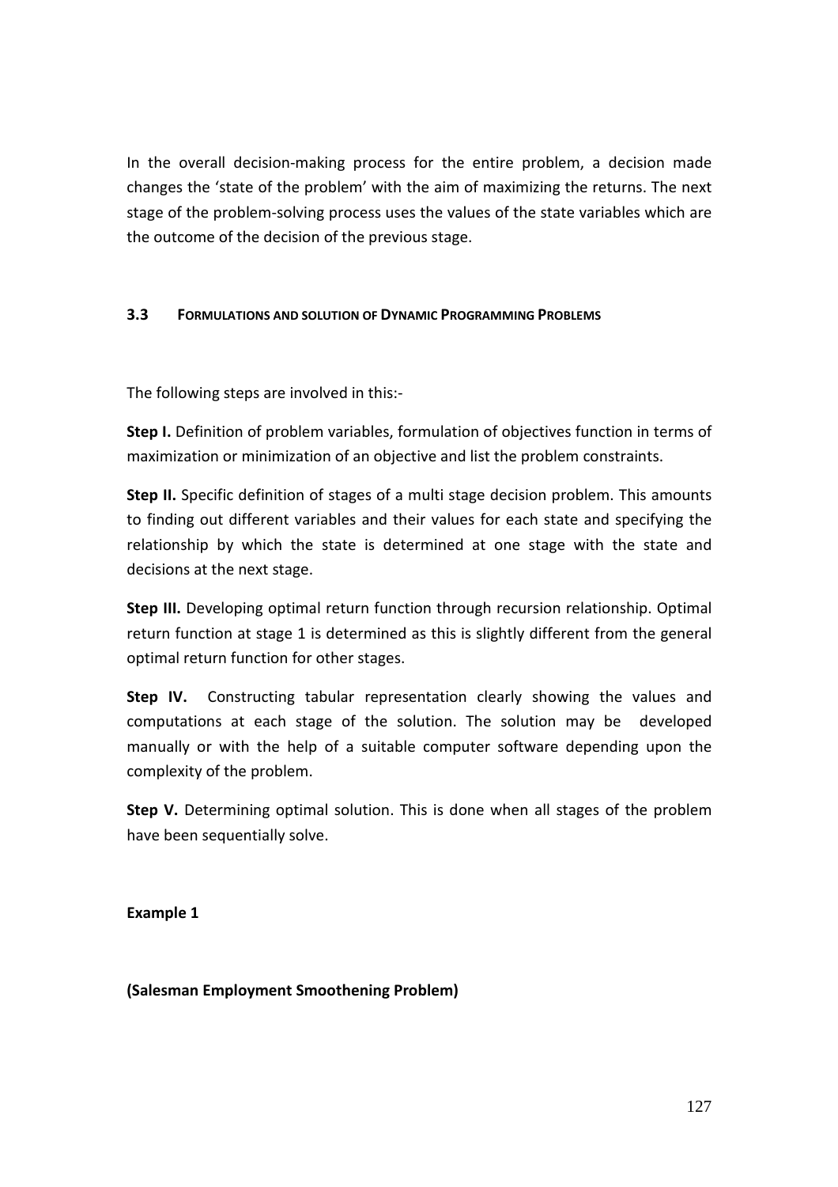In the overall decision-making process for the entire problem, a decision made changes the 'state of the problem' with the aim of maximizing the returns. The next stage of the problem-solving process uses the values of the state variables which are the outcome of the decision of the previous stage.

### 3.3 FORMULATIONS AND SOLUTION OF DYNAMIC PROGRAMMING PROBLEMS

The following steps are involved in this:-

**Step I.** Definition of problem variables, formulation of objectives function in terms of maximization or minimization of an objective and list the problem constraints.

**Step II.** Specific definition of stages of a multi stage decision problem. This amounts to finding out different variables and their values for each state and specifying the relationship by which the state is determined at one stage with the state and decisions at the next stage.

**Step III.** Developing optimal return function through recursion relationship. Optimal return function at stage 1 is determined as this is slightly different from the general optimal return function for other stages.

**Step IV.** Constructing tabular representation clearly showing the values and computations at each stage of the solution. The solution may be developed manually or with the help of a suitable computer software depending upon the complexity of the problem.

**Step V.** Determining optimal solution. This is done when all stages of the problem have been sequentially solve.

**Example 1**

**(Salesman Employment Smoothening Problem)**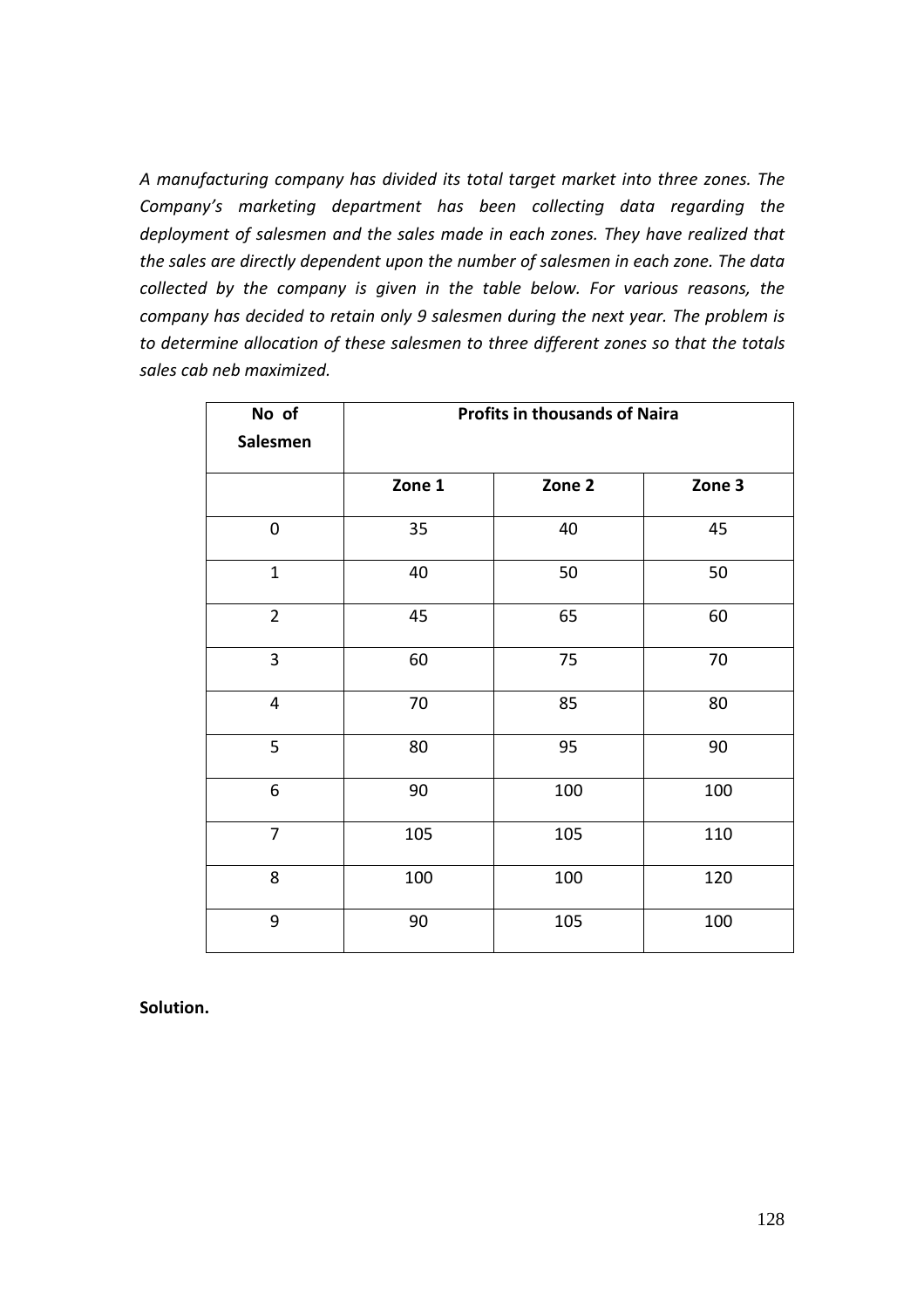*A manufacturing company has divided its total target market into three zones. The Company's marketing department has been collecting data regarding the deployment of salesmen and the sales made in each zones. They have realized that the sales are directly dependent upon the number of salesmen in each zone. The data collected by the company is given in the table below. For various reasons, the company has decided to retain only 9 salesmen during the next year. The problem is to determine allocation of these salesmen to three different zones so that the totals sales cab neb maximized.*

| **No of Salesmen** | **Profits in thousands of Naira** | | |
|---|---|---|---|
| | **Zone 1** | **Zone 2** | **Zone 3** |
| 0 | 35 | 40 | 45 |
| 1 | 40 | 50 | 50 |
| 2 | 45 | 65 | 60 |
| 3 | 60 | 75 | 70 |
| 4 | 70 | 85 | 80 |
| 5 | 80 | 95 | 90 |
| 6 | 90 | 100 | 100 |
| 7 | 105 | 105 | 110 |
| 8 | 100 | 100 | 120 |
| 9 | 90 | 105 | 100 |

**Solution.**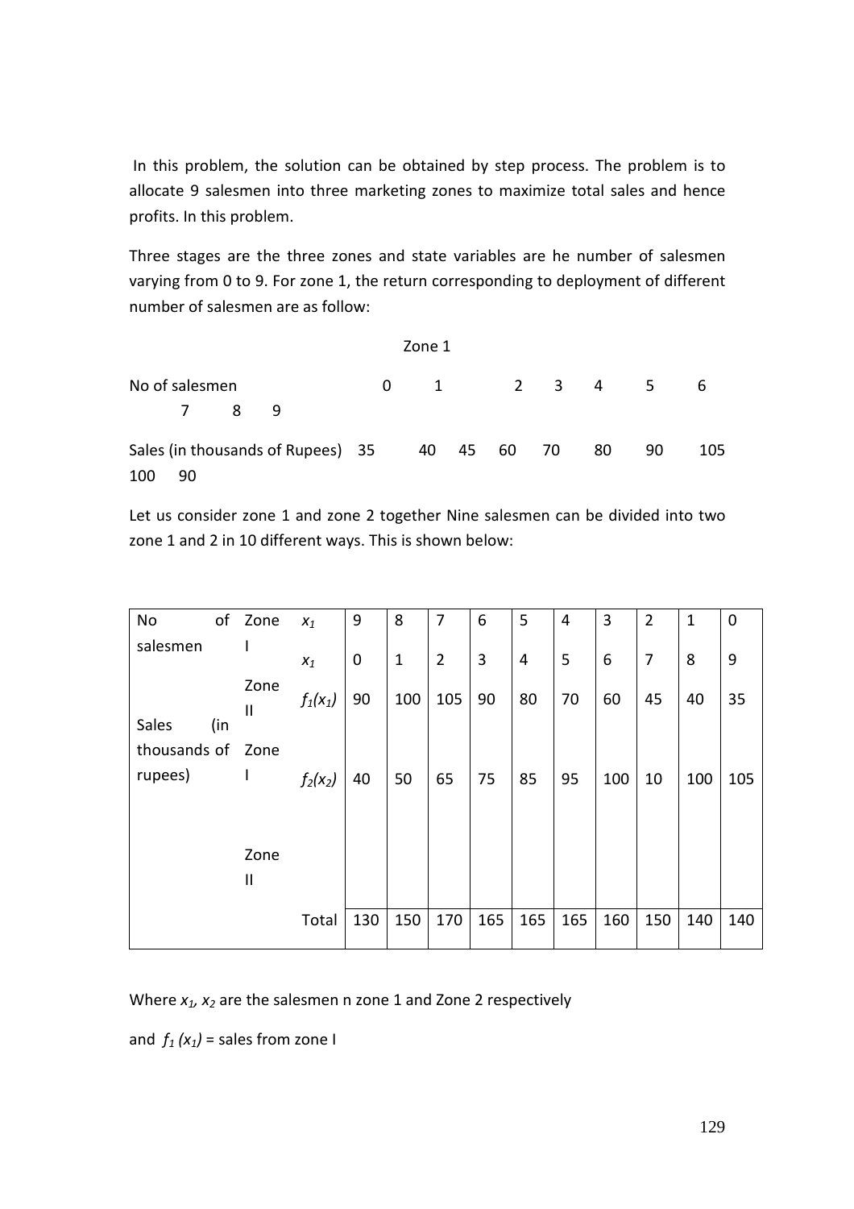In this problem, the solution can be obtained by step process. The problem is to allocate 9 salesmen into three marketing zones to maximize total sales and hence profits. In this problem.

Three stages are the three zones and state variables are he number of salesmen varying from 0 to 9. For zone 1, the return corresponding to deployment of different number of salesmen are as follow:

Zone 1

| No of salesmen | 0 | 1 | 2 | 3 | 4 | 5 | 6 | 7 | 8 | 9 |
|---|---|---|---|---|---|---|---|---|---|---|
| Sales (in thousands of Rupees) | 35 | 40 | 45 | 60 | 70 | 80 | 90 | 105 | 100 | 90 |

Let us consider zone 1 and zone 2 together Nine salesmen can be divided into two zone 1 and 2 in 10 different ways. This is shown below:

| | | | | | | | | | | | | |
|---|---|---|---|---|---|---|---|---|---|---|---|---|
| No of salesmen | Zone I | $x_1$ | 9 | 8 | 7 | 6 | 5 | 4 | 3 | 2 | 1 | 0 |
| | Zone II | $x_1$ | 0 | 1 | 2 | 3 | 4 | 5 | 6 | 7 | 8 | 9 |
| Sales (in thousands of rupees) | Zone I | $f_1(x_1)$ | 90 | 100 | 105 | 90 | 80 | 70 | 60 | 45 | 40 | 35 |
| | Zone II | $f_2(x_2)$ | 40 | 50 | 65 | 75 | 85 | 95 | 100 | 10 | 100 | 105 |
| | | Total | 130 | 150 | 170 | 165 | 165 | 165 | 160 | 150 | 140 | 140 |

Where $x_1$, $x_2$ are the salesmen n zone 1 and Zone 2 respectively

and $f_1(x_1)$ = sales from zone I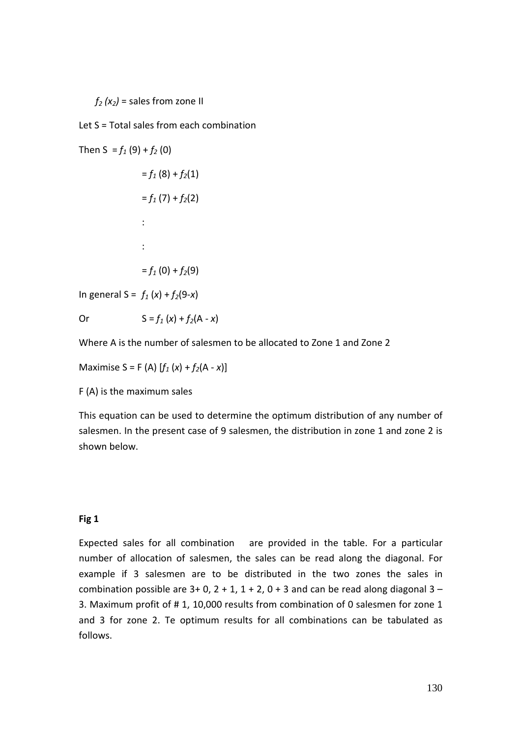$f_2(x_2)$ = sales from zone II

Let S = Total sales from each combination

Then S $= f_1(9) + f_2(0)$

$= f_1(8) + f_2(1)$

$= f_1(7) + f_2(2)$

:

:

$= f_1(0) + f_2(9)$

In general S = $f_1(x) + f_2(9-x)$

Or $\quad$ S = $f_1(x) + f_2(A - x)$

Where A is the number of salesmen to be allocated to Zone 1 and Zone 2

Maximise S = F (A) [$f_1(x) + f_2(A - x)$]

F (A) is the maximum sales

This equation can be used to determine the optimum distribution of any number of salesmen. In the present case of 9 salesmen, the distribution in zone 1 and zone 2 is shown below.

**Fig 1**

Expected sales for all combination are provided in the table. For a particular number of allocation of salesmen, the sales can be read along the diagonal. For example if 3 salesmen are to be distributed in the two zones the sales in combination possible are 3+ 0, 2 + 1, 1 + 2, 0 + 3 and can be read along diagonal 3 – 3. Maximum profit of # 1, 10,000 results from combination of 0 salesmen for zone 1 and 3 for zone 2. Te optimum results for all combinations can be tabulated as follows.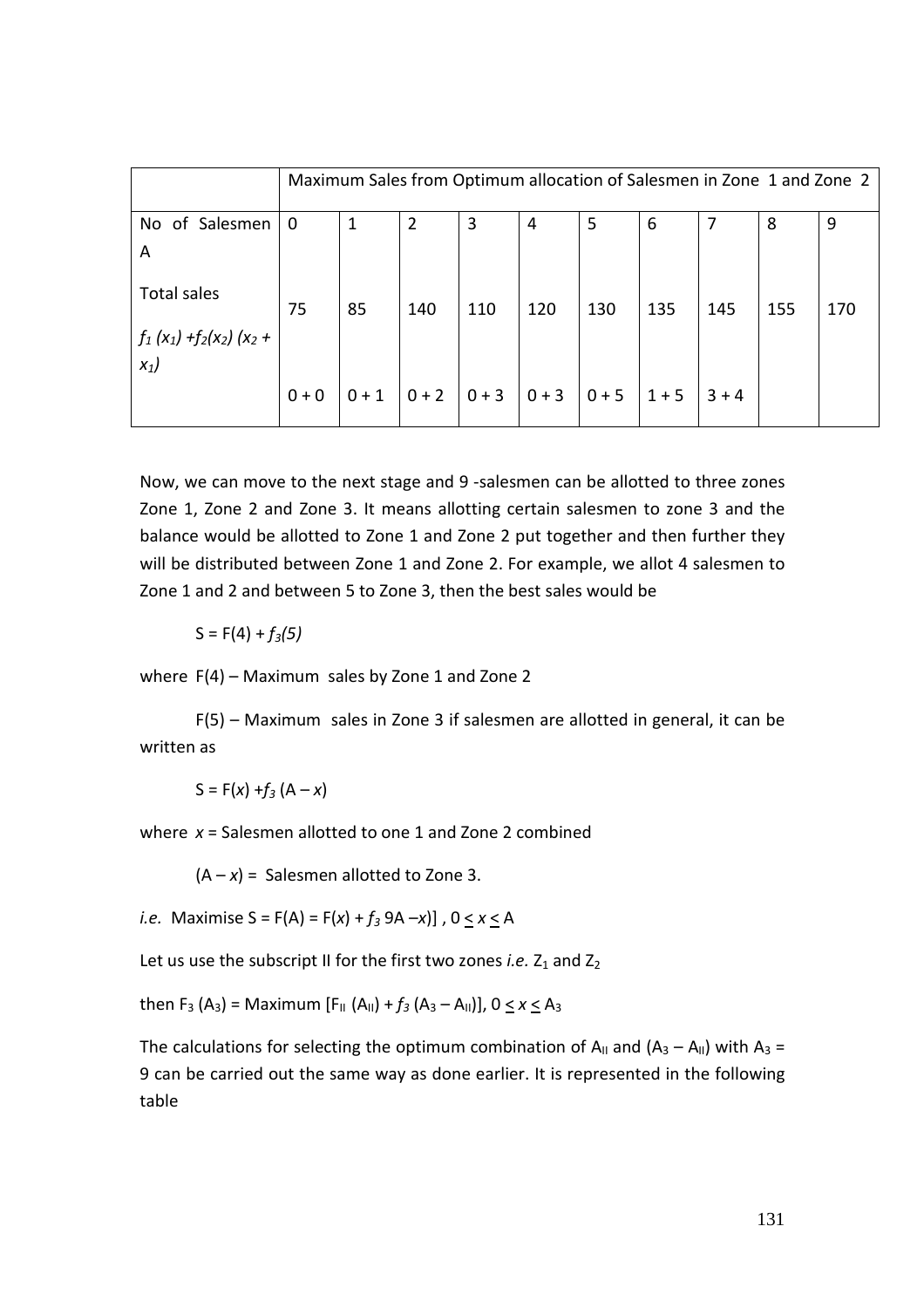| | Maximum Sales from Optimum allocation of Salesmen in Zone 1 and Zone 2 | | | | | | | | | |
|---|---|---|---|---|---|---|---|---|---|---|
| No of Salesmen A | 0 | 1 | 2 | 3 | 4 | 5 | 6 | 7 | 8 | 9 |
| Total sales $f_1(x_1) + f_2(x_2)$ $(x_2 + x_1)$ | 75<br><br>0 + 0 | 85<br><br>0 + 1 | 140<br><br>0 + 2 | 110<br><br>0 + 3 | 120<br><br>0 + 3 | 130<br><br>0 + 5 | 135<br><br>1 + 5 | 145<br><br>3 + 4 | 155 | 170 |

Now, we can move to the next stage and 9 -salesmen can be allotted to three zones Zone 1, Zone 2 and Zone 3. It means allotting certain salesmen to zone 3 and the balance would be allotted to Zone 1 and Zone 2 put together and then further they will be distributed between Zone 1 and Zone 2. For example, we allot 4 salesmen to Zone 1 and 2 and between 5 to Zone 3, then the best sales would be

$S = F(4) + f_3(5)$

where F(4) – Maximum sales by Zone 1 and Zone 2

F(5) – Maximum sales in Zone 3 if salesmen are allotted in general, it can be written as

$S = F(x) + f_3(A - x)$

where $x$ = Salesmen allotted to one 1 and Zone 2 combined

$(A - x)$ = Salesmen allotted to Zone 3.

*i.e.* Maximise $S = F(A) = F(x) + f_3 9A - x)]$, $0 \leq x \leq A$

Let us use the subscript II for the first two zones *i.e.* $Z_1$ and $Z_2$

then $F_3(A_3) = \text{Maximum}\ [F_{II}(A_{II}) + f_3(A_3 - A_{II})]$, $0 \leq x \leq A_3$

The calculations for selecting the optimum combination of $A_{II}$ and $(A_3 - A_{II})$ with $A_3 = 9$ can be carried out the same way as done earlier. It is represented in the following table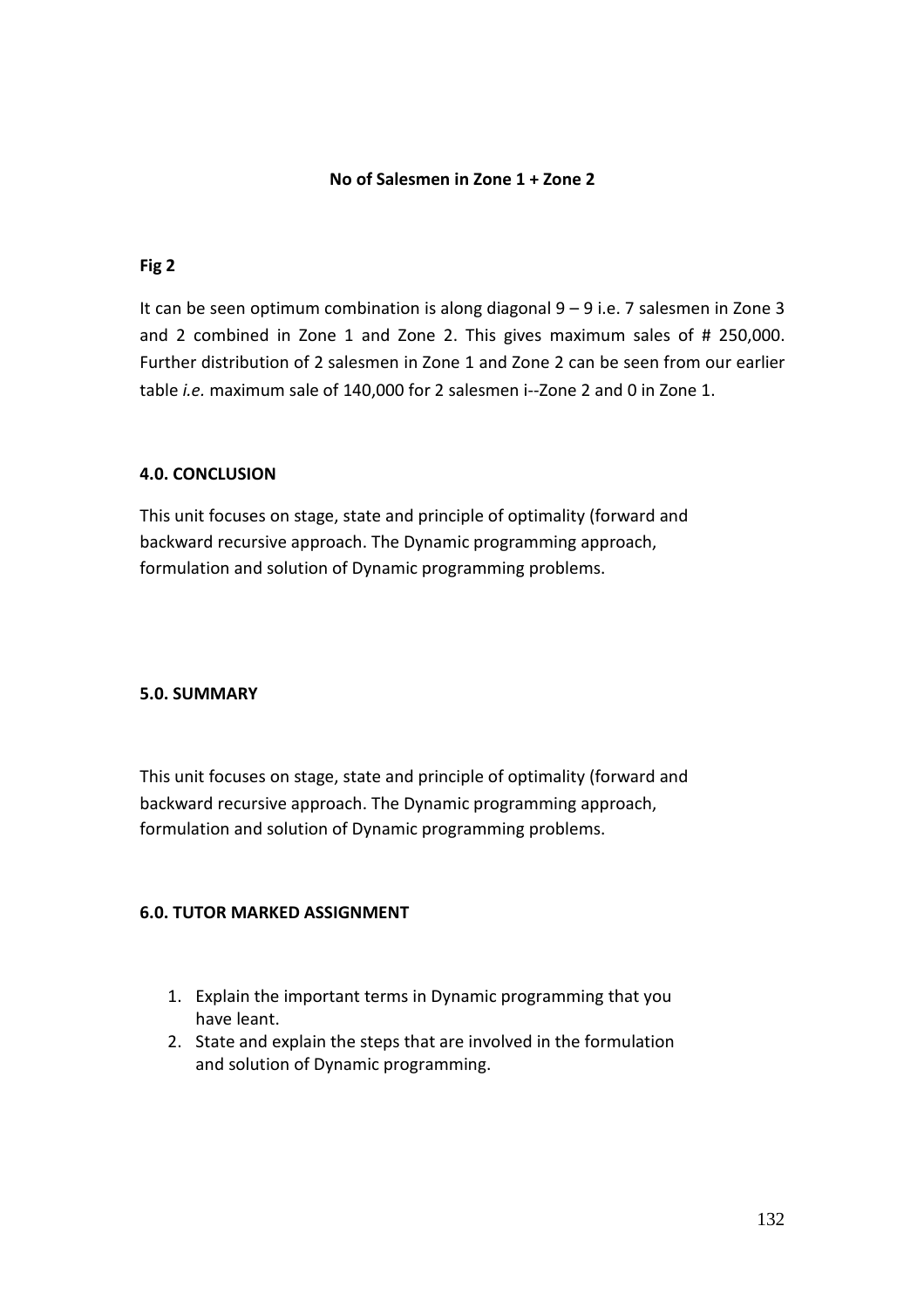**No of Salesmen in Zone 1 + Zone 2**

**Fig 2**

It can be seen optimum combination is along diagonal 9 – 9 i.e. 7 salesmen in Zone 3 and 2 combined in Zone 1 and Zone 2. This gives maximum sales of # 250,000. Further distribution of 2 salesmen in Zone 1 and Zone 2 can be seen from our earlier table *i.e.* maximum sale of 140,000 for 2 salesmen i--Zone 2 and 0 in Zone 1.

## 4.0. CONCLUSION

This unit focuses on stage, state and principle of optimality (forward and backward recursive approach. The Dynamic programming approach, formulation and solution of Dynamic programming problems.

## 5.0. SUMMARY

This unit focuses on stage, state and principle of optimality (forward and backward recursive approach. The Dynamic programming approach, formulation and solution of Dynamic programming problems.

## 6.0. TUTOR MARKED ASSIGNMENT

1. Explain the important terms in Dynamic programming that you have leant.
2. State and explain the steps that are involved in the formulation and solution of Dynamic programming.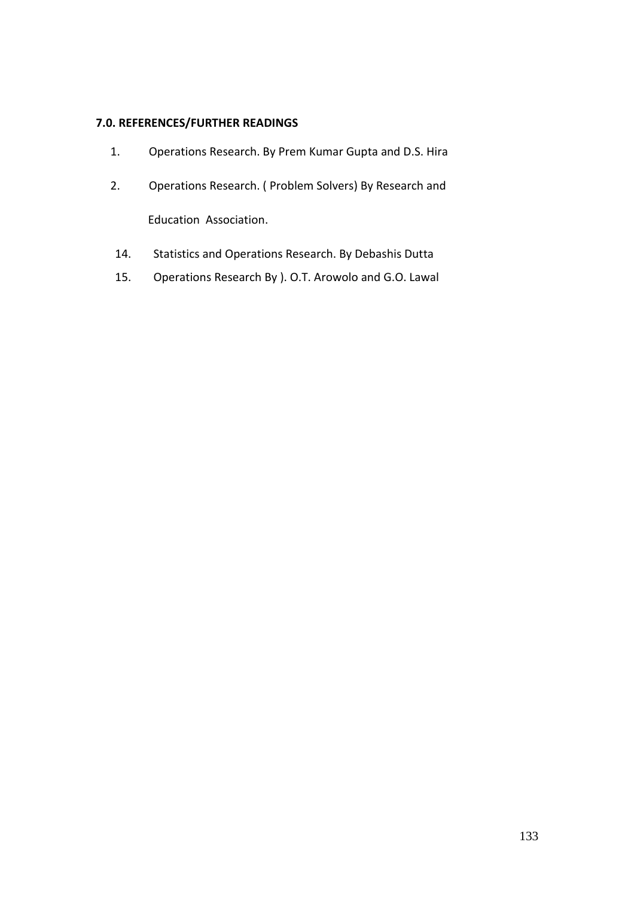**7.0. REFERENCES/FURTHER READINGS**

1. Operations Research. By Prem Kumar Gupta and D.S. Hira
2. Operations Research. ( Problem Solvers) By Research and Education Association.

14. Statistics and Operations Research. By Debashis Dutta
15. Operations Research By ). O.T. Arowolo and G.O. Lawal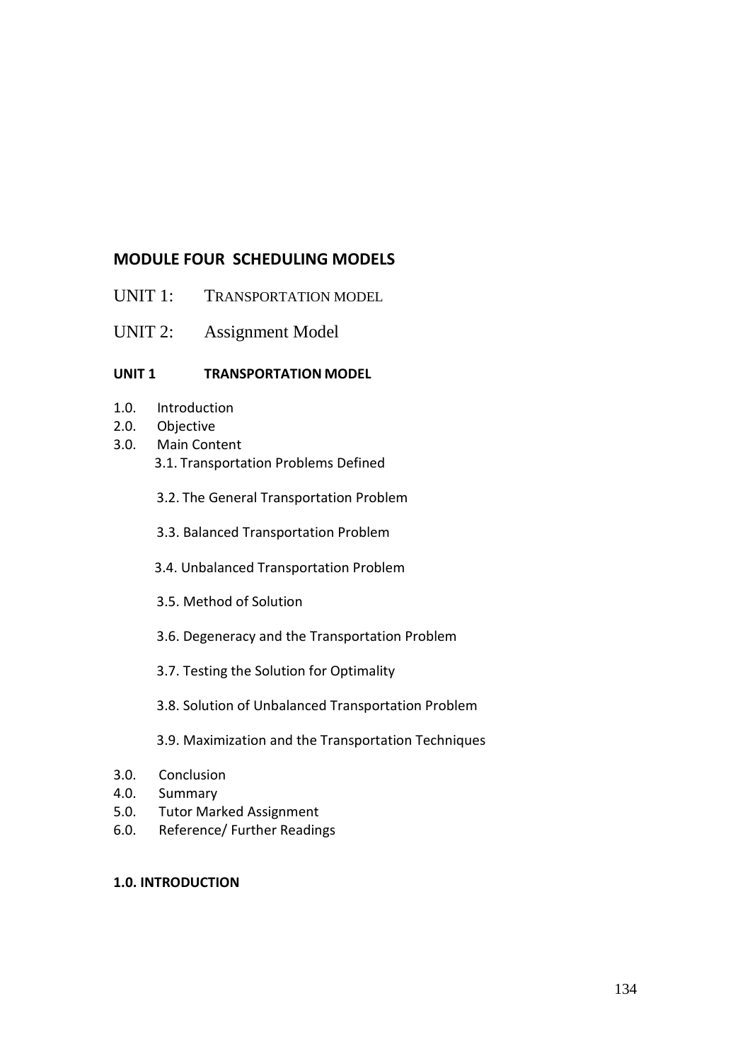## MODULE FOUR SCHEDULING MODELS

UNIT 1: TRANSPORTATION MODEL

UNIT 2: Assignment Model

### UNIT 1 TRANSPORTATION MODEL

1.0. Introduction
2.0. Objective
3.0. Main Content
   3.1. Transportation Problems Defined
   3.2. The General Transportation Problem
   3.3. Balanced Transportation Problem
   3.4. Unbalanced Transportation Problem
   3.5. Method of Solution
   3.6. Degeneracy and the Transportation Problem
   3.7. Testing the Solution for Optimality
   3.8. Solution of Unbalanced Transportation Problem
   3.9. Maximization and the Transportation Techniques
3.0. Conclusion
4.0. Summary
5.0. Tutor Marked Assignment
6.0. Reference/ Further Readings

### 1.0. INTRODUCTION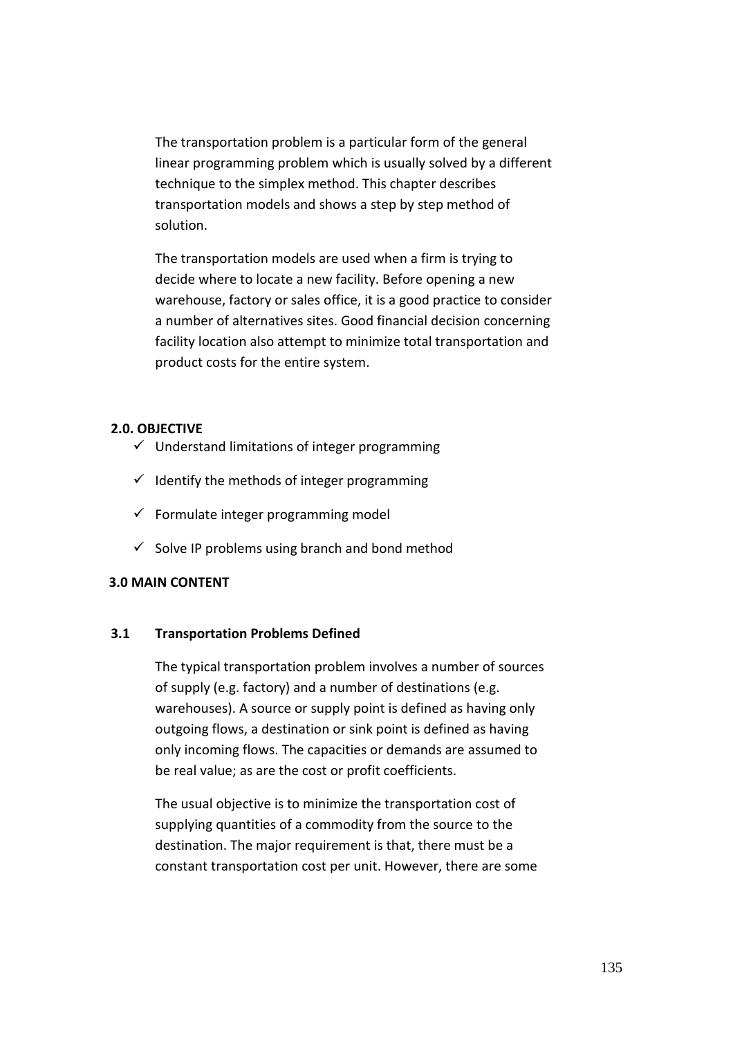The transportation problem is a particular form of the general linear programming problem which is usually solved by a different technique to the simplex method. This chapter describes transportation models and shows a step by step method of solution.

The transportation models are used when a firm is trying to decide where to locate a new facility. Before opening a new warehouse, factory or sales office, it is a good practice to consider a number of alternatives sites. Good financial decision concerning facility location also attempt to minimize total transportation and product costs for the entire system.

## 2.0. OBJECTIVE

- ✓ Understand limitations of integer programming
- ✓ Identify the methods of integer programming
- ✓ Formulate integer programming model
- ✓ Solve IP problems using branch and bond method

## 3.0 MAIN CONTENT

### 3.1 Transportation Problems Defined

The typical transportation problem involves a number of sources of supply (e.g. factory) and a number of destinations (e.g. warehouses). A source or supply point is defined as having only outgoing flows, a destination or sink point is defined as having only incoming flows. The capacities or demands are assumed to be real value; as are the cost or profit coefficients.

The usual objective is to minimize the transportation cost of supplying quantities of a commodity from the source to the destination. The major requirement is that, there must be a constant transportation cost per unit. However, there are some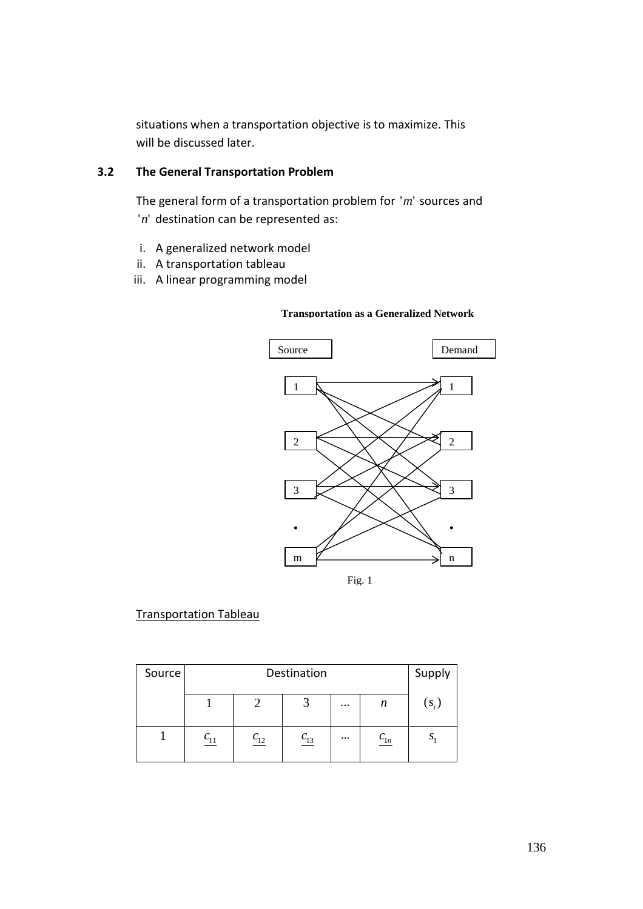situations when a transportation objective is to maximize. This will be discussed later.

## 3.2 The General Transportation Problem

The general form of a transportation problem for '$m$' sources and '$n$' destination can be represented as:

i. A generalized network model
ii. A transportation tableau
iii. A linear programming model

**Transportation as a Generalized Network**

Source

Demand

1 1

2 2

3 3

• •

m n

Fig. 1

<u>Transportation Tableau</u>

| Source | Destination | | | | | Supply |
|---|---|---|---|---|---|---|
| | 1 | 2 | 3 | ... | $n$ | $(s_i)$ |
| 1 | $c_{11}$ | $c_{12}$ | $c_{13}$ | ... | $c_{1n}$ | $s_1$ |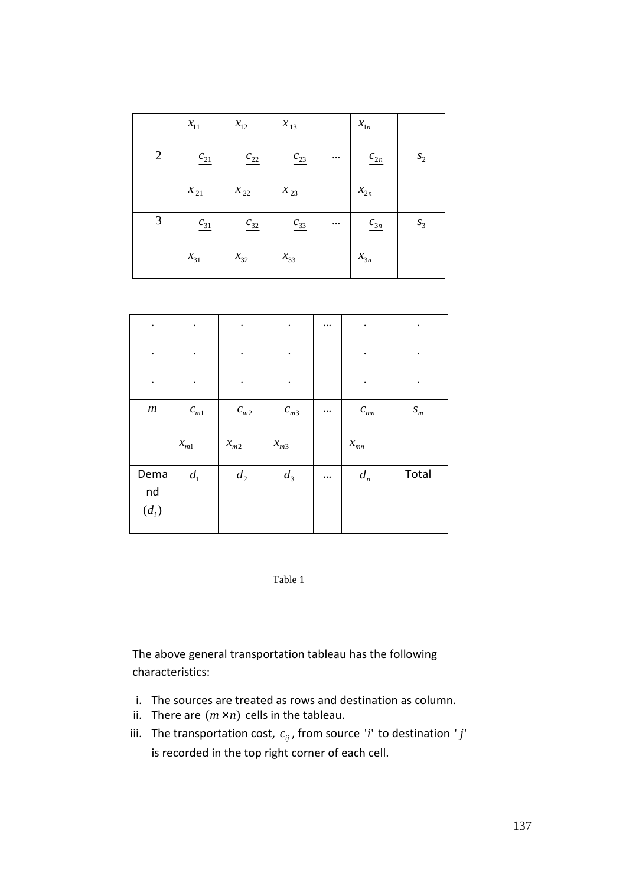| | $x_{11}$ | $x_{12}$ | $x_{13}$ | | $x_{1n}$ | |
|---|---|---|---|---|---|---|
| 2 | $\underline{c_{21}}$ <br> $x_{21}$ | $\underline{c_{22}}$ <br> $x_{22}$ | $\underline{c_{23}}$ <br> $x_{23}$ | … | $\underline{c_{2n}}$ <br> $x_{2n}$ | $s_2$ |
| 3 | $\underline{c_{31}}$ <br> $x_{31}$ | $\underline{c_{32}}$ <br> $x_{32}$ | $\underline{c_{33}}$ <br> $x_{33}$ | … | $\underline{c_{3n}}$ <br> $x_{3n}$ | $s_3$ |
| . <br> . <br> . | . <br> . <br> . | . <br> . <br> . | . <br> . <br> . | … | . <br> . <br> . | . <br> . <br> . |
| $m$ | $\underline{c_{m1}}$ <br> $x_{m1}$ | $\underline{c_{m2}}$ <br> $x_{m2}$ | $\underline{c_{m3}}$ <br> $x_{m3}$ | … | $\underline{c_{mn}}$ <br> $x_{mn}$ | $s_m$ |
| Demand $(d_i)$ | $d_1$ | $d_2$ | $d_3$ | … | $d_n$ | Total |

Table 1

The above general transportation tableau has the following characteristics:

i. The sources are treated as rows and destination as column.
ii. There are $(m \times n)$ cells in the tableau.
iii. The transportation cost, $c_{ij}$, from source $'i'$ to destination $'j'$ is recorded in the top right corner of each cell.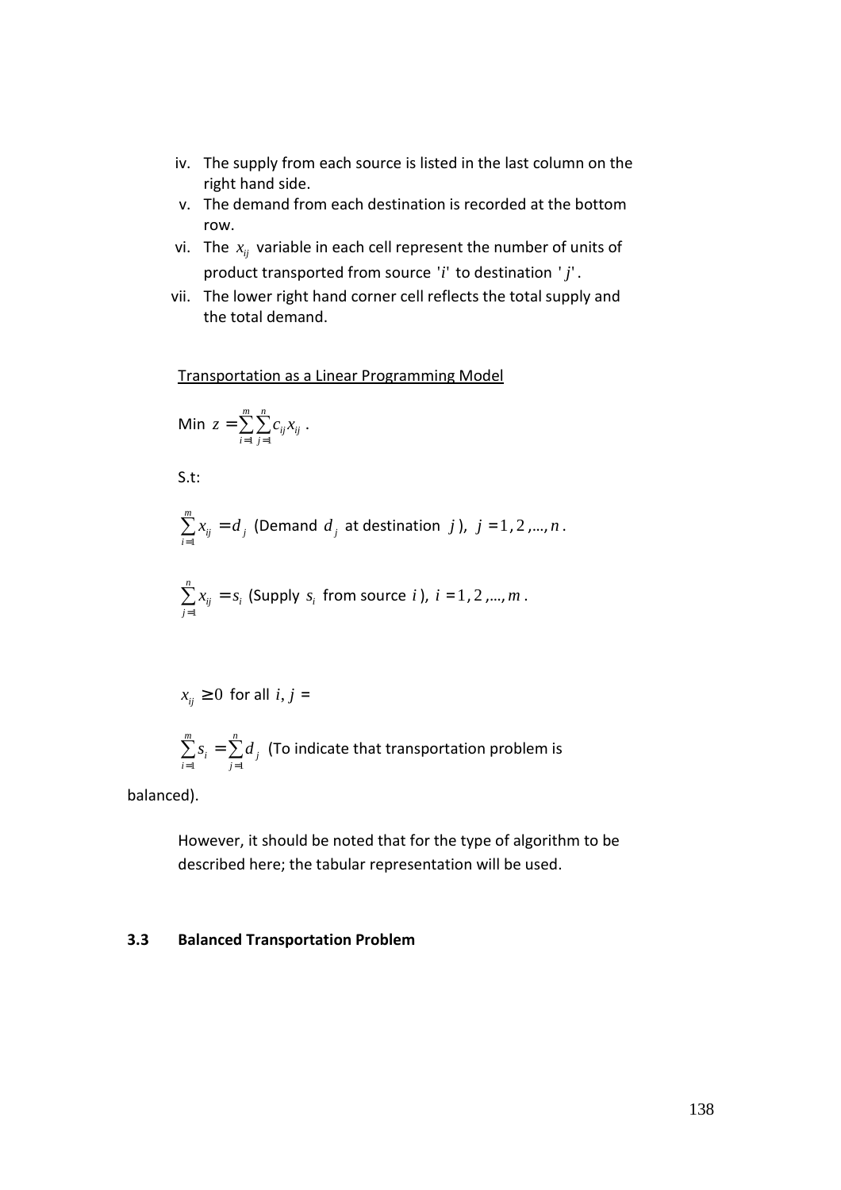iv. The supply from each source is listed in the last column on the right hand side.
v. The demand from each destination is recorded at the bottom row.
vi. The $x_{ij}$ variable in each cell represent the number of units of product transported from source $'i'$ to destination $'j'$.
vii. The lower right hand corner cell reflects the total supply and the total demand.

<u>Transportation as a Linear Programming Model</u>

Min $z = \sum_{i=1}^{m} \sum_{j=1}^{n} c_{ij} x_{ij}$ .

S.t:

$\sum_{i=1}^{m} x_{ij} = d_j$ (Demand $d_j$ at destination $j$), $j = 1, 2, \ldots, n$.

$\sum_{j=1}^{n} x_{ij} = s_i$ (Supply $s_i$ from source $i$), $i = 1, 2, \ldots, m$.

$x_{ij} \geq 0$ for all $i, j =$

$\sum_{i=1}^{m} s_i = \sum_{j=1}^{n} d_j$ (To indicate that transportation problem is balanced).

However, it should be noted that for the type of algorithm to be described here; the tabular representation will be used.

### 3.3 Balanced Transportation Problem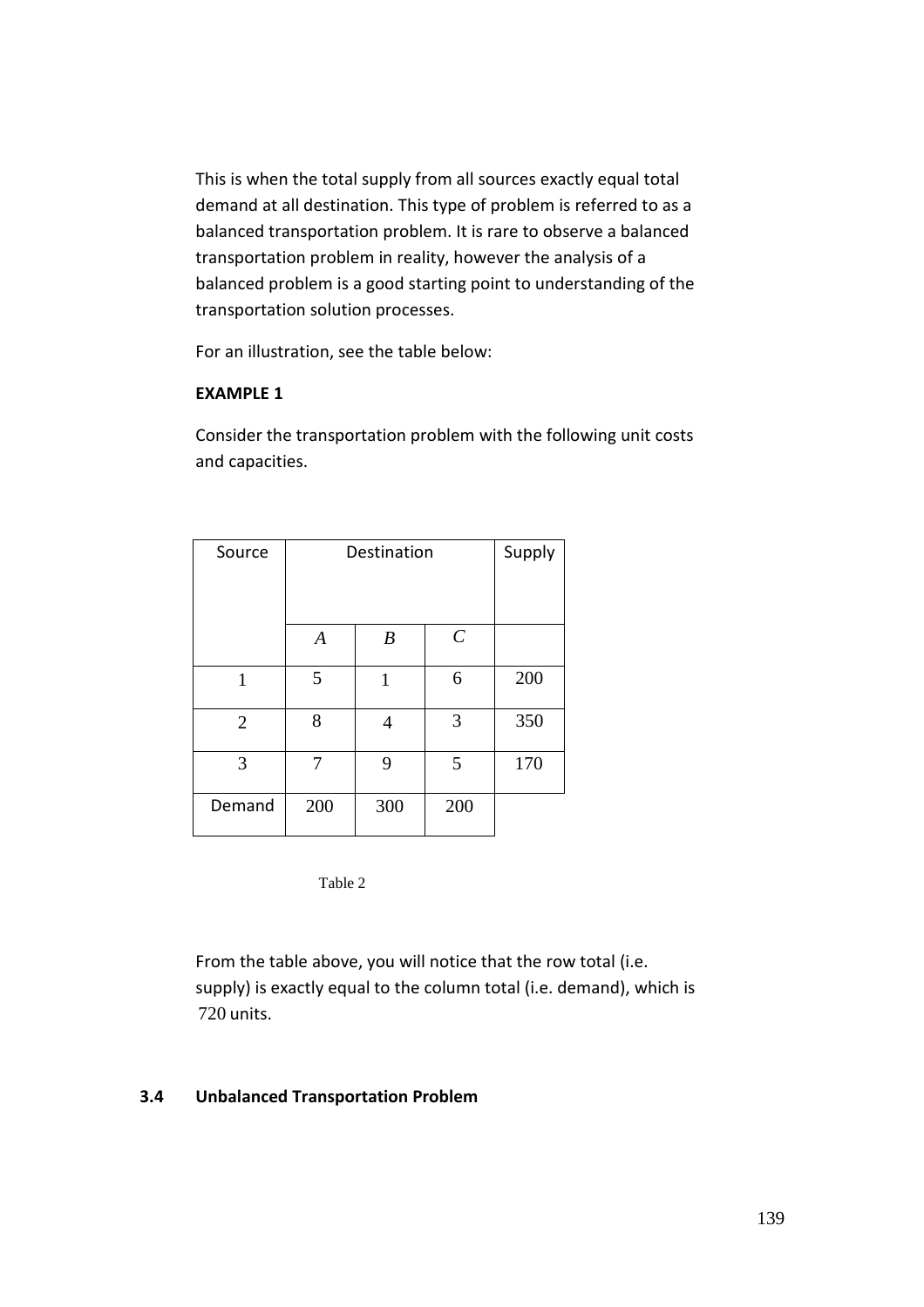This is when the total supply from all sources exactly equal total demand at all destination. This type of problem is referred to as a balanced transportation problem. It is rare to observe a balanced transportation problem in reality, however the analysis of a balanced problem is a good starting point to understanding of the transportation solution processes.

For an illustration, see the table below:

**EXAMPLE 1**

Consider the transportation problem with the following unit costs and capacities.

| Source | Destination | | | Supply |
|---|---|---|---|---|
| | $A$ | $B$ | $C$ | |
| 1 | 5 | 1 | 6 | 200 |
| 2 | 8 | 4 | 3 | 350 |
| 3 | 7 | 9 | 5 | 170 |
| Demand | 200 | 300 | 200 | |

Table 2

From the table above, you will notice that the row total (i.e. supply) is exactly equal to the column total (i.e. demand), which is 720 units.

## 3.4 Unbalanced Transportation Problem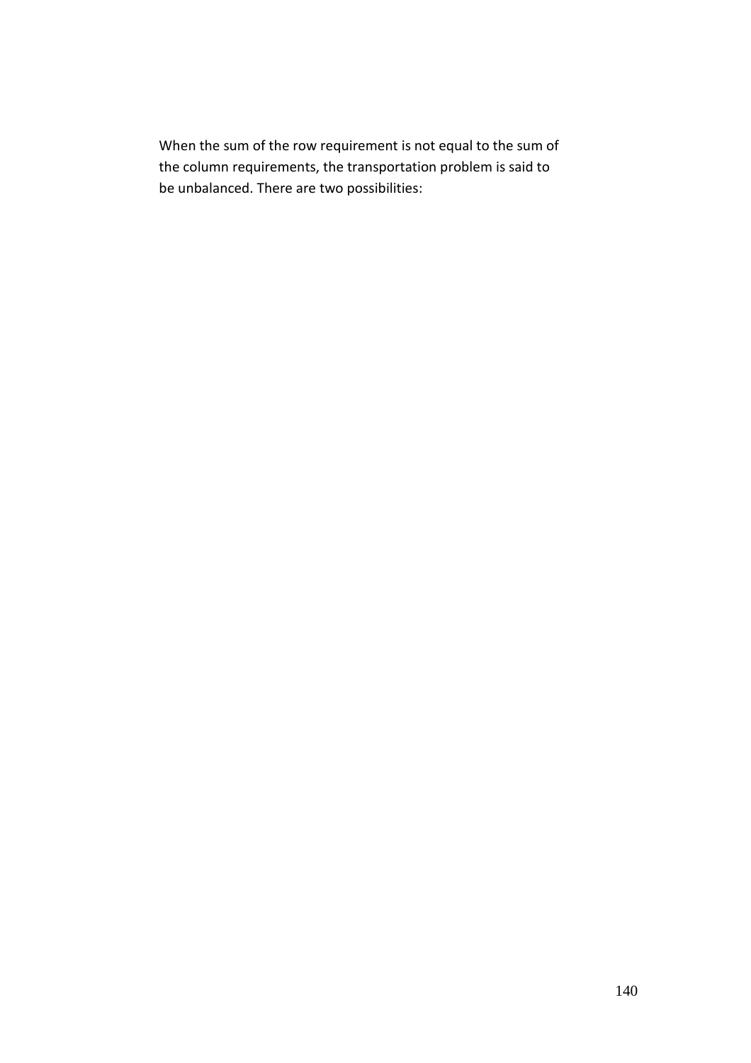When the sum of the row requirement is not equal to the sum of the column requirements, the transportation problem is said to be unbalanced. There are two possibilities: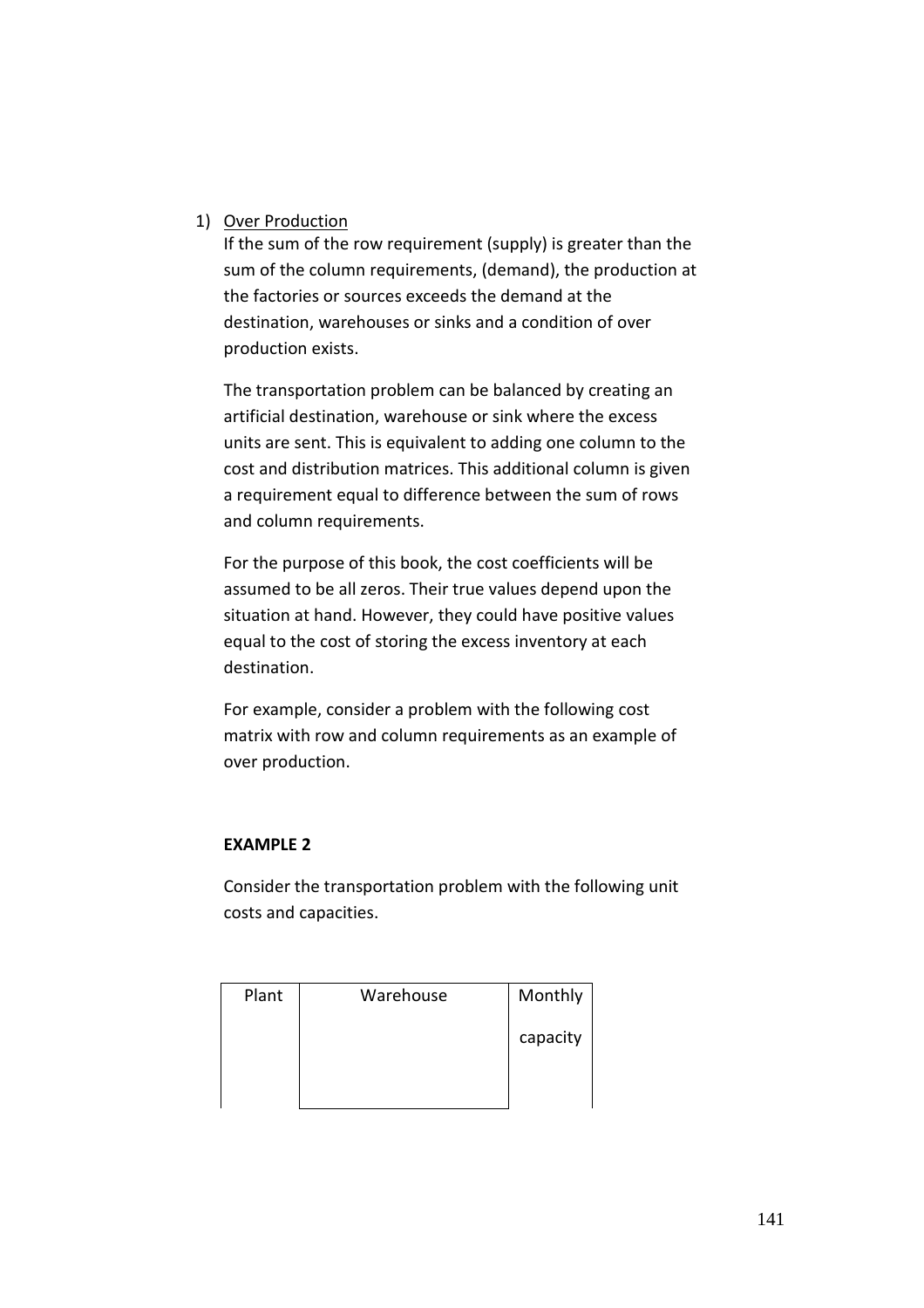1) Over Production

If the sum of the row requirement (supply) is greater than the sum of the column requirements, (demand), the production at the factories or sources exceeds the demand at the destination, warehouses or sinks and a condition of over production exists.

The transportation problem can be balanced by creating an artificial destination, warehouse or sink where the excess units are sent. This is equivalent to adding one column to the cost and distribution matrices. This additional column is given a requirement equal to difference between the sum of rows and column requirements.

For the purpose of this book, the cost coefficients will be assumed to be all zeros. Their true values depend upon the situation at hand. However, they could have positive values equal to the cost of storing the excess inventory at each destination.

For example, consider a problem with the following cost matrix with row and column requirements as an example of over production.

**EXAMPLE 2**

Consider the transportation problem with the following unit costs and capacities.

| Plant | Warehouse | Monthly capacity |
|---|---|---|
| | | |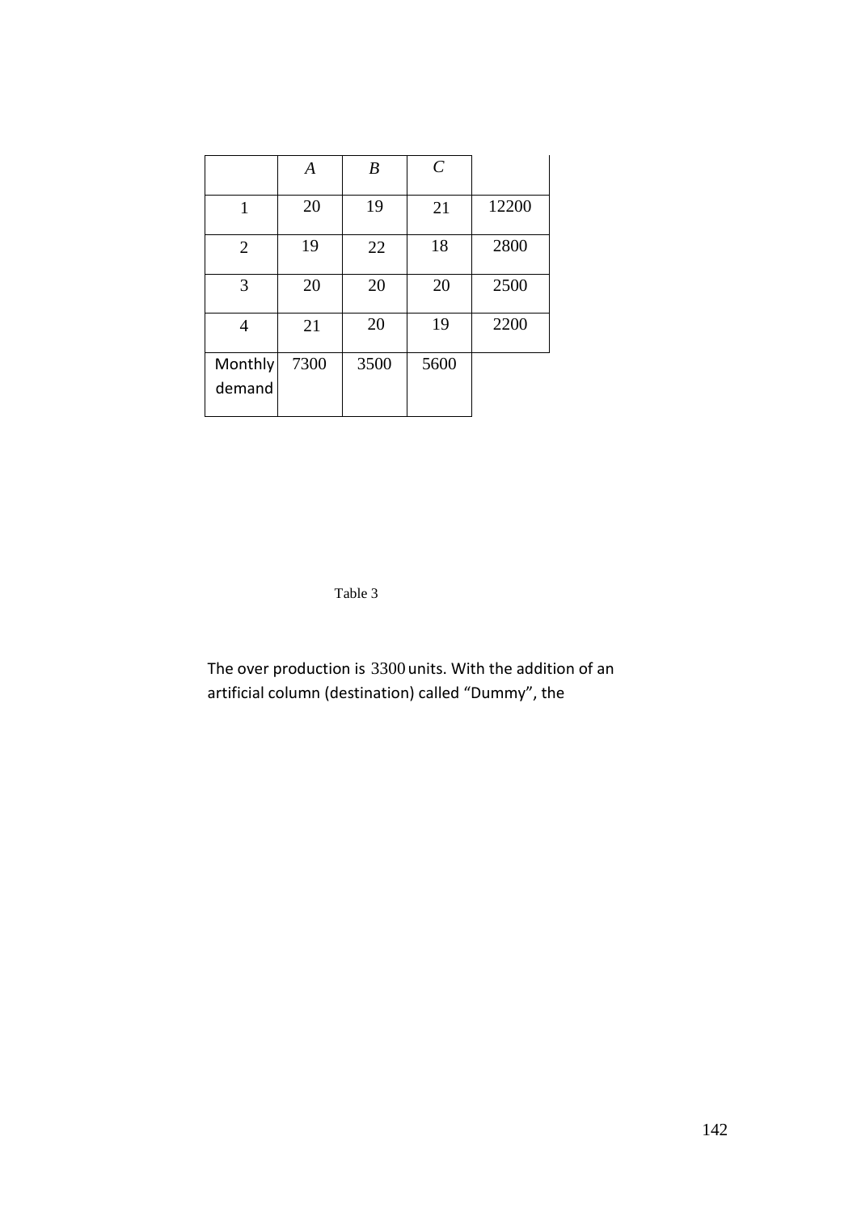|  | $A$ | $B$ | $C$ |  |
|---|---|---|---|---|
| 1 | 20 | 19 | 21 | 12200 |
| 2 | 19 | 22 | 18 | 2800 |
| 3 | 20 | 20 | 20 | 2500 |
| 4 | 21 | 20 | 19 | 2200 |
| Monthly demand | 7300 | 3500 | 5600 |  |

Table 3

The over production is 3300 units. With the addition of an artificial column (destination) called "Dummy", the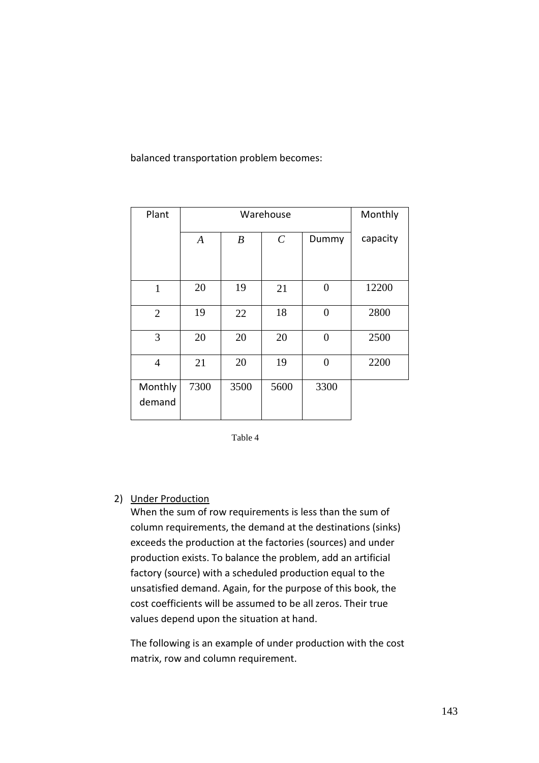balanced transportation problem becomes:

| Plant | Warehouse | | | | Monthly |
|---|---|---|---|---|---|
| | *A* | *B* | *C* | Dummy | capacity |
| 1 | 20 | 19 | 21 | 0 | 12200 |
| 2 | 19 | 22 | 18 | 0 | 2800 |
| 3 | 20 | 20 | 20 | 0 | 2500 |
| 4 | 21 | 20 | 19 | 0 | 2200 |
| Monthly demand | 7300 | 3500 | 5600 | 3300 | |

Table 4

2) <u>Under Production</u>

   When the sum of row requirements is less than the sum of column requirements, the demand at the destinations (sinks) exceeds the production at the factories (sources) and under production exists. To balance the problem, add an artificial factory (source) with a scheduled production equal to the unsatisfied demand. Again, for the purpose of this book, the cost coefficients will be assumed to be all zeros. Their true values depend upon the situation at hand.

   The following is an example of under production with the cost matrix, row and column requirement.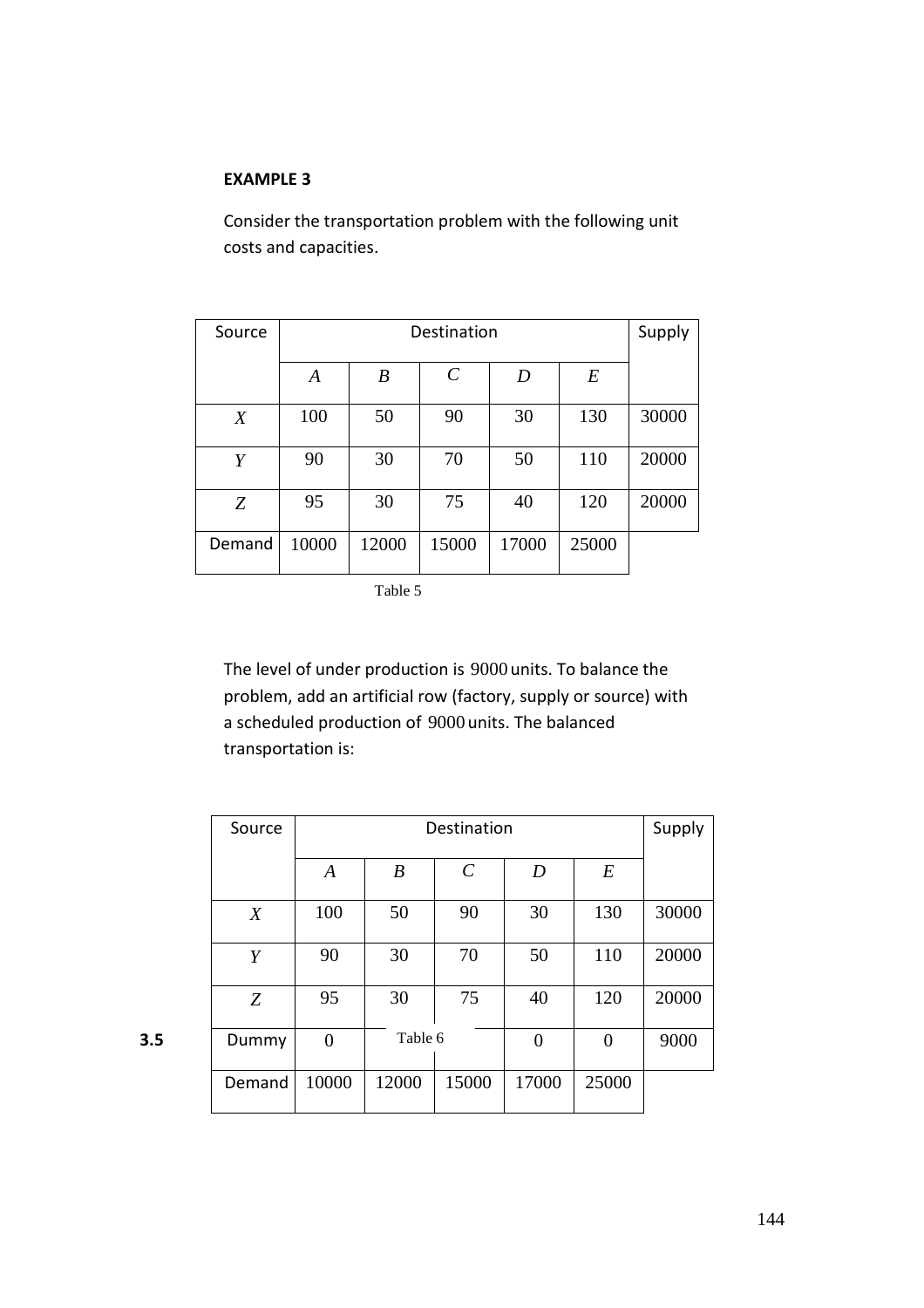**EXAMPLE 3**

Consider the transportation problem with the following unit costs and capacities.

| Source | Destination | | | | | Supply |
|---|---|---|---|---|---|---|
| | *A* | *B* | *C* | *D* | *E* | |
| *X* | 100 | 50 | 90 | 30 | 130 | 30000 |
| *Y* | 90 | 30 | 70 | 50 | 110 | 20000 |
| *Z* | 95 | 30 | 75 | 40 | 120 | 20000 |
| Demand | 10000 | 12000 | 15000 | 17000 | 25000 | |

Table 5

The level of under production is 9000 units. To balance the problem, add an artificial row (factory, supply or source) with a scheduled production of 9000 units. The balanced transportation is:

| Source | Destination | | | | | Supply |
|---|---|---|---|---|---|---|
| | *A* | *B* | *C* | *D* | *E* | |
| *X* | 100 | 50 | 90 | 30 | 130 | 30000 |
| *Y* | 90 | 30 | 70 | 50 | 110 | 20000 |
| *Z* | 95 | 30 | 75 | 40 | 120 | 20000 |
| Dummy | 0 | | | 0 | 0 | 9000 |
| Demand | 10000 | 12000 | 15000 | 17000 | 25000 | |

Table 6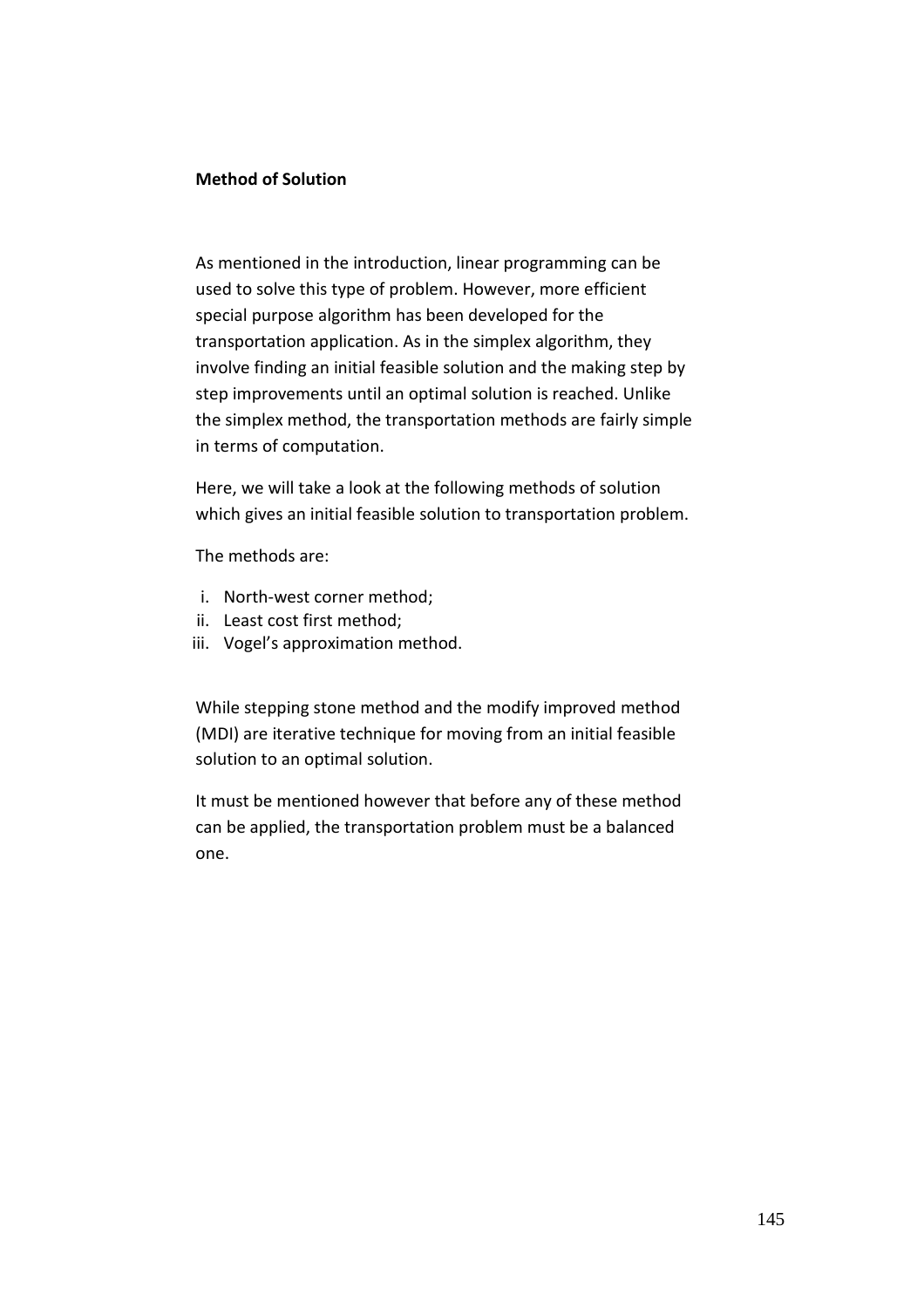**Method of Solution**

As mentioned in the introduction, linear programming can be used to solve this type of problem. However, more efficient special purpose algorithm has been developed for the transportation application. As in the simplex algorithm, they involve finding an initial feasible solution and the making step by step improvements until an optimal solution is reached. Unlike the simplex method, the transportation methods are fairly simple in terms of computation.

Here, we will take a look at the following methods of solution which gives an initial feasible solution to transportation problem.

The methods are:

i. North-west corner method;
ii. Least cost first method;
iii. Vogel's approximation method.

While stepping stone method and the modify improved method (MDI) are iterative technique for moving from an initial feasible solution to an optimal solution.

It must be mentioned however that before any of these method can be applied, the transportation problem must be a balanced one.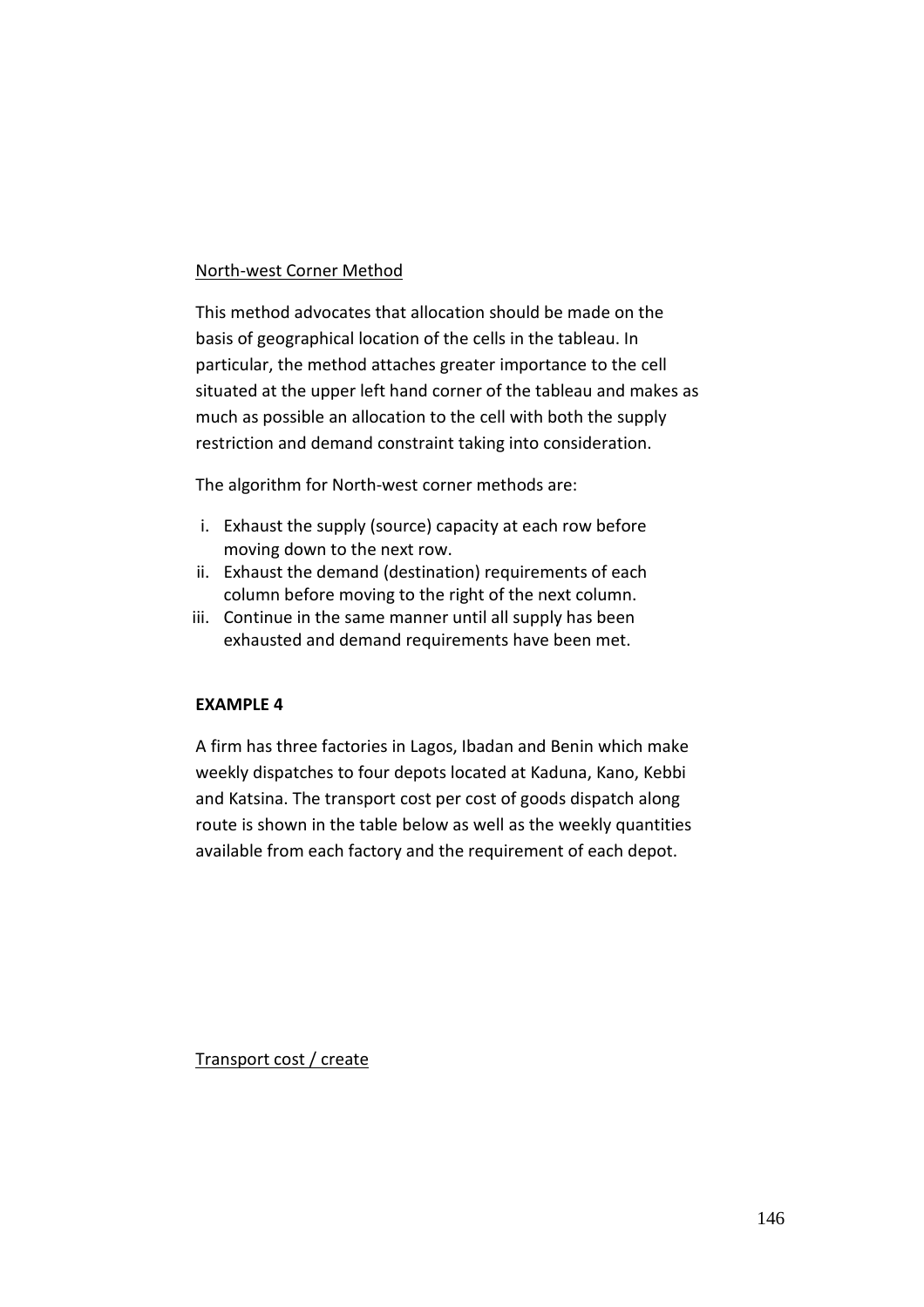North-west Corner Method

This method advocates that allocation should be made on the basis of geographical location of the cells in the tableau. In particular, the method attaches greater importance to the cell situated at the upper left hand corner of the tableau and makes as much as possible an allocation to the cell with both the supply restriction and demand constraint taking into consideration.

The algorithm for North-west corner methods are:

i. Exhaust the supply (source) capacity at each row before moving down to the next row.
ii. Exhaust the demand (destination) requirements of each column before moving to the right of the next column.
iii. Continue in the same manner until all supply has been exhausted and demand requirements have been met.

**EXAMPLE 4**

A firm has three factories in Lagos, Ibadan and Benin which make weekly dispatches to four depots located at Kaduna, Kano, Kebbi and Katsina. The transport cost per cost of goods dispatch along route is shown in the table below as well as the weekly quantities available from each factory and the requirement of each depot.

Transport cost / create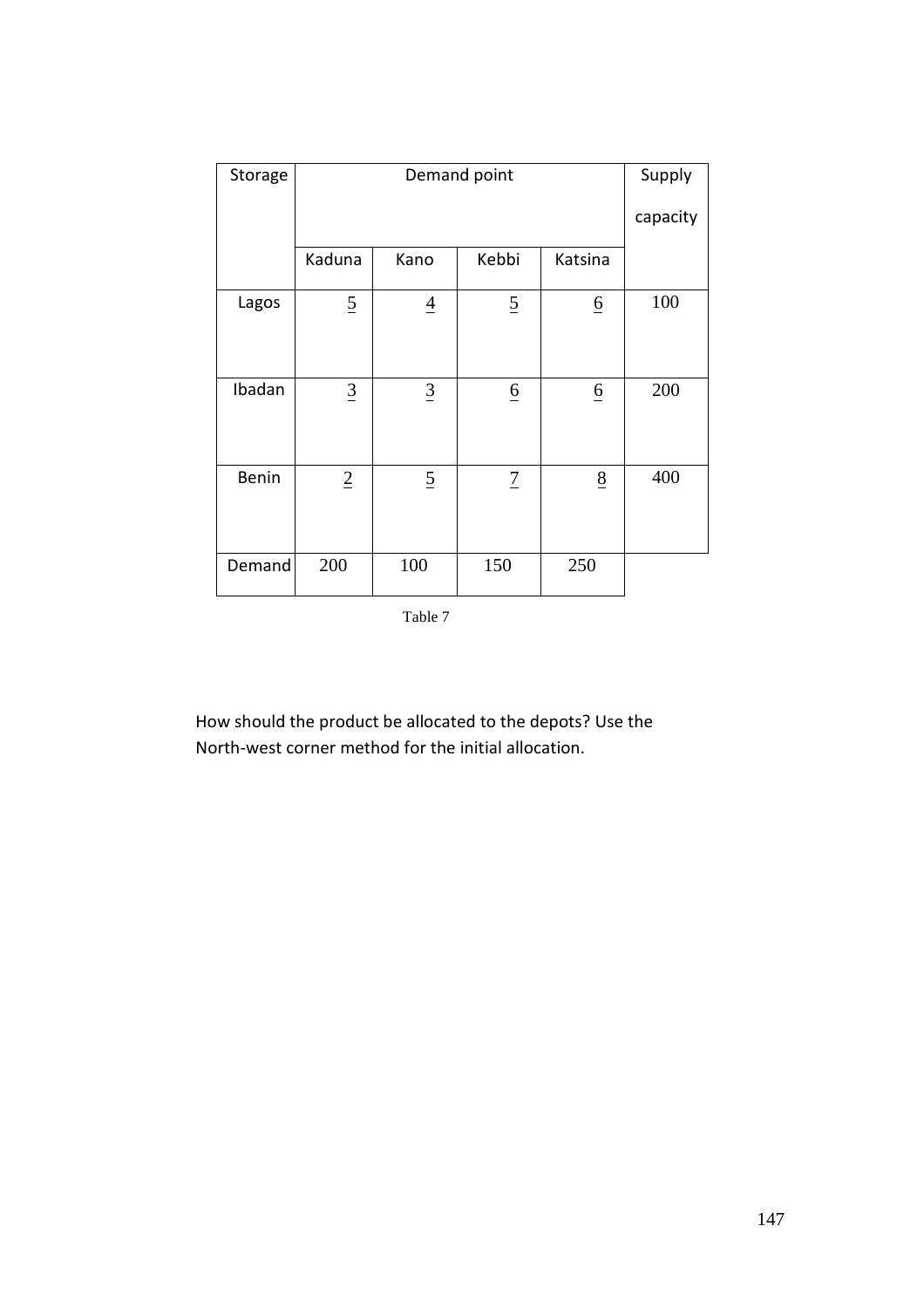| Storage | Demand point | | | | Supply capacity |
|---|---|---|---|---|---|
| | Kaduna | Kano | Kebbi | Katsina | |
| Lagos | 5 | 4 | 5 | 6 | 100 |
| Ibadan | 3 | 3 | 6 | 6 | 200 |
| Benin | 2 | 5 | 7 | 8 | 400 |
| Demand | 200 | 100 | 150 | 250 | |

Table 7

How should the product be allocated to the depots? Use the North-west corner method for the initial allocation.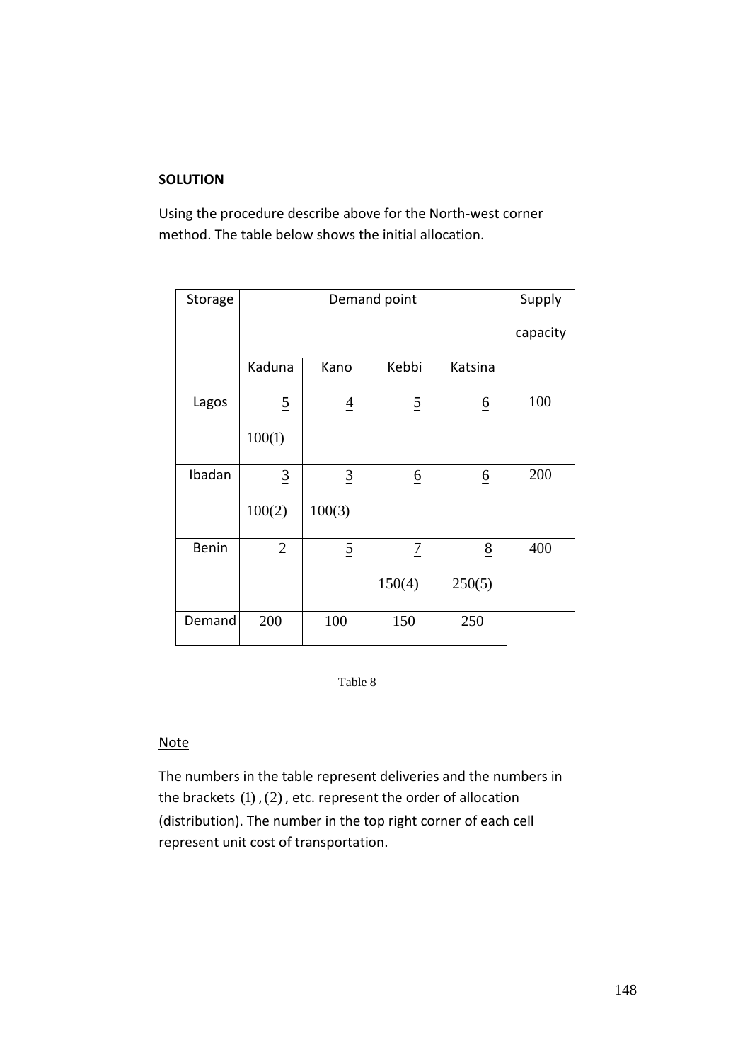**SOLUTION**

Using the procedure describe above for the North-west corner method. The table below shows the initial allocation.

| Storage | Demand point | | | | Supply capacity |
|---|---|---|---|---|---|
| | Kaduna | Kano | Kebbi | Katsina | |
| Lagos | 5<br>100(1) | 4 | 5 | 6 | 100 |
| Ibadan | 3<br>100(2) | 3<br>100(3) | 6 | 6 | 200 |
| Benin | 2 | 5 | 7<br>150(4) | 8<br>250(5) | 400 |
| Demand | 200 | 100 | 150 | 250 | |

Table 8

<u>Note</u>

The numbers in the table represent deliveries and the numbers in the brackets $(1)$, $(2)$, etc. represent the order of allocation (distribution). The number in the top right corner of each cell represent unit cost of transportation.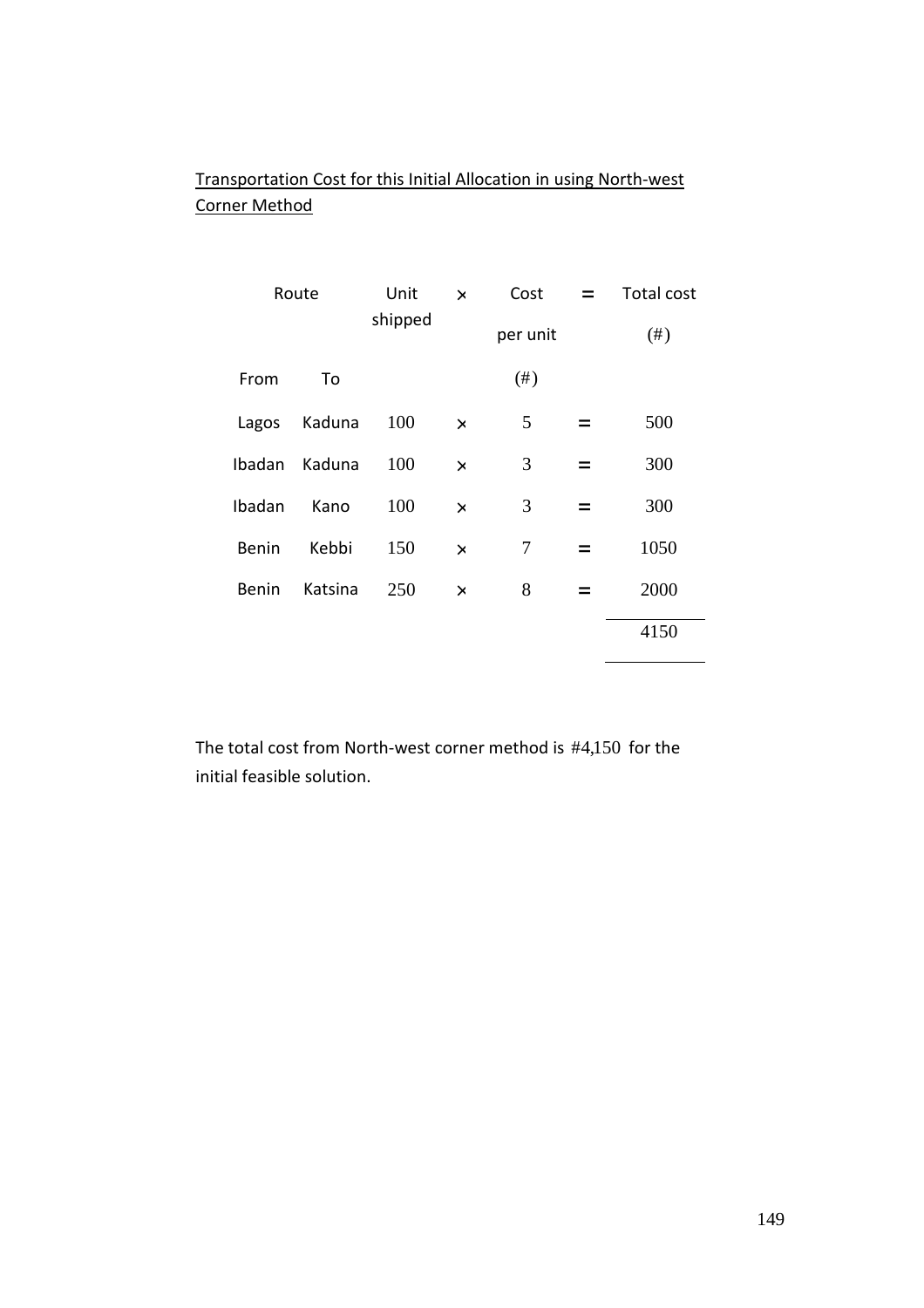Transportation Cost for this Initial Allocation in using North-west Corner Method

| Route | | Unit shipped | × | Cost per unit | = | Total cost (#) |
|---|---|---|---|---|---|---|
| From | To | | | (#) | | |
| Lagos | Kaduna | 100 | × | 5 | = | 500 |
| Ibadan | Kaduna | 100 | × | 3 | = | 300 |
| Ibadan | Kano | 100 | × | 3 | = | 300 |
| Benin | Kebbi | 150 | × | 7 | = | 1050 |
| Benin | Katsina | 250 | × | 8 | = | 2000 |
| | | | | | | 4150 |

The total cost from North-west corner method is #4,150 for the initial feasible solution.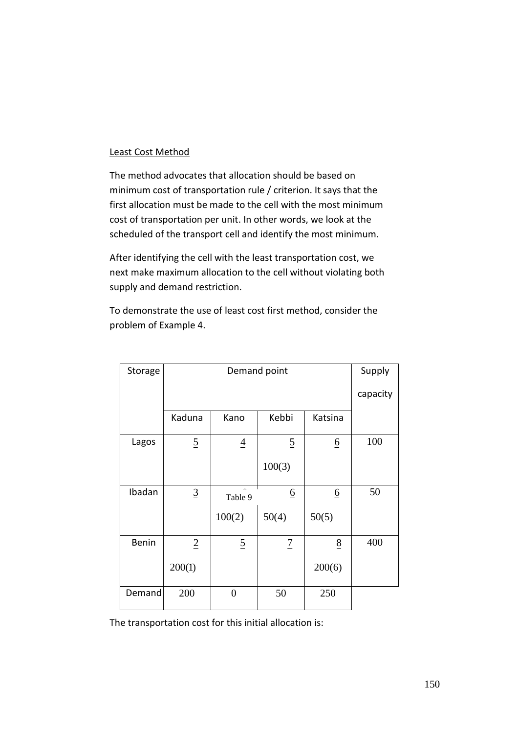Least Cost Method

The method advocates that allocation should be based on minimum cost of transportation rule / criterion. It says that the first allocation must be made to the cell with the most minimum cost of transportation per unit. In other words, we look at the scheduled of the transport cell and identify the most minimum.

After identifying the cell with the least transportation cost, we next make maximum allocation to the cell without violating both supply and demand restriction.

To demonstrate the use of least cost first method, consider the problem of Example 4.

| Storage | Demand point | | | | Supply capacity |
|---|---|---|---|---|---|
| | Kaduna | Kano | Kebbi | Katsina | |
| Lagos | 5 | 4 | 5<br>100(3) | 6 | 100 |
| Ibadan | 3 | Table 9<br>100(2) | 6<br>50(4) | 6<br>50(5) | 50 |
| Benin | 2<br>200(1) | 5 | 7 | 8<br>200(6) | 400 |
| Demand | 200 | 0 | 50 | 250 | |

The transportation cost for this initial allocation is: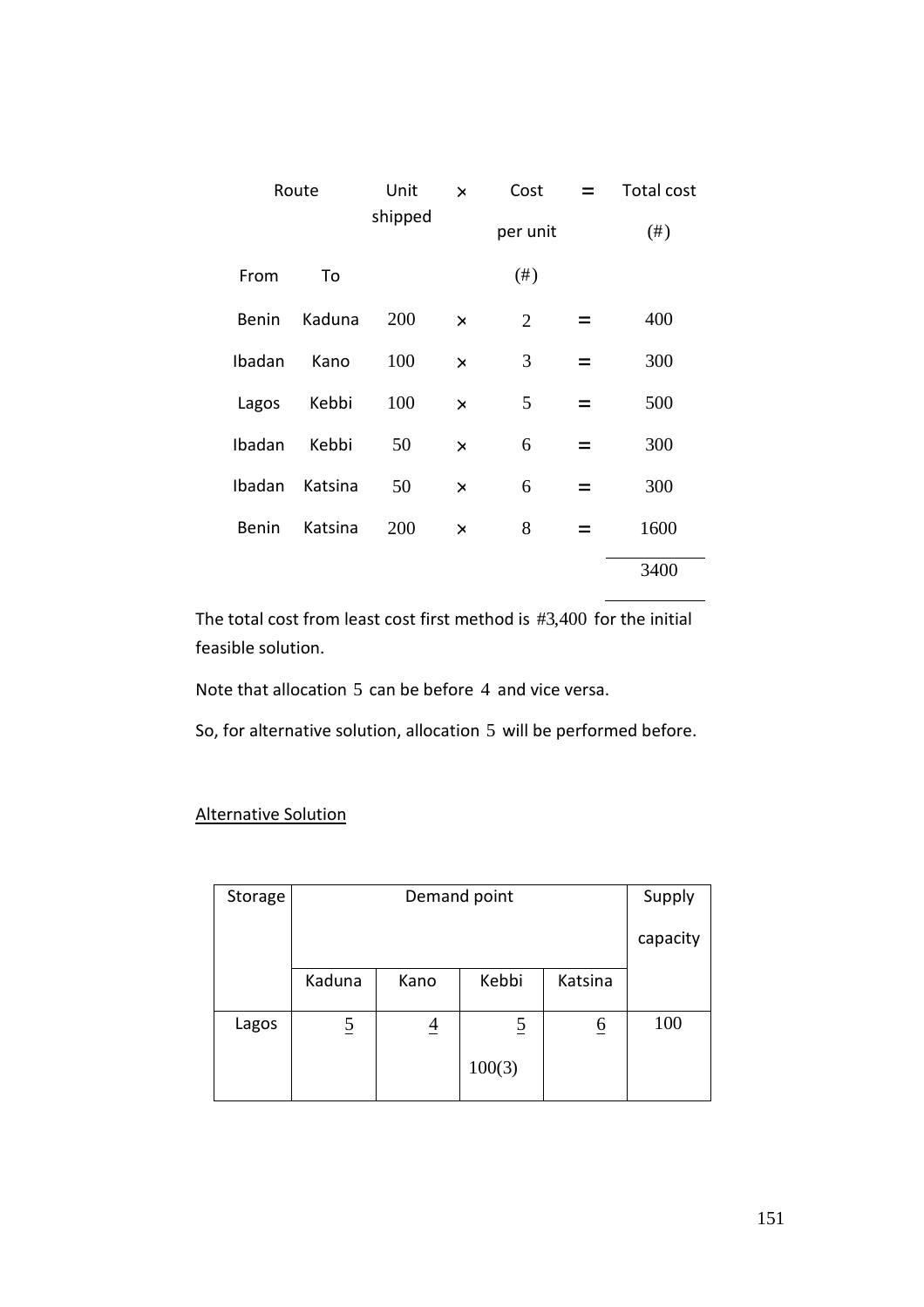| Route | | Unit shipped | × | Cost per unit (#) | = | Total cost (#) |
|---|---|---|---|---|---|---|
| From | To | | | | | |
| Benin | Kaduna | 200 | × | 2 | = | 400 |
| Ibadan | Kano | 100 | × | 3 | = | 300 |
| Lagos | Kebbi | 100 | × | 5 | = | 500 |
| Ibadan | Kebbi | 50 | × | 6 | = | 300 |
| Ibadan | Katsina | 50 | × | 6 | = | 300 |
| Benin | Katsina | 200 | × | 8 | = | 1600 |
| | | | | | | 3400 |

The total cost from least cost first method is #3,400 for the initial feasible solution.

Note that allocation 5 can be before 4 and vice versa.

So, for alternative solution, allocation 5 will be performed before.

<u>Alternative Solution</u>

| Storage | Demand point | | | | Supply capacity |
|---|---|---|---|---|---|
| | Kaduna | Kano | Kebbi | Katsina | |
| Lagos | <u>5</u> | <u>4</u> | <u>5</u> 100(3) | <u>6</u> | 100 |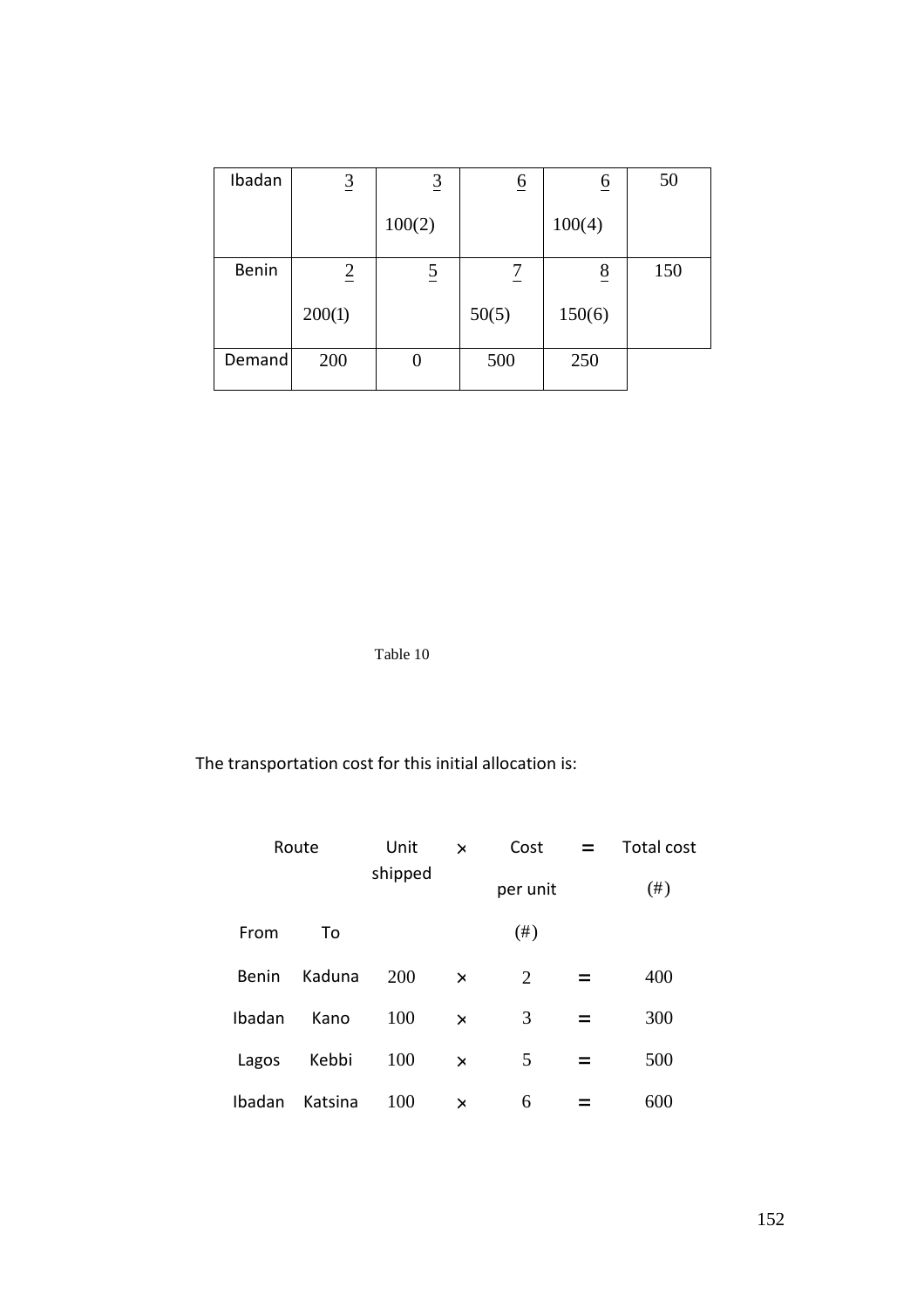| Ibadan | 3 | 3<br>100(2) | 6 | 6<br>100(4) | 50 |
|---|---|---|---|---|---|
| Benin | 2<br>200(1) | 5 | 7<br>50(5) | 8<br>150(6) | 150 |
| Demand | 200 | 0 | 500 | 250 | |

Table 10

The transportation cost for this initial allocation is:

| Route | | Unit shipped | × | Cost per unit (#) | = | Total cost (#) |
|---|---|---|---|---|---|---|
| From | To | | | | | |
| Benin | Kaduna | 200 | × | 2 | = | 400 |
| Ibadan | Kano | 100 | × | 3 | = | 300 |
| Lagos | Kebbi | 100 | × | 5 | = | 500 |
| Ibadan | Katsina | 100 | × | 6 | = | 600 |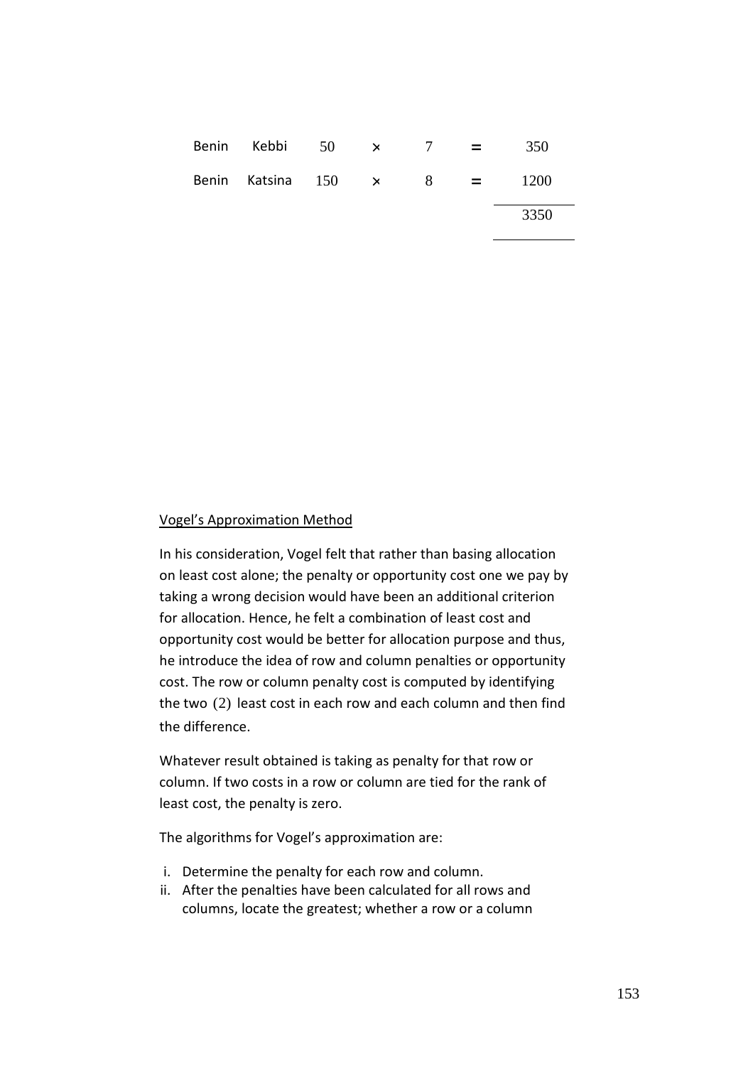| | | | | | | |
|---|---|---|---|---|---|---|
| Benin | Kebbi | 50 | × | 7 | = | 350 |
| Benin | Katsina | 150 | × | 8 | = | 1200 |
| | | | | | | 3350 |

Vogel's Approximation Method

In his consideration, Vogel felt that rather than basing allocation on least cost alone; the penalty or opportunity cost one we pay by taking a wrong decision would have been an additional criterion for allocation. Hence, he felt a combination of least cost and opportunity cost would be better for allocation purpose and thus, he introduce the idea of row and column penalties or opportunity cost. The row or column penalty cost is computed by identifying the two (2) least cost in each row and each column and then find the difference.

Whatever result obtained is taking as penalty for that row or column. If two costs in a row or column are tied for the rank of least cost, the penalty is zero.

The algorithms for Vogel's approximation are:

i. Determine the penalty for each row and column.
ii. After the penalties have been calculated for all rows and columns, locate the greatest; whether a row or a column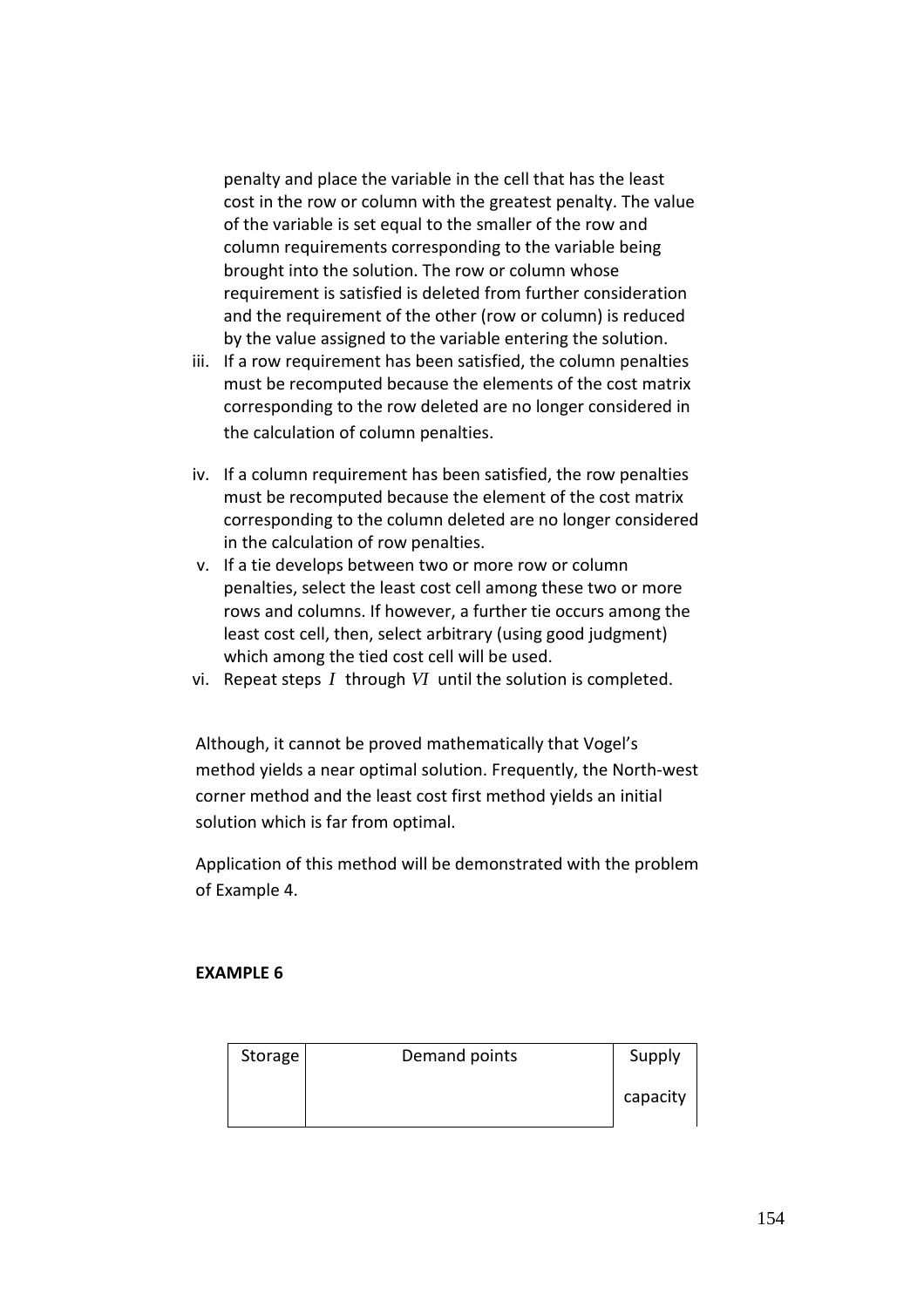penalty and place the variable in the cell that has the least cost in the row or column with the greatest penalty. The value of the variable is set equal to the smaller of the row and column requirements corresponding to the variable being brought into the solution. The row or column whose requirement is satisfied is deleted from further consideration and the requirement of the other (row or column) is reduced by the value assigned to the variable entering the solution.

iii. If a row requirement has been satisfied, the column penalties must be recomputed because the elements of the cost matrix corresponding to the row deleted are no longer considered in the calculation of column penalties.

iv. If a column requirement has been satisfied, the row penalties must be recomputed because the element of the cost matrix corresponding to the column deleted are no longer considered in the calculation of row penalties.

v. If a tie develops between two or more row or column penalties, select the least cost cell among these two or more rows and columns. If however, a further tie occurs among the least cost cell, then, select arbitrary (using good judgment) which among the tied cost cell will be used.

vi. Repeat steps $I$ through $VI$ until the solution is completed.

Although, it cannot be proved mathematically that Vogel's method yields a near optimal solution. Frequently, the North-west corner method and the least cost first method yields an initial solution which is far from optimal.

Application of this method will be demonstrated with the problem of Example 4.

**EXAMPLE 6**

| Storage | Demand points | Supply capacity |
|---|---|---|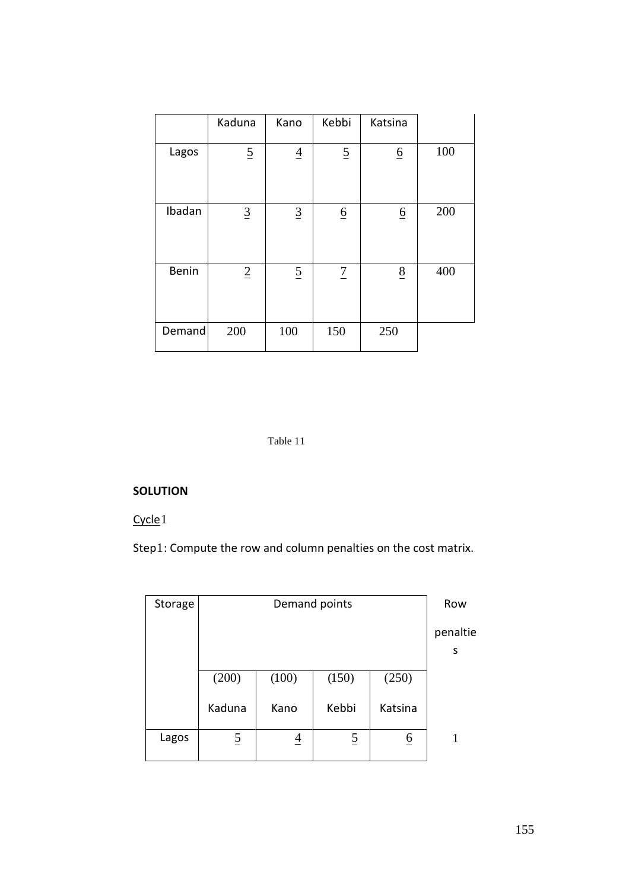| | Kaduna | Kano | Kebbi | Katsina | |
|---|---|---|---|---|---|
| Lagos | 5 | 4 | 5 | 6 | 100 |
| Ibadan | 3 | 3 | 6 | 6 | 200 |
| Benin | 2 | 5 | 7 | 8 | 400 |
| Demand | 200 | 100 | 150 | 250 | |

Table 11

**SOLUTION**

Cycle 1

Step1: Compute the row and column penalties on the cost matrix.

| Storage | Demand points | | | | Row penalties |
|---|---|---|---|---|---|
| | (200) Kaduna | (100) Kano | (150) Kebbi | (250) Katsina | |
| Lagos | 5 | 4 | 5 | 6 | 1 |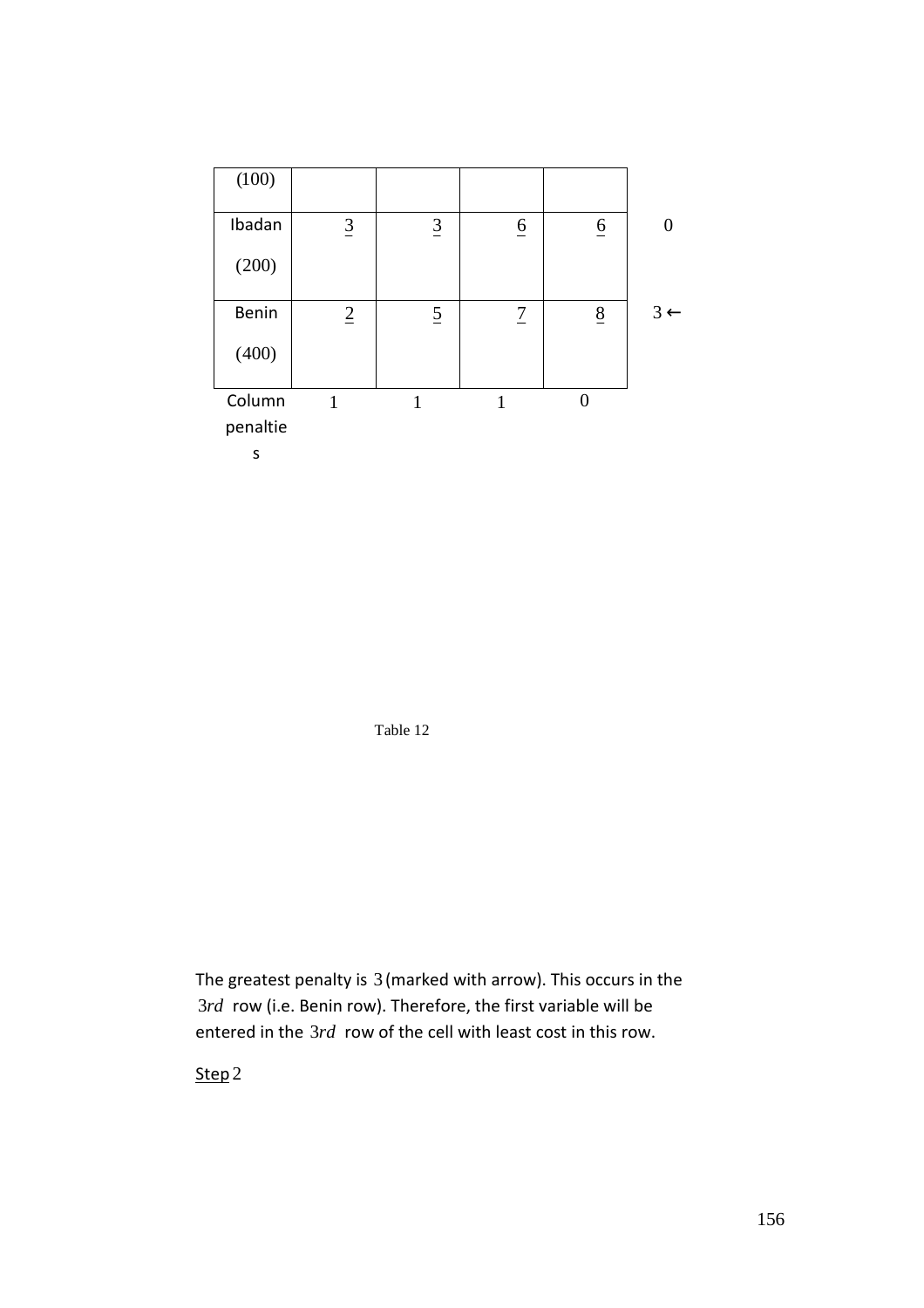| (100) | | | | | |
|---|---|---|---|---|---|
| Ibadan (200) | 3 | 3 | 6 | 6 | 0 |
| Benin (400) | 2 | 5 | 7 | 8 | 3 ← |
| Column penalties | 1 | 1 | 1 | 0 | |

Table 12

The greatest penalty is 3 (marked with arrow). This occurs in the $3rd$ row (i.e. Benin row). Therefore, the first variable will be entered in the $3rd$ row of the cell with least cost in this row.

Step 2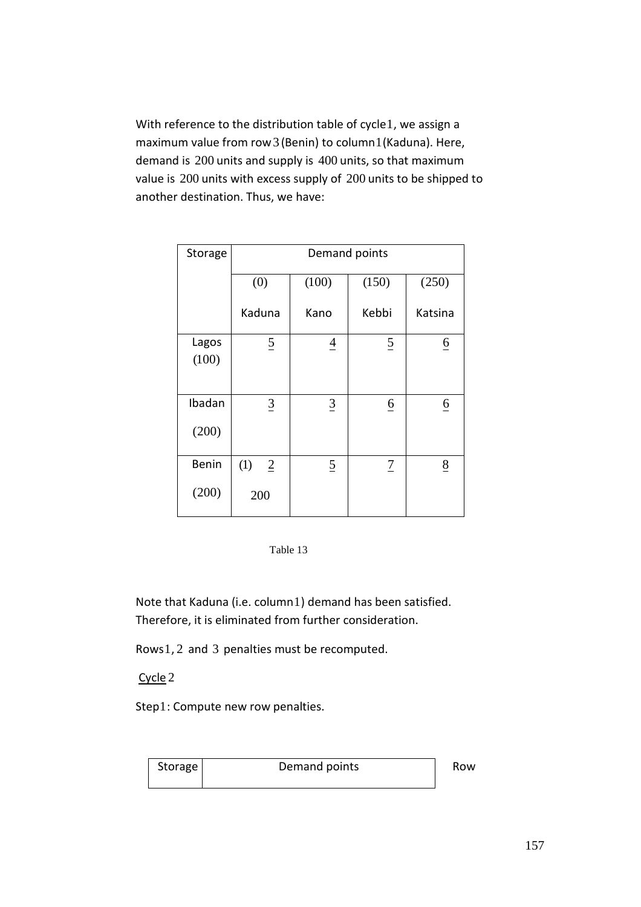With reference to the distribution table of cycle 1, we assign a maximum value from row 3 (Benin) to column 1 (Kaduna). Here, demand is 200 units and supply is 400 units, so that maximum value is 200 units with excess supply of 200 units to be shipped to another destination. Thus, we have:

| Storage | Demand points | | | |
|---|---|---|---|---|
| | (0) Kaduna | (100) Kano | (150) Kebbi | (250) Katsina |
| Lagos (100) | 5 | 4 | 5 | 6 |
| Ibadan (200) | 3 | 3 | 6 | 6 |
| Benin (200) | (1) 2 200 | 5 | 7 | 8 |

Table 13

Note that Kaduna (i.e. column 1) demand has been satisfied. Therefore, it is eliminated from further consideration.

Rows 1, 2 and 3 penalties must be recomputed.

Cycle 2

Step 1: Compute new row penalties.

| Storage | Demand points | Row |
|---|---|---|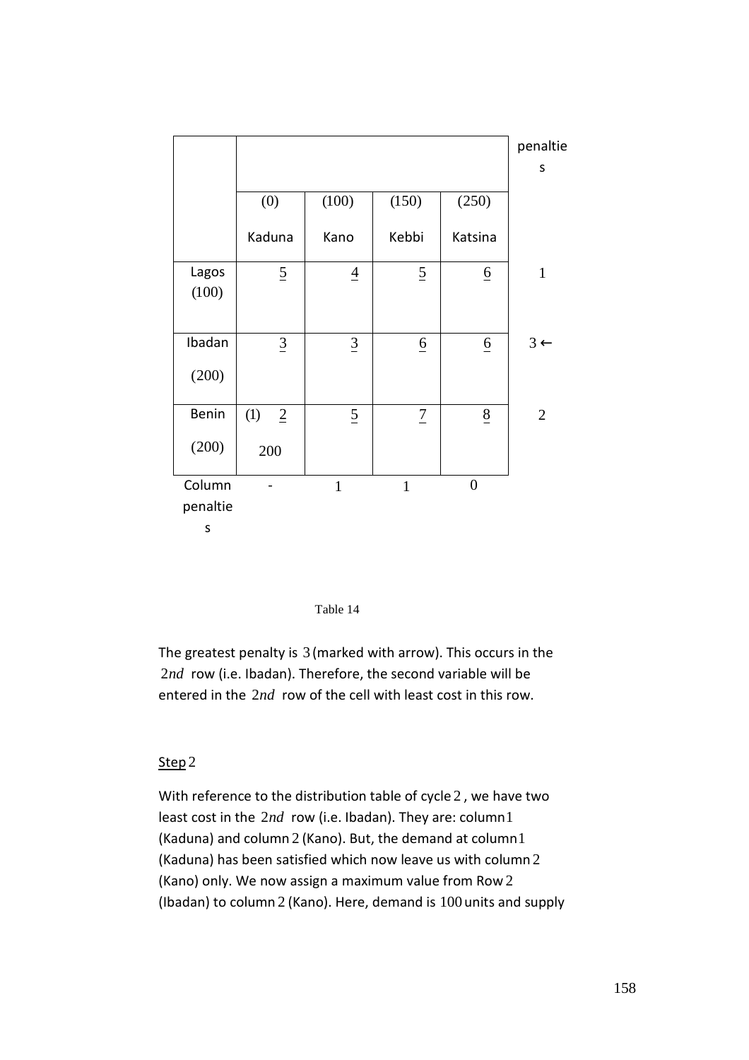| | (0) Kaduna | (100) Kano | (150) Kebbi | (250) Katsina | penalties |
|---|---|---|---|---|---|
| Lagos (100) | 5 | 4 | 5 | 6 | 1 |
| Ibadan (200) | 3 | 3 | 6 | 6 | 3 ← |
| Benin (200) | (1) 2 <br> 200 | 5 | 7 | 8 | 2 |
| Column penalties | - | 1 | 1 | 0 | |

Table 14

The greatest penalty is 3 (marked with arrow). This occurs in the 2*nd* row (i.e. Ibadan). Therefore, the second variable will be entered in the 2*nd* row of the cell with least cost in this row.

<u>Step</u> 2

With reference to the distribution table of cycle 2, we have two least cost in the 2*nd* row (i.e. Ibadan). They are: column 1 (Kaduna) and column 2 (Kano). But, the demand at column 1 (Kaduna) has been satisfied which now leave us with column 2 (Kano) only. We now assign a maximum value from Row 2 (Ibadan) to column 2 (Kano). Here, demand is 100 units and supply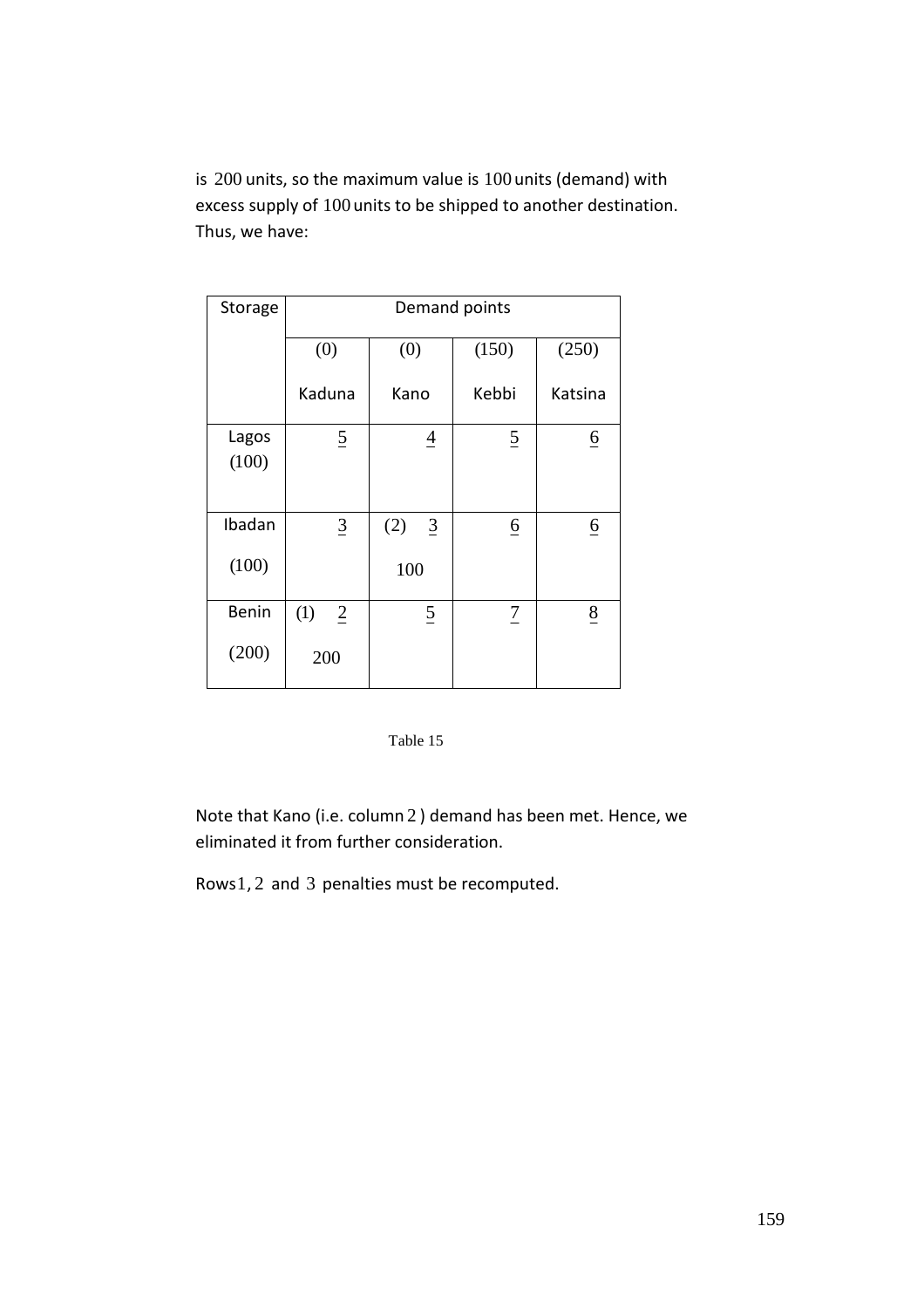is 200 units, so the maximum value is 100 units (demand) with excess supply of 100 units to be shipped to another destination. Thus, we have:

| Storage | Demand points | | | |
|---|---|---|---|---|
| | (0) Kaduna | (0) Kano | (150) Kebbi | (250) Katsina |
| Lagos (100) | 5 | 4 | 5 | 6 |
| Ibadan (100) | 3 | (2) 3 100 | 6 | 6 |
| Benin (200) | (1) 2 200 | 5 | 7 | 8 |

Table 15

Note that Kano (i.e. column 2 ) demand has been met. Hence, we eliminated it from further consideration.

Rows 1, 2 and 3 penalties must be recomputed.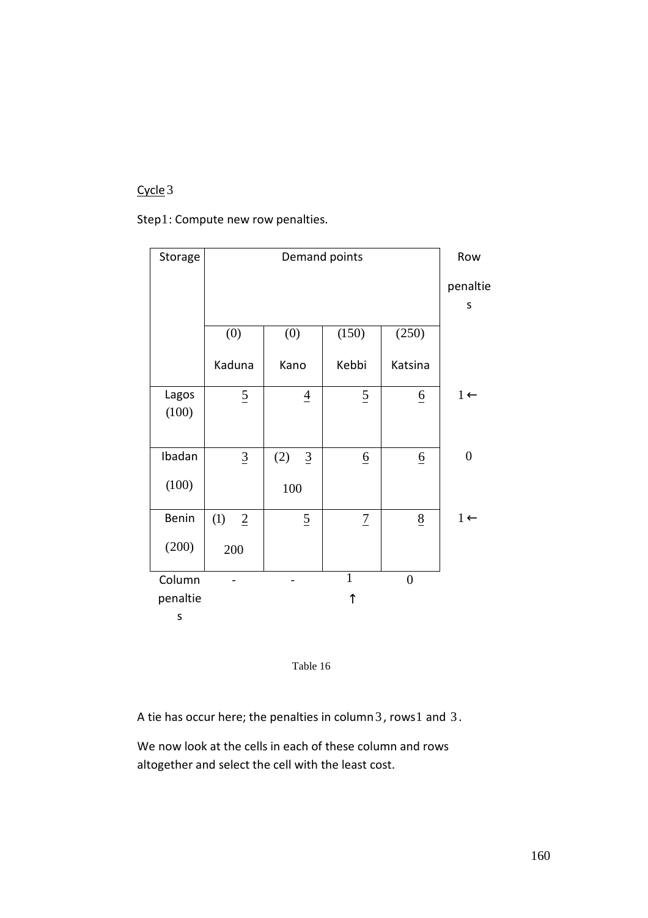Cycle 3

Step 1: Compute new row penalties.

| Storage | Demand points | | | | Row penalties |
|---|---|---|---|---|---|
| | (0) Kaduna | (0) Kano | (150) Kebbi | (250) Katsina | |
| Lagos (100) | 5 | 4 | 5 | 6 | 1 ← |
| Ibadan (100) | 3 | (2) 3 100 | 6 | 6 | 0 |
| Benin (200) | (1) 2 200 | 5 | 7 | 8 | 1 ← |
| Column penalties | - | - | 1 ↑ | 0 | |

Table 16

A tie has occur here; the penalties in column 3, rows 1 and 3.

We now look at the cells in each of these column and rows altogether and select the cell with the least cost.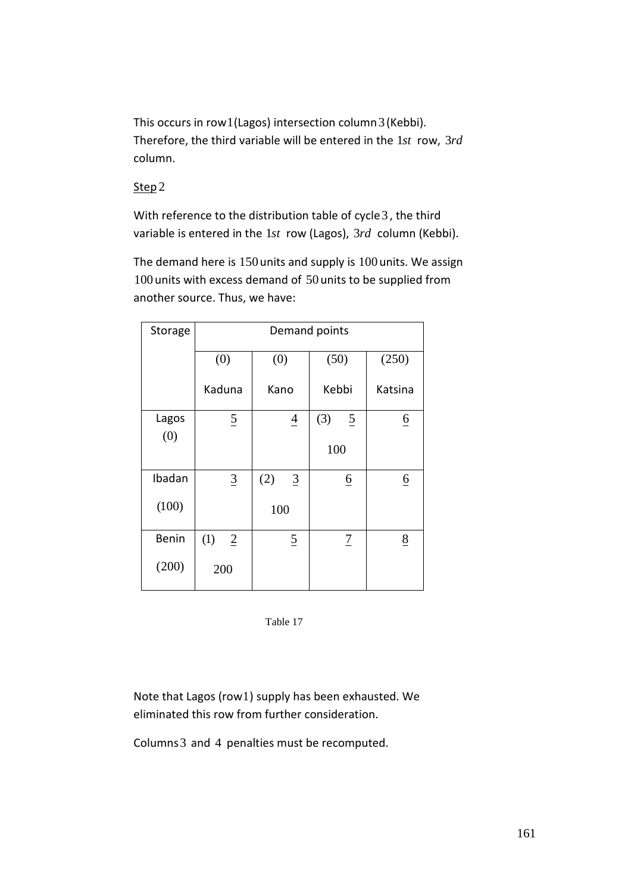This occurs in row $1$ (Lagos) intersection column $3$ (Kebbi). Therefore, the third variable will be entered in the $1st$ row, $3rd$ column.

Step $2$

With reference to the distribution table of cycle $3$, the third variable is entered in the $1st$ row (Lagos), $3rd$ column (Kebbi).

The demand here is $150$ units and supply is $100$ units. We assign $100$ units with excess demand of $50$ units to be supplied from another source. Thus, we have:

| Storage | Demand points | | | |
|---|---|---|---|---|
| | (0) Kaduna | (0) Kano | (50) Kebbi | (250) Katsina |
| Lagos (0) | 5 | 4 | (3) 5 100 | 6 |
| Ibadan (100) | 3 | (2) 3 100 | 6 | 6 |
| Benin (200) | (1) 2 200 | 5 | 7 | 8 |

Table 17

Note that Lagos (row $1$) supply has been exhausted. We eliminated this row from further consideration.

Columns $3$ and $4$ penalties must be recomputed.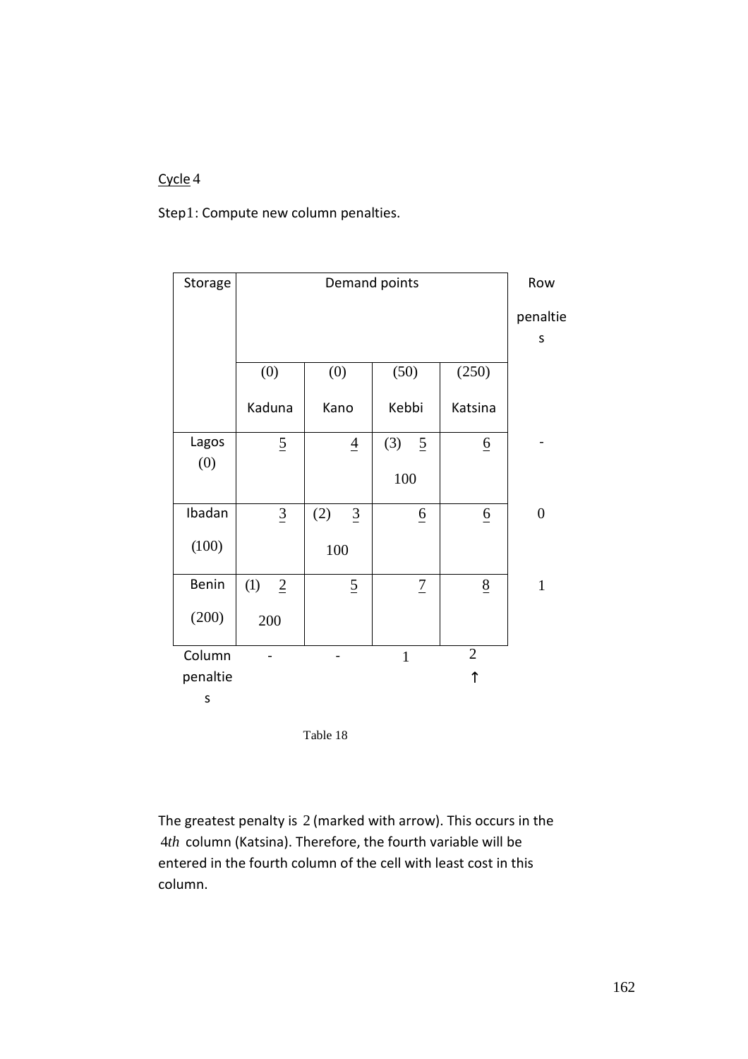Cycle 4

Step1: Compute new column penalties.

| Storage | Demand points | | | | Row penalties |
|---|---|---|---|---|---|
| | (0) Kaduna | (0) Kano | (50) Kebbi | (250) Katsina | |
| Lagos (0) | 5 | 4 | (3) 5 100 | 6 | - |
| Ibadan (100) | 3 | (2) 3 100 | 6 | 6 | 0 |
| Benin (200) | (1) 2 200 | 5 | 7 | 8 | 1 |
| Column penalties | - | - | 1 | 2 ↑ | |

Table 18

The greatest penalty is 2 (marked with arrow). This occurs in the $4th$ column (Katsina). Therefore, the fourth variable will be entered in the fourth column of the cell with least cost in this column.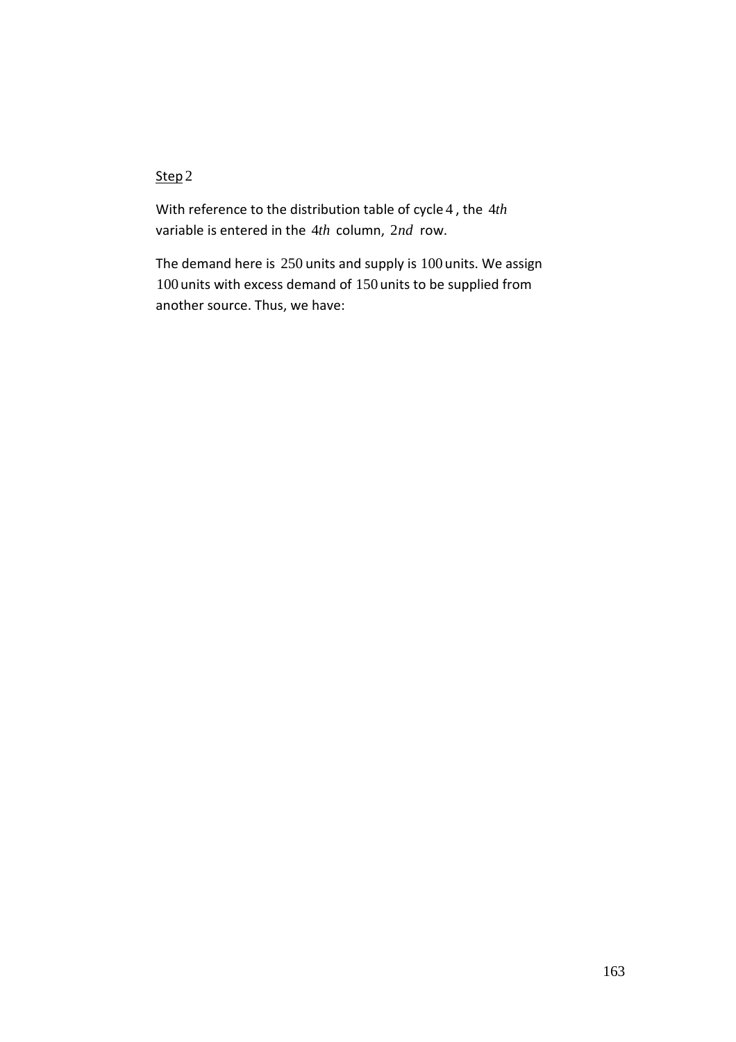Step 2

With reference to the distribution table of cycle 4, the $4th$ variable is entered in the $4th$ column, $2nd$ row.

The demand here is 250 units and supply is 100 units. We assign 100 units with excess demand of 150 units to be supplied from another source. Thus, we have: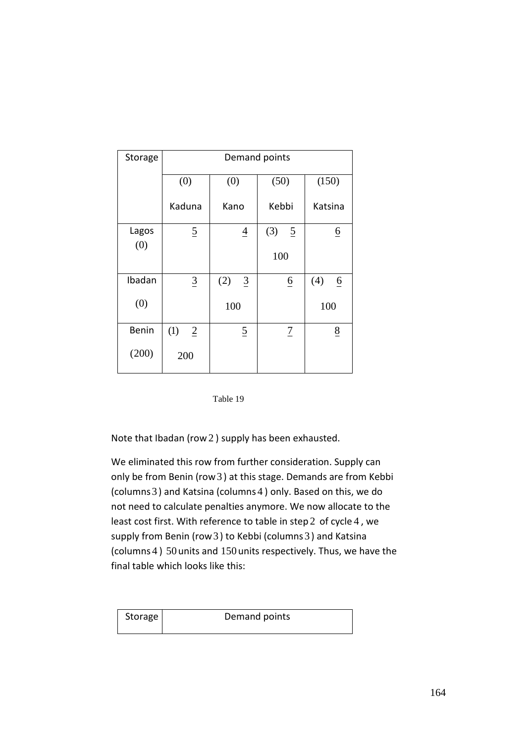| Storage | Demand points | | | |
|---|---|---|---|---|
| | (0) Kaduna | (0) Kano | (50) Kebbi | (150) Katsina |
| Lagos (0) | 5 | 4 | (3) 5 100 | 6 |
| Ibadan (0) | 3 | (2) 3 100 | 6 | (4) 6 100 |
| Benin (200) | (1) 2 200 | 5 | 7 | 8 |

Table 19

Note that Ibadan (row 2 ) supply has been exhausted.

We eliminated this row from further consideration. Supply can only be from Benin (row 3 ) at this stage. Demands are from Kebbi (columns 3 ) and Katsina (columns 4 ) only. Based on this, we do not need to calculate penalties anymore. We now allocate to the least cost first. With reference to table in step 2 of cycle 4 , we supply from Benin (row 3 ) to Kebbi (columns 3 ) and Katsina (columns 4 ) 50 units and 150 units respectively. Thus, we have the final table which looks like this:

| Storage | Demand points |
|---|---|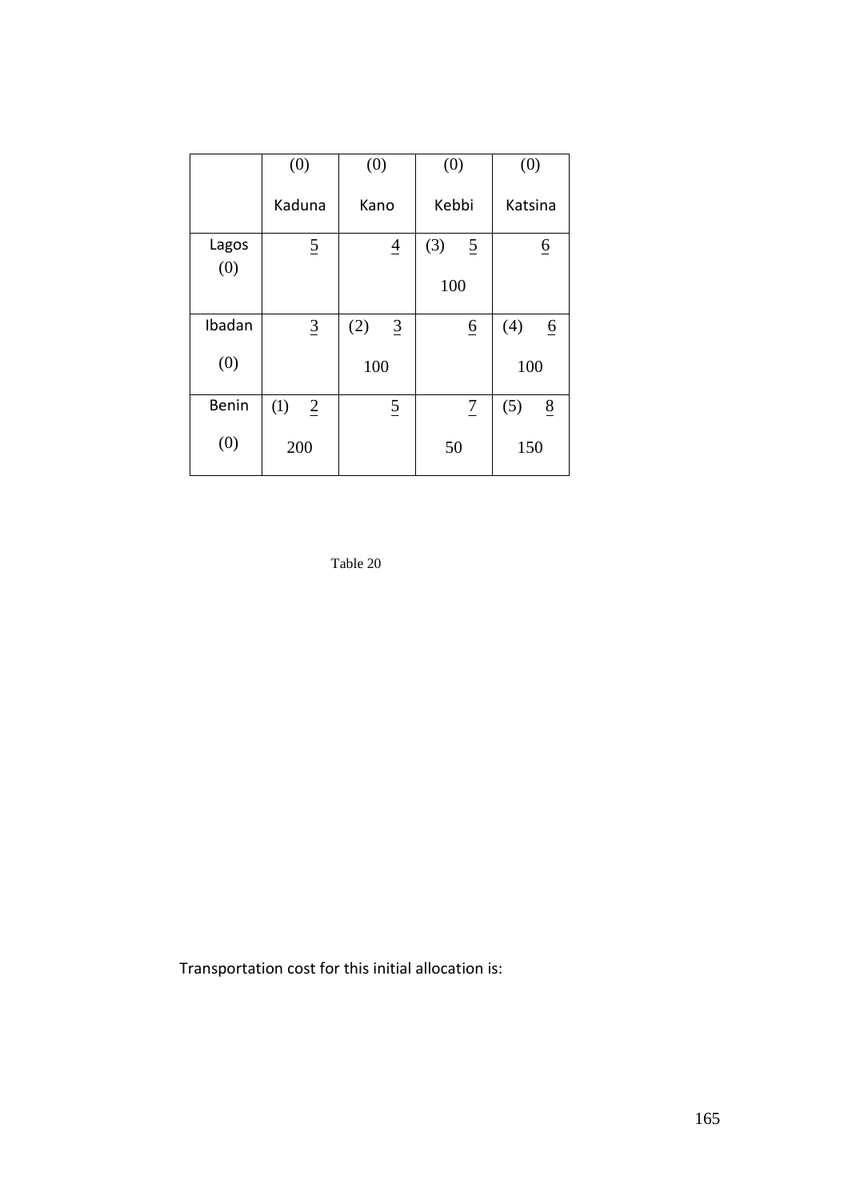|  | (0)<br>Kaduna | (0)<br>Kano | (0)<br>Kebbi | (0)<br>Katsina |
|---|---|---|---|---|
| Lagos<br>(0) | 5 | 4 | (3) 5<br>100 | 6 |
| Ibadan<br>(0) | 3 | (2) 3<br>100 | 6 | (4) 6<br>100 |
| Benin<br>(0) | (1) 2<br>200 | 5 | 7<br>50 | (5) 8<br>150 |

Table 20

Transportation cost for this initial allocation is: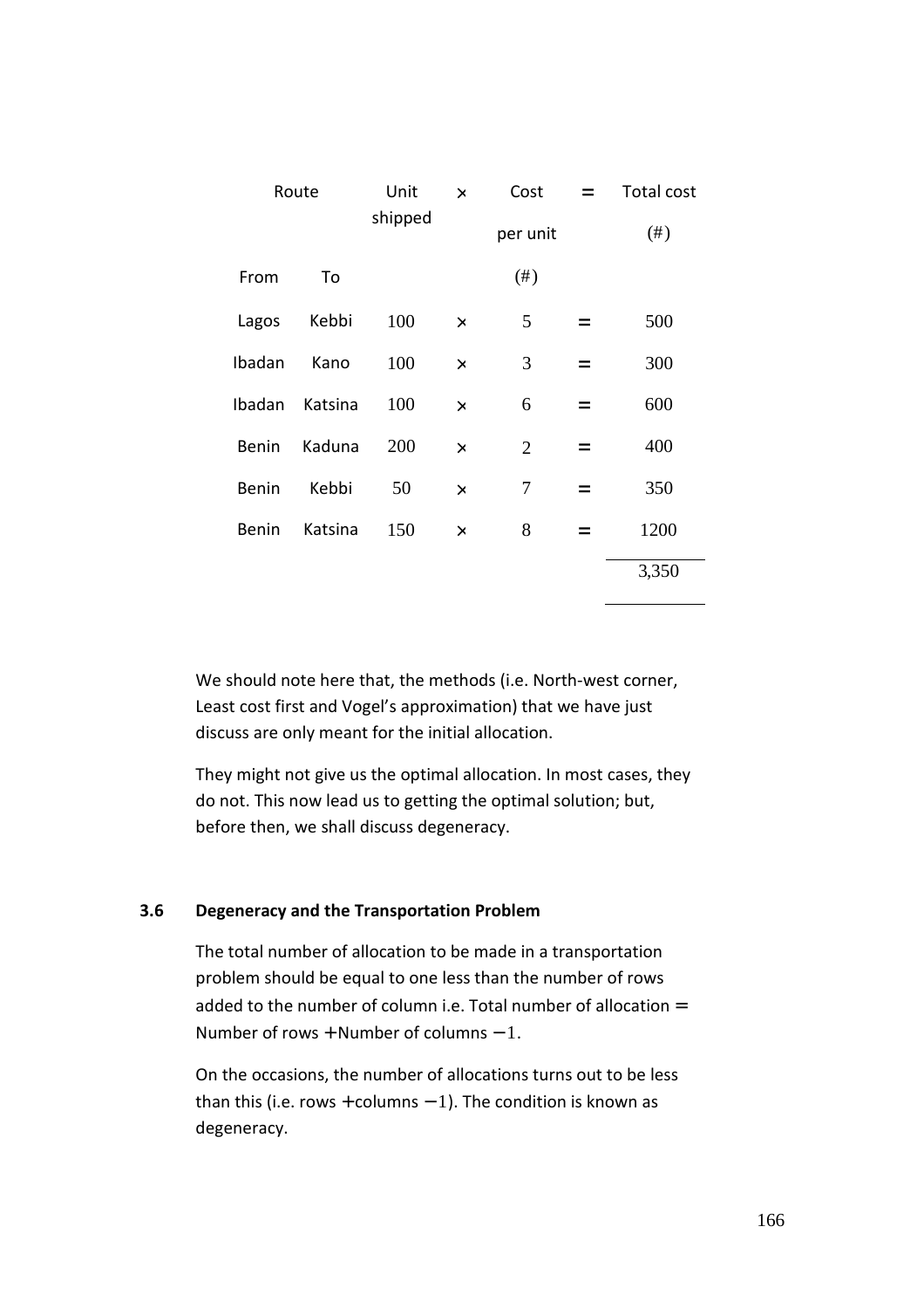| Route | | Unit shipped | × | Cost per unit (#) | = | Total cost (#) |
|---|---|---|---|---|---|---|
| From | To | | | | | |
| Lagos | Kebbi | 100 | × | 5 | = | 500 |
| Ibadan | Kano | 100 | × | 3 | = | 300 |
| Ibadan | Katsina | 100 | × | 6 | = | 600 |
| Benin | Kaduna | 200 | × | 2 | = | 400 |
| Benin | Kebbi | 50 | × | 7 | = | 350 |
| Benin | Katsina | 150 | × | 8 | = | 1200 |
| | | | | | | 3,350 |

We should note here that, the methods (i.e. North-west corner, Least cost first and Vogel's approximation) that we have just discuss are only meant for the initial allocation.

They might not give us the optimal allocation. In most cases, they do not. This now lead us to getting the optimal solution; but, before then, we shall discuss degeneracy.

### 3.6 Degeneracy and the Transportation Problem

The total number of allocation to be made in a transportation problem should be equal to one less than the number of rows added to the number of column i.e. Total number of allocation $=$ Number of rows $+$Number of columns $-1$.

On the occasions, the number of allocations turns out to be less than this (i.e. rows $+$columns $-1$). The condition is known as degeneracy.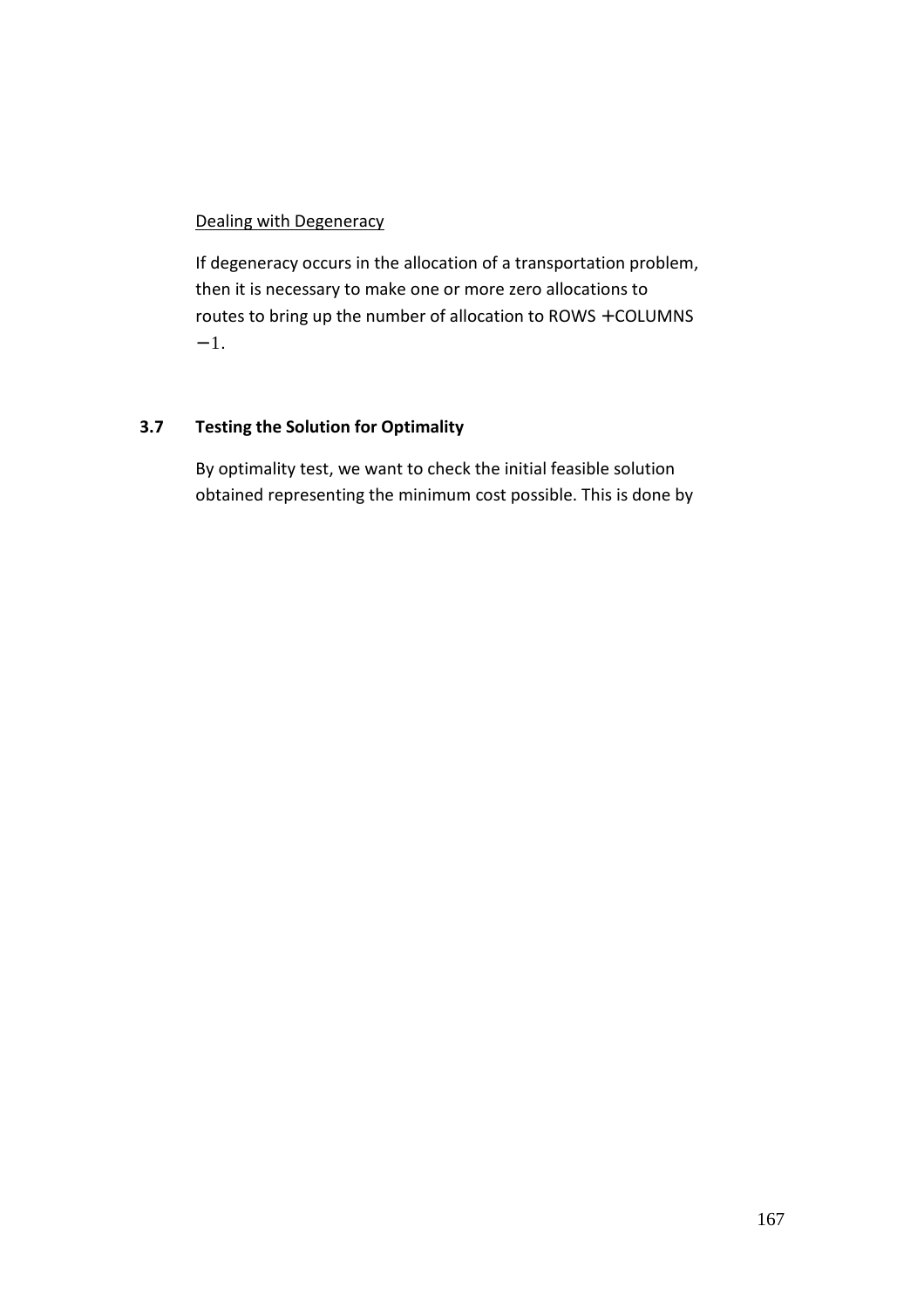Dealing with Degeneracy

If degeneracy occurs in the allocation of a transportation problem, then it is necessary to make one or more zero allocations to routes to bring up the number of allocation to ROWS + COLUMNS − 1.

### 3.7 Testing the Solution for Optimality

By optimality test, we want to check the initial feasible solution obtained representing the minimum cost possible. This is done by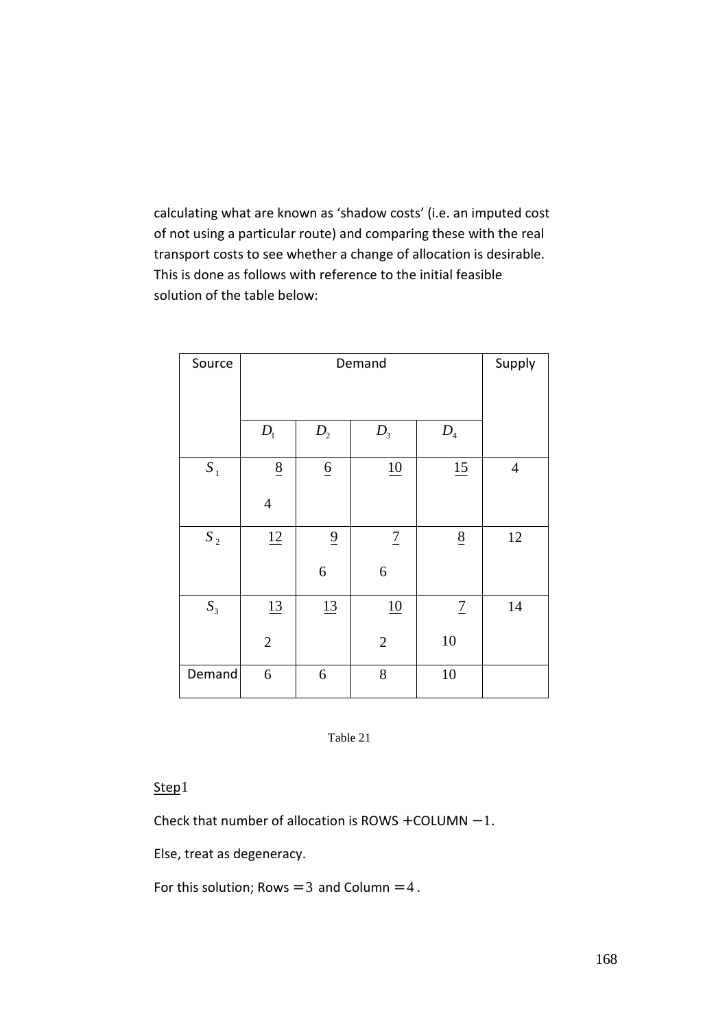calculating what are known as 'shadow costs' (i.e. an imputed cost of not using a particular route) and comparing these with the real transport costs to see whether a change of allocation is desirable. This is done as follows with reference to the initial feasible solution of the table below:

| Source | Demand | | | | Supply |
|---|---|---|---|---|---|
| | $D_1$ | $D_2$ | $D_3$ | $D_4$ | |
| $S_1$ | <u>8</u><br>4 | <u>6</u> | <u>10</u> | <u>15</u> | 4 |
| $S_2$ | <u>12</u> | <u>9</u><br>6 | <u>7</u><br>6 | <u>8</u> | 12 |
| $S_3$ | <u>13</u><br>2 | <u>13</u> | <u>10</u><br>2 | <u>7</u><br>10 | 14 |
| Demand | 6 | 6 | 8 | 10 | |

Table 21

<u>Step</u>1

Check that number of allocation is ROWS $+$COLUMN $-1$.

Else, treat as degeneracy.

For this solution; Rows $= 3$ and Column $= 4$.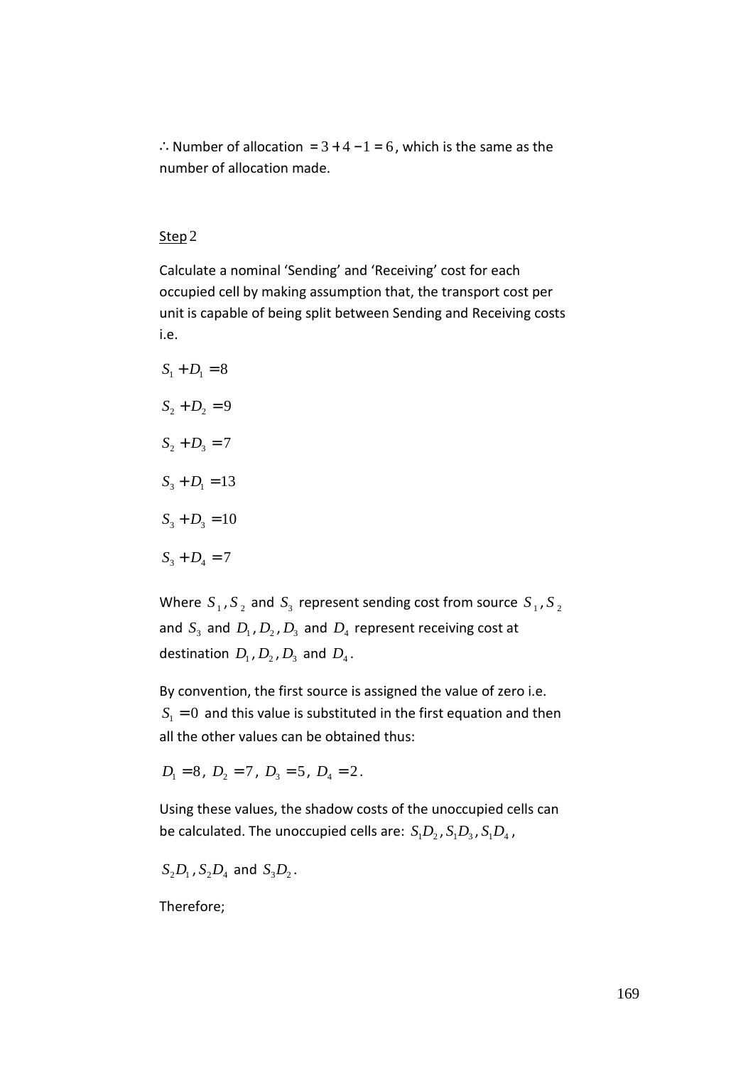$\therefore$ Number of allocation $= 3 + 4 - 1 = 6$, which is the same as the number of allocation made.

Step 2

Calculate a nominal 'Sending' and 'Receiving' cost for each occupied cell by making assumption that, the transport cost per unit is capable of being split between Sending and Receiving costs i.e.

$$S_1 + D_1 = 8$$

$$S_2 + D_2 = 9$$

$$S_2 + D_3 = 7$$

$$S_3 + D_1 = 13$$

$$S_3 + D_3 = 10$$

$$S_3 + D_4 = 7$$

Where $S_1$, $S_2$ and $S_3$ represent sending cost from source $S_1$, $S_2$ and $S_3$ and $D_1$, $D_2$, $D_3$ and $D_4$ represent receiving cost at destination $D_1$, $D_2$, $D_3$ and $D_4$.

By convention, the first source is assigned the value of zero i.e. $S_1 = 0$ and this value is substituted in the first equation and then all the other values can be obtained thus:

$D_1 = 8$, $D_2 = 7$, $D_3 = 5$, $D_4 = 2$.

Using these values, the shadow costs of the unoccupied cells can be calculated. The unoccupied cells are: $S_1D_2$, $S_1D_3$, $S_1D_4$,

$S_2D_1$, $S_2D_4$ and $S_3D_2$.

Therefore;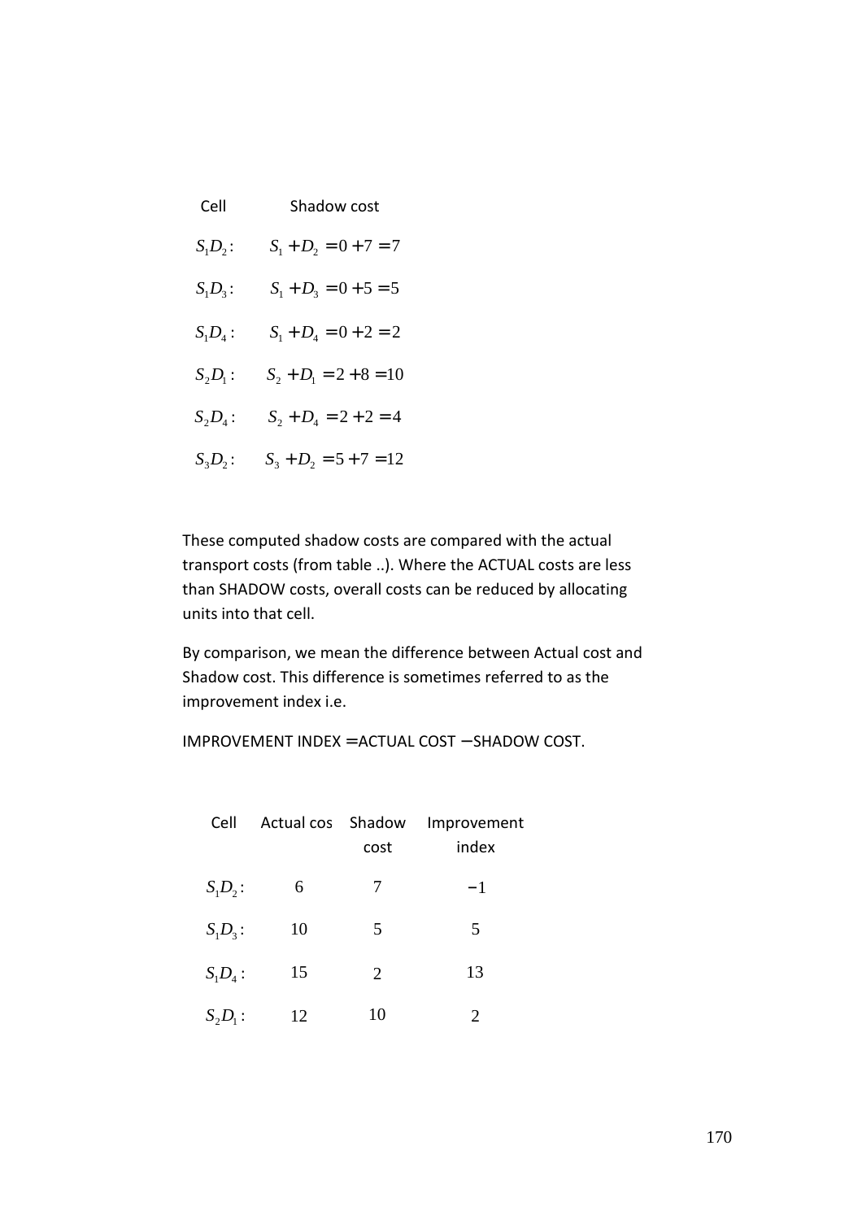| Cell | Shadow cost |
|---|---|
| $S_1D_2$: | $S_1 + D_2 = 0 + 7 = 7$ |
| $S_1D_3$: | $S_1 + D_3 = 0 + 5 = 5$ |
| $S_1D_4$: | $S_1 + D_4 = 0 + 2 = 2$ |
| $S_2D_1$: | $S_2 + D_1 = 2 + 8 = 10$ |
| $S_2D_4$: | $S_2 + D_4 = 2 + 2 = 4$ |
| $S_3D_2$: | $S_3 + D_2 = 5 + 7 = 12$ |

These computed shadow costs are compared with the actual transport costs (from table ..). Where the ACTUAL costs are less than SHADOW costs, overall costs can be reduced by allocating units into that cell.

By comparison, we mean the difference between Actual cost and Shadow cost. This difference is sometimes referred to as the improvement index i.e.

IMPROVEMENT INDEX = ACTUAL COST − SHADOW COST.

| Cell | Actual cos | Shadow cost | Improvement index |
|---|---|---|---|
| $S_1D_2$: | 6 | 7 | −1 |
| $S_1D_3$: | 10 | 5 | 5 |
| $S_1D_4$: | 15 | 2 | 13 |
| $S_2D_1$: | 12 | 10 | 2 |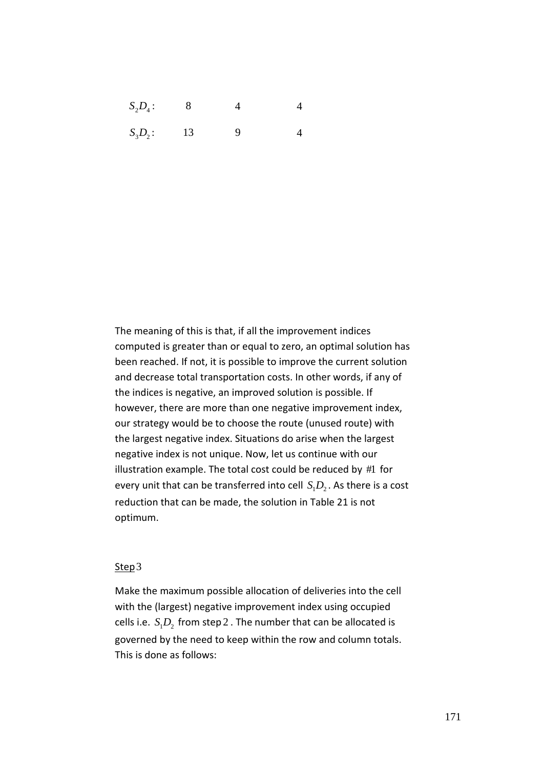| | | | |
|---|---|---|---|
| $S_2D_4$: | 8 | 4 | 4 |
| $S_3D_2$: | 13 | 9 | 4 |

The meaning of this is that, if all the improvement indices computed is greater than or equal to zero, an optimal solution has been reached. If not, it is possible to improve the current solution and decrease total transportation costs. In other words, if any of the indices is negative, an improved solution is possible. If however, there are more than one negative improvement index, our strategy would be to choose the route (unused route) with the largest negative index. Situations do arise when the largest negative index is not unique. Now, let us continue with our illustration example. The total cost could be reduced by #1 for every unit that can be transferred into cell $S_1D_2$. As there is a cost reduction that can be made, the solution in Table 21 is not optimum.

Step 3

Make the maximum possible allocation of deliveries into the cell with the (largest) negative improvement index using occupied cells i.e. $S_1D_2$ from step 2. The number that can be allocated is governed by the need to keep within the row and column totals. This is done as follows: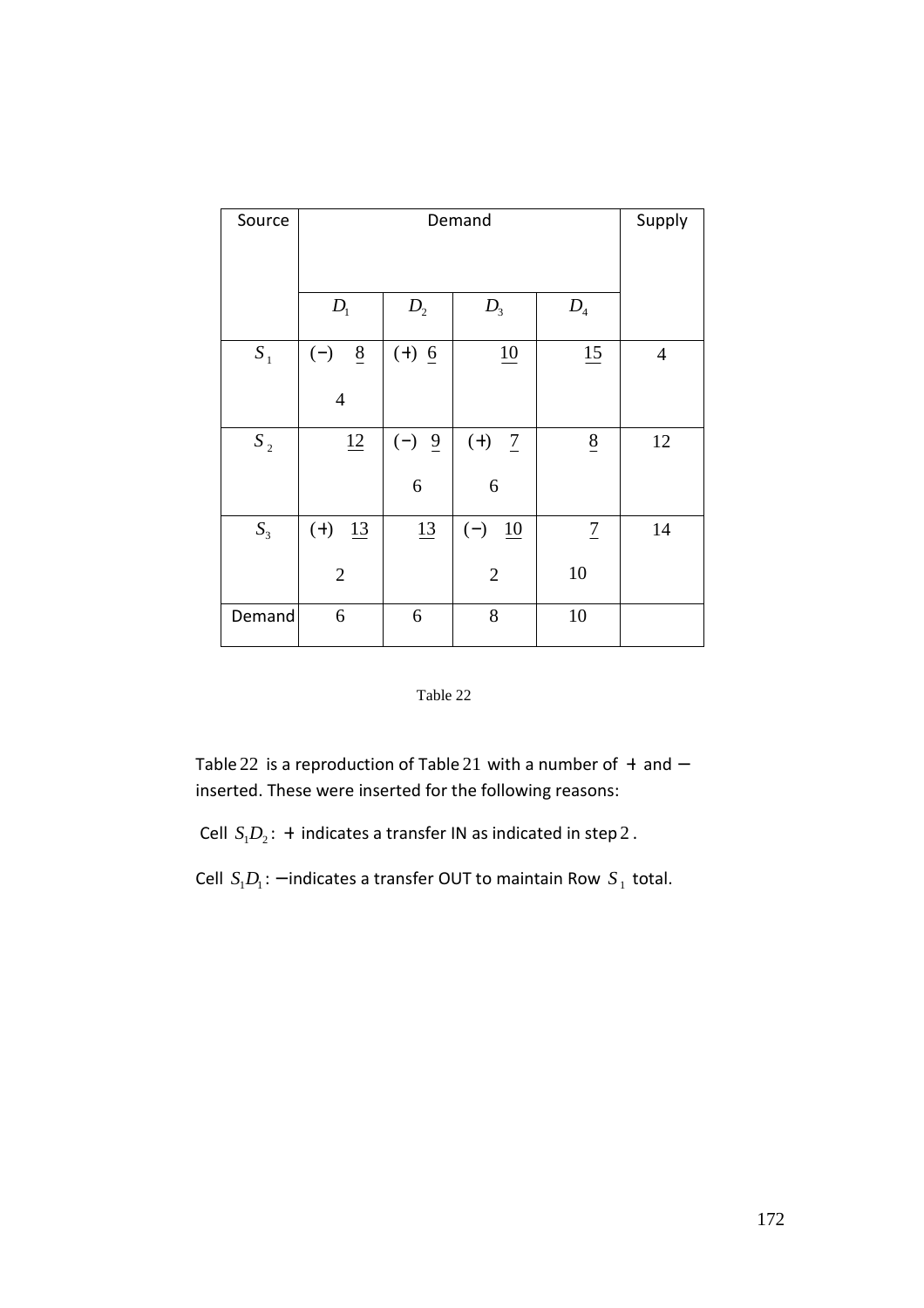| Source | Demand | | | | Supply |
|---|---|---|---|---|---|
| | $D_1$ | $D_2$ | $D_3$ | $D_4$ | |
| $S_1$ | $(-)$ $\underline{8}$ <br> 4 | $(+)$ $\underline{6}$ | $\underline{10}$ | $\underline{15}$ | 4 |
| $S_2$ | $\underline{12}$ | $(-)$ $\underline{9}$ <br> 6 | $(+)$ $\underline{7}$ <br> 6 | $\underline{8}$ | 12 |
| $S_3$ | $(+)$ $\underline{13}$ <br> 2 | $\underline{13}$ | $(-)$ $\underline{10}$ <br> 2 | $\underline{7}$ <br> 10 | 14 |
| Demand | 6 | 6 | 8 | 10 | |

Table 22

Table 22 is a reproduction of Table 21 with a number of $+$ and $-$ inserted. These were inserted for the following reasons:

Cell $S_1D_2$: $+$ indicates a transfer IN as indicated in step 2.

Cell $S_1D_1$: $-$indicates a transfer OUT to maintain Row $S_1$ total.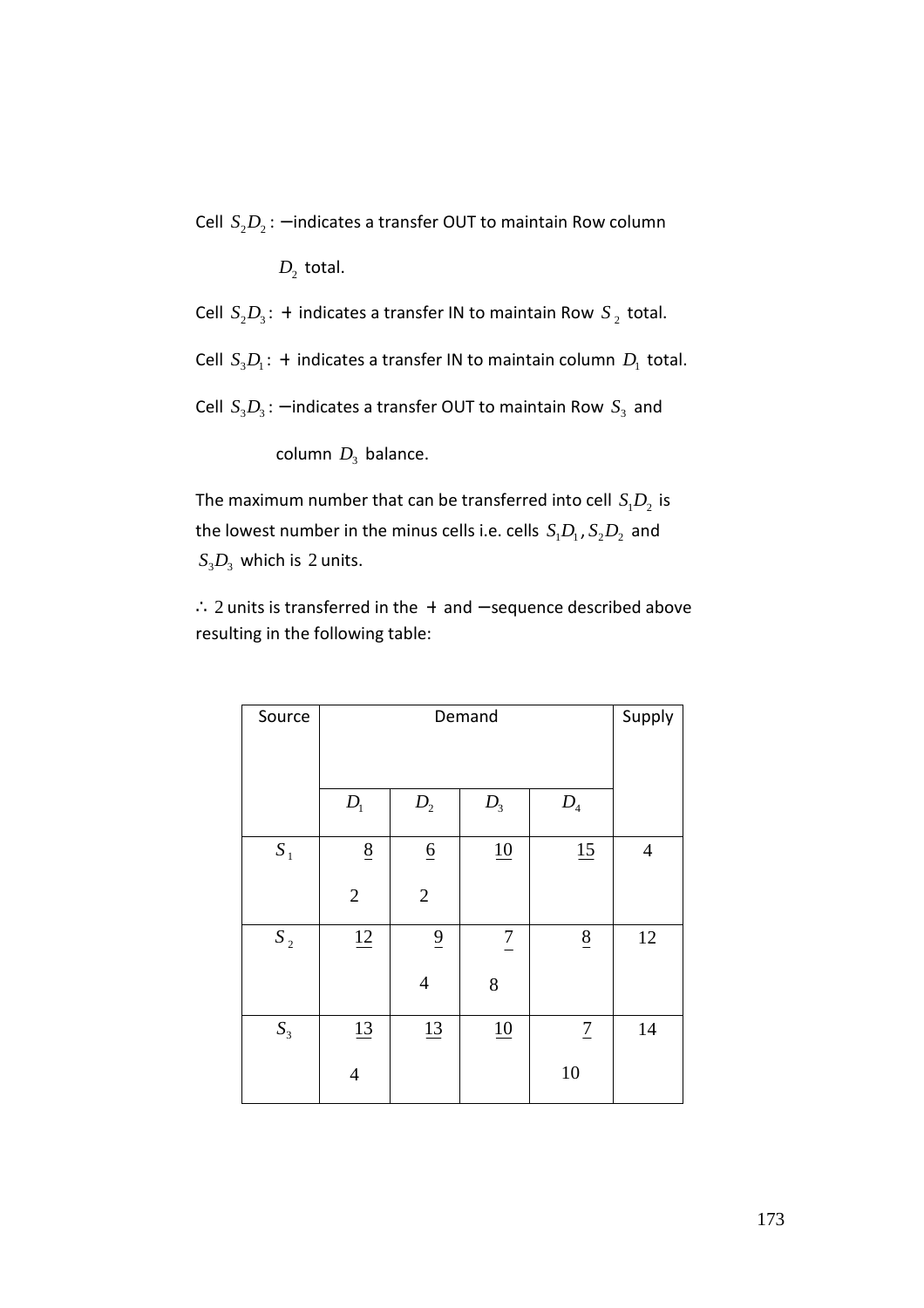Cell $S_2D_2$ : $-$indicates a transfer OUT to maintain Row column

$D_2$ total.

Cell $S_2D_3$ : $+$ indicates a transfer IN to maintain Row $S_2$ total.

Cell $S_3D_1$ : $+$ indicates a transfer IN to maintain column $D_1$ total.

Cell $S_3D_3$ : $-$indicates a transfer OUT to maintain Row $S_3$ and

column $D_3$ balance.

The maximum number that can be transferred into cell $S_1D_2$ is the lowest number in the minus cells i.e. cells $S_1D_1, S_2D_2$ and $S_3D_3$ which is 2 units.

$\therefore$ 2 units is transferred in the $+$ and $-$sequence described above resulting in the following table:

| Source | Demand | | | | Supply |
|---|---|---|---|---|---|
| | $D_1$ | $D_2$ | $D_3$ | $D_4$ | |
| $S_1$ | 8<br>2 | 6<br>2 | 10 | 15 | 4 |
| $S_2$ | 12 | 9<br>4 | 7<br>8 | 8 | 12 |
| $S_3$ | 13<br>4 | 13 | 10 | 7<br>10 | 14 |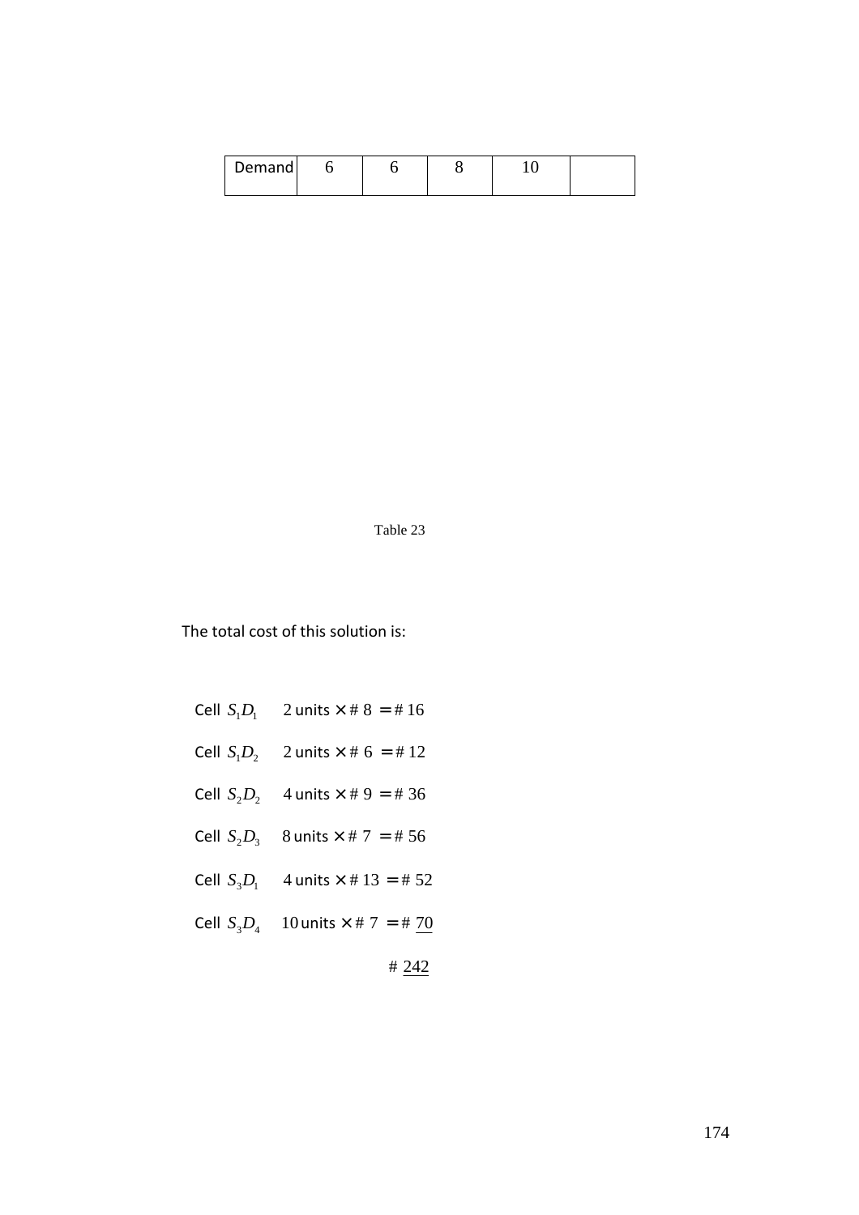| Demand | 6 | 6 | 8 | 10 | |
|---|---|---|---|---|---|

Table 23

The total cost of this solution is:

Cell $S_1D_1$ $\quad$ 2 units $\times$ # 8 = # 16

Cell $S_1D_2$ $\quad$ 2 units $\times$ # 6 = # 12

Cell $S_2D_2$ $\quad$ 4 units $\times$ # 9 = # 36

Cell $S_2D_3$ $\quad$ 8 units $\times$ # 7 = # 56

Cell $S_3D_1$ $\quad$ 4 units $\times$ # 13 = # 52

Cell $S_3D_4$ $\quad$ 10 units $\times$ # 7 = # $\underline{70}$

# $\underline{242}$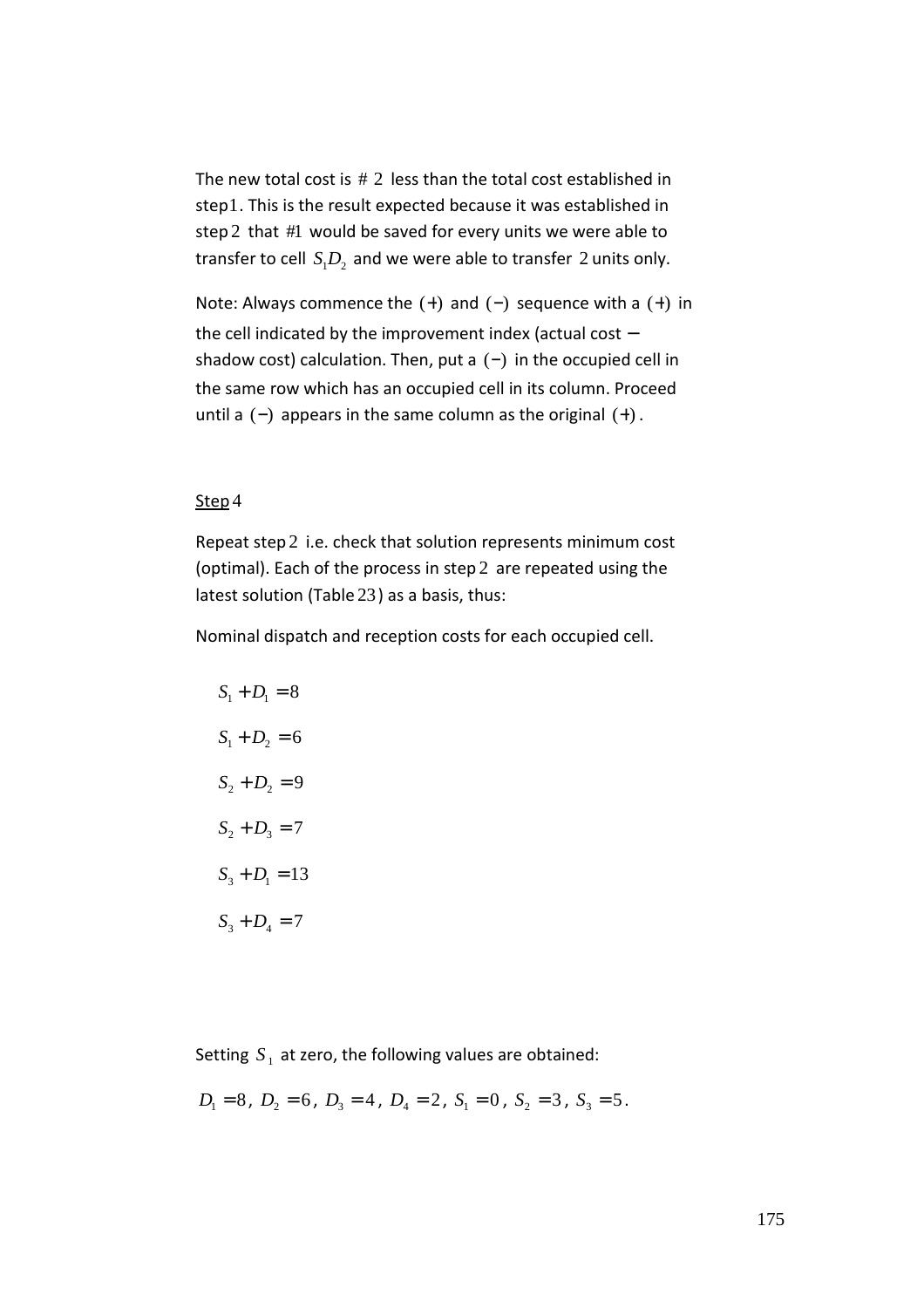The new total cost is $\# 2$ less than the total cost established in step $1$. This is the result expected because it was established in step $2$ that $\#1$ would be saved for every units we were able to transfer to cell $S_1D_2$ and we were able to transfer $2$ units only.

Note: Always commence the $(+)$ and $(-)$ sequence with a $(+)$ in the cell indicated by the improvement index (actual cost $-$ shadow cost) calculation. Then, put a $(-)$ in the occupied cell in the same row which has an occupied cell in its column. Proceed until a $(-)$ appears in the same column as the original $(+)$.

<u>Step</u> $4$

Repeat step $2$ i.e. check that solution represents minimum cost (optimal). Each of the process in step $2$ are repeated using the latest solution (Table $23$) as a basis, thus:

Nominal dispatch and reception costs for each occupied cell.

$$S_1 + D_1 = 8$$

$$S_1 + D_2 = 6$$

$$S_2 + D_2 = 9$$

$$S_2 + D_3 = 7$$

$$S_3 + D_1 = 13$$

$$S_3 + D_4 = 7$$

Setting $S_1$ at zero, the following values are obtained:

$D_1 = 8$, $D_2 = 6$, $D_3 = 4$, $D_4 = 2$, $S_1 = 0$, $S_2 = 3$, $S_3 = 5$.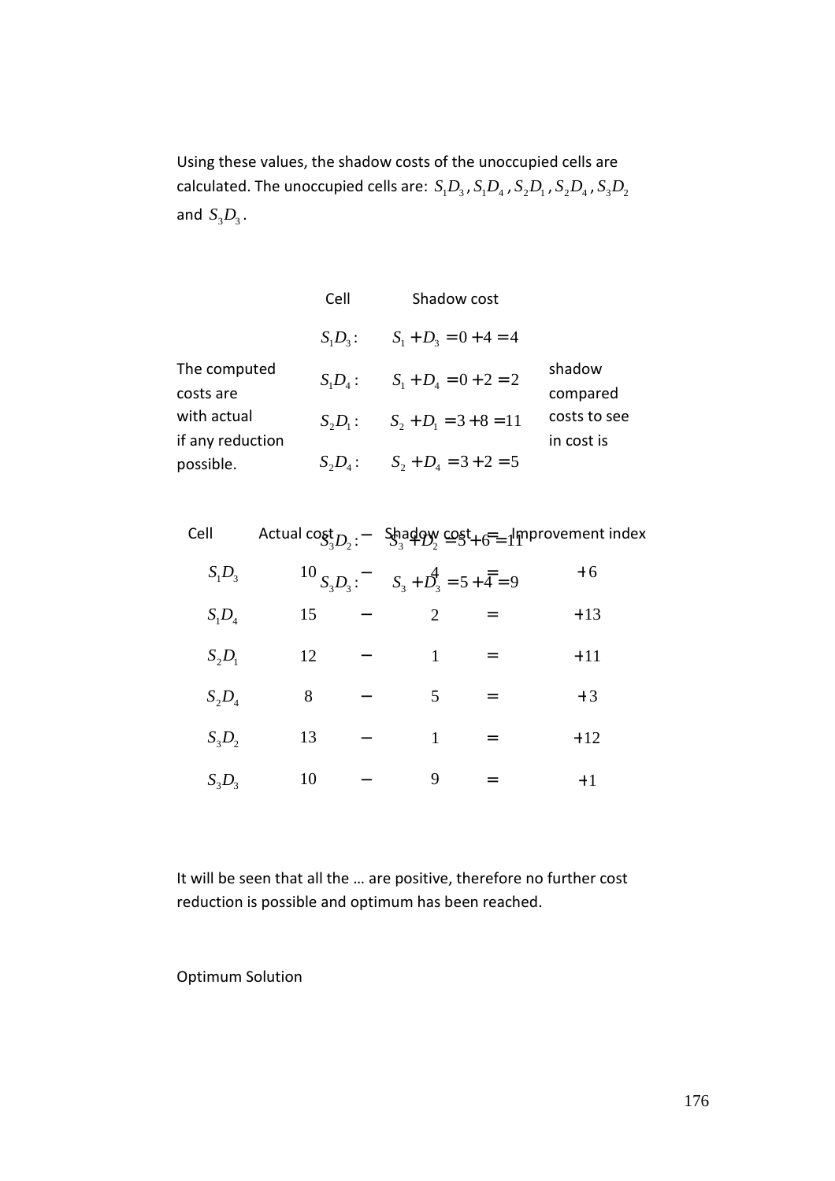Using these values, the shadow costs of the unoccupied cells are calculated. The unoccupied cells are: $S_1D_3$, $S_1D_4$, $S_2D_1$, $S_2D_4$, $S_3D_2$ and $S_3D_3$.

| Cell | Shadow cost |
|---|---|
| $S_1D_3$: | $S_1 + D_3 = 0 + 4 = 4$ |
| $S_1D_4$: | $S_1 + D_4 = 0 + 2 = 2$ |
| $S_2D_1$: | $S_2 + D_1 = 3 + 8 = 11$ |
| $S_2D_4$: | $S_2 + D_4 = 3 + 2 = 5$ |
| $S_3D_2$: | $S_3 + D_2 = 5 + 6 = 11$ |
| $S_3D_3$: | $S_3 + D_3 = 5 + 4 = 9$ |

The computed shadow costs are compared with actual costs to see if any reduction in cost is possible.

| Cell | Actual cost | − | Shadow cost | = | Improvement index |
|---|---|---|---|---|---|
| $S_1D_3$ | 10 | − | 4 | = | +6 |
| $S_1D_4$ | 15 | − | 2 | = | +13 |
| $S_2D_1$ | 12 | − | 1 | = | +11 |
| $S_2D_4$ | 8 | − | 5 | = | +3 |
| $S_3D_2$ | 13 | − | 1 | = | +12 |
| $S_3D_3$ | 10 | − | 9 | = | +1 |

It will be seen that all the … are positive, therefore no further cost reduction is possible and optimum has been reached.

Optimum Solution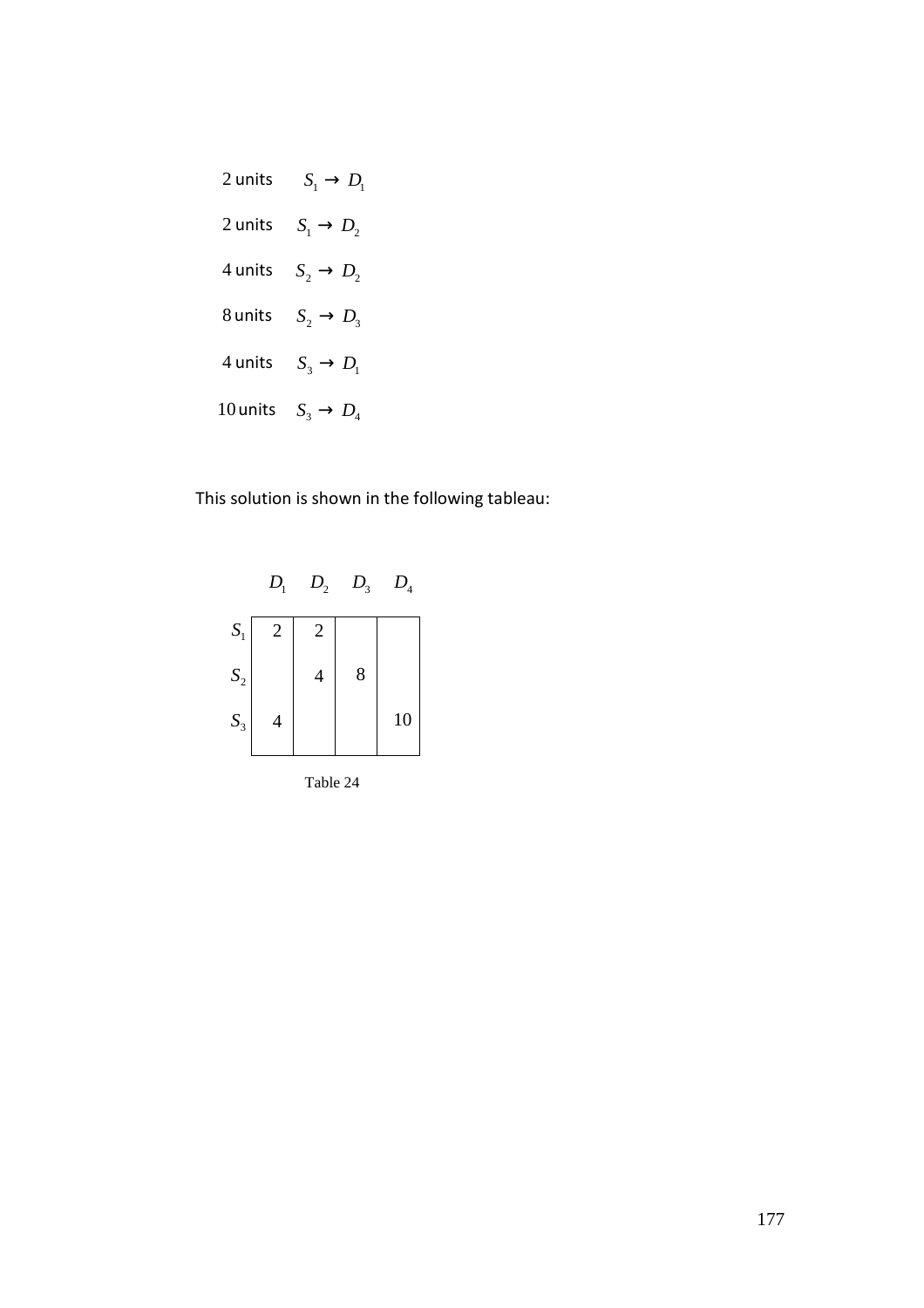2 units $S_1 \rightarrow D_1$

2 units $S_1 \rightarrow D_2$

4 units $S_2 \rightarrow D_2$

8 units $S_2 \rightarrow D_3$

4 units $S_3 \rightarrow D_1$

10 units $S_3 \rightarrow D_4$

This solution is shown in the following tableau:

| | $D_1$ | $D_2$ | $D_3$ | $D_4$ |
|---|---|---|---|---|
| $S_1$ | 2 | 2 | | |
| $S_2$ | | 4 | 8 | |
| $S_3$ | 4 | | | 10 |

Table 24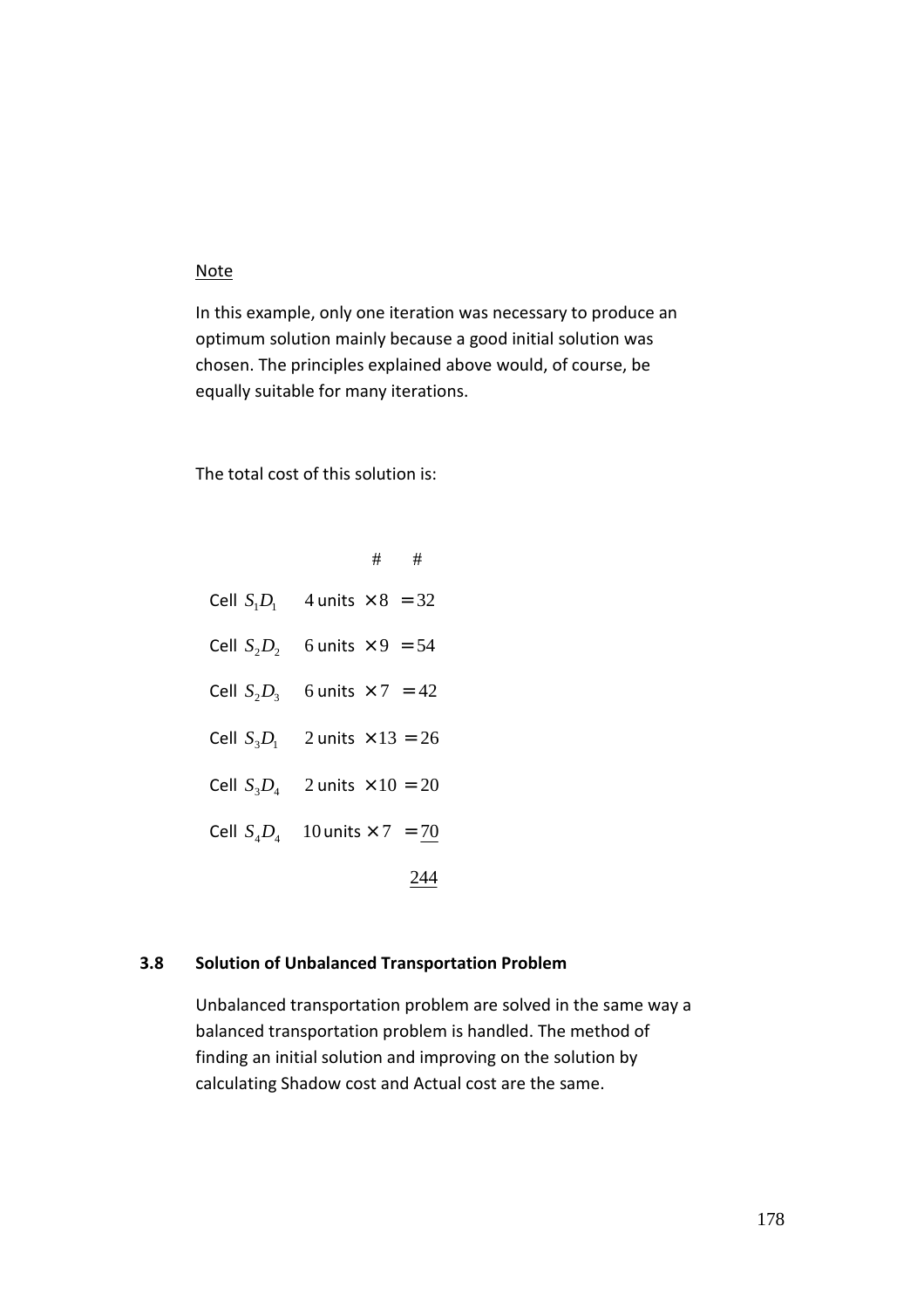<u>Note</u>

In this example, only one iteration was necessary to produce an optimum solution mainly because a good initial solution was chosen. The principles explained above would, of course, be equally suitable for many iterations.

The total cost of this solution is:

| | | | # | # |
|---|---|---|---|---|
| Cell $S_1D_1$ | 4 units | $\times 8$ | $= 32$ | |
| Cell $S_2D_2$ | 6 units | $\times 9$ | $= 54$ | |
| Cell $S_2D_3$ | 6 units | $\times 7$ | $= 42$ | |
| Cell $S_3D_1$ | 2 units | $\times 13$ | $= 26$ | |
| Cell $S_3D_4$ | 2 units | $\times 10$ | $= 20$ | |
| Cell $S_4D_4$ | 10 units | $\times 7$ | $= \underline{70}$ | |
| | | | $\underline{244}$ | |

### 3.8 Solution of Unbalanced Transportation Problem

Unbalanced transportation problem are solved in the same way a balanced transportation problem is handled. The method of finding an initial solution and improving on the solution by calculating Shadow cost and Actual cost are the same.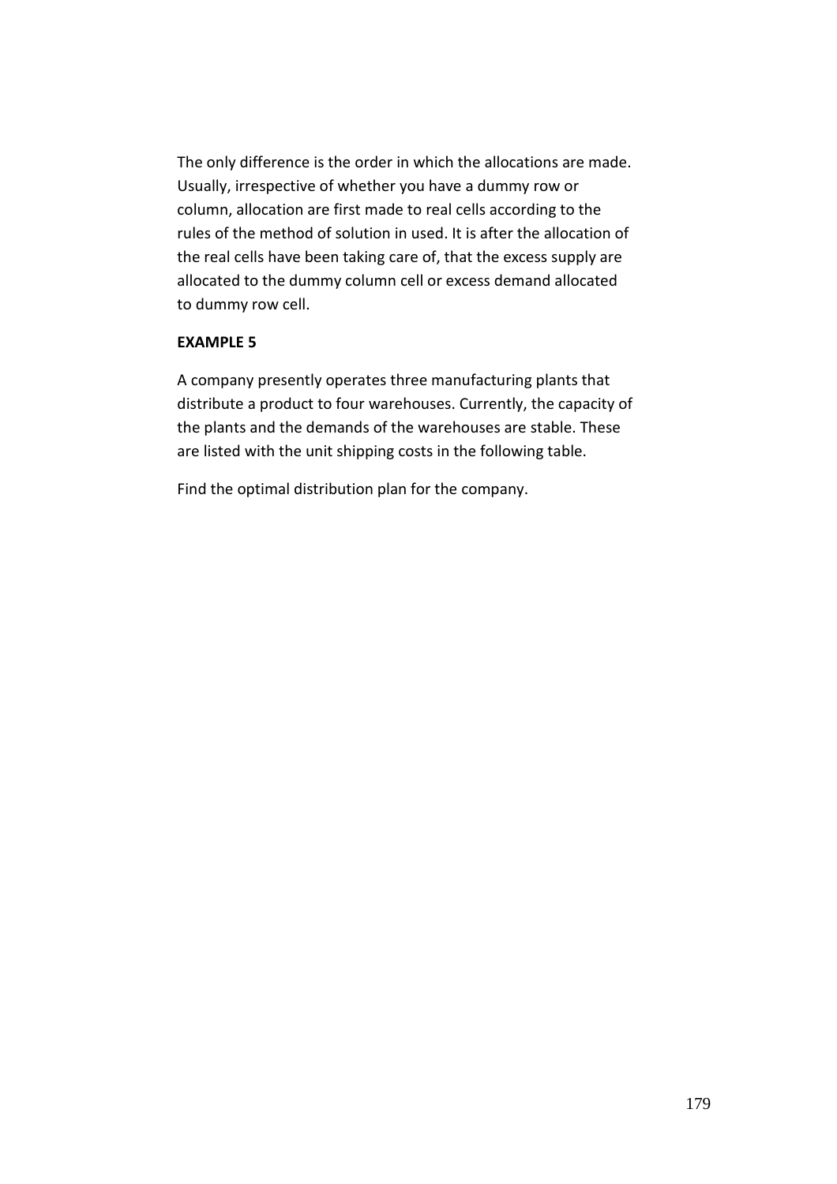The only difference is the order in which the allocations are made. Usually, irrespective of whether you have a dummy row or column, allocation are first made to real cells according to the rules of the method of solution in used. It is after the allocation of the real cells have been taking care of, that the excess supply are allocated to the dummy column cell or excess demand allocated to dummy row cell.

**EXAMPLE 5**

A company presently operates three manufacturing plants that distribute a product to four warehouses. Currently, the capacity of the plants and the demands of the warehouses are stable. These are listed with the unit shipping costs in the following table.

Find the optimal distribution plan for the company.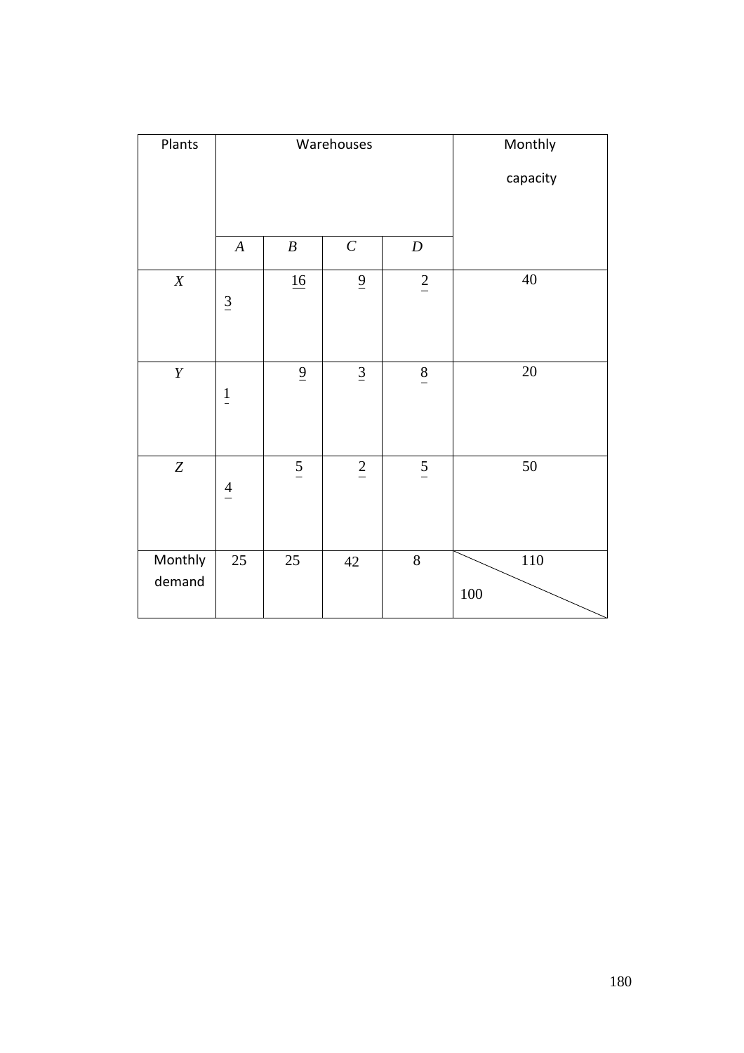| Plants | Warehouses | | | | Monthly capacity |
|---|---|---|---|---|---|
| | *A* | *B* | *C* | *D* | |
| *X* | 3 | 16 | 9 | 2 | 40 |
| *Y* | 1 | 9 | 3 | 8 | 20 |
| *Z* | 4 | 5 | 2 | 5 | 50 |
| Monthly demand | 25 | 25 | 42 | 8 | 110 / 100 |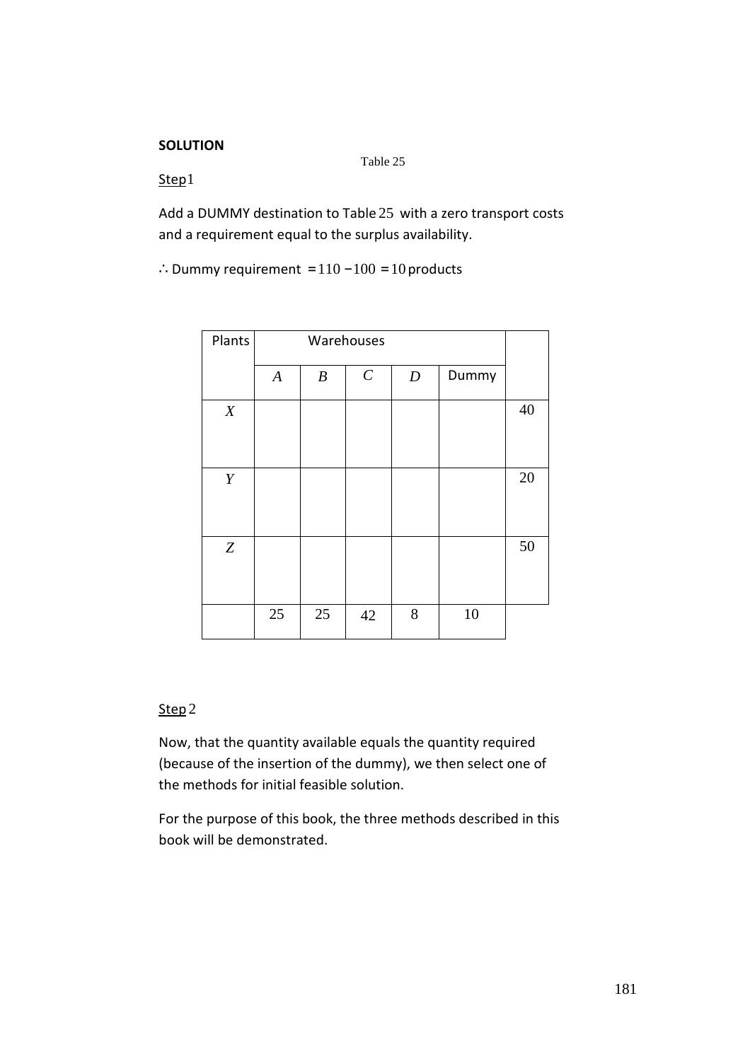**SOLUTION**

Table 25

Step 1

Add a DUMMY destination to Table 25 with a zero transport costs and a requirement equal to the surplus availability.

$\therefore$ Dummy requirement $= 110 - 100 = 10$ products

| Plants | Warehouses | | | | | |
|---|---|---|---|---|---|---|
| | $A$ | $B$ | $C$ | $D$ | Dummy | |
| $X$ | | | | | | 40 |
| $Y$ | | | | | | 20 |
| $Z$ | | | | | | 50 |
| | 25 | 25 | 42 | 8 | 10 | |

Step 2

Now, that the quantity available equals the quantity required (because of the insertion of the dummy), we then select one of the methods for initial feasible solution.

For the purpose of this book, the three methods described in this book will be demonstrated.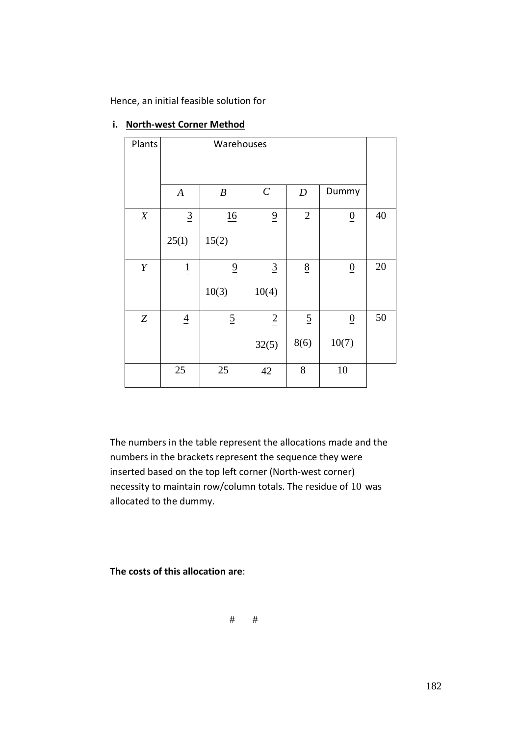Hence, an initial feasible solution for

**i. North-west Corner Method**

| Plants | Warehouses | | | | | |
|---|---|---|---|---|---|---|
| | $A$ | $B$ | $C$ | $D$ | Dummy | |
| $X$ | $\underline{3}$ 25(1) | $\underline{16}$ 15(2) | $\underline{9}$ | $\underline{2}$ | $\underline{0}$ | 40 |
| $Y$ | $\underline{1}$ | $\underline{9}$ 10(3) | $\underline{3}$ 10(4) | $\underline{8}$ | $\underline{0}$ | 20 |
| $Z$ | $\underline{4}$ | $\underline{5}$ | $\underline{2}$ 32(5) | $\underline{5}$ 8(6) | $\underline{0}$ 10(7) | 50 |
| | 25 | 25 | 42 | 8 | 10 | |

The numbers in the table represent the allocations made and the numbers in the brackets represent the sequence they were inserted based on the top left corner (North-west corner) necessity to maintain row/column totals. The residue of 10 was allocated to the dummy.

**The costs of this allocation are**:

# #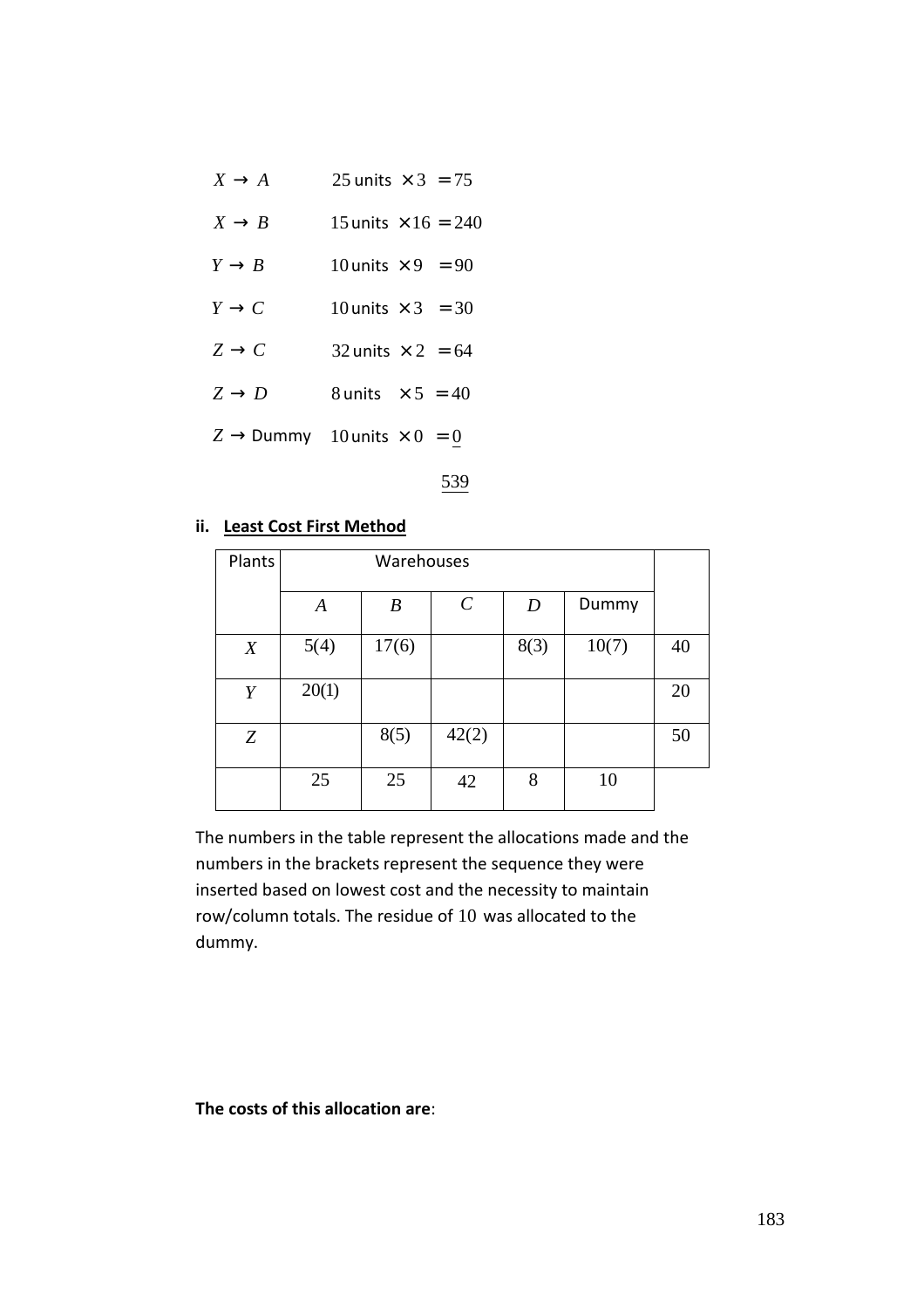$X \rightarrow A$ 25 units $\times 3 = 75$

$X \rightarrow B$ 15 units $\times 16 = 240$

$Y \rightarrow B$ 10 units $\times 9 = 90$

$Y \rightarrow C$ 10 units $\times 3 = 30$

$Z \rightarrow C$ 32 units $\times 2 = 64$

$Z \rightarrow D$ 8 units $\times 5 = 40$

$Z \rightarrow$ Dummy 10 units $\times 0 = \underline{0}$

$\underline{539}$

**ii. <u>Least Cost First Method</u>**

| Plants | Warehouses | | | | | |
|---|---|---|---|---|---|---|
| | $A$ | $B$ | $C$ | $D$ | Dummy | |
| $X$ | 5(4) | 17(6) | | 8(3) | 10(7) | 40 |
| $Y$ | 20(1) | | | | | 20 |
| $Z$ | | 8(5) | 42(2) | | | 50 |
| | 25 | 25 | 42 | 8 | 10 | |

The numbers in the table represent the allocations made and the numbers in the brackets represent the sequence they were inserted based on lowest cost and the necessity to maintain row/column totals. The residue of 10 was allocated to the dummy.

**The costs of this allocation are**: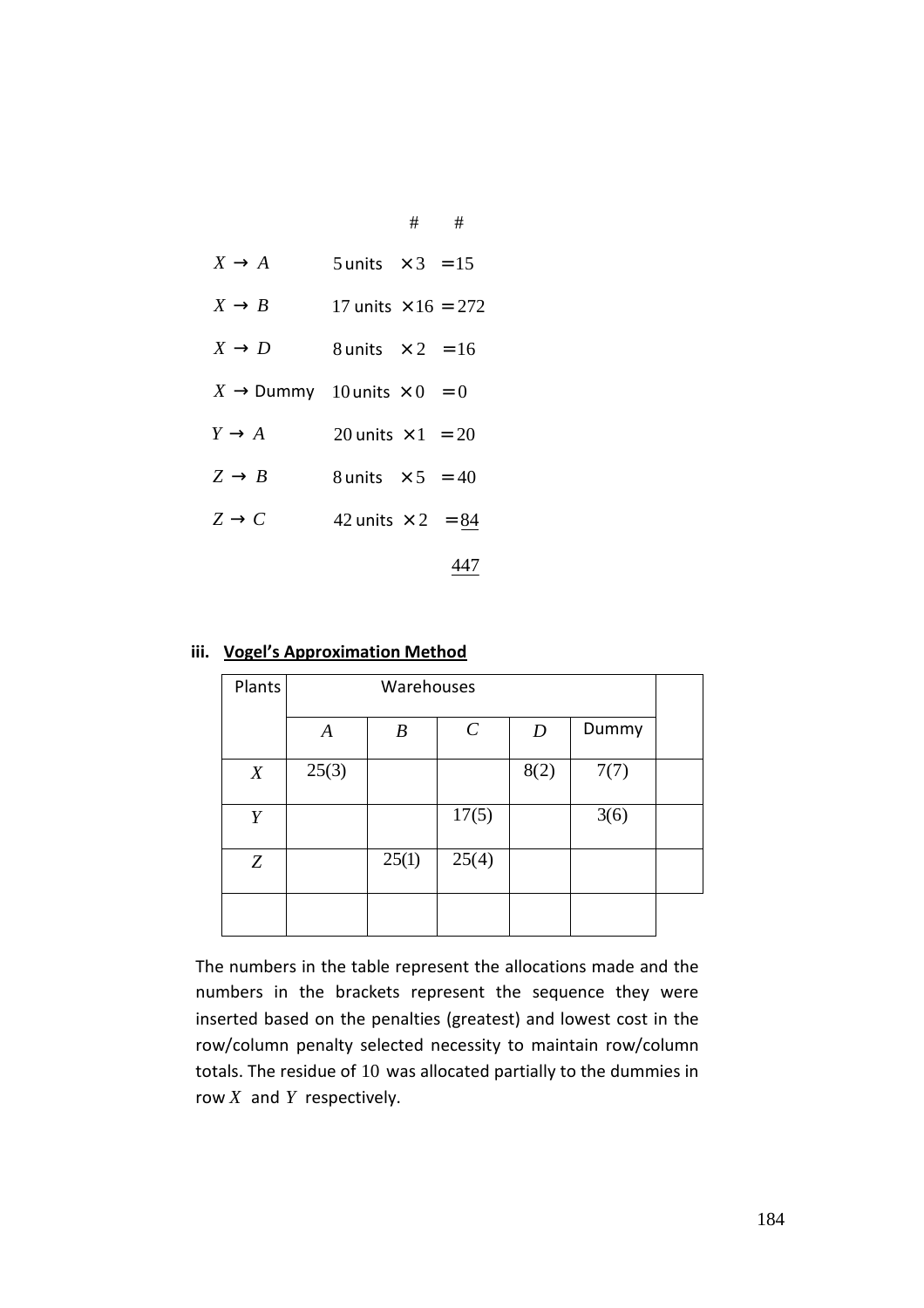| | # | # |
|---|---|---|
| $X \to A$ | 5 units $\times 3$ | $= 15$ |
| $X \to B$ | 17 units $\times 16$ | $= 272$ |
| $X \to D$ | 8 units $\times 2$ | $= 16$ |
| $X \to$ Dummy | 10 units $\times 0$ | $= 0$ |
| $Y \to A$ | 20 units $\times 1$ | $= 20$ |
| $Z \to B$ | 8 units $\times 5$ | $= 40$ |
| $Z \to C$ | 42 units $\times 2$ | $= \underline{84}$ |
| | | $\underline{447}$ |

**iii. Vogel's Approximation Method**

| Plants | Warehouses | | | | | |
|---|---|---|---|---|---|---|
| | $A$ | $B$ | $C$ | $D$ | Dummy | |
| $X$ | 25(3) | | | 8(2) | 7(7) | |
| $Y$ | | | 17(5) | | 3(6) | |
| $Z$ | | 25(1) | 25(4) | | | |
| | | | | | | |

The numbers in the table represent the allocations made and the numbers in the brackets represent the sequence they were inserted based on the penalties (greatest) and lowest cost in the row/column penalty selected necessity to maintain row/column totals. The residue of 10 was allocated partially to the dummies in row $X$ and $Y$ respectively.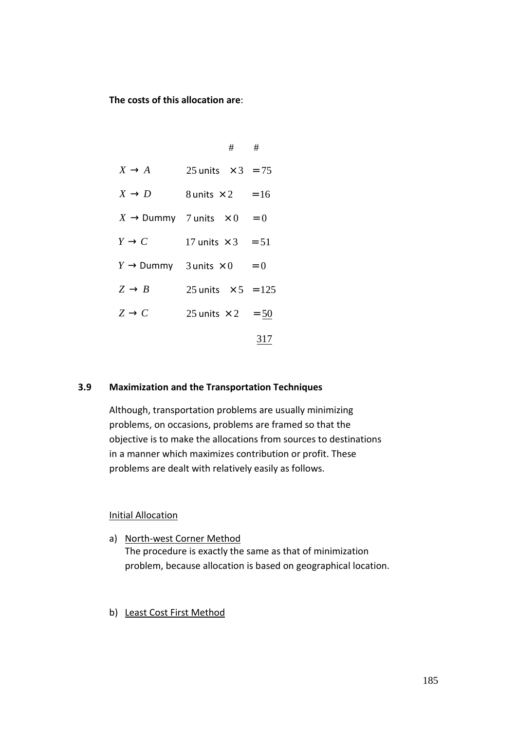**The costs of this allocation are**:

| | | # | # |
|---|---|---|---|
| $X \rightarrow A$ | 25 units | $\times 3$ | $= 75$ |
| $X \rightarrow D$ | 8 units | $\times 2$ | $= 16$ |
| $X \rightarrow$ Dummy | 7 units | $\times 0$ | $= 0$ |
| $Y \rightarrow C$ | 17 units | $\times 3$ | $= 51$ |
| $Y \rightarrow$ Dummy | 3 units | $\times 0$ | $= 0$ |
| $Z \rightarrow B$ | 25 units | $\times 5$ | $= 125$ |
| $Z \rightarrow C$ | 25 units | $\times 2$ | $= \underline{50}$ |
| | | | $\underline{317}$ |

### 3.9 Maximization and the Transportation Techniques

Although, transportation problems are usually minimizing problems, on occasions, problems are framed so that the objective is to make the allocations from sources to destinations in a manner which maximizes contribution or profit. These problems are dealt with relatively easily as follows.

<u>Initial Allocation</u>

a) <u>North-west Corner Method</u>
   The procedure is exactly the same as that of minimization problem, because allocation is based on geographical location.

b) <u>Least Cost First Method</u>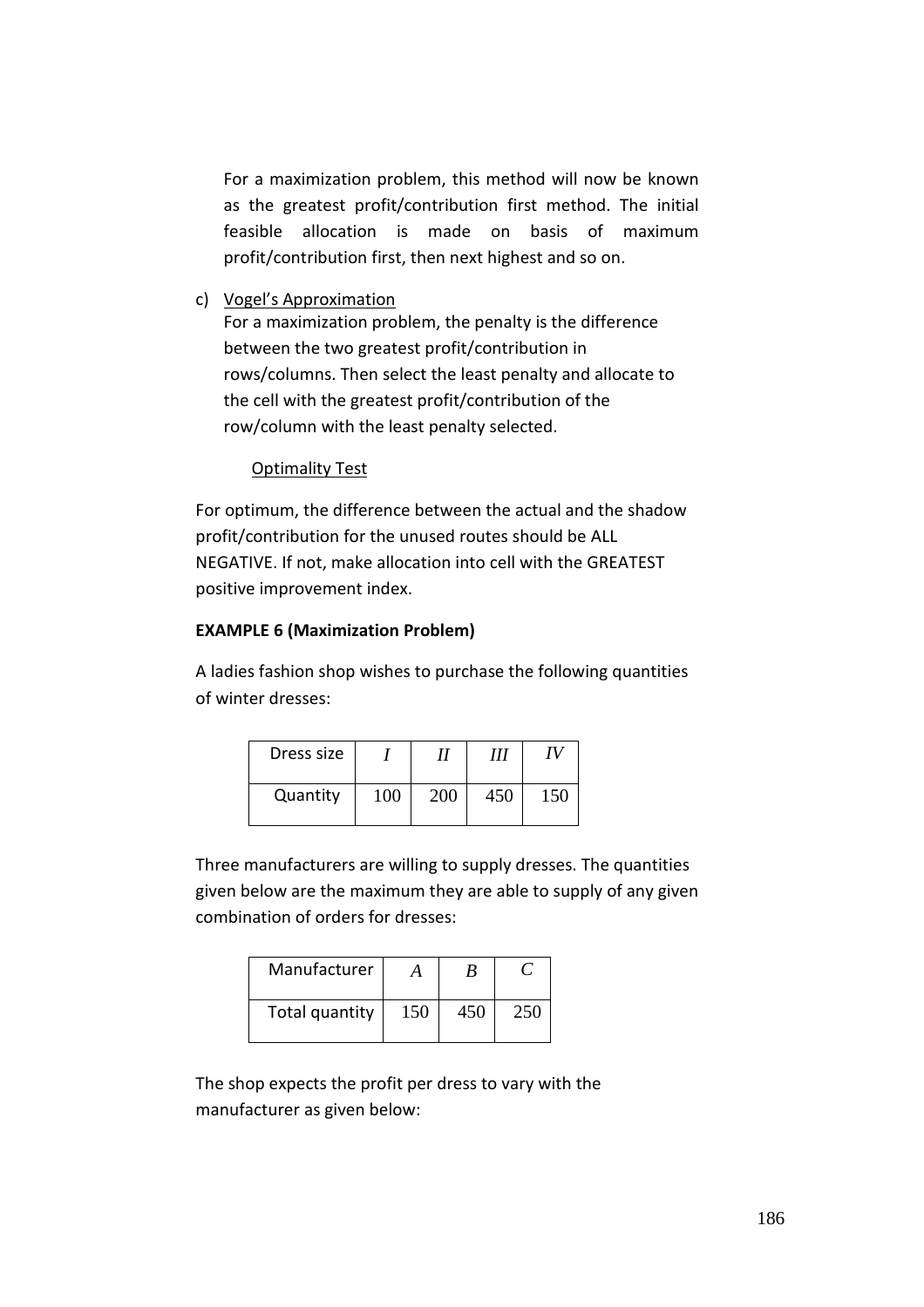For a maximization problem, this method will now be known as the greatest profit/contribution first method. The initial feasible allocation is made on basis of maximum profit/contribution first, then next highest and so on.

c) Vogel's Approximation

For a maximization problem, the penalty is the difference between the two greatest profit/contribution in rows/columns. Then select the least penalty and allocate to the cell with the greatest profit/contribution of the row/column with the least penalty selected.

Optimality Test

For optimum, the difference between the actual and the shadow profit/contribution for the unused routes should be ALL NEGATIVE. If not, make allocation into cell with the GREATEST positive improvement index.

**EXAMPLE 6 (Maximization Problem)**

A ladies fashion shop wishes to purchase the following quantities of winter dresses:

| Dress size | *I* | *II* | *III* | *IV* |
|---|---|---|---|---|
| Quantity | 100 | 200 | 450 | 150 |

Three manufacturers are willing to supply dresses. The quantities given below are the maximum they are able to supply of any given combination of orders for dresses:

| Manufacturer | *A* | *B* | *C* |
|---|---|---|---|
| Total quantity | 150 | 450 | 250 |

The shop expects the profit per dress to vary with the manufacturer as given below: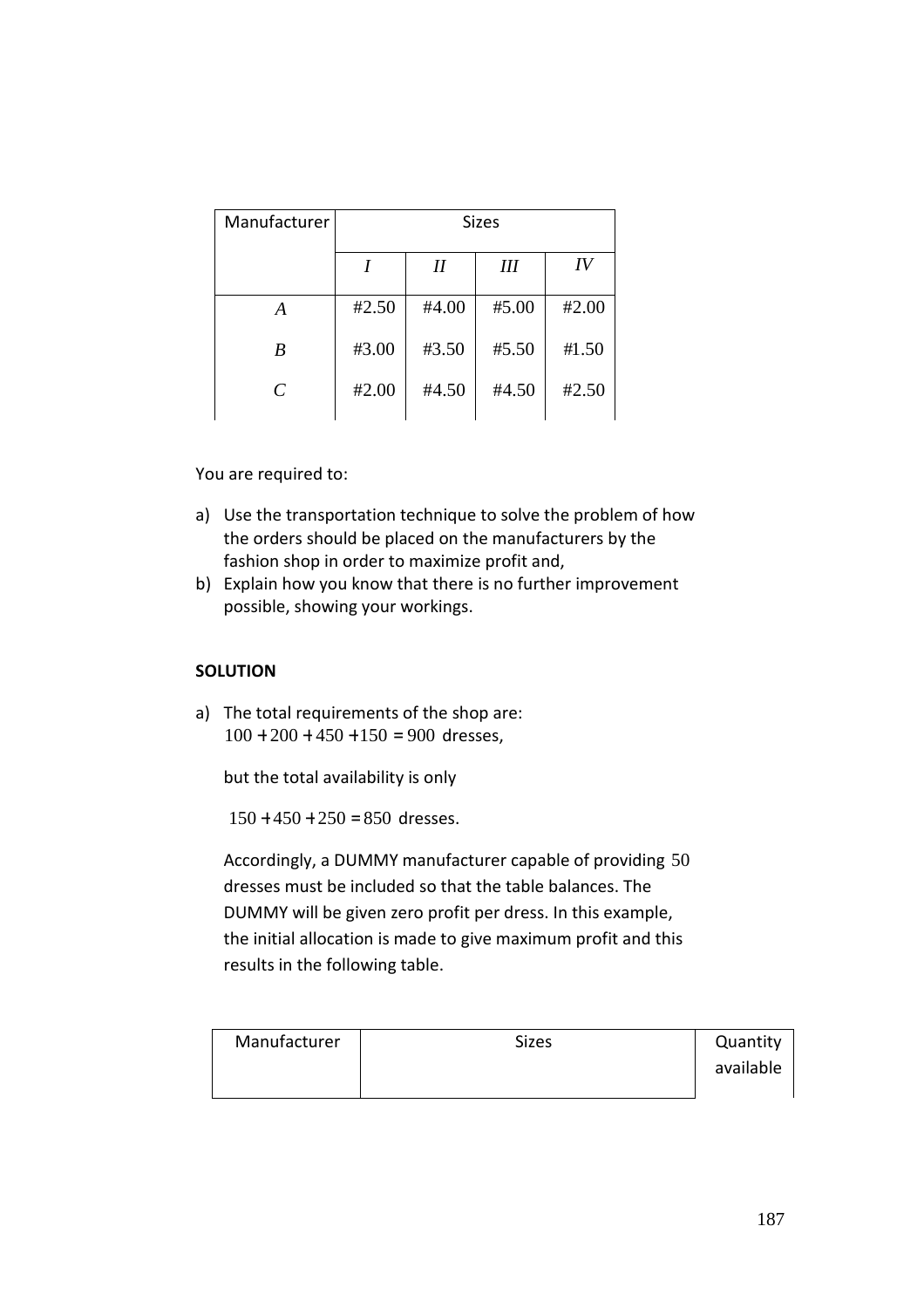| Manufacturer | Sizes | | | |
|---|---|---|---|---|
| | *I* | *II* | *III* | *IV* |
| *A* | #2.50 | #4.00 | #5.00 | #2.00 |
| *B* | #3.00 | #3.50 | #5.50 | #1.50 |
| *C* | #2.00 | #4.50 | #4.50 | #2.50 |

You are required to:

a) Use the transportation technique to solve the problem of how the orders should be placed on the manufacturers by the fashion shop in order to maximize profit and,
b) Explain how you know that there is no further improvement possible, showing your workings.

**SOLUTION**

a) The total requirements of the shop are:
$100 + 200 + 450 + 150 = 900$ dresses,

but the total availability is only

$150 + 450 + 250 = 850$ dresses.

Accordingly, a DUMMY manufacturer capable of providing $50$ dresses must be included so that the table balances. The DUMMY will be given zero profit per dress. In this example, the initial allocation is made to give maximum profit and this results in the following table.

| Manufacturer | Sizes | Quantity available |
|---|---|---|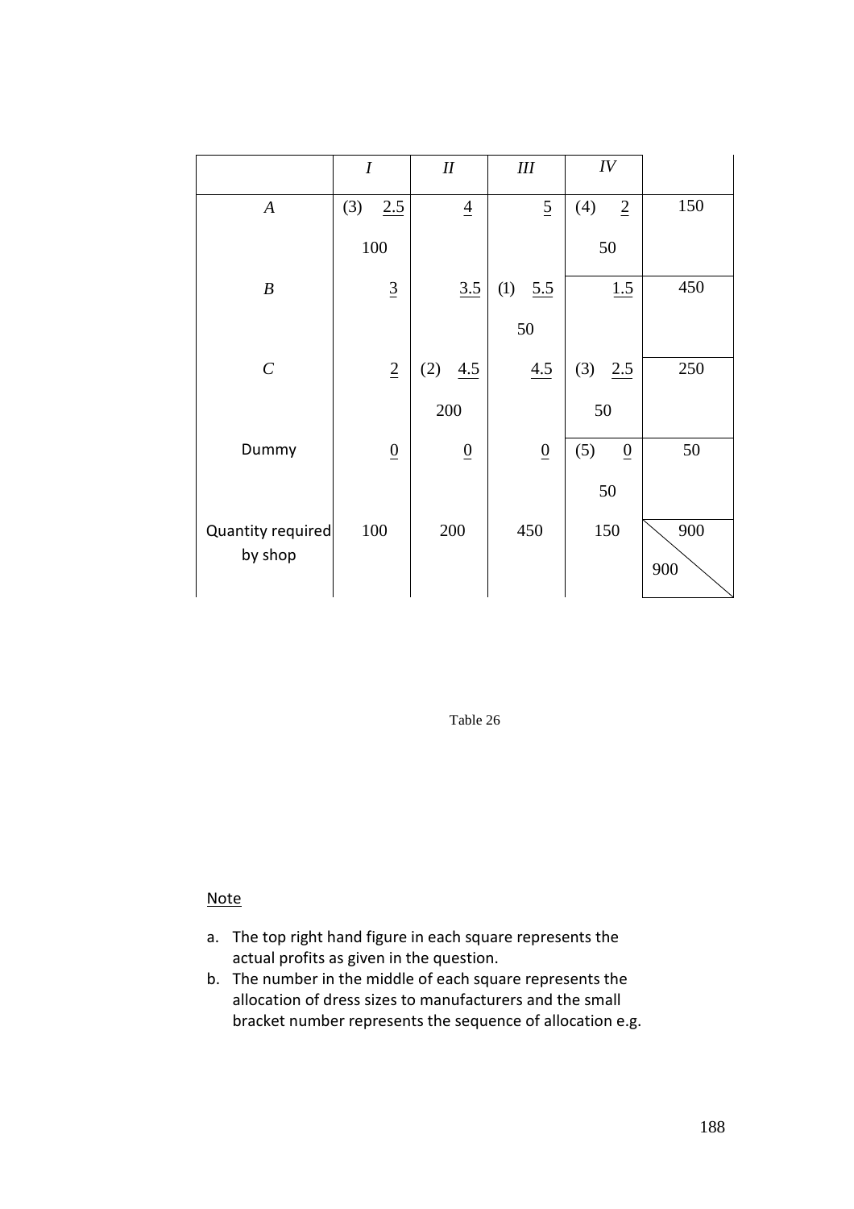| | *I* | *II* | *III* | *IV* | |
|---|---|---|---|---|---|
| *A* | (3) 2.5<br>100 | 4 | 5 | (4) 2<br>50 | 150 |
| *B* | 3 | 3.5 | (1) 5.5<br>50 | 1.5 | 450 |
| *C* | 2 | (2) 4.5<br>200 | 4.5 | (3) 2.5<br>50 | 250 |
| Dummy | 0 | 0 | 0 | (5) 0<br>50 | 50 |
| Quantity required by shop | 100 | 200 | 450 | 150 | 900<br>900 |

Table 26

Note

a. The top right hand figure in each square represents the actual profits as given in the question.
b. The number in the middle of each square represents the allocation of dress sizes to manufacturers and the small bracket number represents the sequence of allocation e.g.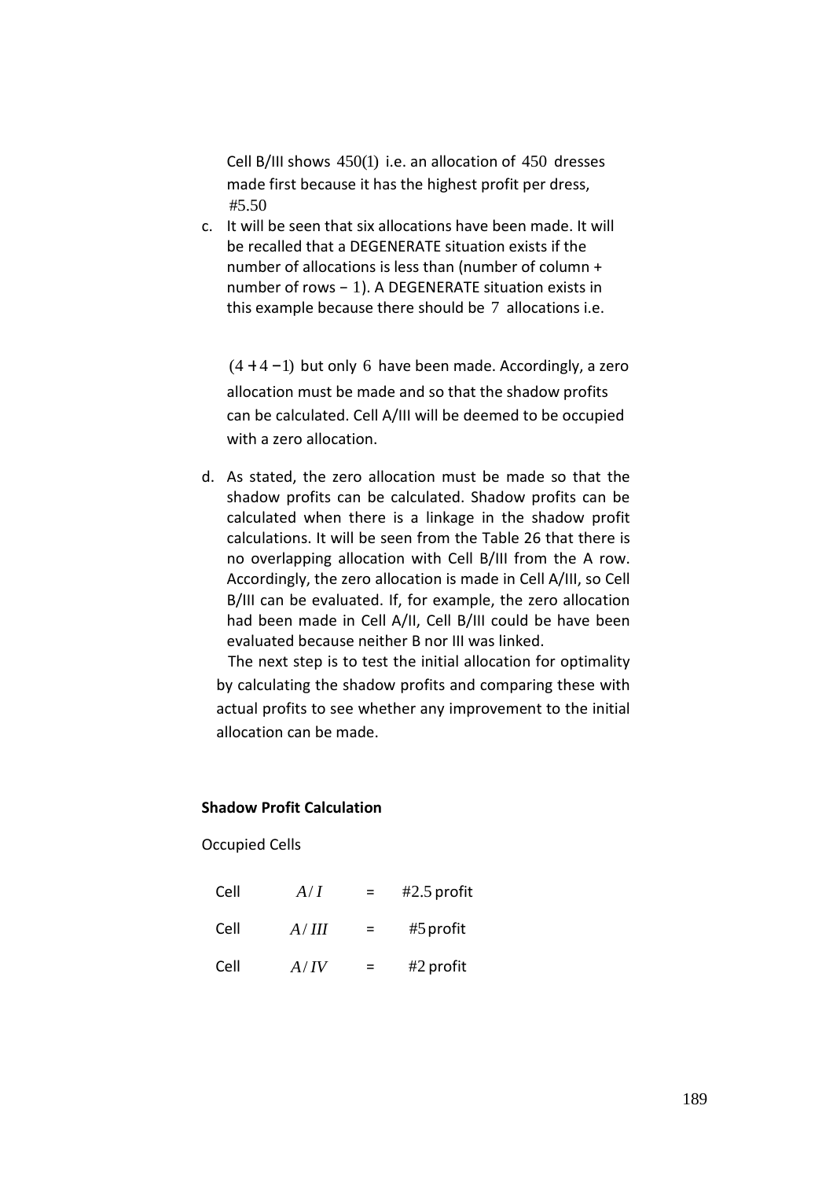Cell B/III shows $450(1)$ i.e. an allocation of $450$ dresses made first because it has the highest profit per dress, #5.50

c. It will be seen that six allocations have been made. It will be recalled that a DEGENERATE situation exists if the number of allocations is less than (number of column + number of rows − $1$). A DEGENERATE situation exists in this example because there should be $7$ allocations i.e.

   $(4+4-1)$ but only $6$ have been made. Accordingly, a zero allocation must be made and so that the shadow profits can be calculated. Cell A/III will be deemed to be occupied with a zero allocation.

d. As stated, the zero allocation must be made so that the shadow profits can be calculated. Shadow profits can be calculated when there is a linkage in the shadow profit calculations. It will be seen from the Table 26 that there is no overlapping allocation with Cell B/III from the A row. Accordingly, the zero allocation is made in Cell A/III, so Cell B/III can be evaluated. If, for example, the zero allocation had been made in Cell A/II, Cell B/III could be have been evaluated because neither B nor III was linked.

   The next step is to test the initial allocation for optimality by calculating the shadow profits and comparing these with actual profits to see whether any improvement to the initial allocation can be made.

**Shadow Profit Calculation**

Occupied Cells

| | | | |
|---|---|---|---|
| Cell | $A/I$ | = | #2.5 profit |
| Cell | $A/III$ | = | #5 profit |
| Cell | $A/IV$ | = | #2 profit |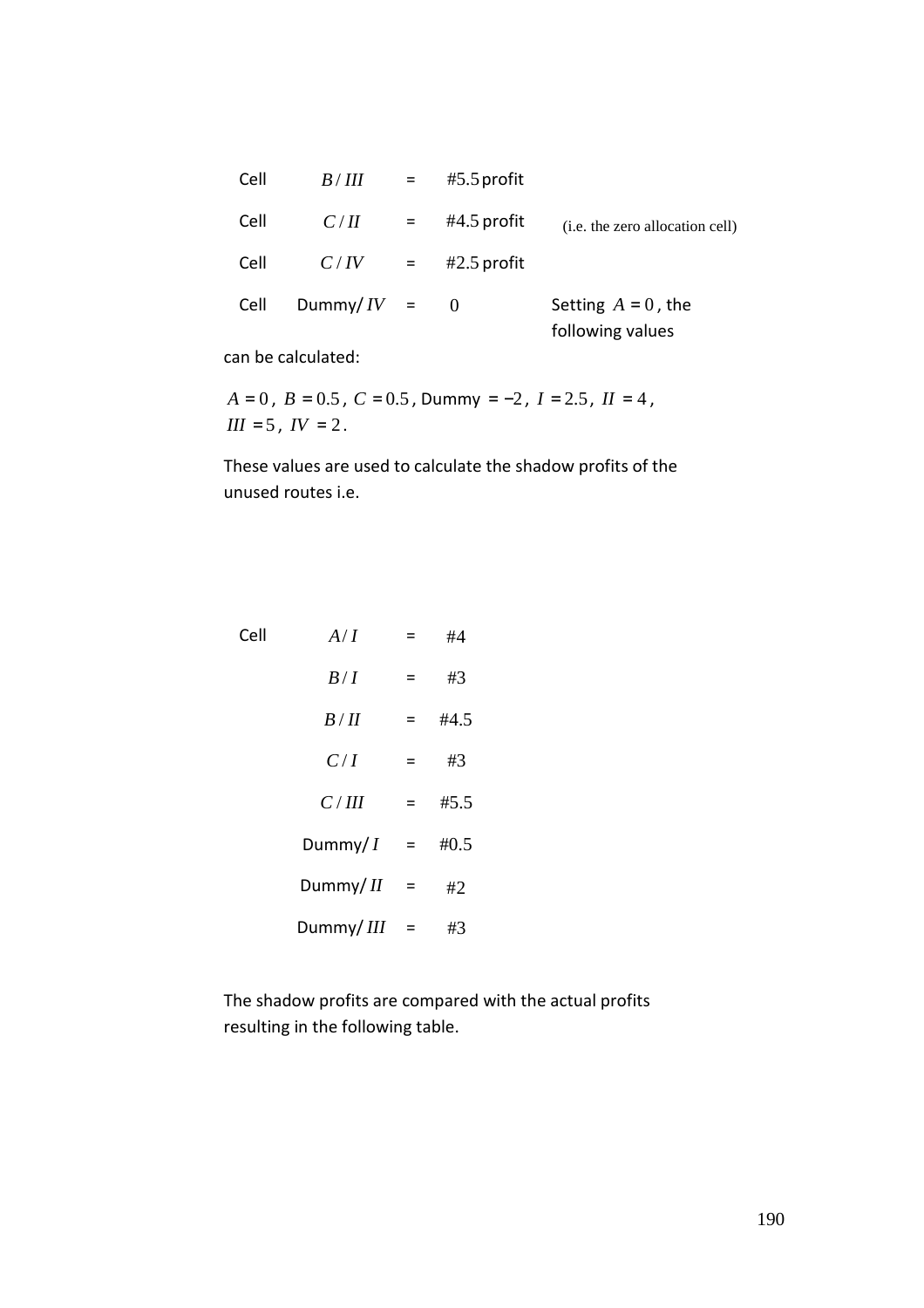| | | | | |
|---|---|---|---|---|
| Cell | $B/III$ | = | #5.5 profit | |
| Cell | $C/II$ | = | #4.5 profit | (i.e. the zero allocation cell) |
| Cell | $C/IV$ | = | #2.5 profit | |
| Cell | Dummy/$IV$ | = | 0 | Setting $A=0$, the following values |

can be calculated:

$A=0$, $B=0.5$, $C=0.5$, Dummy $=-2$, $I=2.5$, $II=4$, $III=5$, $IV=2$.

These values are used to calculate the shadow profits of the unused routes i.e.

| | | | |
|---|---|---|---|
| Cell | $A/I$ | = | #4 |
| | $B/I$ | = | #3 |
| | $B/II$ | = | #4.5 |
| | $C/I$ | = | #3 |
| | $C/III$ | = | #5.5 |
| | Dummy/$I$ | = | #0.5 |
| | Dummy/$II$ | = | #2 |
| | Dummy/$III$ | = | #3 |

The shadow profits are compared with the actual profits resulting in the following table.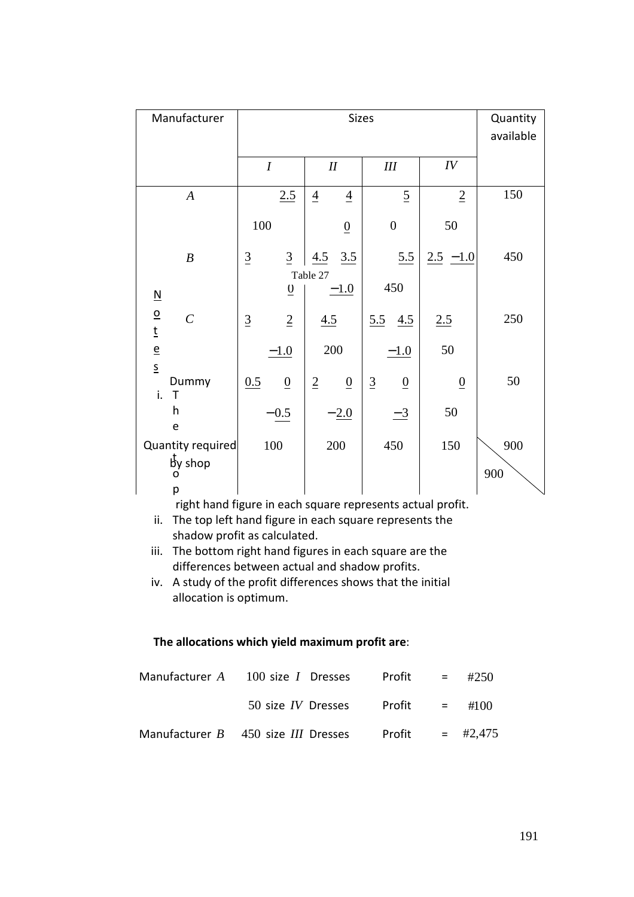| Manufacturer | Sizes | | | | Quantity available |
|---|---|---|---|---|---|
| | $I$ | $II$ | $III$ | $IV$ | |
| $A$ | 2.5 <br> 100 | 4 4 <br> 0 | 5 <br> 0 | 2 <br> 50 | 150 |
| $B$ | 3 3 <br> 0 | 4.5 3.5 <br> −1.0 | 5.5 <br> 450 | 2.5 −1.0 | 450 |
| $C$ | 3 2 <br> −1.0 | 4.5 <br> 200 | 5.5 4.5 <br> −1.0 | 2.5 <br> 50 | 250 |
| Dummy | 0.5 0 <br> −0.5 | 2 0 <br> −2.0 | 3 0 <br> −3 | 0 <br> 50 | 50 |
| Quantity required by shop | 100 | 200 | 450 | 150 | 900 / 900 |

Table 27

**Notes**

i. The top right hand figure in each square represents actual profit.
ii. The top left hand figure in each square represents the shadow profit as calculated.
iii. The bottom right hand figures in each square are the differences between actual and shadow profits.
iv. A study of the profit differences shows that the initial allocation is optimum.

**The allocations which yield maximum profit are**:

| | | | | |
|---|---|---|---|---|
| Manufacturer $A$ | 100 size $I$ Dresses | Profit | = | #250 |
| | 50 size $IV$ Dresses | Profit | = | #100 |
| Manufacturer $B$ | 450 size $III$ Dresses | Profit | = | #2,475 |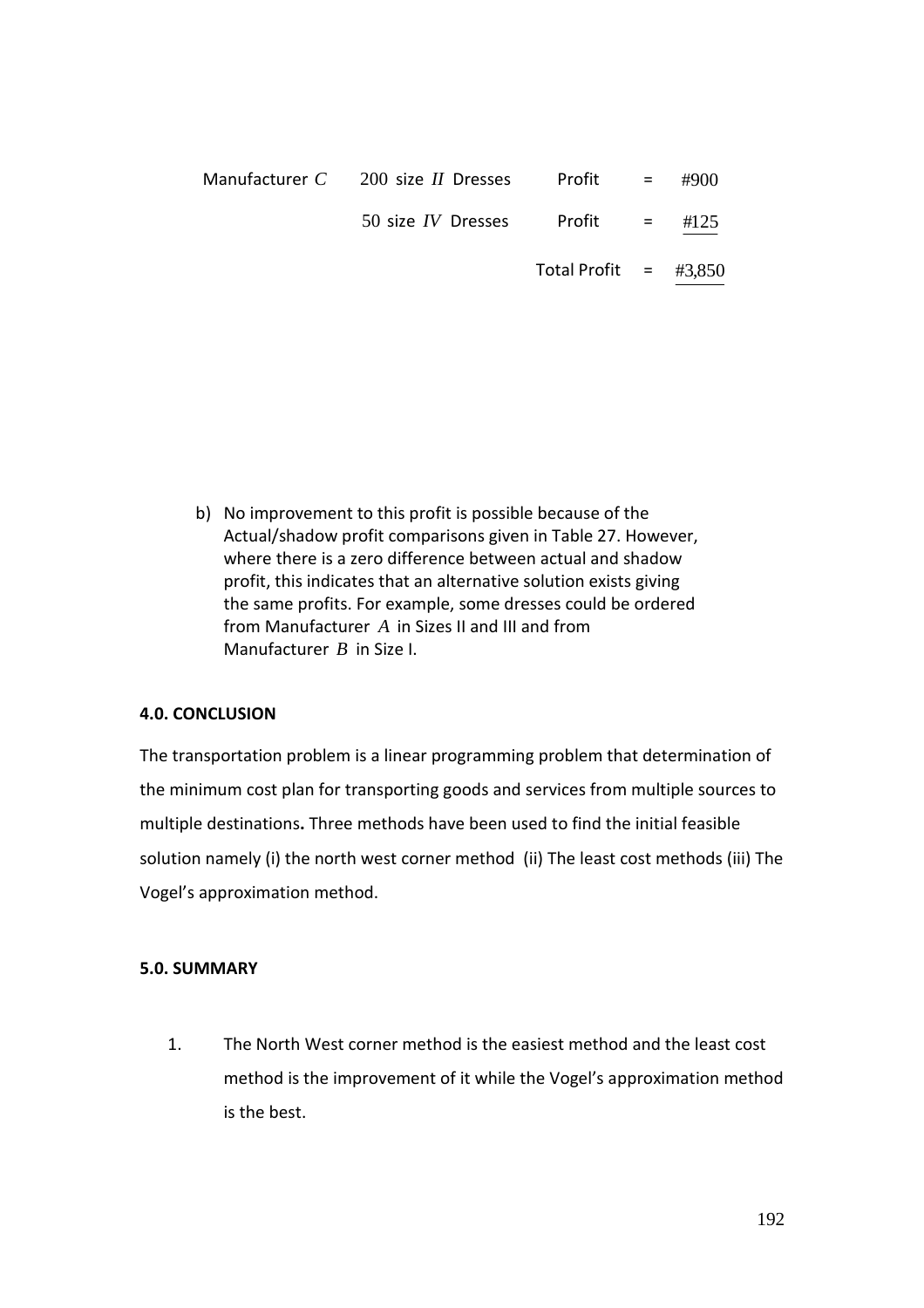| | | | | |
|---|---|---|---|---|
| Manufacturer $C$ | 200 size $II$ Dresses | Profit | = | #900 |
| | 50 size $IV$ Dresses | Profit | = | #125 |
| | | Total Profit | = | #3,850 |

b) No improvement to this profit is possible because of the Actual/shadow profit comparisons given in Table 27. However, where there is a zero difference between actual and shadow profit, this indicates that an alternative solution exists giving the same profits. For example, some dresses could be ordered from Manufacturer $A$ in Sizes II and III and from Manufacturer $B$ in Size I.

**4.0. CONCLUSION**

The transportation problem is a linear programming problem that determination of the minimum cost plan for transporting goods and services from multiple sources to multiple destinations**.** Three methods have been used to find the initial feasible solution namely (i) the north west corner method (ii) The least cost methods (iii) The Vogel's approximation method.

**5.0. SUMMARY**

1. The North West corner method is the easiest method and the least cost method is the improvement of it while the Vogel's approximation method is the best.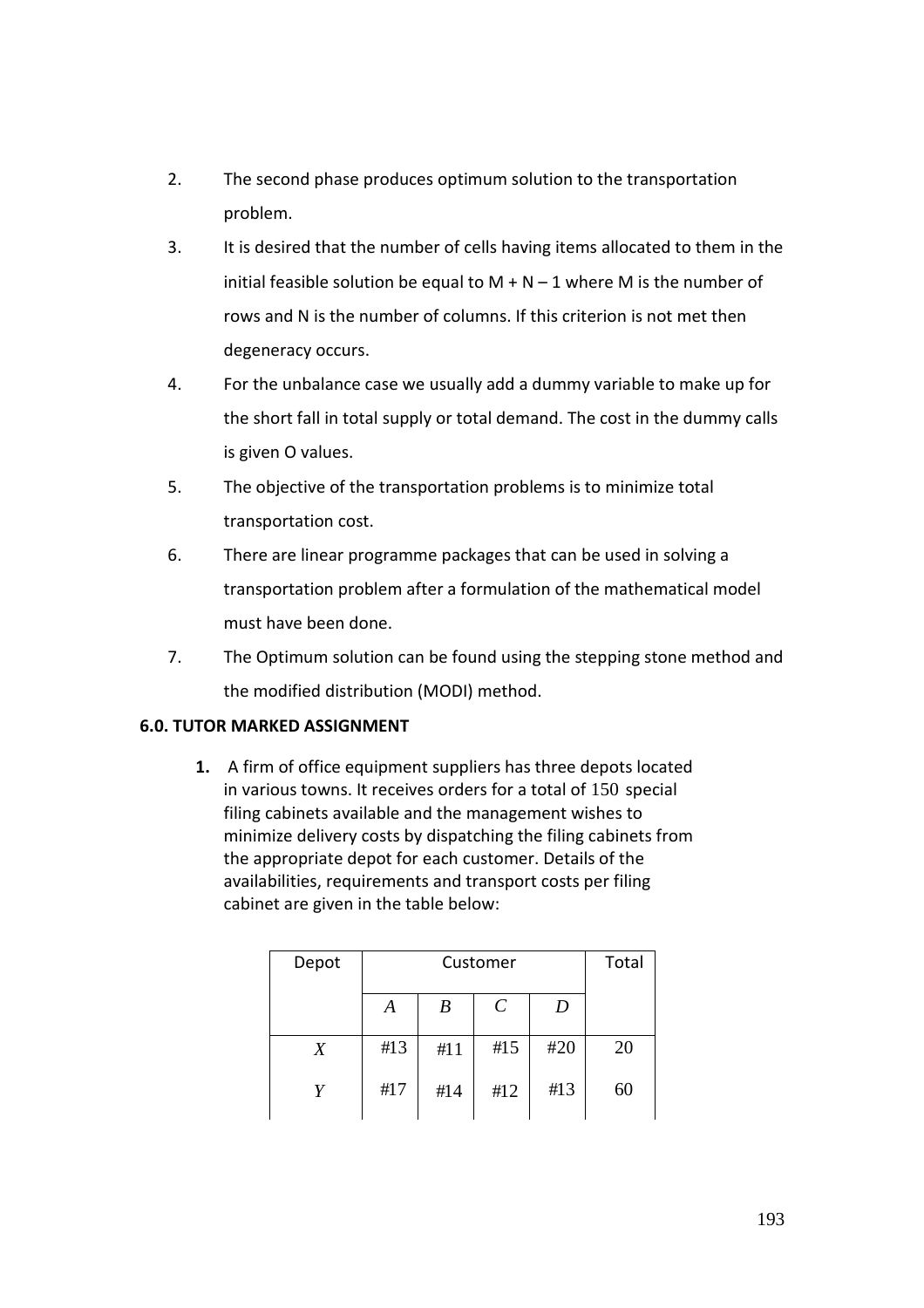2. The second phase produces optimum solution to the transportation problem.
3. It is desired that the number of cells having items allocated to them in the initial feasible solution be equal to M + N – 1 where M is the number of rows and N is the number of columns. If this criterion is not met then degeneracy occurs.
4. For the unbalance case we usually add a dummy variable to make up for the short fall in total supply or total demand. The cost in the dummy calls is given O values.
5. The objective of the transportation problems is to minimize total transportation cost.
6. There are linear programme packages that can be used in solving a transportation problem after a formulation of the mathematical model must have been done.
7. The Optimum solution can be found using the stepping stone method and the modified distribution (MODI) method.

**6.0. TUTOR MARKED ASSIGNMENT**

**1.** A firm of office equipment suppliers has three depots located in various towns. It receives orders for a total of 150 special filing cabinets available and the management wishes to minimize delivery costs by dispatching the filing cabinets from the appropriate depot for each customer. Details of the availabilities, requirements and transport costs per filing cabinet are given in the table below:

| Depot | Customer | | | | Total |
|---|---|---|---|---|---|
| | *A* | *B* | *C* | *D* | |
| *X* | #13 | #11 | #15 | #20 | 20 |
| *Y* | #17 | #14 | #12 | #13 | 60 |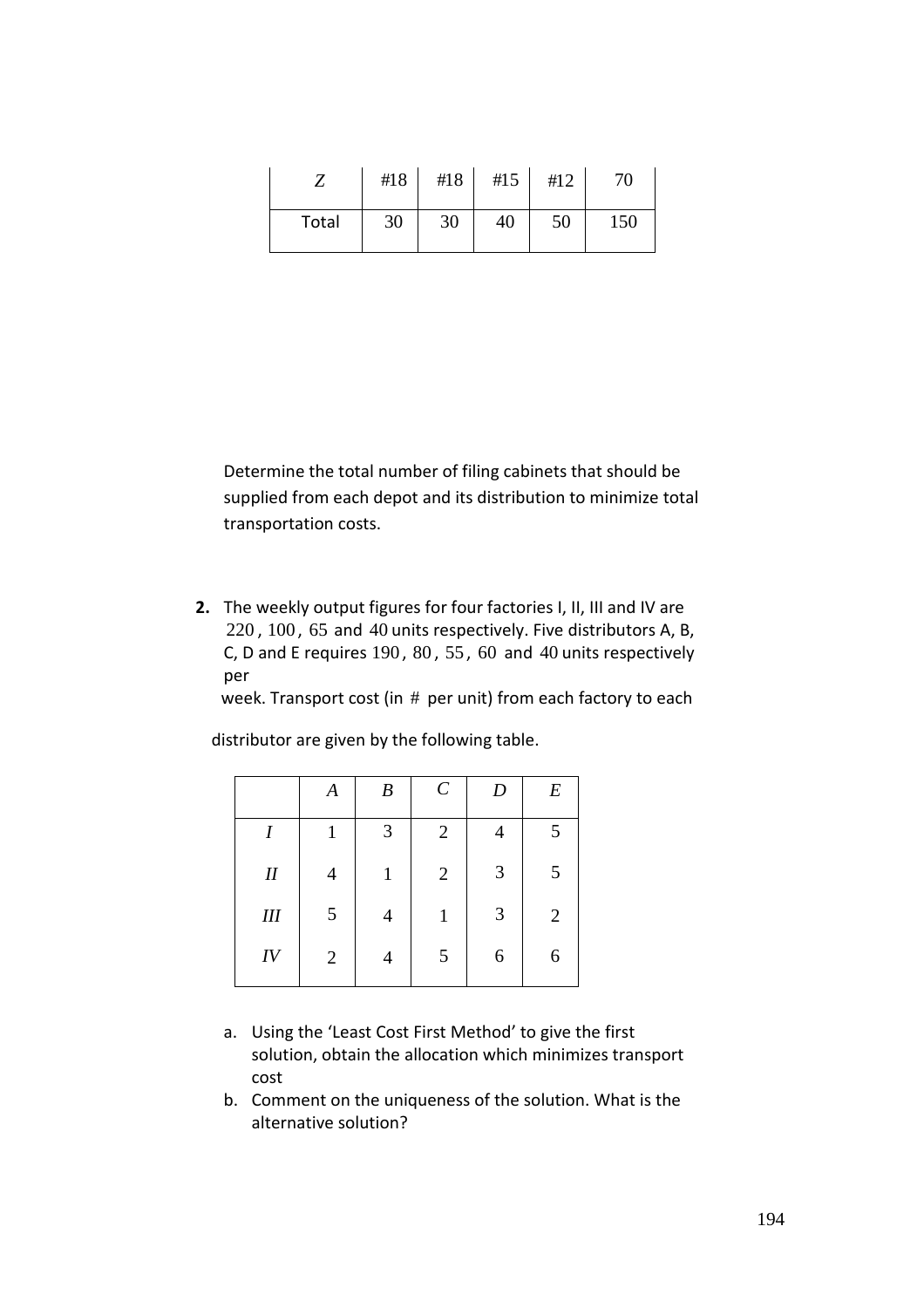| $Z$ | #18 | #18 | #15 | #12 | 70 |
|---|---|---|---|---|---|
| Total | 30 | 30 | 40 | 50 | 150 |

Determine the total number of filing cabinets that should be supplied from each depot and its distribution to minimize total transportation costs.

**2.** The weekly output figures for four factories I, II, III and IV are 220, 100, 65 and 40 units respectively. Five distributors A, B, C, D and E requires 190, 80, 55, 60 and 40 units respectively per week. Transport cost (in # per unit) from each factory to each distributor are given by the following table.

| | $A$ | $B$ | $C$ | $D$ | $E$ |
|---|---|---|---|---|---|
| $I$ | 1 | 3 | 2 | 4 | 5 |
| $II$ | 4 | 1 | 2 | 3 | 5 |
| $III$ | 5 | 4 | 1 | 3 | 2 |
| $IV$ | 2 | 4 | 5 | 6 | 6 |

a. Using the 'Least Cost First Method' to give the first solution, obtain the allocation which minimizes transport cost

b. Comment on the uniqueness of the solution. What is the alternative solution?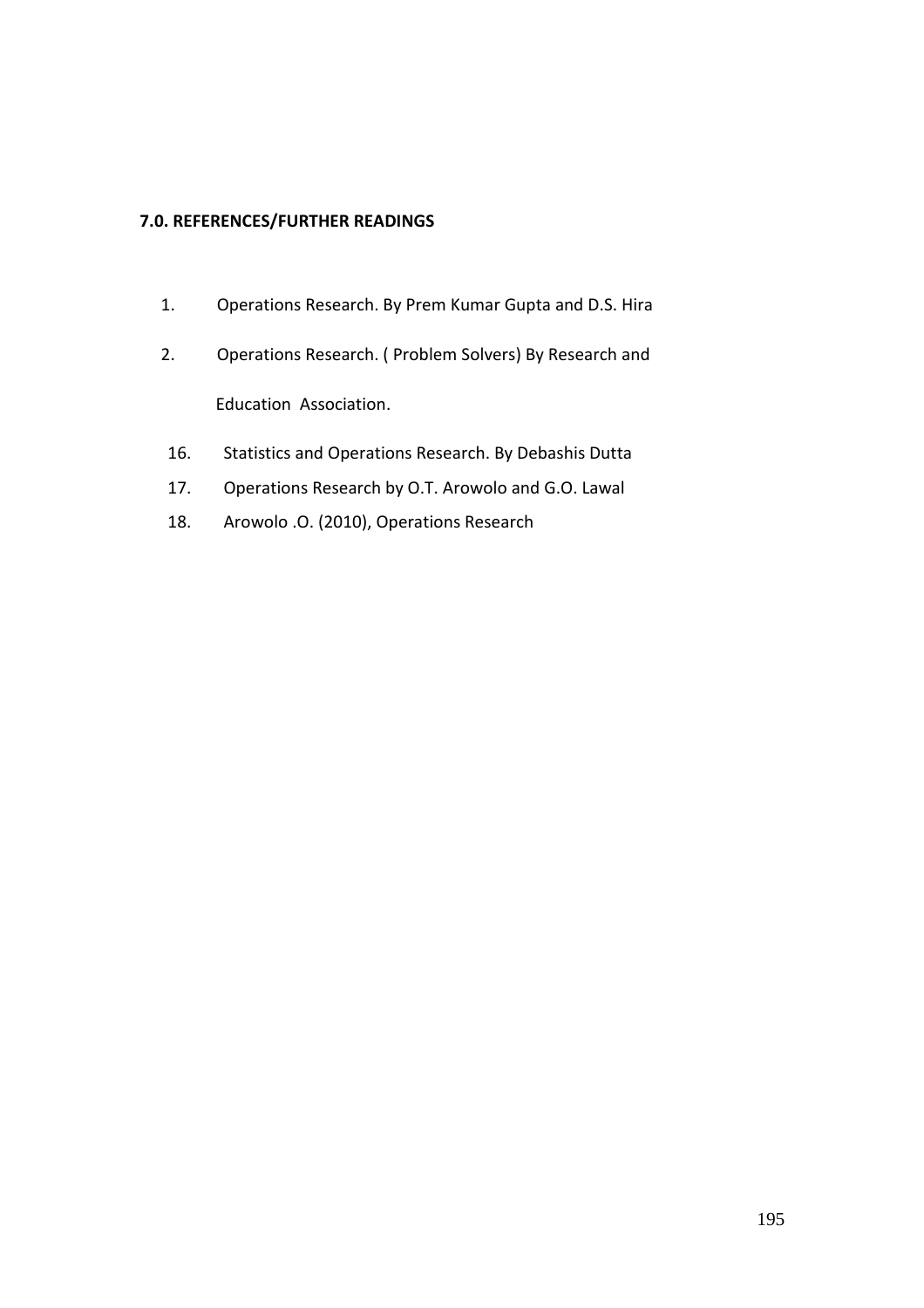**7.0. REFERENCES/FURTHER READINGS**

1. Operations Research. By Prem Kumar Gupta and D.S. Hira
2. Operations Research. ( Problem Solvers) By Research and Education Association.

16. Statistics and Operations Research. By Debashis Dutta
17. Operations Research by O.T. Arowolo and G.O. Lawal
18. Arowolo .O. (2010), Operations Research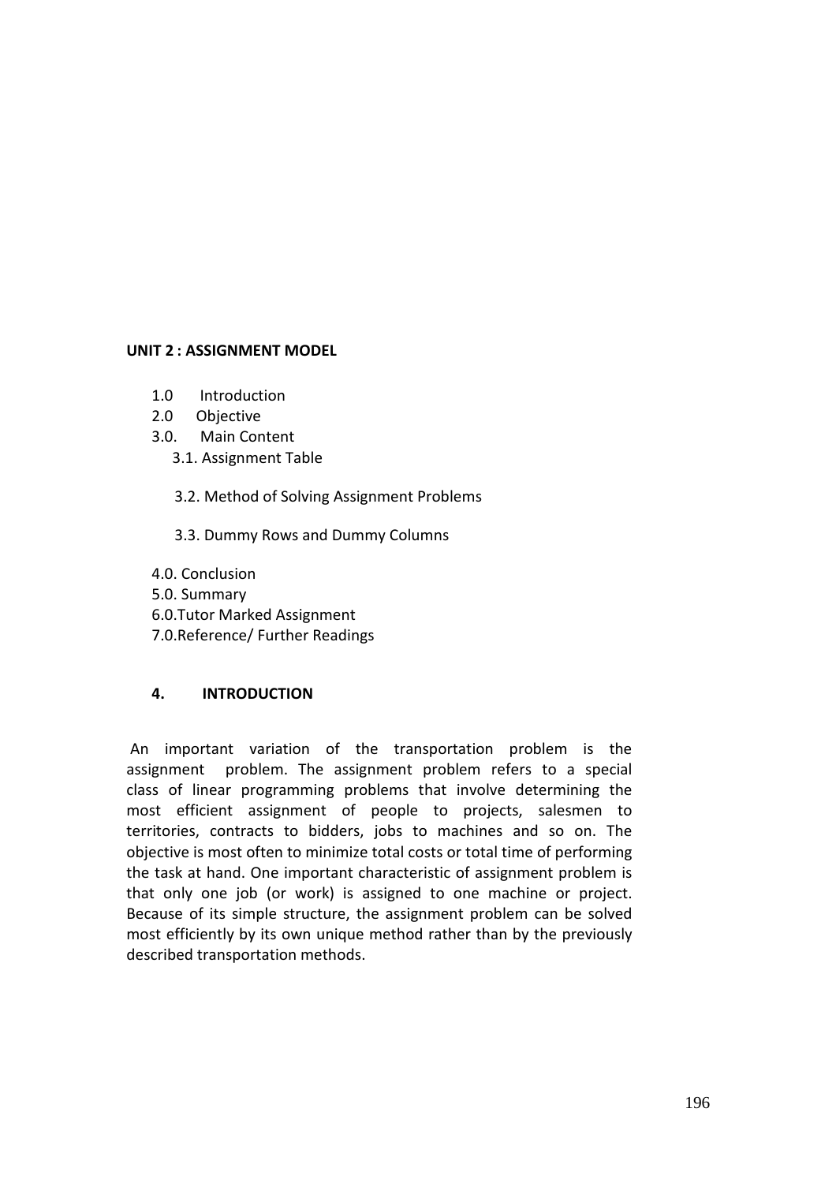**UNIT 2 : ASSIGNMENT MODEL**

1.0 Introduction
2.0 Objective
3.0. Main Content
 3.1. Assignment Table

 3.2. Method of Solving Assignment Problems

 3.3. Dummy Rows and Dummy Columns

4.0. Conclusion
5.0. Summary
6.0.Tutor Marked Assignment
7.0.Reference/ Further Readings

## 4. INTRODUCTION

An important variation of the transportation problem is the assignment problem. The assignment problem refers to a special class of linear programming problems that involve determining the most efficient assignment of people to projects, salesmen to territories, contracts to bidders, jobs to machines and so on. The objective is most often to minimize total costs or total time of performing the task at hand. One important characteristic of assignment problem is that only one job (or work) is assigned to one machine or project. Because of its simple structure, the assignment problem can be solved most efficiently by its own unique method rather than by the previously described transportation methods.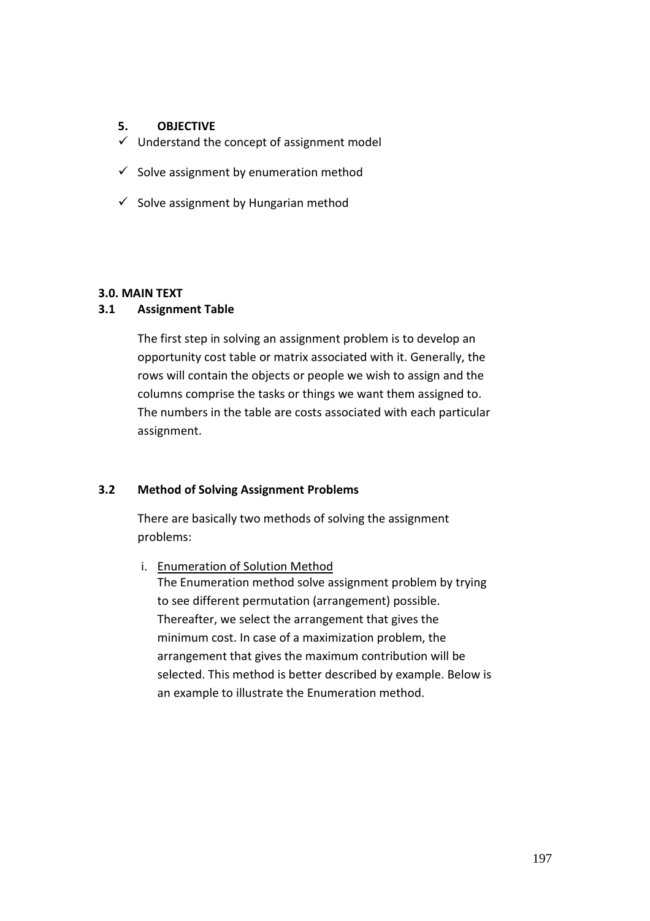## 5. OBJECTIVE

- ✓ Understand the concept of assignment model
- ✓ Solve assignment by enumeration method
- ✓ Solve assignment by Hungarian method

## 3.0. MAIN TEXT

### 3.1 Assignment Table

The first step in solving an assignment problem is to develop an opportunity cost table or matrix associated with it. Generally, the rows will contain the objects or people we wish to assign and the columns comprise the tasks or things we want them assigned to. The numbers in the table are costs associated with each particular assignment.

### 3.2 Method of Solving Assignment Problems

There are basically two methods of solving the assignment problems:

i. Enumeration of Solution Method

The Enumeration method solve assignment problem by trying to see different permutation (arrangement) possible. Thereafter, we select the arrangement that gives the minimum cost. In case of a maximization problem, the arrangement that gives the maximum contribution will be selected. This method is better described by example. Below is an example to illustrate the Enumeration method.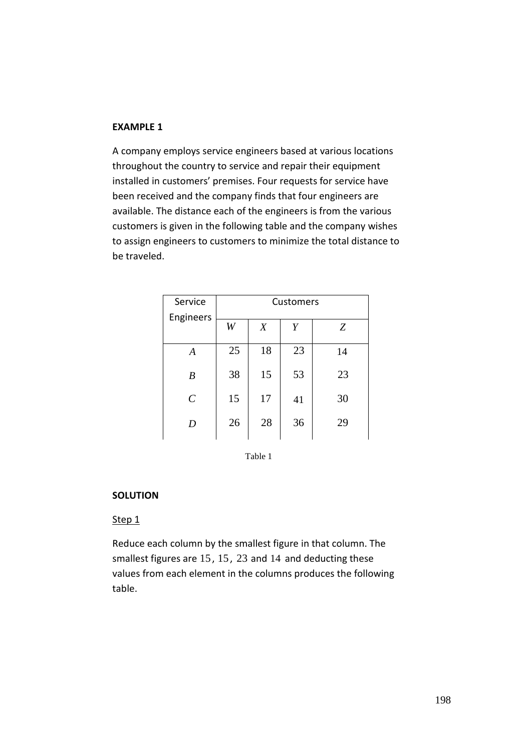**EXAMPLE 1**

A company employs service engineers based at various locations throughout the country to service and repair their equipment installed in customers' premises. Four requests for service have been received and the company finds that four engineers are available. The distance each of the engineers is from the various customers is given in the following table and the company wishes to assign engineers to customers to minimize the total distance to be traveled.

| Service Engineers | Customers | | | |
|---|---|---|---|---|
| | $W$ | $X$ | $Y$ | $Z$ |
| $A$ | 25 | 18 | 23 | 14 |
| $B$ | 38 | 15 | 53 | 23 |
| $C$ | 15 | 17 | 41 | 30 |
| $D$ | 26 | 28 | 36 | 29 |

Table 1

**SOLUTION**

Step 1

Reduce each column by the smallest figure in that column. The smallest figures are 15, 15, 23 and 14 and deducting these values from each element in the columns produces the following table.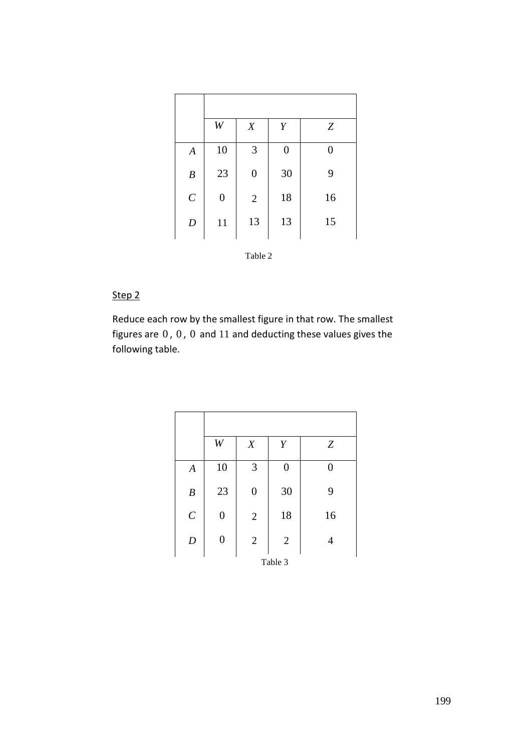|  | $W$ | $X$ | $Y$ | $Z$ |
|---|---|---|---|---|
| $A$ | 10 | 3 | 0 | 0 |
| $B$ | 23 | 0 | 30 | 9 |
| $C$ | 0 | 2 | 18 | 16 |
| $D$ | 11 | 13 | 13 | 15 |

Table 2

Step 2

Reduce each row by the smallest figure in that row. The smallest figures are $0$, $0$, $0$ and $11$ and deducting these values gives the following table.

|  | $W$ | $X$ | $Y$ | $Z$ |
|---|---|---|---|---|
| $A$ | 10 | 3 | 0 | 0 |
| $B$ | 23 | 0 | 30 | 9 |
| $C$ | 0 | 2 | 18 | 16 |
| $D$ | 0 | 2 | 2 | 4 |

Table 3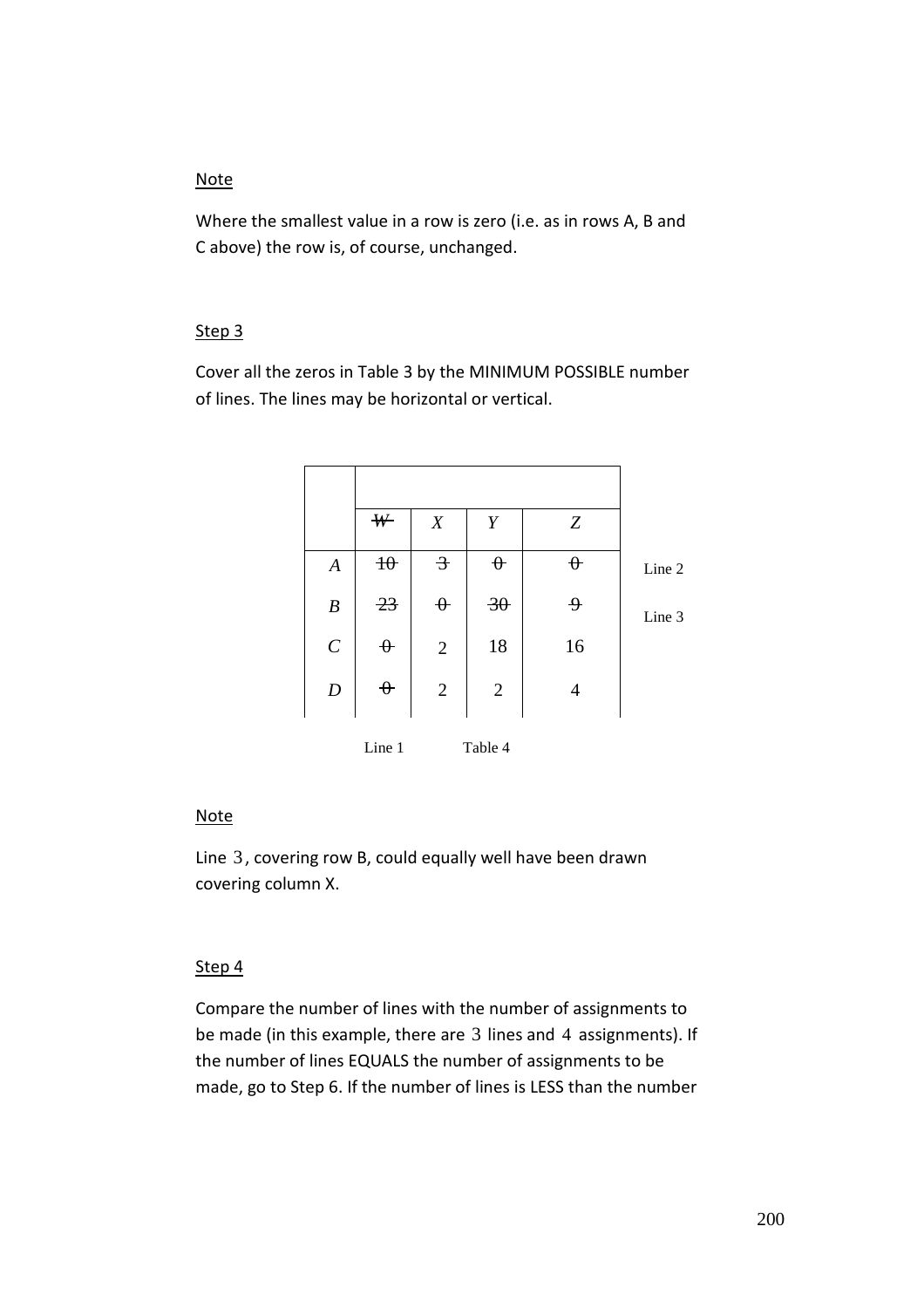<u>Note</u>

Where the smallest value in a row is zero (i.e. as in rows A, B and C above) the row is, of course, unchanged.

<u>Step 3</u>

Cover all the zeros in Table 3 by the MINIMUM POSSIBLE number of lines. The lines may be horizontal or vertical.

| | ~~*W*~~ | *X* | *Y* | *Z* | |
|---|---|---|---|---|---|
| *A* | ~~10~~ | ~~3~~ | ~~0~~ | ~~0~~ | Line 2 |
| *B* | ~~23~~ | ~~0~~ | ~~30~~ | ~~9~~ | Line 3 |
| *C* | ~~0~~ | 2 | 18 | 16 | |
| *D* | ~~0~~ | 2 | 2 | 4 | |
| | Line 1 | | | | |

Table 4

<u>Note</u>

Line 3, covering row B, could equally well have been drawn covering column X.

<u>Step 4</u>

Compare the number of lines with the number of assignments to be made (in this example, there are 3 lines and 4 assignments). If the number of lines EQUALS the number of assignments to be made, go to Step 6. If the number of lines is LESS than the number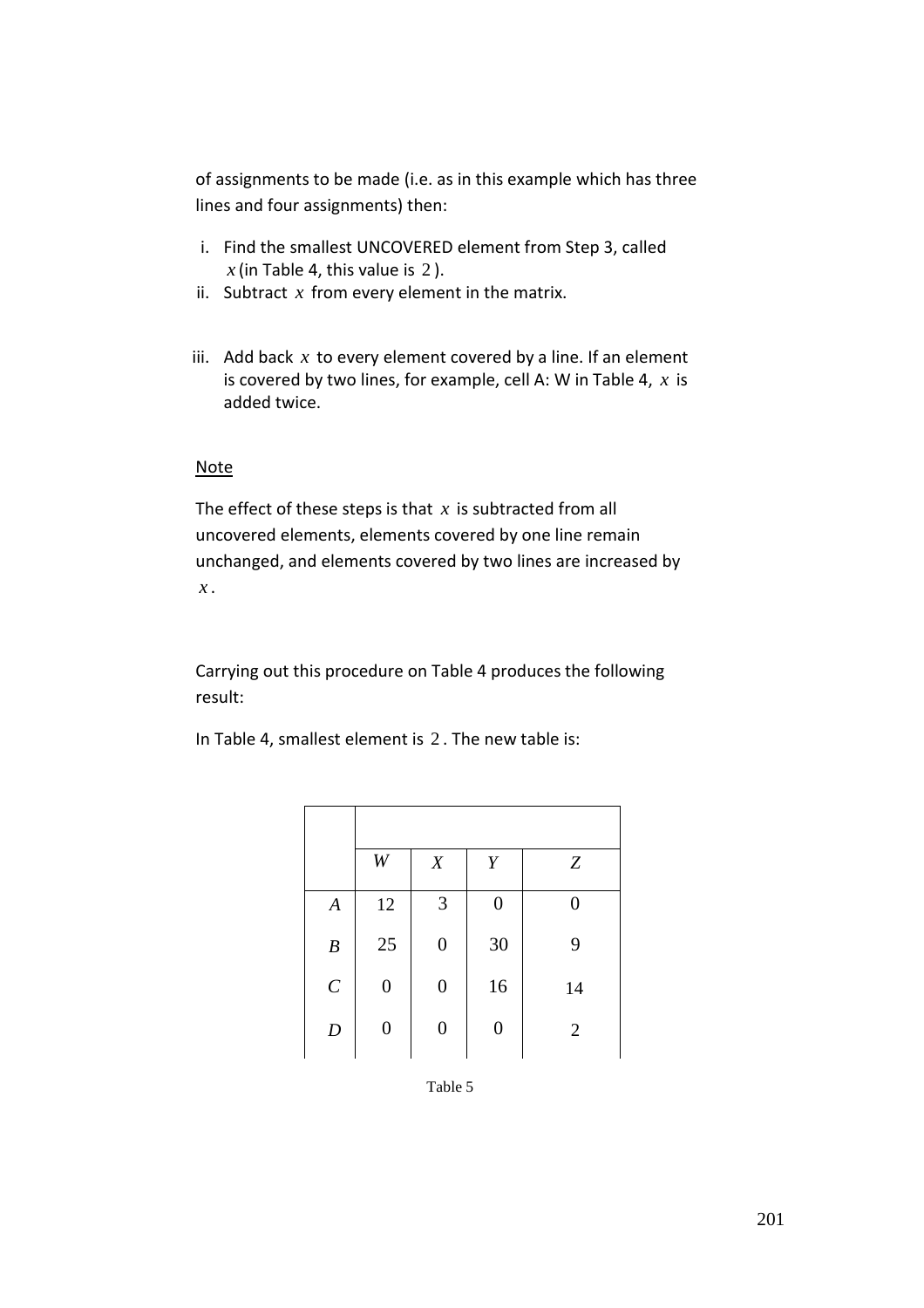of assignments to be made (i.e. as in this example which has three lines and four assignments) then:

i. Find the smallest UNCOVERED element from Step 3, called $x$ (in Table 4, this value is $2$).
ii. Subtract $x$ from every element in the matrix.

iii. Add back $x$ to every element covered by a line. If an element is covered by two lines, for example, cell A: W in Table 4, $x$ is added twice.

Note

The effect of these steps is that $x$ is subtracted from all uncovered elements, elements covered by one line remain unchanged, and elements covered by two lines are increased by $x$.

Carrying out this procedure on Table 4 produces the following result:

In Table 4, smallest element is $2$. The new table is:

| | $W$ | $X$ | $Y$ | $Z$ |
|---|---|---|---|---|
| $A$ | 12 | 3 | 0 | 0 |
| $B$ | 25 | 0 | 30 | 9 |
| $C$ | 0 | 0 | 16 | 14 |
| $D$ | 0 | 0 | 0 | 2 |

Table 5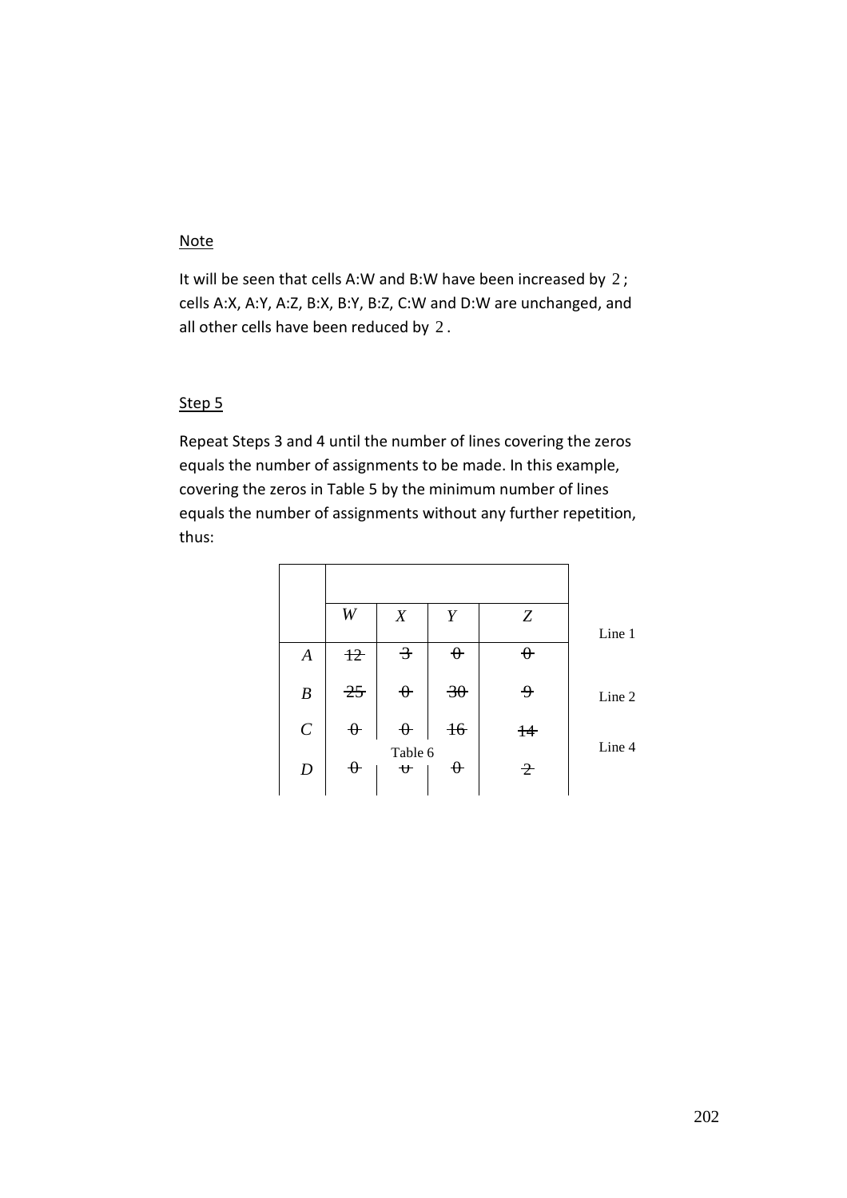Note

It will be seen that cells A:W and B:W have been increased by 2; cells A:X, A:Y, A:Z, B:X, B:Y, B:Z, C:W and D:W are unchanged, and all other cells have been reduced by 2.

Step 5

Repeat Steps 3 and 4 until the number of lines covering the zeros equals the number of assignments to be made. In this example, covering the zeros in Table 5 by the minimum number of lines equals the number of assignments without any further repetition, thus:

| | W | X | Y | Z | |
|---|---|---|---|---|---|
| A | ~~12~~ | ~~3~~ | ~~0~~ | ~~0~~ | Line 1 |
| B | ~~25~~ | ~~0~~ | ~~30~~ | ~~9~~ | Line 2 |
| C | ~~0~~ | ~~0~~ | ~~16~~ | ~~14~~ | |
| D | ~~0~~ | ~~0~~ | ~~0~~ | ~~2~~ | Line 4 |

Table 6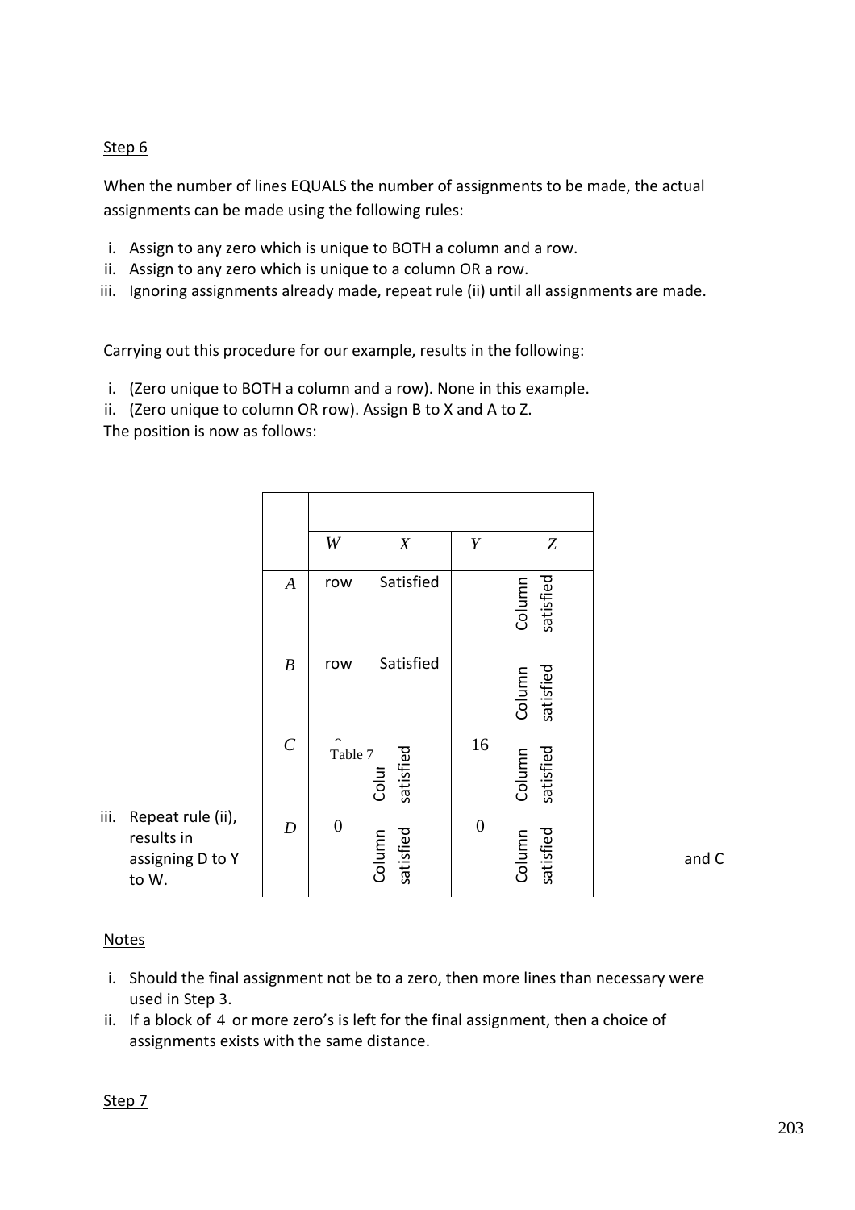Step 6

When the number of lines EQUALS the number of assignments to be made, the actual assignments can be made using the following rules:

i. Assign to any zero which is unique to BOTH a column and a row.
ii. Assign to any zero which is unique to a column OR a row.
iii. Ignoring assignments already made, repeat rule (ii) until all assignments are made.

Carrying out this procedure for our example, results in the following:

i. (Zero unique to BOTH a column and a row). None in this example.
ii. (Zero unique to column OR row). Assign B to X and A to Z.

The position is now as follows:

| | $W$ | $X$ | $Y$ | $Z$ |
|---|---|---|---|---|
| $A$ | row | Satisfied | | Column satisfied |
| $B$ | row | Satisfied | | Column satisfied |
| $C$ | 0 | Column satisfied | 16 | Column satisfied |
| $D$ | 0 | Column satisfied | 0 | Column satisfied |

Table 7

iii. Repeat rule (ii), results in assigning D to Y and C to W.

Notes

i. Should the final assignment not be to a zero, then more lines than necessary were used in Step 3.
ii. If a block of 4 or more zero's is left for the final assignment, then a choice of assignments exists with the same distance.

Step 7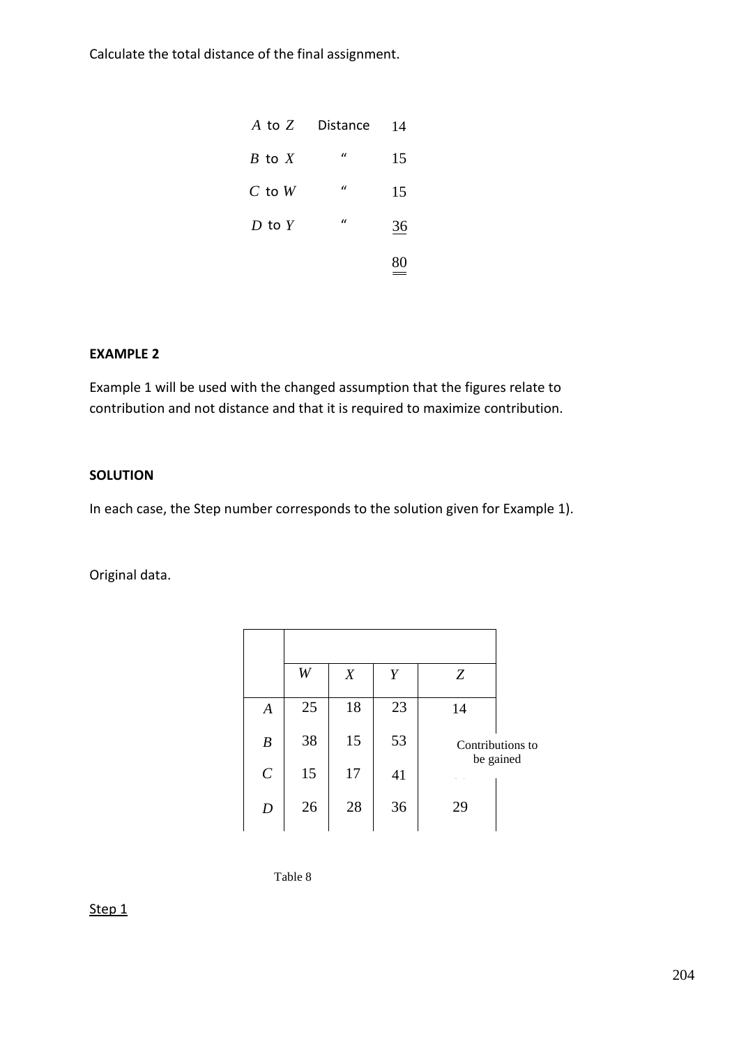Calculate the total distance of the final assignment.

| | | |
|---|---|---|
| $A$ to $Z$ | Distance | 14 |
| $B$ to $X$ | " | 15 |
| $C$ to $W$ | " | 15 |
| $D$ to $Y$ | " | 36 |
| | | 80 |

**EXAMPLE 2**

Example 1 will be used with the changed assumption that the figures relate to contribution and not distance and that it is required to maximize contribution.

**SOLUTION**

In each case, the Step number corresponds to the solution given for Example 1).

Original data.

| | $W$ | $X$ | $Y$ | $Z$ |
|---|---|---|---|---|
| $A$ | 25 | 18 | 23 | 14 |
| $B$ | 38 | 15 | 53 | Contributions to be gained |
| $C$ | 15 | 17 | 41 | |
| $D$ | 26 | 28 | 36 | 29 |

Table 8

Step 1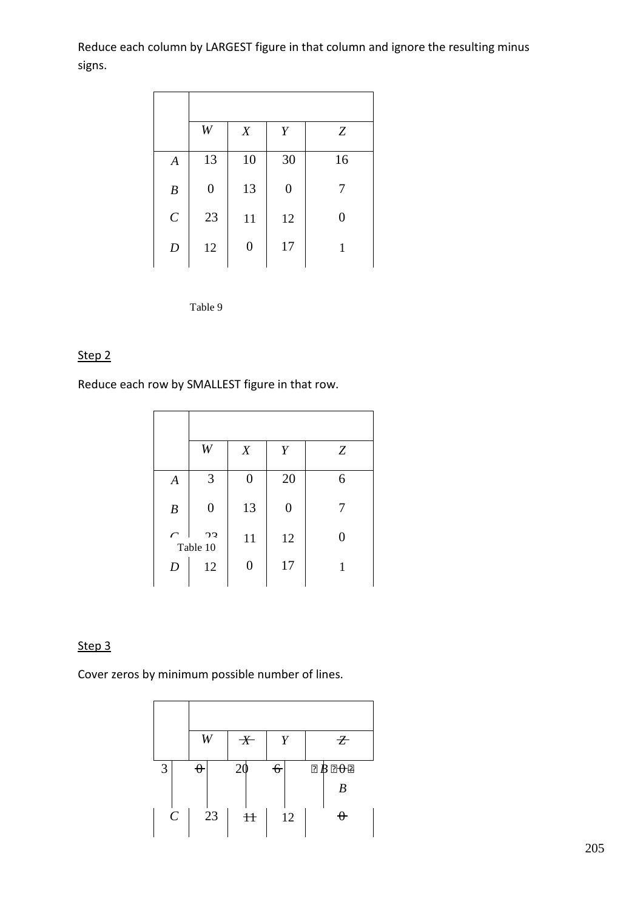Reduce each column by LARGEST figure in that column and ignore the resulting minus signs.

| | W | X | Y | Z |
|---|---|---|---|---|
| A | 13 | 10 | 30 | 16 |
| B | 0 | 13 | 0 | 7 |
| C | 23 | 11 | 12 | 0 |
| D | 12 | 0 | 17 | 1 |

Table 9

Step 2

Reduce each row by SMALLEST figure in that row.

| | W | X | Y | Z |
|---|---|---|---|---|
| A | 3 | 0 | 20 | 6 |
| B | 0 | 13 | 0 | 7 |
| C | 23 | 11 | 12 | 0 |
| D | 12 | 0 | 17 | 1 |

Table 10

Step 3

Cover zeros by minimum possible number of lines.

| | W | X | Y | Z |
|---|---|---|---|---|
| A | 3 | 0 | 20 | 6 |
| B | 0 | 13 | 0 | 7 |
| C | 23 | 11 | 12 | 0 |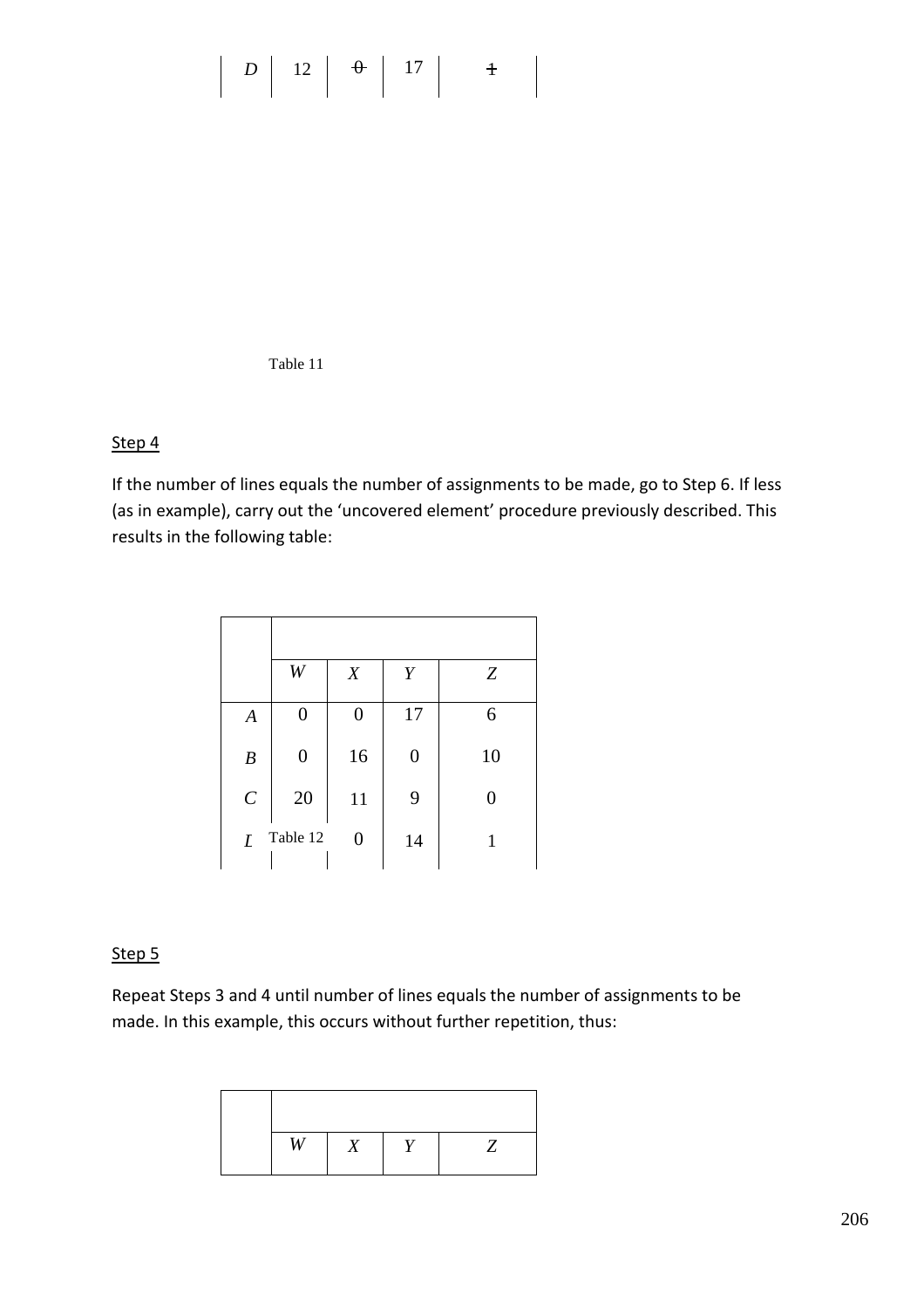| D | 12 | ~~0~~ | 17 | ~~1~~ |
|---|---|---|---|---|

Table 11

Step 4

If the number of lines equals the number of assignments to be made, go to Step 6. If less (as in example), carry out the 'uncovered element' procedure previously described. This results in the following table:

| | W | X | Y | Z |
|---|---|---|---|---|
| A | 0 | 0 | 17 | 6 |
| B | 0 | 16 | 0 | 10 |
| C | 20 | 11 | 9 | 0 |
| D | | 0 | 14 | 1 |

Table 12

Step 5

Repeat Steps 3 and 4 until number of lines equals the number of assignments to be made. In this example, this occurs without further repetition, thus:

| | W | X | Y | Z |
|---|---|---|---|---|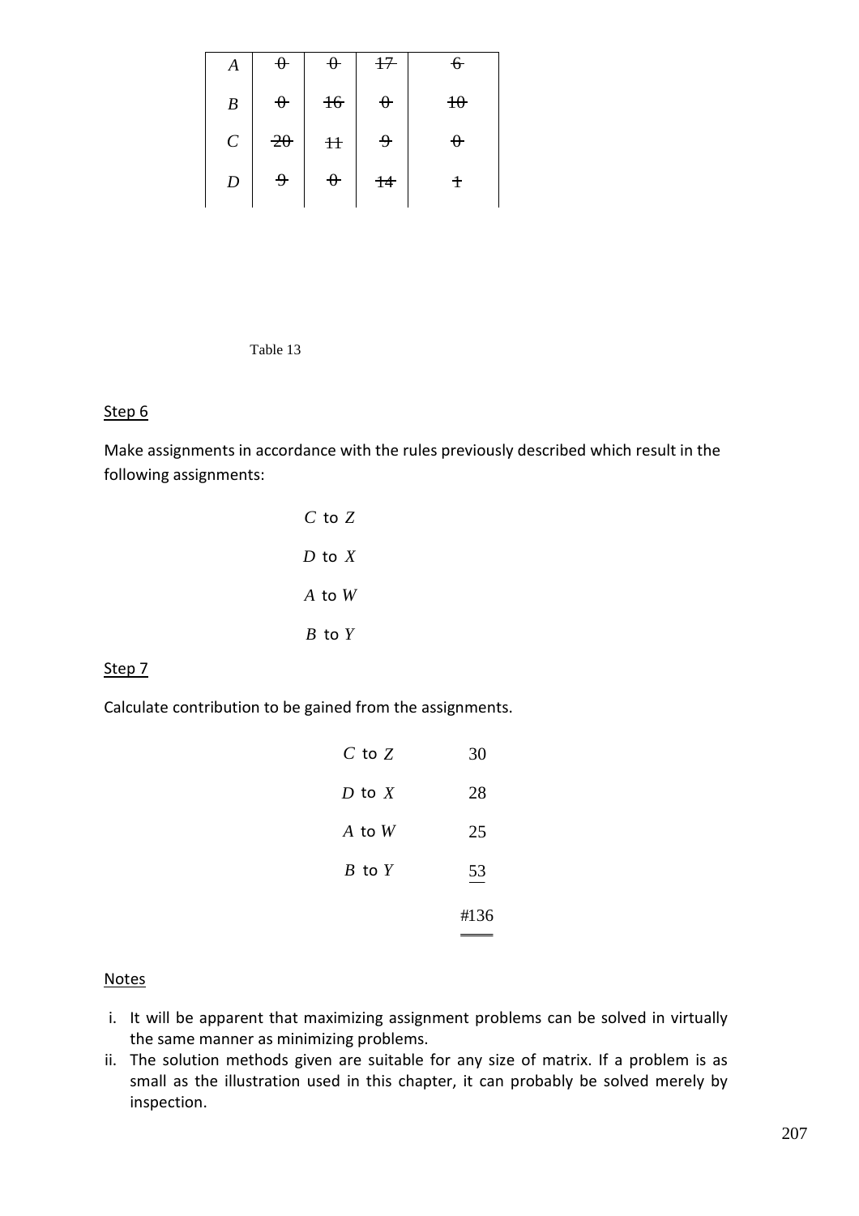| | | | | |
|---|---|---|---|---|
| *A* | ~~0~~ | ~~0~~ | ~~17~~ | ~~6~~ |
| *B* | ~~0~~ | ~~16~~ | ~~0~~ | ~~10~~ |
| *C* | ~~20~~ | ~~11~~ | ~~9~~ | ~~0~~ |
| *D* | ~~9~~ | ~~0~~ | ~~14~~ | ~~1~~ |

Table 13

Step 6

Make assignments in accordance with the rules previously described which result in the following assignments:

*C* to *Z*

*D* to *X*

*A* to *W*

*B* to *Y*

Step 7

Calculate contribution to be gained from the assignments.

| | |
|---|---|
| *C* to *Z* | 30 |
| *D* to *X* | 28 |
| *A* to *W* | 25 |
| *B* to *Y* | 53 |
| | #136 |

Notes

i. It will be apparent that maximizing assignment problems can be solved in virtually the same manner as minimizing problems.
ii. The solution methods given are suitable for any size of matrix. If a problem is as small as the illustration used in this chapter, it can probably be solved merely by inspection.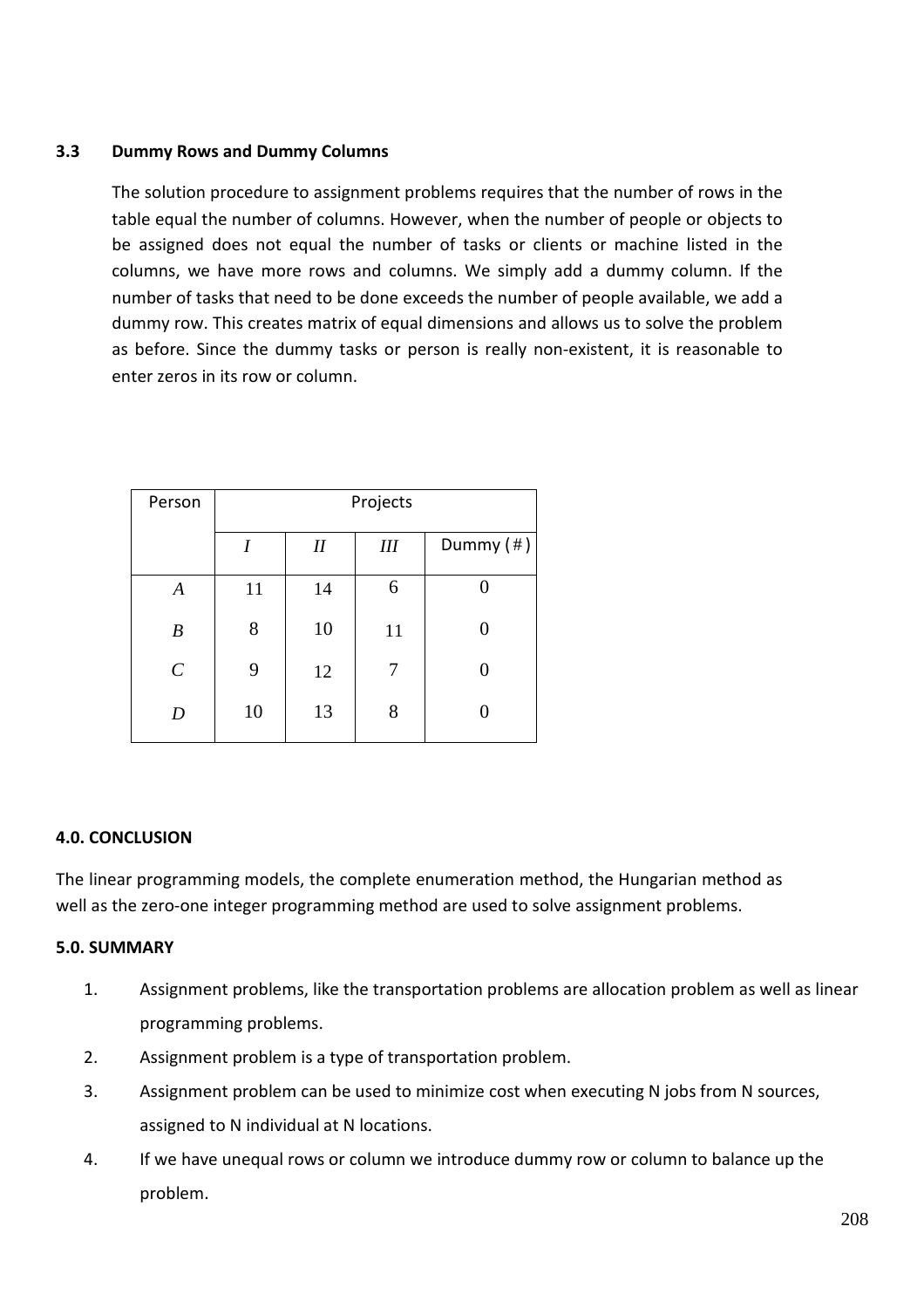### 3.3 Dummy Rows and Dummy Columns

The solution procedure to assignment problems requires that the number of rows in the table equal the number of columns. However, when the number of people or objects to be assigned does not equal the number of tasks or clients or machine listed in the columns, we have more rows and columns. We simply add a dummy column. If the number of tasks that need to be done exceeds the number of people available, we add a dummy row. This creates matrix of equal dimensions and allows us to solve the problem as before. Since the dummy tasks or person is really non-existent, it is reasonable to enter zeros in its row or column.

| Person | Projects | | | |
|---|---|---|---|---|
| | *I* | *II* | *III* | Dummy (#) |
| *A* | 11 | 14 | 6 | 0 |
| *B* | 8 | 10 | 11 | 0 |
| *C* | 9 | 12 | 7 | 0 |
| *D* | 10 | 13 | 8 | 0 |

## 4.0. CONCLUSION

The linear programming models, the complete enumeration method, the Hungarian method as well as the zero-one integer programming method are used to solve assignment problems.

## 5.0. SUMMARY

1. Assignment problems, like the transportation problems are allocation problem as well as linear programming problems.
2. Assignment problem is a type of transportation problem.
3. Assignment problem can be used to minimize cost when executing N jobs from N sources, assigned to N individual at N locations.
4. If we have unequal rows or column we introduce dummy row or column to balance up the problem.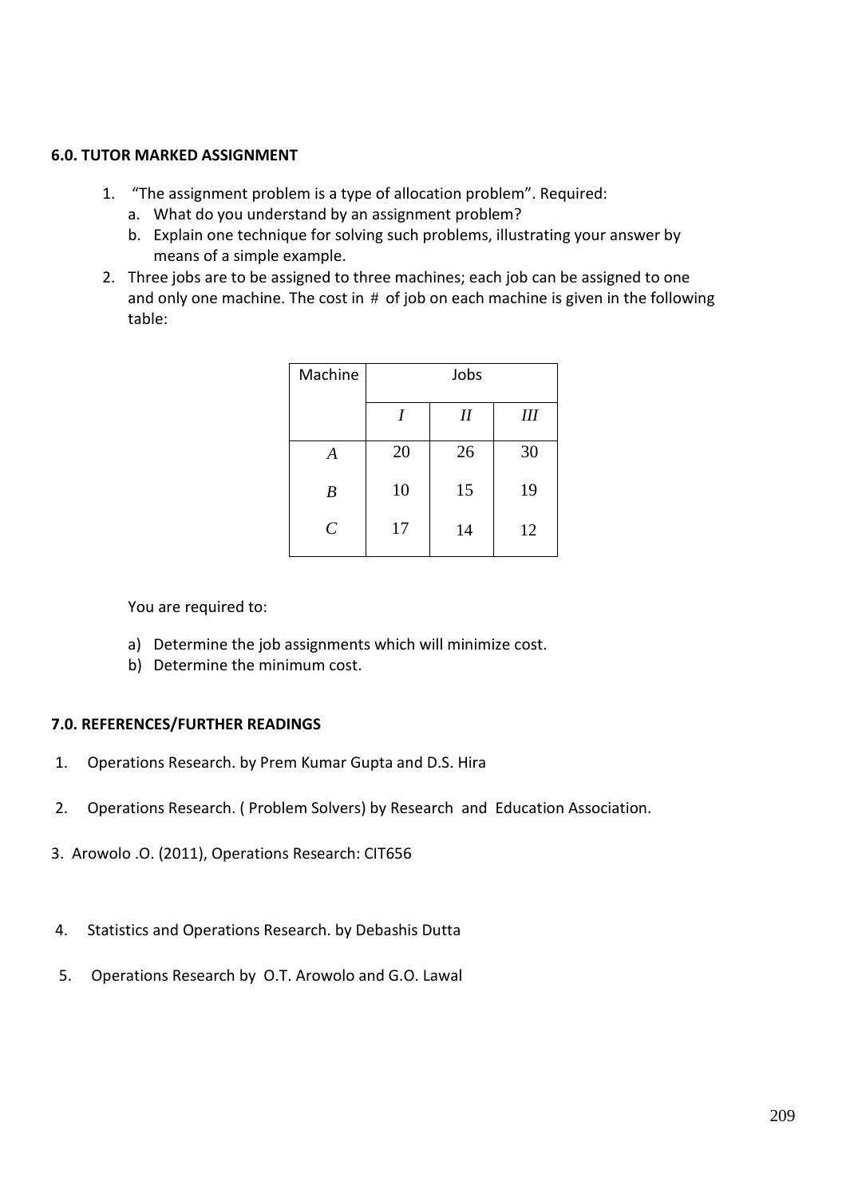#### 6.0. TUTOR MARKED ASSIGNMENT

1. "The assignment problem is a type of allocation problem". Required:
   a. What do you understand by an assignment problem?
   b. Explain one technique for solving such problems, illustrating your answer by means of a simple example.
2. Three jobs are to be assigned to three machines; each job can be assigned to one and only one machine. The cost in # of job on each machine is given in the following table:

| Machine | Jobs | | |
|---|---|---|---|
| | *I* | *II* | *III* |
| *A* | 20 | 26 | 30 |
| *B* | 10 | 15 | 19 |
| *C* | 17 | 14 | 12 |

You are required to:

a) Determine the job assignments which will minimize cost.
b) Determine the minimum cost.

#### 7.0. REFERENCES/FURTHER READINGS

1. Operations Research. by Prem Kumar Gupta and D.S. Hira
2. Operations Research. ( Problem Solvers) by Research and Education Association.
3. Arowolo .O. (2011), Operations Research: CIT656
4. Statistics and Operations Research. by Debashis Dutta
5. Operations Research by O.T. Arowolo and G.O. Lawal